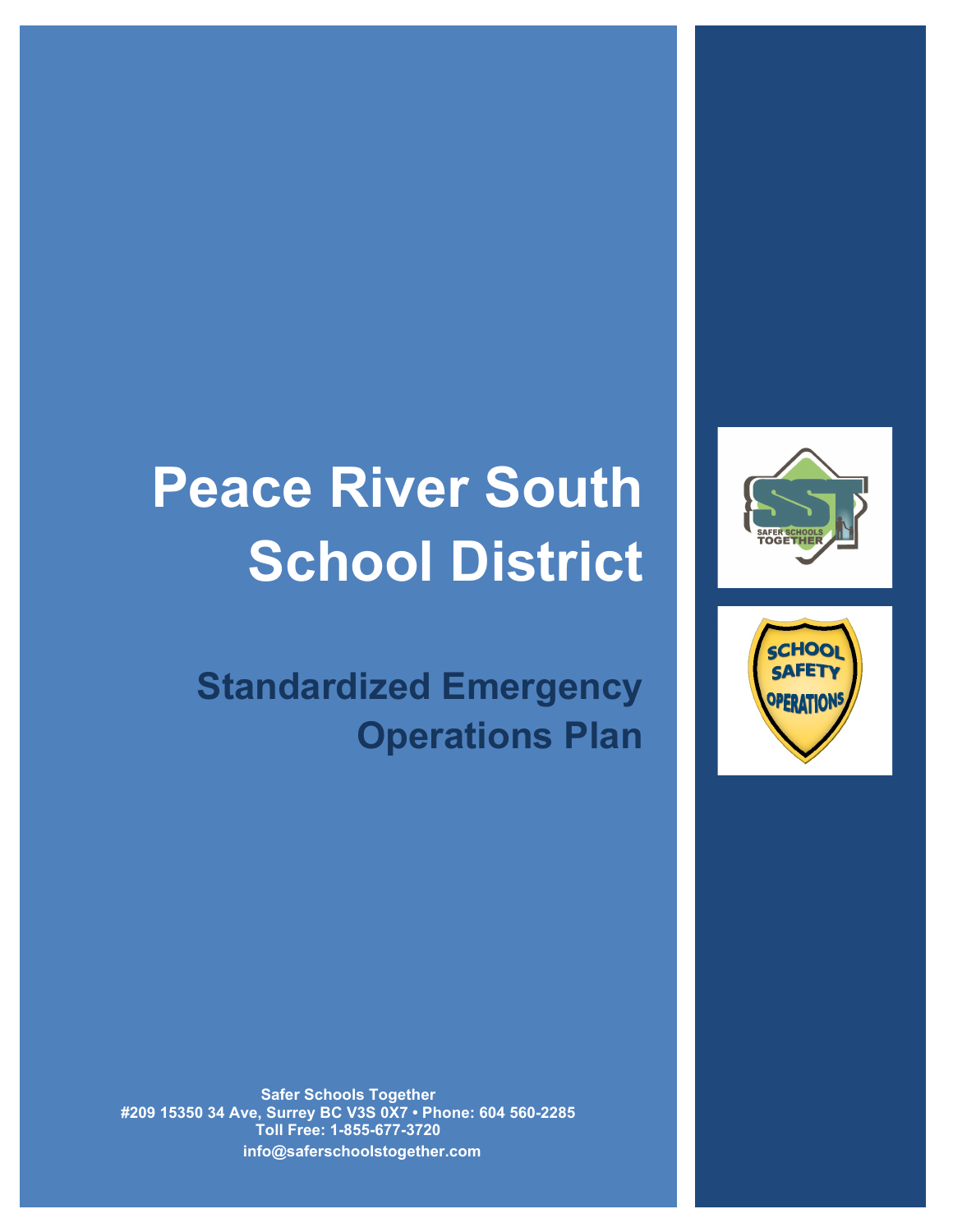# Peace River South School District

## Standardized Emergency Operations Plan

**Safer Schools Together**
**#209 15350 34 Ave, Surrey BC V3S 0X7 • Phone: 604 560-2285**
**Toll Free: 1-855-677-3720**
**info@saferschoolstogether.com**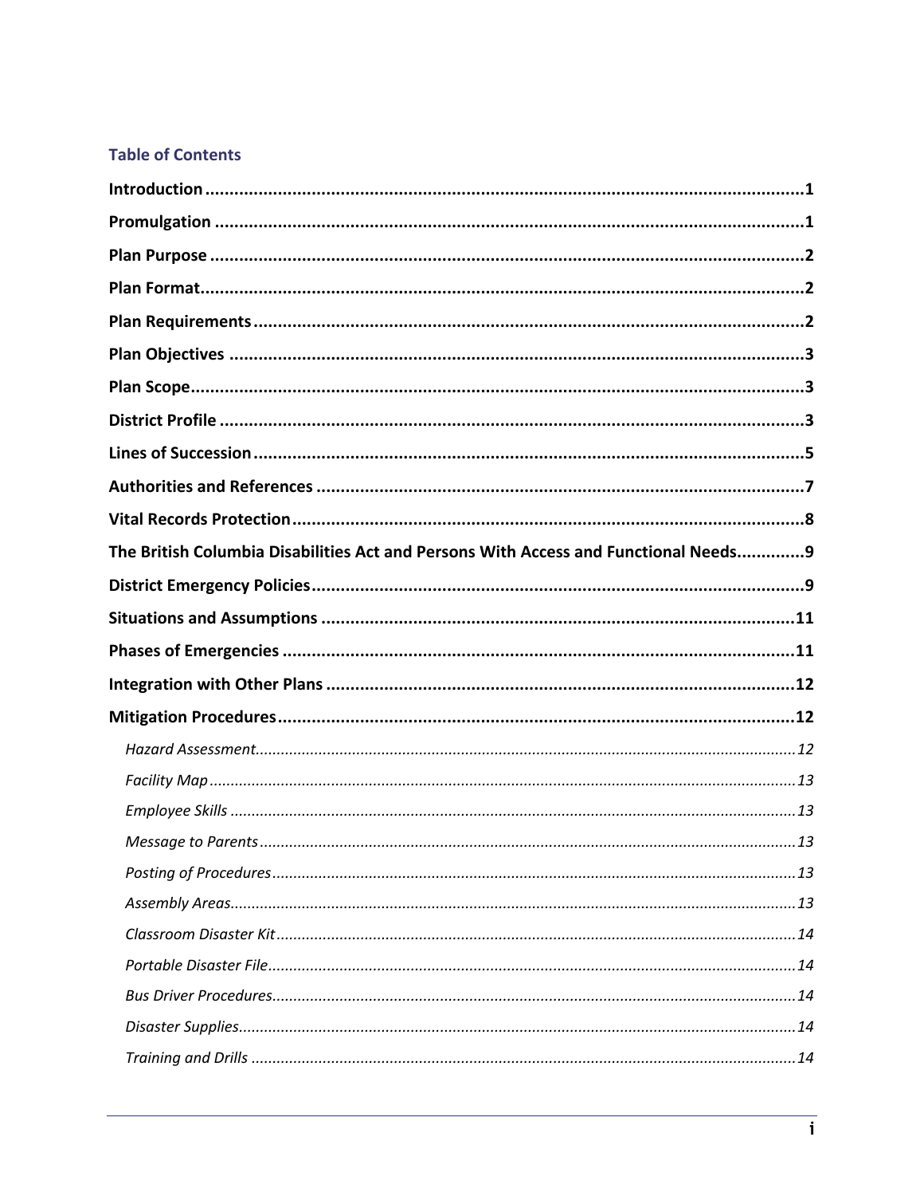## Table of Contents

**Introduction** ........................................................................................................................ **1**

**Promulgation** ........................................................................................................................ **1**

**Plan Purpose** ........................................................................................................................ **2**

**Plan Format** ........................................................................................................................ **2**

**Plan Requirements** ........................................................................................................................ **2**

**Plan Objectives** ........................................................................................................................ **3**

**Plan Scope** ........................................................................................................................ **3**

**District Profile** ........................................................................................................................ **3**

**Lines of Succession** ........................................................................................................................ **5**

**Authorities and References** ........................................................................................................................ **7**

**Vital Records Protection** ........................................................................................................................ **8**

**The British Columbia Disabilities Act and Persons With Access and Functional Needs** .............. **9**

**District Emergency Policies** ........................................................................................................................ **9**

**Situations and Assumptions** ........................................................................................................................ **11**

**Phases of Emergencies** ........................................................................................................................ **11**

**Integration with Other Plans** ........................................................................................................................ **12**

**Mitigation Procedures** ........................................................................................................................ **12**

- *Hazard Assessment* ........................................................................................................................ *12*
- *Facility Map* ........................................................................................................................ *13*
- *Employee Skills* ........................................................................................................................ *13*
- *Message to Parents* ........................................................................................................................ *13*
- *Posting of Procedures* ........................................................................................................................ *13*
- *Assembly Areas* ........................................................................................................................ *13*
- *Classroom Disaster Kit* ........................................................................................................................ *14*
- *Portable Disaster File* ........................................................................................................................ *14*
- *Bus Driver Procedures* ........................................................................................................................ *14*
- *Disaster Supplies* ........................................................................................................................ *14*
- *Training and Drills* ........................................................................................................................ *14*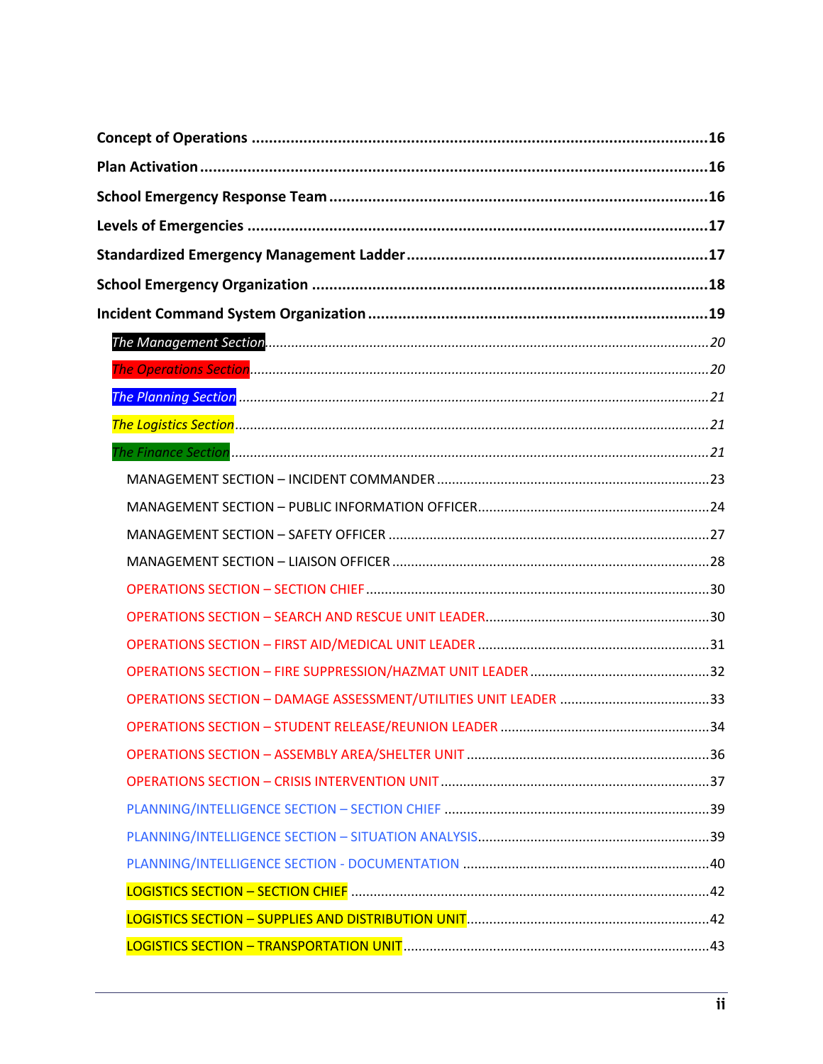**Concept of Operations** ........................................................................................16

**Plan Activation** ........................................................................................16

**School Emergency Response Team** ........................................................................................16

**Levels of Emergencies** ........................................................................................17

**Standardized Emergency Management Ladder** ........................................................................................17

**School Emergency Organization** ........................................................................................18

**Incident Command System Organization** ........................................................................................19

- *The Management Section* ........................................................................................20
- *The Operations Section* ........................................................................................20
- *The Planning Section* ........................................................................................21
- *The Logistics Section* ........................................................................................21
- *The Finance Section* ........................................................................................21
  - MANAGEMENT SECTION – INCIDENT COMMANDER ........................................................................................23
  - MANAGEMENT SECTION – PUBLIC INFORMATION OFFICER ........................................................................................24
  - MANAGEMENT SECTION – SAFETY OFFICER ........................................................................................27
  - MANAGEMENT SECTION – LIAISON OFFICER ........................................................................................28
  - OPERATIONS SECTION – SECTION CHIEF ........................................................................................30
  - OPERATIONS SECTION – SEARCH AND RESCUE UNIT LEADER ........................................................................................30
  - OPERATIONS SECTION – FIRST AID/MEDICAL UNIT LEADER ........................................................................................31
  - OPERATIONS SECTION – FIRE SUPPRESSION/HAZMAT UNIT LEADER ........................................................................................32
  - OPERATIONS SECTION – DAMAGE ASSESSMENT/UTILITIES UNIT LEADER ........................................................................................33
  - OPERATIONS SECTION – STUDENT RELEASE/REUNION LEADER ........................................................................................34
  - OPERATIONS SECTION – ASSEMBLY AREA/SHELTER UNIT ........................................................................................36
  - OPERATIONS SECTION – CRISIS INTERVENTION UNIT ........................................................................................37
  - PLANNING/INTELLIGENCE SECTION – SECTION CHIEF ........................................................................................39
  - PLANNING/INTELLIGENCE SECTION – SITUATION ANALYSIS ........................................................................................39
  - PLANNING/INTELLIGENCE SECTION - DOCUMENTATION ........................................................................................40
  - LOGISTICS SECTION – SECTION CHIEF ........................................................................................42
  - LOGISTICS SECTION – SUPPLIES AND DISTRIBUTION UNIT ........................................................................................42
  - LOGISTICS SECTION – TRANSPORTATION UNIT ........................................................................................43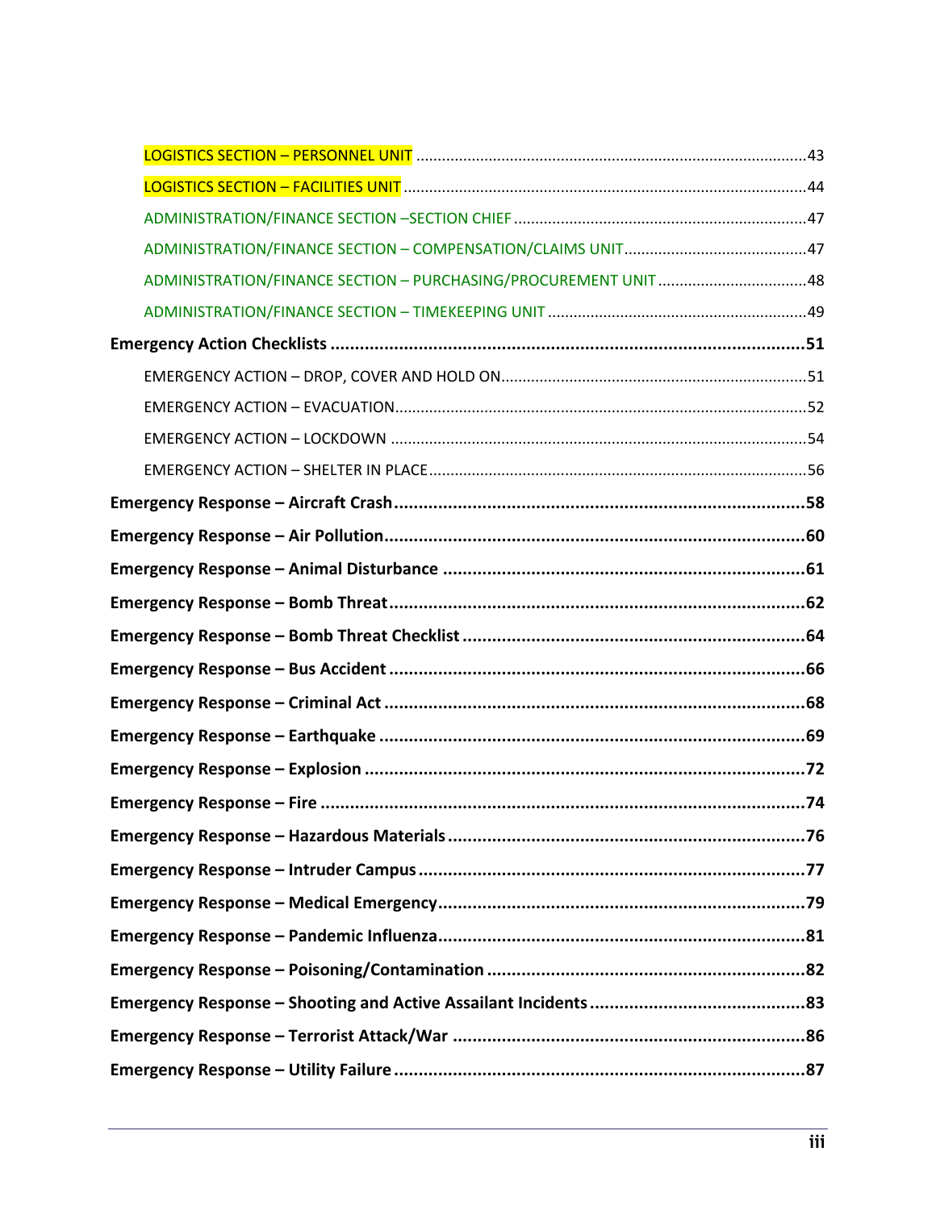LOGISTICS SECTION – PERSONNEL UNIT ............................................................................ 43

LOGISTICS SECTION – FACILITIES UNIT ............................................................................ 44

ADMINISTRATION/FINANCE SECTION –SECTION CHIEF ............................................................ 47

ADMINISTRATION/FINANCE SECTION – COMPENSATION/CLAIMS UNIT ............................................ 47

ADMINISTRATION/FINANCE SECTION – PURCHASING/PROCUREMENT UNIT ....................................... 48

ADMINISTRATION/FINANCE SECTION – TIMEKEEPING UNIT ......................................................... 49

**Emergency Action Checklists ............................................................................ 51**

EMERGENCY ACTION – DROP, COVER AND HOLD ON ............................................................. 51

EMERGENCY ACTION – EVACUATION ........................................................................... 52

EMERGENCY ACTION – LOCKDOWN ............................................................................. 54

EMERGENCY ACTION – SHELTER IN PLACE ...................................................................... 56

**Emergency Response – Aircraft Crash ............................................................................ 58**

**Emergency Response – Air Pollution ............................................................................ 60**

**Emergency Response – Animal Disturbance ............................................................................ 61**

**Emergency Response – Bomb Threat ............................................................................ 62**

**Emergency Response – Bomb Threat Checklist ............................................................................ 64**

**Emergency Response – Bus Accident ............................................................................ 66**

**Emergency Response – Criminal Act ............................................................................ 68**

**Emergency Response – Earthquake ............................................................................ 69**

**Emergency Response – Explosion ............................................................................ 72**

**Emergency Response – Fire ............................................................................ 74**

**Emergency Response – Hazardous Materials ............................................................................ 76**

**Emergency Response – Intruder Campus ............................................................................ 77**

**Emergency Response – Medical Emergency ............................................................................ 79**

**Emergency Response – Pandemic Influenza ............................................................................ 81**

**Emergency Response – Poisoning/Contamination ............................................................................ 82**

**Emergency Response – Shooting and Active Assailant Incidents ............................................................................ 83**

**Emergency Response – Terrorist Attack/War ............................................................................ 86**

**Emergency Response – Utility Failure ............................................................................ 87**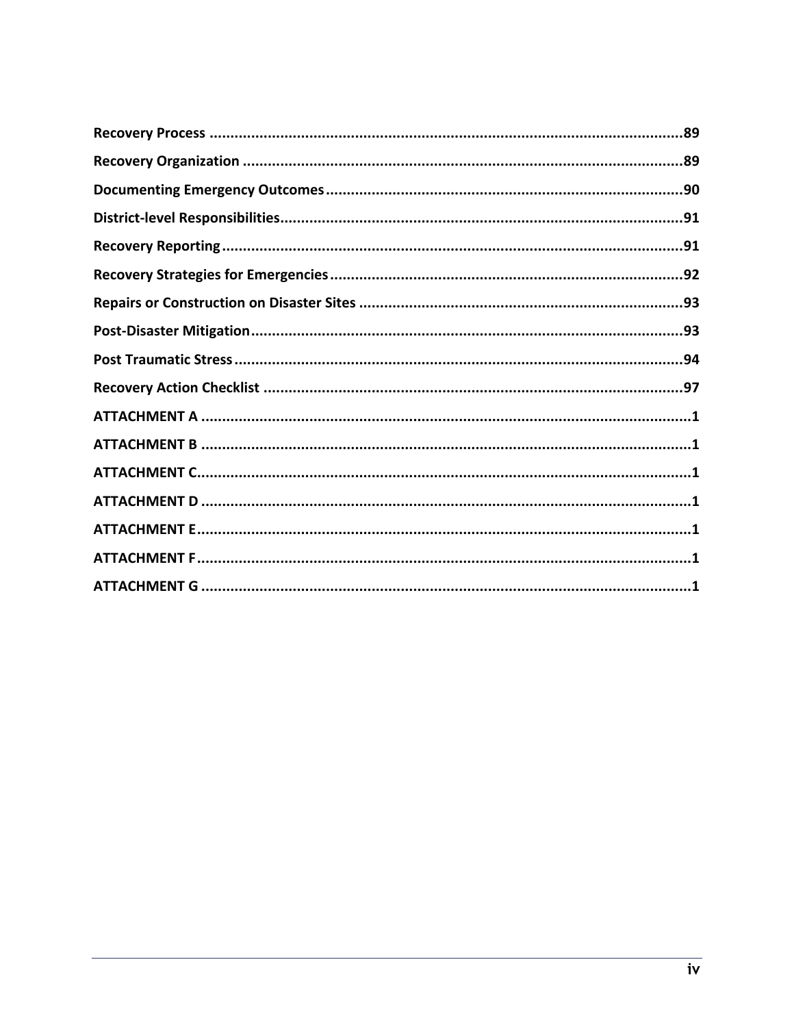**Recovery Process** ......................................................................................................... 89

**Recovery Organization** ................................................................................................. 89

**Documenting Emergency Outcomes** ........................................................................... 90

**District-level Responsibilities** ...................................................................................... 91

**Recovery Reporting** ..................................................................................................... 91

**Recovery Strategies for Emergencies** .......................................................................... 92

**Repairs or Construction on Disaster Sites** ................................................................... 93

**Post-Disaster Mitigation** .............................................................................................. 93

**Post Traumatic Stress** .................................................................................................. 94

**Recovery Action Checklist** ........................................................................................... 97

**ATTACHMENT A** ............................................................................................................ 1

**ATTACHMENT B** ............................................................................................................ 1

**ATTACHMENT C** ............................................................................................................ 1

**ATTACHMENT D** ............................................................................................................ 1

**ATTACHMENT E** ............................................................................................................ 1

**ATTACHMENT F** ............................................................................................................ 1

**ATTACHMENT G** ............................................................................................................ 1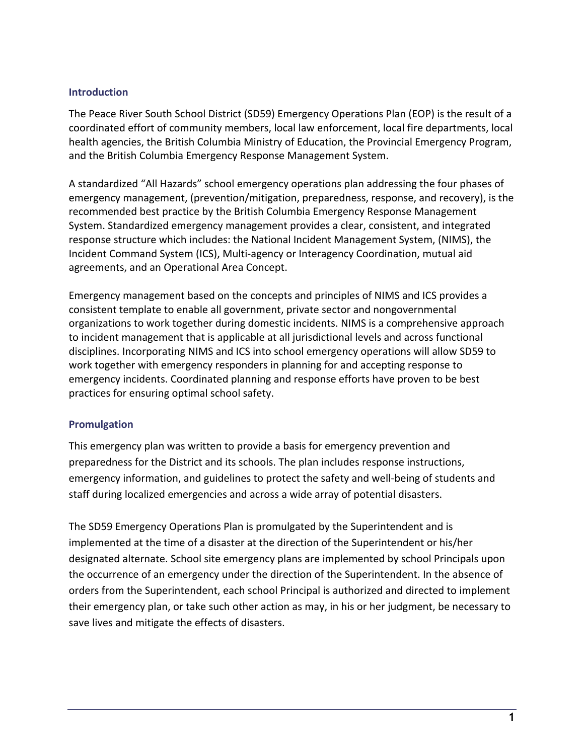## Introduction

The Peace River South School District (SD59) Emergency Operations Plan (EOP) is the result of a coordinated effort of community members, local law enforcement, local fire departments, local health agencies, the British Columbia Ministry of Education, the Provincial Emergency Program, and the British Columbia Emergency Response Management System.

A standardized "All Hazards" school emergency operations plan addressing the four phases of emergency management, (prevention/mitigation, preparedness, response, and recovery), is the recommended best practice by the British Columbia Emergency Response Management System. Standardized emergency management provides a clear, consistent, and integrated response structure which includes: the National Incident Management System, (NIMS), the Incident Command System (ICS), Multi-agency or Interagency Coordination, mutual aid agreements, and an Operational Area Concept.

Emergency management based on the concepts and principles of NIMS and ICS provides a consistent template to enable all government, private sector and nongovernmental organizations to work together during domestic incidents. NIMS is a comprehensive approach to incident management that is applicable at all jurisdictional levels and across functional disciplines. Incorporating NIMS and ICS into school emergency operations will allow SD59 to work together with emergency responders in planning for and accepting response to emergency incidents. Coordinated planning and response efforts have proven to be best practices for ensuring optimal school safety.

## Promulgation

This emergency plan was written to provide a basis for emergency prevention and preparedness for the District and its schools. The plan includes response instructions, emergency information, and guidelines to protect the safety and well-being of students and staff during localized emergencies and across a wide array of potential disasters.

The SD59 Emergency Operations Plan is promulgated by the Superintendent and is implemented at the time of a disaster at the direction of the Superintendent or his/her designated alternate. School site emergency plans are implemented by school Principals upon the occurrence of an emergency under the direction of the Superintendent. In the absence of orders from the Superintendent, each school Principal is authorized and directed to implement their emergency plan, or take such other action as may, in his or her judgment, be necessary to save lives and mitigate the effects of disasters.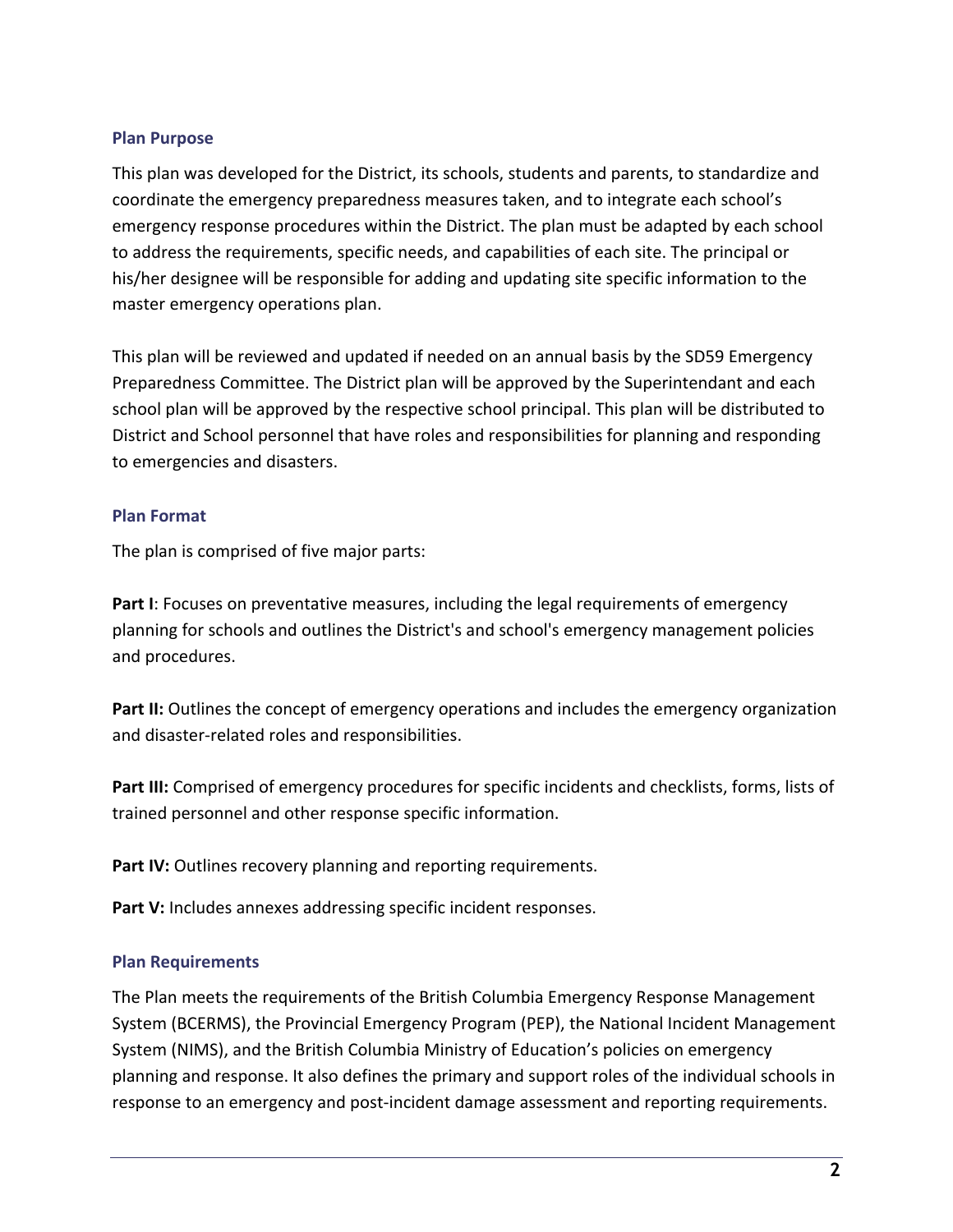### Plan Purpose

This plan was developed for the District, its schools, students and parents, to standardize and coordinate the emergency preparedness measures taken, and to integrate each school's emergency response procedures within the District. The plan must be adapted by each school to address the requirements, specific needs, and capabilities of each site. The principal or his/her designee will be responsible for adding and updating site specific information to the master emergency operations plan.

This plan will be reviewed and updated if needed on an annual basis by the SD59 Emergency Preparedness Committee. The District plan will be approved by the Superintendant and each school plan will be approved by the respective school principal. This plan will be distributed to District and School personnel that have roles and responsibilities for planning and responding to emergencies and disasters.

### Plan Format

The plan is comprised of five major parts:

**Part I**: Focuses on preventative measures, including the legal requirements of emergency planning for schools and outlines the District's and school's emergency management policies and procedures.

**Part II:** Outlines the concept of emergency operations and includes the emergency organization and disaster-related roles and responsibilities.

**Part III:** Comprised of emergency procedures for specific incidents and checklists, forms, lists of trained personnel and other response specific information.

**Part IV:** Outlines recovery planning and reporting requirements.

**Part V:** Includes annexes addressing specific incident responses.

### Plan Requirements

The Plan meets the requirements of the British Columbia Emergency Response Management System (BCERMS), the Provincial Emergency Program (PEP), the National Incident Management System (NIMS), and the British Columbia Ministry of Education's policies on emergency planning and response. It also defines the primary and support roles of the individual schools in response to an emergency and post-incident damage assessment and reporting requirements.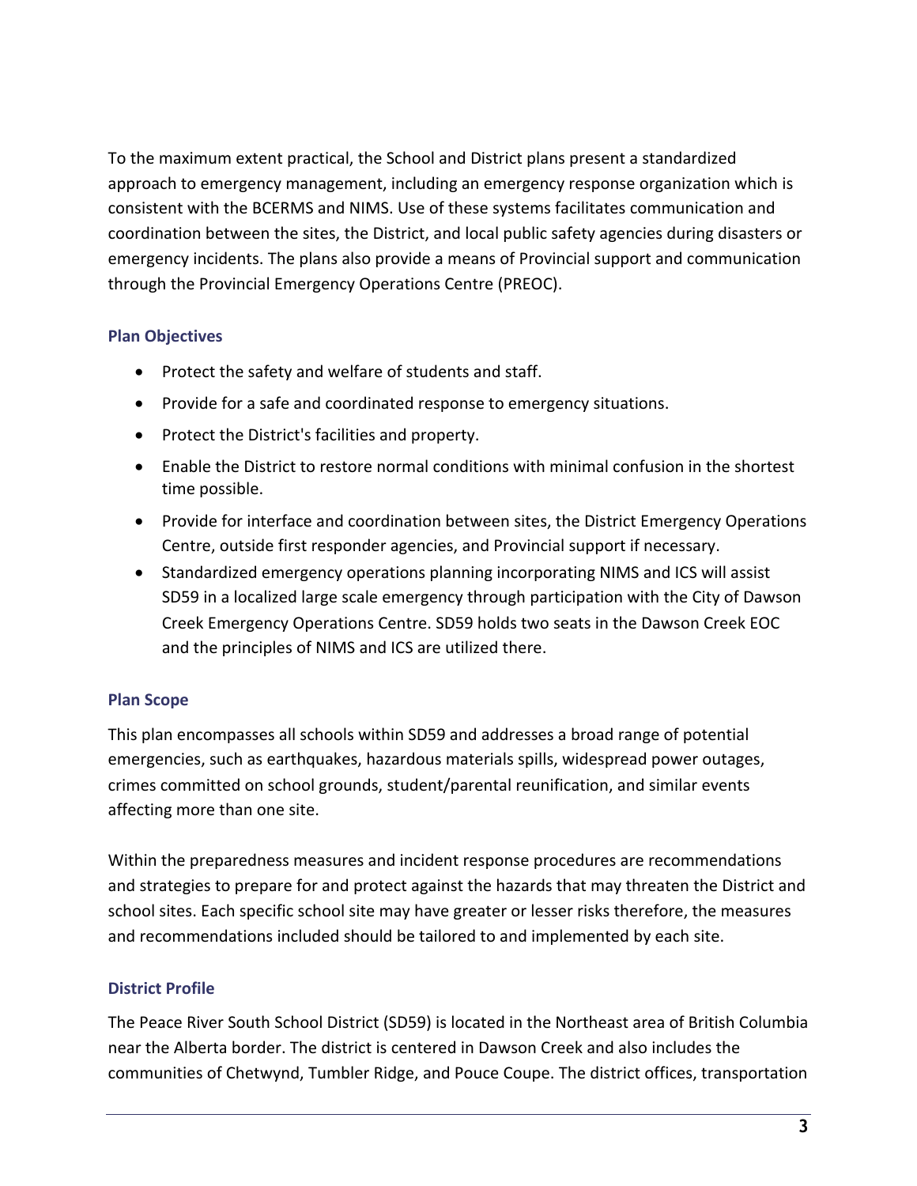To the maximum extent practical, the School and District plans present a standardized approach to emergency management, including an emergency response organization which is consistent with the BCERMS and NIMS. Use of these systems facilitates communication and coordination between the sites, the District, and local public safety agencies during disasters or emergency incidents. The plans also provide a means of Provincial support and communication through the Provincial Emergency Operations Centre (PREOC).

### Plan Objectives

- Protect the safety and welfare of students and staff.
- Provide for a safe and coordinated response to emergency situations.
- Protect the District's facilities and property.
- Enable the District to restore normal conditions with minimal confusion in the shortest time possible.
- Provide for interface and coordination between sites, the District Emergency Operations Centre, outside first responder agencies, and Provincial support if necessary.
- Standardized emergency operations planning incorporating NIMS and ICS will assist SD59 in a localized large scale emergency through participation with the City of Dawson Creek Emergency Operations Centre. SD59 holds two seats in the Dawson Creek EOC and the principles of NIMS and ICS are utilized there.

### Plan Scope

This plan encompasses all schools within SD59 and addresses a broad range of potential emergencies, such as earthquakes, hazardous materials spills, widespread power outages, crimes committed on school grounds, student/parental reunification, and similar events affecting more than one site.

Within the preparedness measures and incident response procedures are recommendations and strategies to prepare for and protect against the hazards that may threaten the District and school sites. Each specific school site may have greater or lesser risks therefore, the measures and recommendations included should be tailored to and implemented by each site.

### District Profile

The Peace River South School District (SD59) is located in the Northeast area of British Columbia near the Alberta border. The district is centered in Dawson Creek and also includes the communities of Chetwynd, Tumbler Ridge, and Pouce Coupe. The district offices, transportation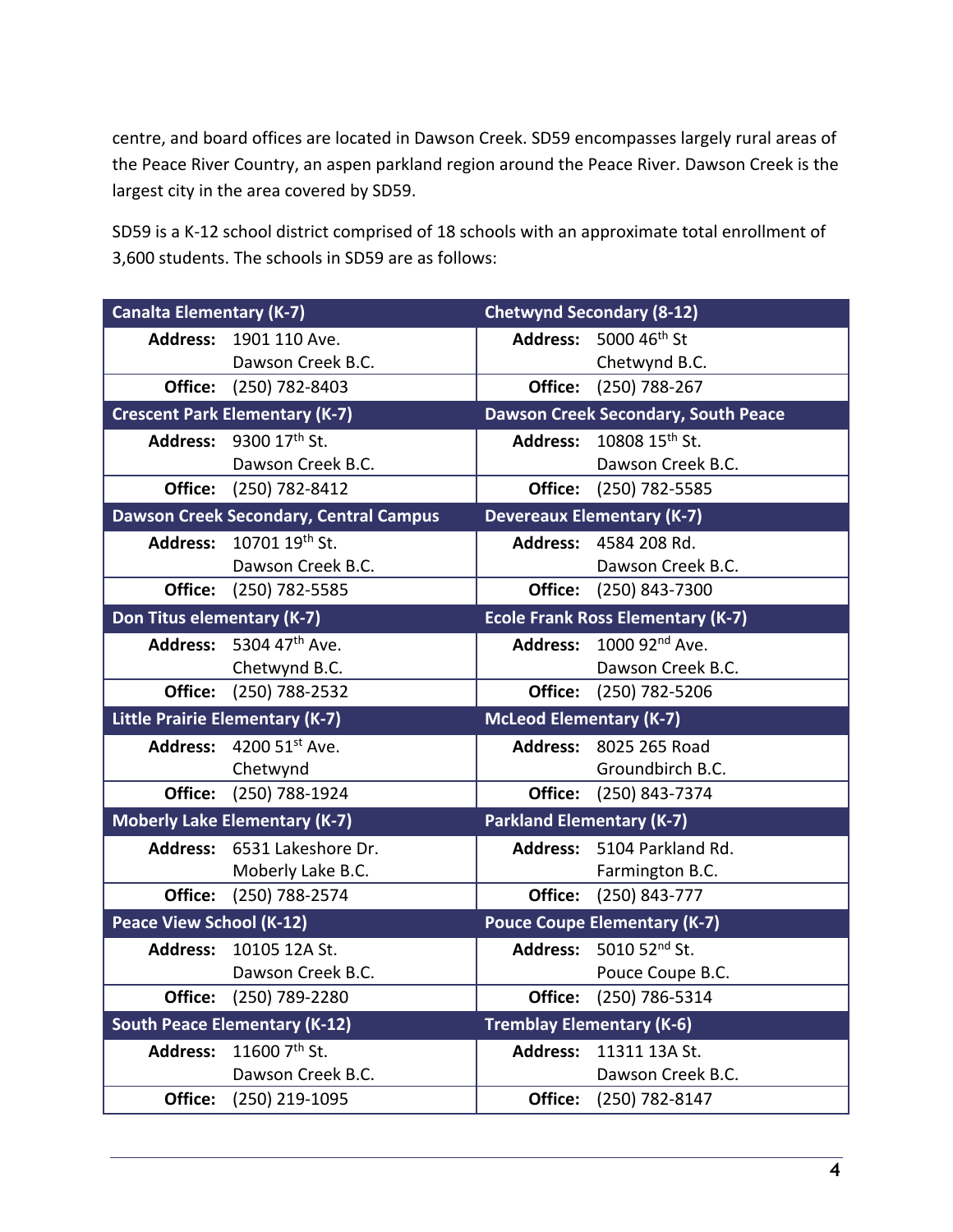centre, and board offices are located in Dawson Creek. SD59 encompasses largely rural areas of the Peace River Country, an aspen parkland region around the Peace River. Dawson Creek is the largest city in the area covered by SD59.

SD59 is a K-12 school district comprised of 18 schools with an approximate total enrollment of 3,600 students. The schools in SD59 are as follows:

| School | Address | Office |
|---|---|---|
| Canalta Elementary (K-7) | 1901 110 Ave. Dawson Creek B.C. | (250) 782-8403 |
| Chetwynd Secondary (8-12) | 5000 46th St Chetwynd B.C. | (250) 788-267 |
| Crescent Park Elementary (K-7) | 9300 17th St. Dawson Creek B.C. | (250) 782-8412 |
| Dawson Creek Secondary, South Peace | 10808 15th St. Dawson Creek B.C. | (250) 782-5585 |
| Dawson Creek Secondary, Central Campus | 10701 19th St. Dawson Creek B.C. | (250) 782-5585 |
| Devereaux Elementary (K-7) | 4584 208 Rd. Dawson Creek B.C. | (250) 843-7300 |
| Don Titus elementary (K-7) | 5304 47th Ave. Chetwynd B.C. | (250) 788-2532 |
| Ecole Frank Ross Elementary (K-7) | 1000 92nd Ave. Dawson Creek B.C. | (250) 782-5206 |
| Little Prairie Elementary (K-7) | 4200 51st Ave. Chetwynd | (250) 788-1924 |
| McLeod Elementary (K-7) | 8025 265 Road Groundbirch B.C. | (250) 843-7374 |
| Moberly Lake Elementary (K-7) | 6531 Lakeshore Dr. Moberly Lake B.C. | (250) 788-2574 |
| Parkland Elementary (K-7) | 5104 Parkland Rd. Farmington B.C. | (250) 843-777 |
| Peace View School (K-12) | 10105 12A St. Dawson Creek B.C. | (250) 789-2280 |
| Pouce Coupe Elementary (K-7) | 5010 52nd St. Pouce Coupe B.C. | (250) 786-5314 |
| South Peace Elementary (K-12) | 11600 7th St. Dawson Creek B.C. | (250) 219-1095 |
| Tremblay Elementary (K-6) | 11311 13A St. Dawson Creek B.C. | (250) 782-8147 |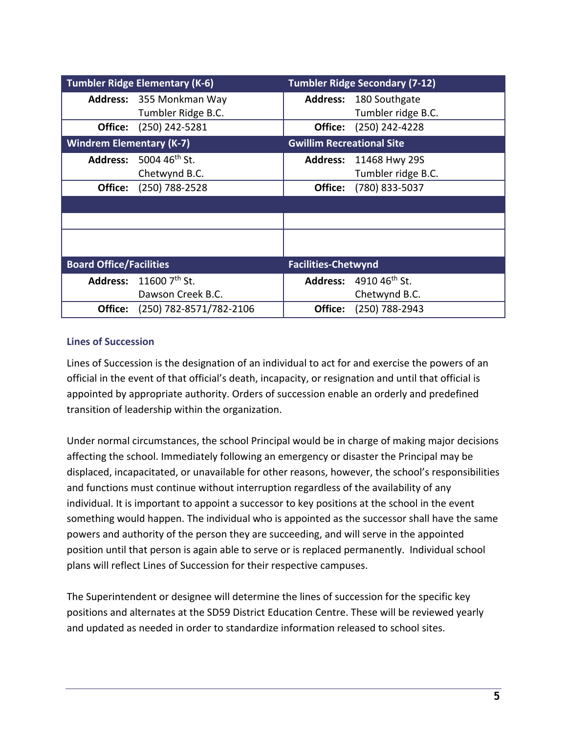| Tumbler Ridge Elementary (K-6) | | Tumbler Ridge Secondary (7-12) | |
|---|---|---|---|
| **Address:** | 355 Monkman Way<br>Tumbler Ridge B.C. | **Address:** | 180 Southgate<br>Tumbler ridge B.C. |
| **Office:** | (250) 242-5281 | **Office:** | (250) 242-4228 |
| **Windrem Elementary (K-7)** | | **Gwillim Recreational Site** | |
| **Address:** | 5004 46th St.<br>Chetwynd B.C. | **Address:** | 11468 Hwy 29S<br>Tumbler ridge B.C. |
| **Office:** | (250) 788-2528 | **Office:** | (780) 833-5037 |
| | | | |
| | | | |
| | | | |
| **Board Office/Facilities** | | **Facilities-Chetwynd** | |
| **Address:** | 11600 7th St.<br>Dawson Creek B.C. | **Address:** | 4910 46th St.<br>Chetwynd B.C. |
| **Office:** | (250) 782-8571/782-2106 | **Office:** | (250) 788-2943 |

### Lines of Succession

Lines of Succession is the designation of an individual to act for and exercise the powers of an official in the event of that official's death, incapacity, or resignation and until that official is appointed by appropriate authority. Orders of succession enable an orderly and predefined transition of leadership within the organization.

Under normal circumstances, the school Principal would be in charge of making major decisions affecting the school. Immediately following an emergency or disaster the Principal may be displaced, incapacitated, or unavailable for other reasons, however, the school's responsibilities and functions must continue without interruption regardless of the availability of any individual. It is important to appoint a successor to key positions at the school in the event something would happen. The individual who is appointed as the successor shall have the same powers and authority of the person they are succeeding, and will serve in the appointed position until that person is again able to serve or is replaced permanently. Individual school plans will reflect Lines of Succession for their respective campuses.

The Superintendent or designee will determine the lines of succession for the specific key positions and alternates at the SD59 District Education Centre. These will be reviewed yearly and updated as needed in order to standardize information released to school sites.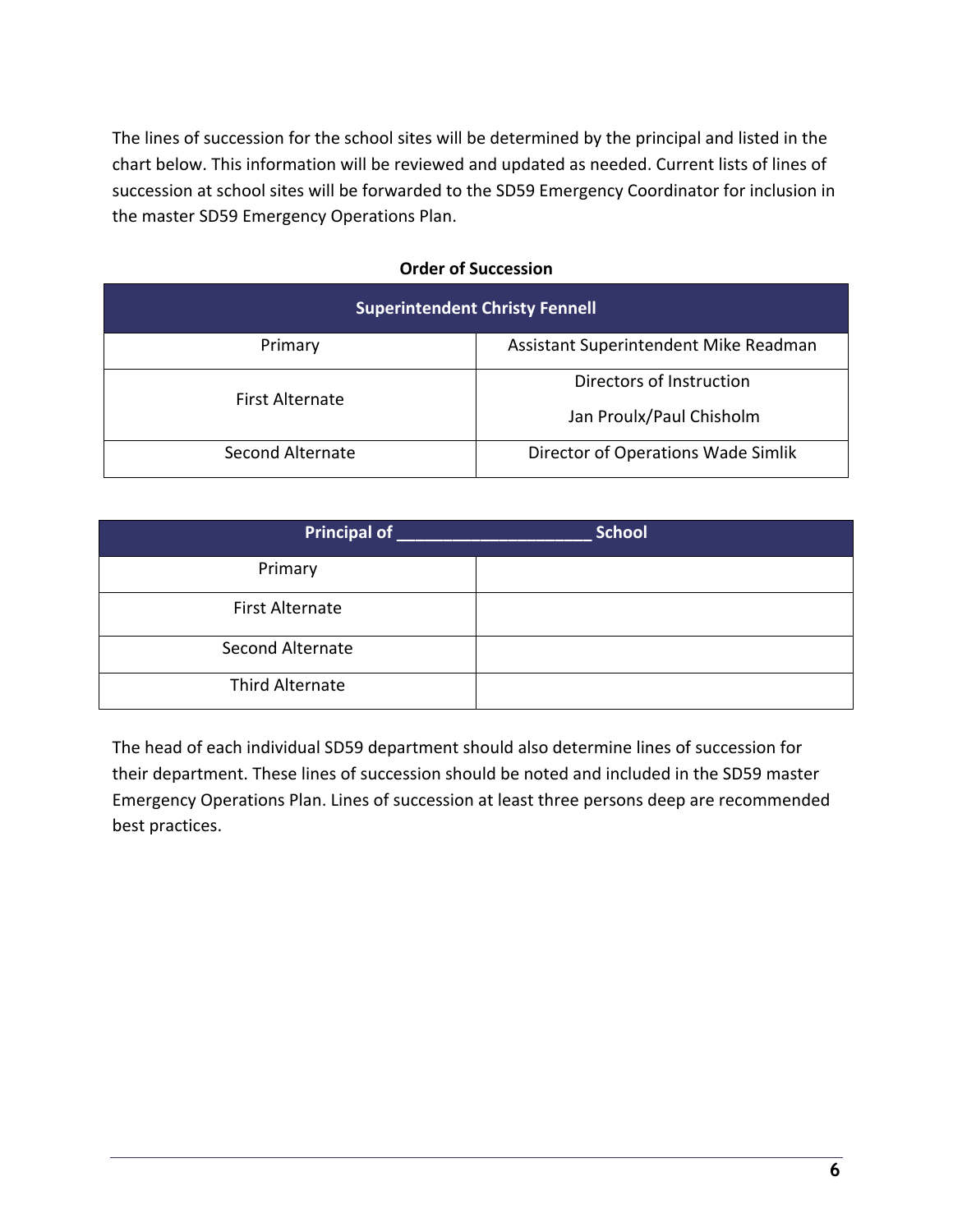The lines of succession for the school sites will be determined by the principal and listed in the chart below. This information will be reviewed and updated as needed. Current lists of lines of succession at school sites will be forwarded to the SD59 Emergency Coordinator for inclusion in the master SD59 Emergency Operations Plan.

**Order of Succession**

| Superintendent Christy Fennell | |
|---|---|
| Primary | Assistant Superintendent Mike Readman |
| First Alternate | Directors of Instruction<br>Jan Proulx/Paul Chisholm |
| Second Alternate | Director of Operations Wade Simlik |

| Principal of ____________________ School | |
|---|---|
| Primary | |
| First Alternate | |
| Second Alternate | |
| Third Alternate | |

The head of each individual SD59 department should also determine lines of succession for their department. These lines of succession should be noted and included in the SD59 master Emergency Operations Plan. Lines of succession at least three persons deep are recommended best practices.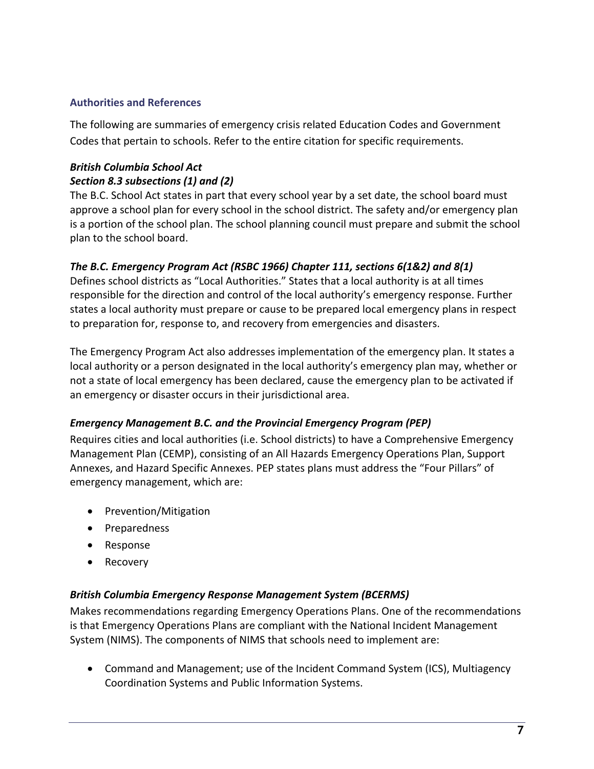## Authorities and References

The following are summaries of emergency crisis related Education Codes and Government Codes that pertain to schools. Refer to the entire citation for specific requirements.

***British Columbia School Act***
***Section 8.3 subsections (1) and (2)***

The B.C. School Act states in part that every school year by a set date, the school board must approve a school plan for every school in the school district. The safety and/or emergency plan is a portion of the school plan. The school planning council must prepare and submit the school plan to the school board.

***The B.C. Emergency Program Act (RSBC 1966) Chapter 111, sections 6(1&2) and 8(1)***

Defines school districts as "Local Authorities." States that a local authority is at all times responsible for the direction and control of the local authority's emergency response. Further states a local authority must prepare or cause to be prepared local emergency plans in respect to preparation for, response to, and recovery from emergencies and disasters.

The Emergency Program Act also addresses implementation of the emergency plan. It states a local authority or a person designated in the local authority's emergency plan may, whether or not a state of local emergency has been declared, cause the emergency plan to be activated if an emergency or disaster occurs in their jurisdictional area.

***Emergency Management B.C. and the Provincial Emergency Program (PEP)***

Requires cities and local authorities (i.e. School districts) to have a Comprehensive Emergency Management Plan (CEMP), consisting of an All Hazards Emergency Operations Plan, Support Annexes, and Hazard Specific Annexes. PEP states plans must address the "Four Pillars" of emergency management, which are:

- Prevention/Mitigation
- Preparedness
- Response
- Recovery

***British Columbia Emergency Response Management System (BCERMS)***

Makes recommendations regarding Emergency Operations Plans. One of the recommendations is that Emergency Operations Plans are compliant with the National Incident Management System (NIMS). The components of NIMS that schools need to implement are:

- Command and Management; use of the Incident Command System (ICS), Multiagency Coordination Systems and Public Information Systems.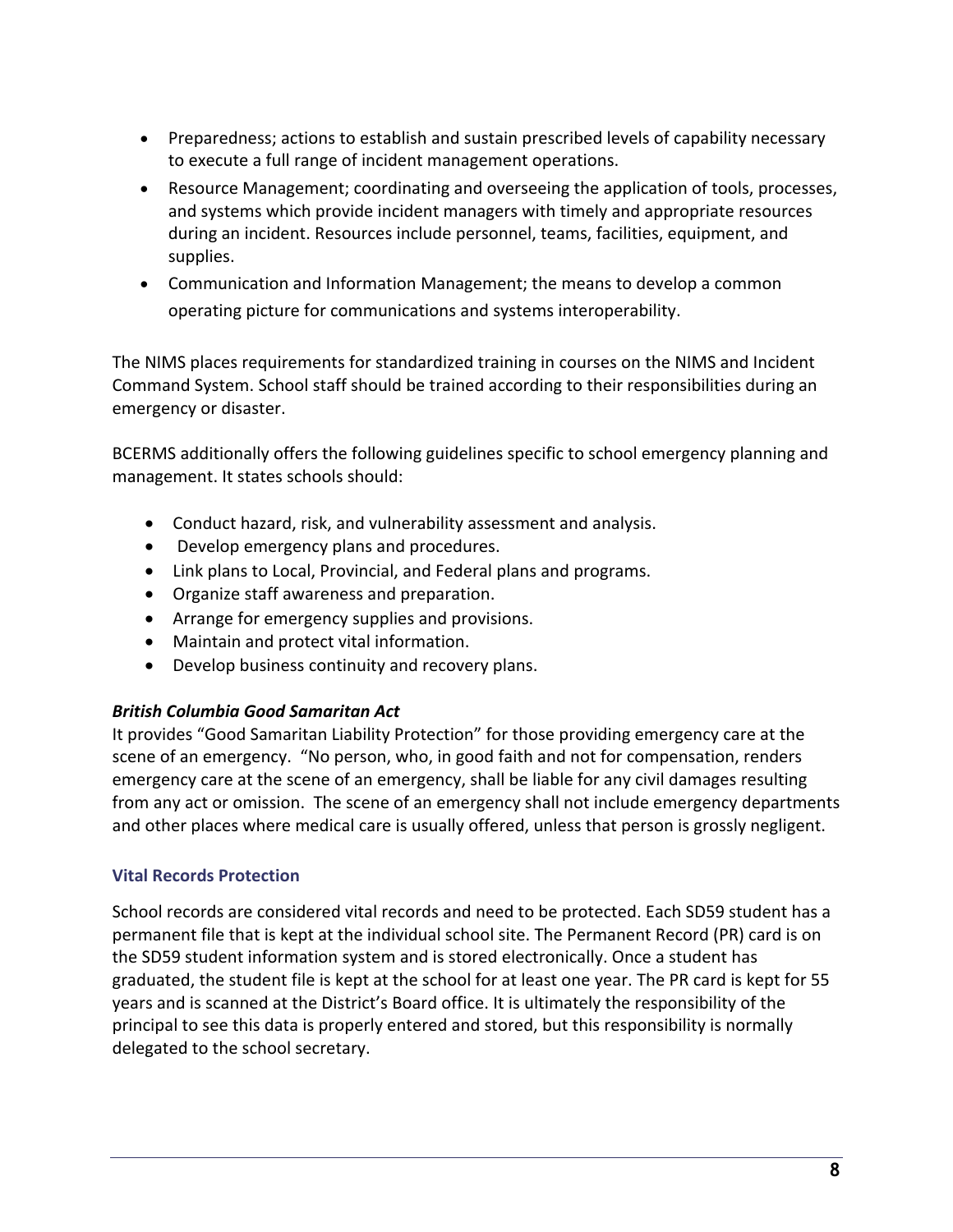- Preparedness; actions to establish and sustain prescribed levels of capability necessary to execute a full range of incident management operations.
- Resource Management; coordinating and overseeing the application of tools, processes, and systems which provide incident managers with timely and appropriate resources during an incident. Resources include personnel, teams, facilities, equipment, and supplies.
- Communication and Information Management; the means to develop a common operating picture for communications and systems interoperability.

The NIMS places requirements for standardized training in courses on the NIMS and Incident Command System. School staff should be trained according to their responsibilities during an emergency or disaster.

BCERMS additionally offers the following guidelines specific to school emergency planning and management. It states schools should:

- Conduct hazard, risk, and vulnerability assessment and analysis.
- Develop emergency plans and procedures.
- Link plans to Local, Provincial, and Federal plans and programs.
- Organize staff awareness and preparation.
- Arrange for emergency supplies and provisions.
- Maintain and protect vital information.
- Develop business continuity and recovery plans.

***British Columbia Good Samaritan Act***

It provides "Good Samaritan Liability Protection" for those providing emergency care at the scene of an emergency. "No person, who, in good faith and not for compensation, renders emergency care at the scene of an emergency, shall be liable for any civil damages resulting from any act or omission. The scene of an emergency shall not include emergency departments and other places where medical care is usually offered, unless that person is grossly negligent.

### Vital Records Protection

School records are considered vital records and need to be protected. Each SD59 student has a permanent file that is kept at the individual school site. The Permanent Record (PR) card is on the SD59 student information system and is stored electronically. Once a student has graduated, the student file is kept at the school for at least one year. The PR card is kept for 55 years and is scanned at the District's Board office. It is ultimately the responsibility of the principal to see this data is properly entered and stored, but this responsibility is normally delegated to the school secretary.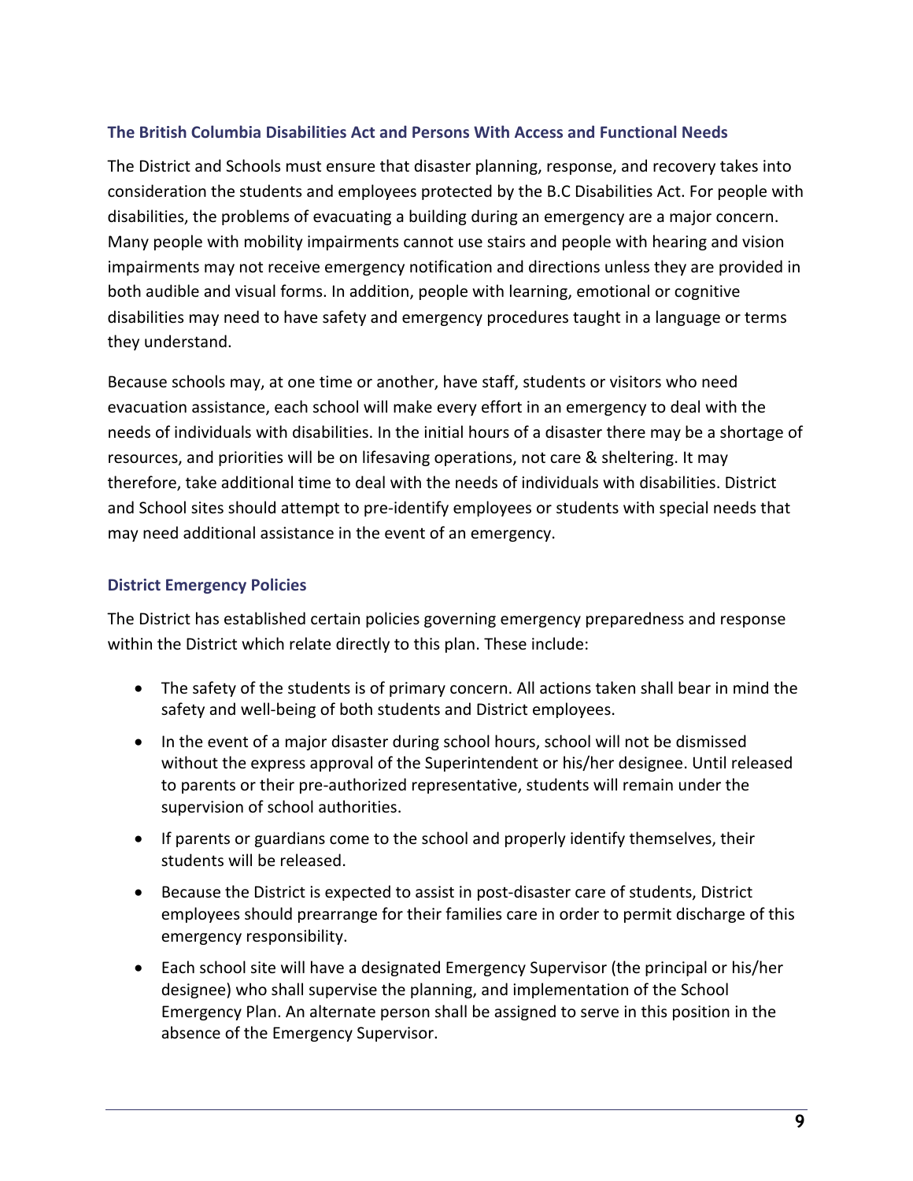### The British Columbia Disabilities Act and Persons With Access and Functional Needs

The District and Schools must ensure that disaster planning, response, and recovery takes into consideration the students and employees protected by the B.C Disabilities Act. For people with disabilities, the problems of evacuating a building during an emergency are a major concern. Many people with mobility impairments cannot use stairs and people with hearing and vision impairments may not receive emergency notification and directions unless they are provided in both audible and visual forms. In addition, people with learning, emotional or cognitive disabilities may need to have safety and emergency procedures taught in a language or terms they understand.

Because schools may, at one time or another, have staff, students or visitors who need evacuation assistance, each school will make every effort in an emergency to deal with the needs of individuals with disabilities. In the initial hours of a disaster there may be a shortage of resources, and priorities will be on lifesaving operations, not care & sheltering. It may therefore, take additional time to deal with the needs of individuals with disabilities. District and School sites should attempt to pre-identify employees or students with special needs that may need additional assistance in the event of an emergency.

### District Emergency Policies

The District has established certain policies governing emergency preparedness and response within the District which relate directly to this plan. These include:

- The safety of the students is of primary concern. All actions taken shall bear in mind the safety and well-being of both students and District employees.
- In the event of a major disaster during school hours, school will not be dismissed without the express approval of the Superintendent or his/her designee. Until released to parents or their pre-authorized representative, students will remain under the supervision of school authorities.
- If parents or guardians come to the school and properly identify themselves, their students will be released.
- Because the District is expected to assist in post-disaster care of students, District employees should prearrange for their families care in order to permit discharge of this emergency responsibility.
- Each school site will have a designated Emergency Supervisor (the principal or his/her designee) who shall supervise the planning, and implementation of the School Emergency Plan. An alternate person shall be assigned to serve in this position in the absence of the Emergency Supervisor.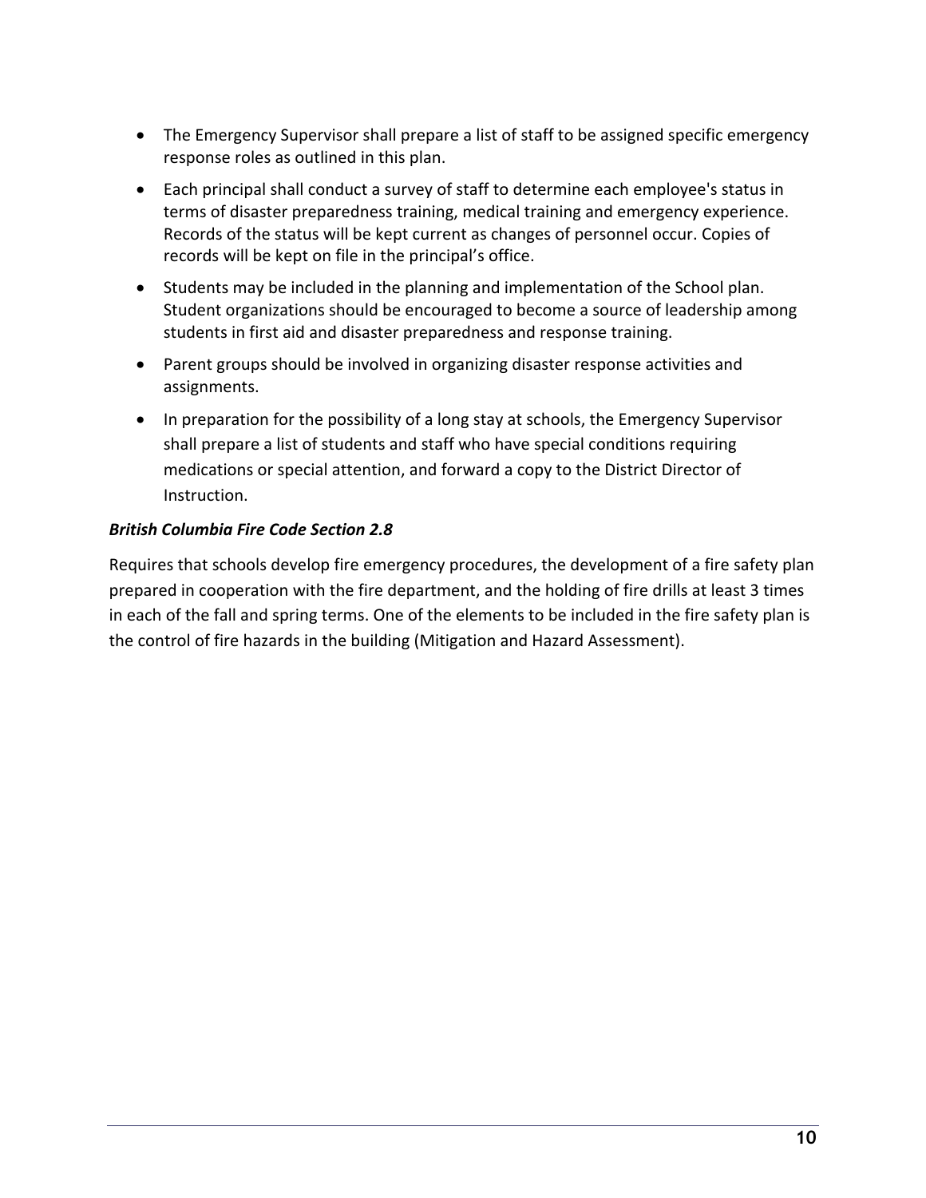- The Emergency Supervisor shall prepare a list of staff to be assigned specific emergency response roles as outlined in this plan.
- Each principal shall conduct a survey of staff to determine each employee's status in terms of disaster preparedness training, medical training and emergency experience. Records of the status will be kept current as changes of personnel occur. Copies of records will be kept on file in the principal's office.
- Students may be included in the planning and implementation of the School plan. Student organizations should be encouraged to become a source of leadership among students in first aid and disaster preparedness and response training.
- Parent groups should be involved in organizing disaster response activities and assignments.
- In preparation for the possibility of a long stay at schools, the Emergency Supervisor shall prepare a list of students and staff who have special conditions requiring medications or special attention, and forward a copy to the District Director of Instruction.

***British Columbia Fire Code Section 2.8***

Requires that schools develop fire emergency procedures, the development of a fire safety plan prepared in cooperation with the fire department, and the holding of fire drills at least 3 times in each of the fall and spring terms. One of the elements to be included in the fire safety plan is the control of fire hazards in the building (Mitigation and Hazard Assessment).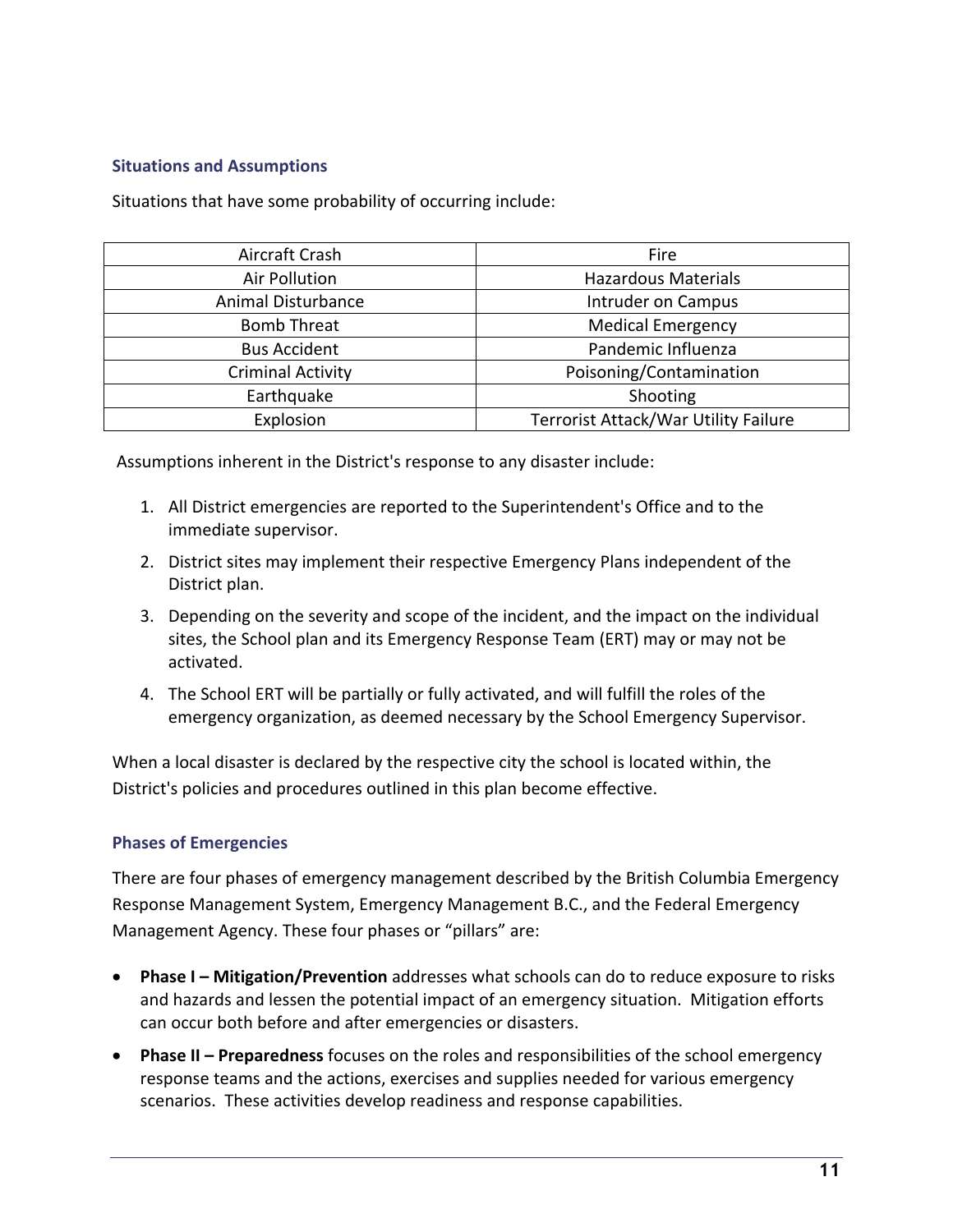### Situations and Assumptions

Situations that have some probability of occurring include:

| Aircraft Crash | Fire |
|---|---|
| Air Pollution | Hazardous Materials |
| Animal Disturbance | Intruder on Campus |
| Bomb Threat | Medical Emergency |
| Bus Accident | Pandemic Influenza |
| Criminal Activity | Poisoning/Contamination |
| Earthquake | Shooting |
| Explosion | Terrorist Attack/War Utility Failure |

Assumptions inherent in the District's response to any disaster include:

1. All District emergencies are reported to the Superintendent's Office and to the immediate supervisor.
2. District sites may implement their respective Emergency Plans independent of the District plan.
3. Depending on the severity and scope of the incident, and the impact on the individual sites, the School plan and its Emergency Response Team (ERT) may or may not be activated.
4. The School ERT will be partially or fully activated, and will fulfill the roles of the emergency organization, as deemed necessary by the School Emergency Supervisor.

When a local disaster is declared by the respective city the school is located within, the District's policies and procedures outlined in this plan become effective.

### Phases of Emergencies

There are four phases of emergency management described by the British Columbia Emergency Response Management System, Emergency Management B.C., and the Federal Emergency Management Agency. These four phases or "pillars" are:

- **Phase I – Mitigation/Prevention** addresses what schools can do to reduce exposure to risks and hazards and lessen the potential impact of an emergency situation. Mitigation efforts can occur both before and after emergencies or disasters.
- **Phase II – Preparedness** focuses on the roles and responsibilities of the school emergency response teams and the actions, exercises and supplies needed for various emergency scenarios. These activities develop readiness and response capabilities.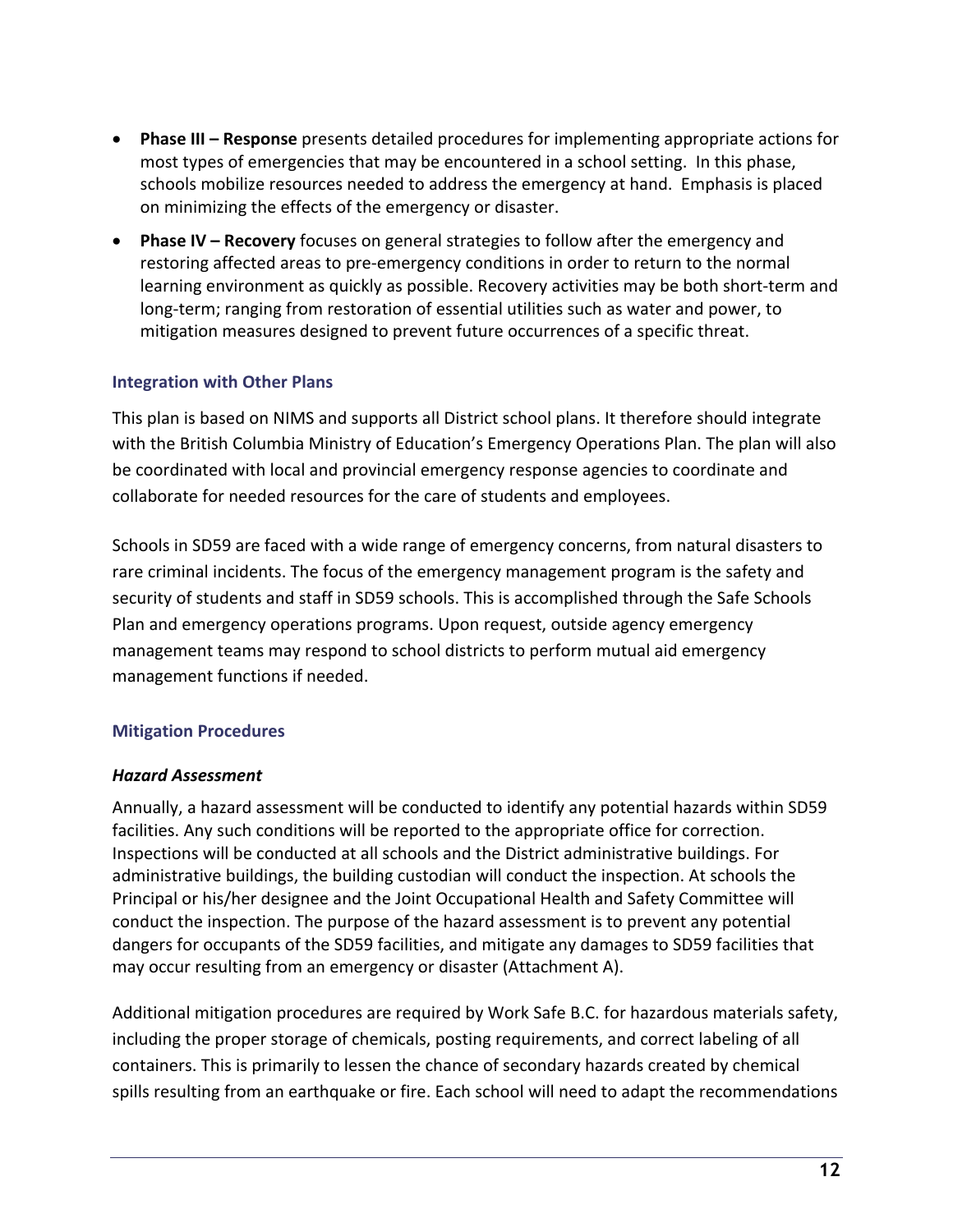- **Phase III – Response** presents detailed procedures for implementing appropriate actions for most types of emergencies that may be encountered in a school setting. In this phase, schools mobilize resources needed to address the emergency at hand. Emphasis is placed on minimizing the effects of the emergency or disaster.
- **Phase IV – Recovery** focuses on general strategies to follow after the emergency and restoring affected areas to pre-emergency conditions in order to return to the normal learning environment as quickly as possible. Recovery activities may be both short-term and long-term; ranging from restoration of essential utilities such as water and power, to mitigation measures designed to prevent future occurrences of a specific threat.

### Integration with Other Plans

This plan is based on NIMS and supports all District school plans. It therefore should integrate with the British Columbia Ministry of Education's Emergency Operations Plan. The plan will also be coordinated with local and provincial emergency response agencies to coordinate and collaborate for needed resources for the care of students and employees.

Schools in SD59 are faced with a wide range of emergency concerns, from natural disasters to rare criminal incidents. The focus of the emergency management program is the safety and security of students and staff in SD59 schools. This is accomplished through the Safe Schools Plan and emergency operations programs. Upon request, outside agency emergency management teams may respond to school districts to perform mutual aid emergency management functions if needed.

### Mitigation Procedures

#### *Hazard Assessment*

Annually, a hazard assessment will be conducted to identify any potential hazards within SD59 facilities. Any such conditions will be reported to the appropriate office for correction. Inspections will be conducted at all schools and the District administrative buildings. For administrative buildings, the building custodian will conduct the inspection. At schools the Principal or his/her designee and the Joint Occupational Health and Safety Committee will conduct the inspection. The purpose of the hazard assessment is to prevent any potential dangers for occupants of the SD59 facilities, and mitigate any damages to SD59 facilities that may occur resulting from an emergency or disaster (Attachment A).

Additional mitigation procedures are required by Work Safe B.C. for hazardous materials safety, including the proper storage of chemicals, posting requirements, and correct labeling of all containers. This is primarily to lessen the chance of secondary hazards created by chemical spills resulting from an earthquake or fire. Each school will need to adapt the recommendations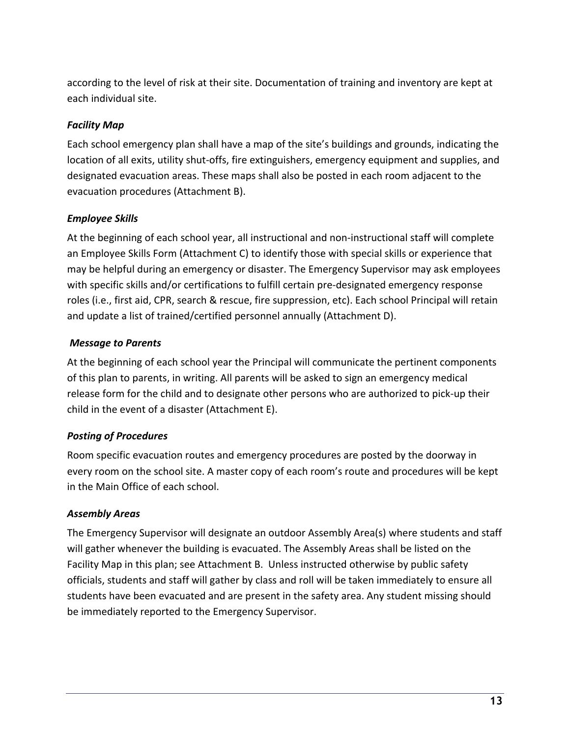according to the level of risk at their site. Documentation of training and inventory are kept at each individual site.

### *Facility Map*

Each school emergency plan shall have a map of the site's buildings and grounds, indicating the location of all exits, utility shut-offs, fire extinguishers, emergency equipment and supplies, and designated evacuation areas. These maps shall also be posted in each room adjacent to the evacuation procedures (Attachment B).

### *Employee Skills*

At the beginning of each school year, all instructional and non-instructional staff will complete an Employee Skills Form (Attachment C) to identify those with special skills or experience that may be helpful during an emergency or disaster. The Emergency Supervisor may ask employees with specific skills and/or certifications to fulfill certain pre-designated emergency response roles (i.e., first aid, CPR, search & rescue, fire suppression, etc). Each school Principal will retain and update a list of trained/certified personnel annually (Attachment D).

### *Message to Parents*

At the beginning of each school year the Principal will communicate the pertinent components of this plan to parents, in writing. All parents will be asked to sign an emergency medical release form for the child and to designate other persons who are authorized to pick-up their child in the event of a disaster (Attachment E).

### *Posting of Procedures*

Room specific evacuation routes and emergency procedures are posted by the doorway in every room on the school site. A master copy of each room's route and procedures will be kept in the Main Office of each school.

### *Assembly Areas*

The Emergency Supervisor will designate an outdoor Assembly Area(s) where students and staff will gather whenever the building is evacuated. The Assembly Areas shall be listed on the Facility Map in this plan; see Attachment B. Unless instructed otherwise by public safety officials, students and staff will gather by class and roll will be taken immediately to ensure all students have been evacuated and are present in the safety area. Any student missing should be immediately reported to the Emergency Supervisor.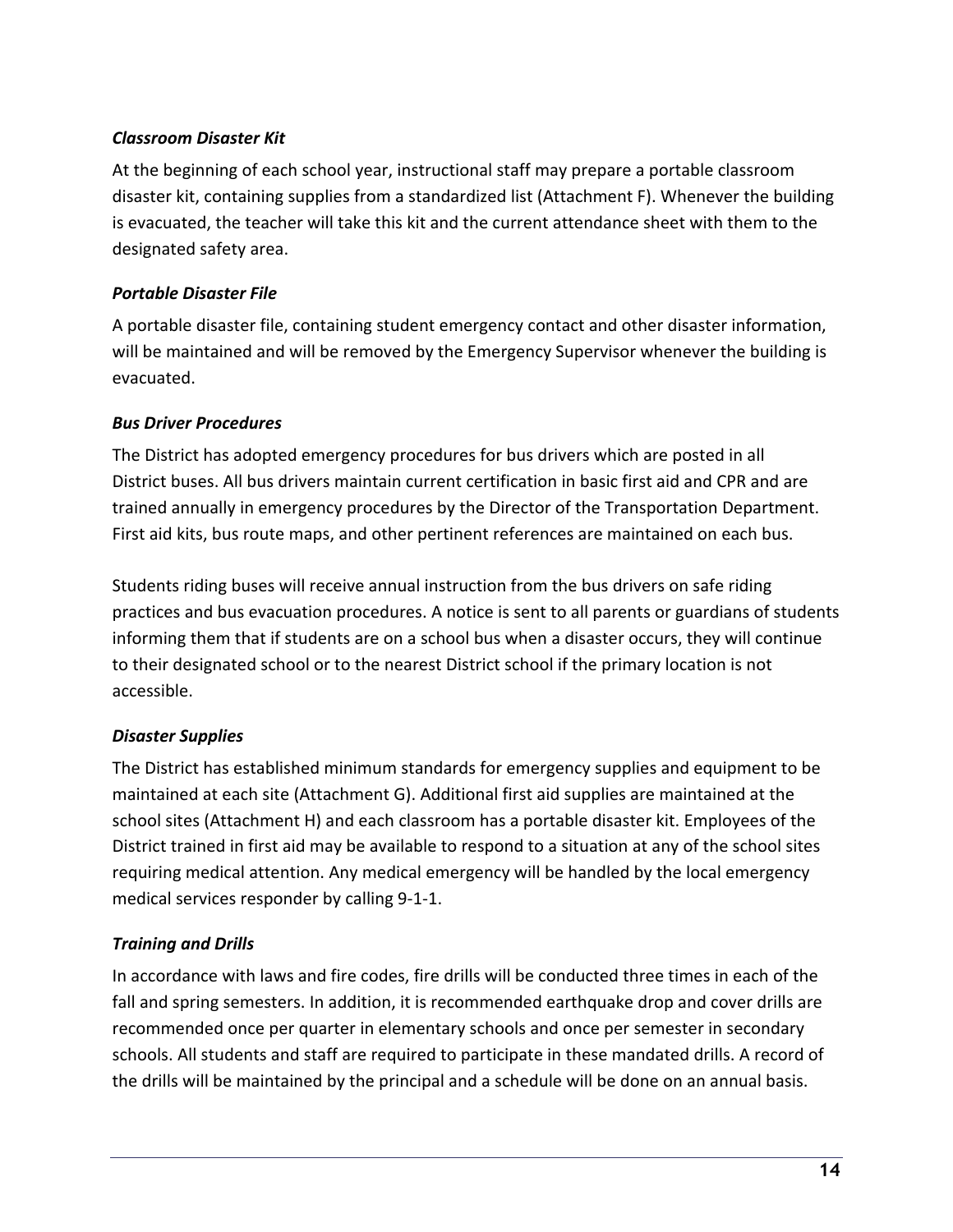***Classroom Disaster Kit***

At the beginning of each school year, instructional staff may prepare a portable classroom disaster kit, containing supplies from a standardized list (Attachment F). Whenever the building is evacuated, the teacher will take this kit and the current attendance sheet with them to the designated safety area.

***Portable Disaster File***

A portable disaster file, containing student emergency contact and other disaster information, will be maintained and will be removed by the Emergency Supervisor whenever the building is evacuated.

***Bus Driver Procedures***

The District has adopted emergency procedures for bus drivers which are posted in all District buses. All bus drivers maintain current certification in basic first aid and CPR and are trained annually in emergency procedures by the Director of the Transportation Department. First aid kits, bus route maps, and other pertinent references are maintained on each bus.

Students riding buses will receive annual instruction from the bus drivers on safe riding practices and bus evacuation procedures. A notice is sent to all parents or guardians of students informing them that if students are on a school bus when a disaster occurs, they will continue to their designated school or to the nearest District school if the primary location is not accessible.

***Disaster Supplies***

The District has established minimum standards for emergency supplies and equipment to be maintained at each site (Attachment G). Additional first aid supplies are maintained at the school sites (Attachment H) and each classroom has a portable disaster kit. Employees of the District trained in first aid may be available to respond to a situation at any of the school sites requiring medical attention. Any medical emergency will be handled by the local emergency medical services responder by calling 9-1-1.

***Training and Drills***

In accordance with laws and fire codes, fire drills will be conducted three times in each of the fall and spring semesters. In addition, it is recommended earthquake drop and cover drills are recommended once per quarter in elementary schools and once per semester in secondary schools. All students and staff are required to participate in these mandated drills. A record of the drills will be maintained by the principal and a schedule will be done on an annual basis.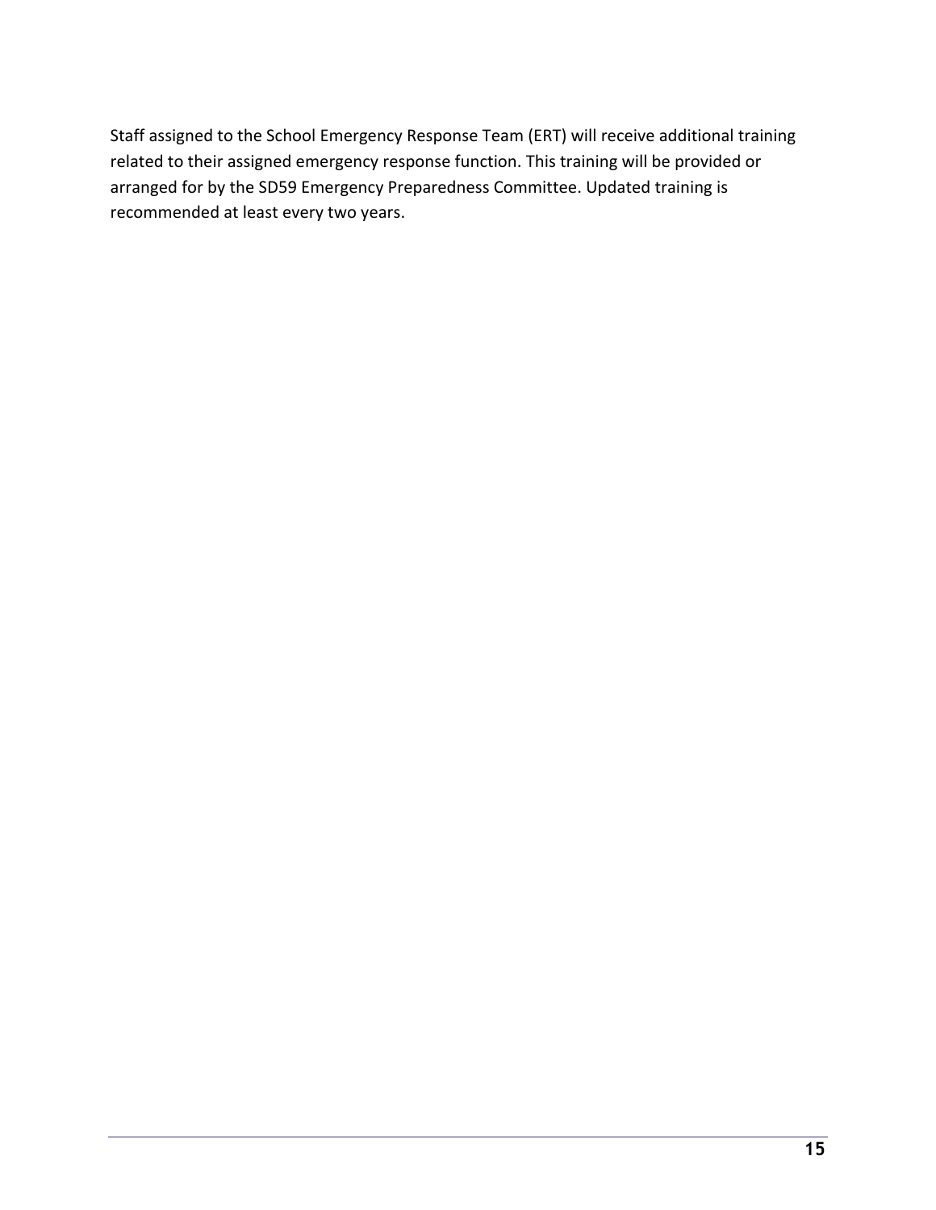Staff assigned to the School Emergency Response Team (ERT) will receive additional training related to their assigned emergency response function. This training will be provided or arranged for by the SD59 Emergency Preparedness Committee. Updated training is recommended at least every two years.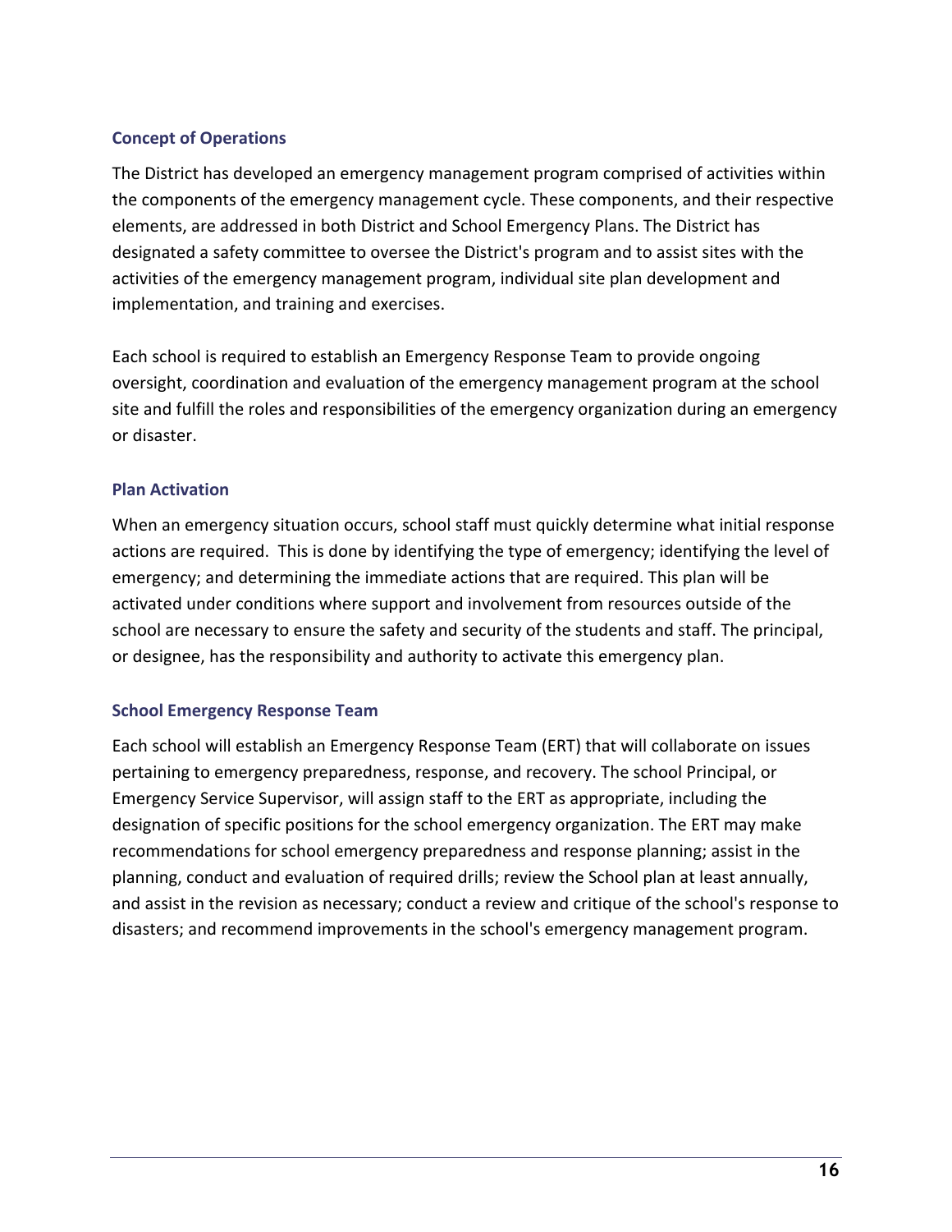### Concept of Operations

The District has developed an emergency management program comprised of activities within the components of the emergency management cycle. These components, and their respective elements, are addressed in both District and School Emergency Plans. The District has designated a safety committee to oversee the District's program and to assist sites with the activities of the emergency management program, individual site plan development and implementation, and training and exercises.

Each school is required to establish an Emergency Response Team to provide ongoing oversight, coordination and evaluation of the emergency management program at the school site and fulfill the roles and responsibilities of the emergency organization during an emergency or disaster.

### Plan Activation

When an emergency situation occurs, school staff must quickly determine what initial response actions are required. This is done by identifying the type of emergency; identifying the level of emergency; and determining the immediate actions that are required. This plan will be activated under conditions where support and involvement from resources outside of the school are necessary to ensure the safety and security of the students and staff. The principal, or designee, has the responsibility and authority to activate this emergency plan.

### School Emergency Response Team

Each school will establish an Emergency Response Team (ERT) that will collaborate on issues pertaining to emergency preparedness, response, and recovery. The school Principal, or Emergency Service Supervisor, will assign staff to the ERT as appropriate, including the designation of specific positions for the school emergency organization. The ERT may make recommendations for school emergency preparedness and response planning; assist in the planning, conduct and evaluation of required drills; review the School plan at least annually, and assist in the revision as necessary; conduct a review and critique of the school's response to disasters; and recommend improvements in the school's emergency management program.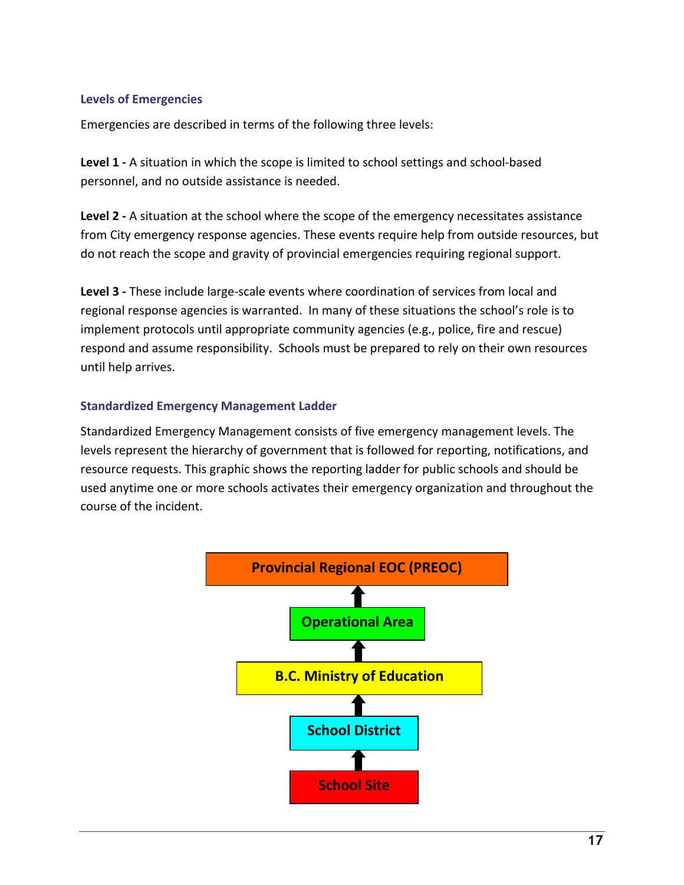### Levels of Emergencies

Emergencies are described in terms of the following three levels:

**Level 1 -** A situation in which the scope is limited to school settings and school-based personnel, and no outside assistance is needed.

**Level 2 -** A situation at the school where the scope of the emergency necessitates assistance from City emergency response agencies. These events require help from outside resources, but do not reach the scope and gravity of provincial emergencies requiring regional support.

**Level 3 -** These include large-scale events where coordination of services from local and regional response agencies is warranted. In many of these situations the school's role is to implement protocols until appropriate community agencies (e.g., police, fire and rescue) respond and assume responsibility. Schools must be prepared to rely on their own resources until help arrives.

### Standardized Emergency Management Ladder

Standardized Emergency Management consists of five emergency management levels. The levels represent the hierarchy of government that is followed for reporting, notifications, and resource requests. This graphic shows the reporting ladder for public schools and should be used anytime one or more schools activates their emergency organization and throughout the course of the incident.

**Provincial Regional EOC (PREOC)**

↑

**Operational Area**

↑

**B.C. Ministry of Education**

↑

**School District**

↑

**School Site**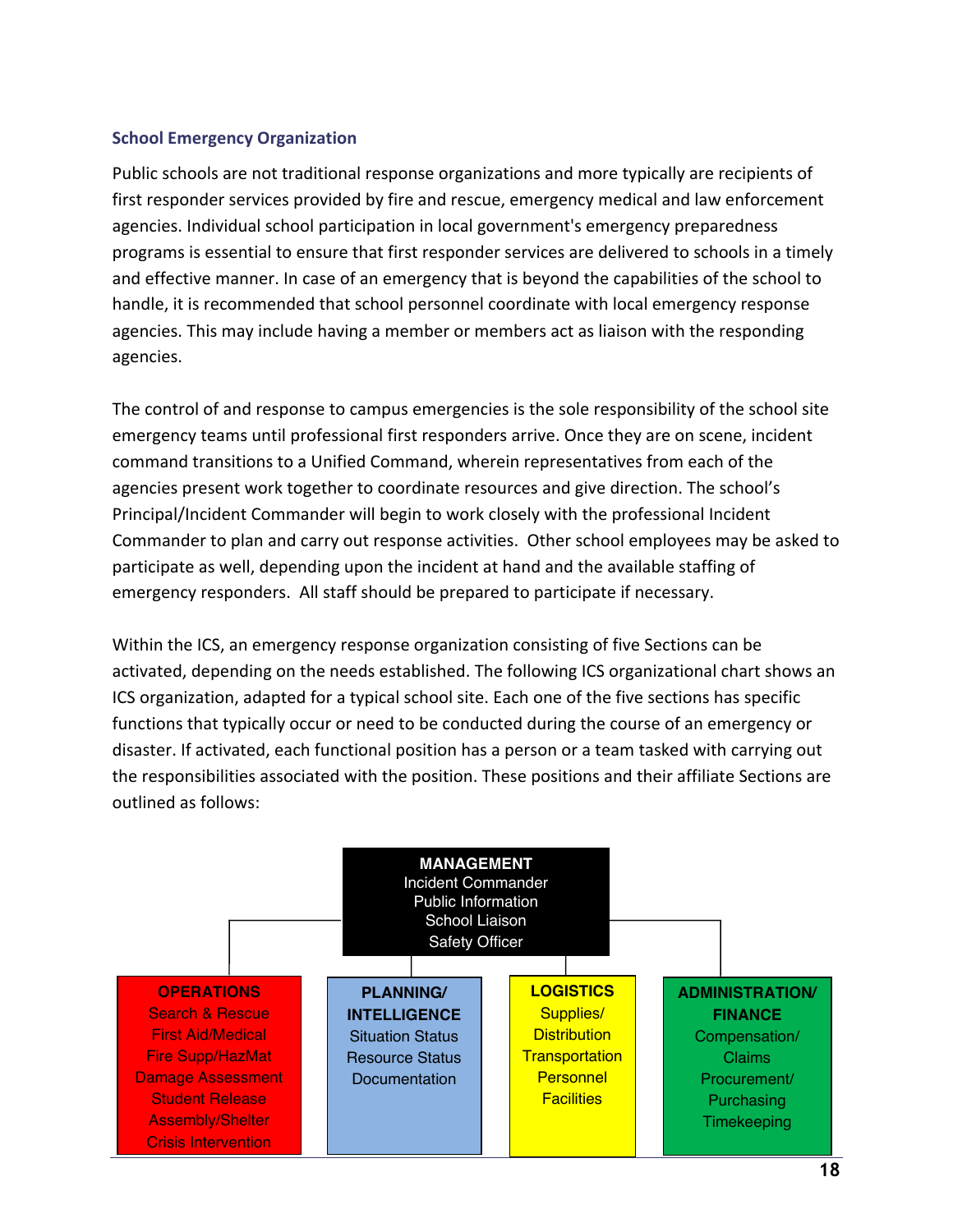### School Emergency Organization

Public schools are not traditional response organizations and more typically are recipients of first responder services provided by fire and rescue, emergency medical and law enforcement agencies. Individual school participation in local government's emergency preparedness programs is essential to ensure that first responder services are delivered to schools in a timely and effective manner. In case of an emergency that is beyond the capabilities of the school to handle, it is recommended that school personnel coordinate with local emergency response agencies. This may include having a member or members act as liaison with the responding agencies.

The control of and response to campus emergencies is the sole responsibility of the school site emergency teams until professional first responders arrive. Once they are on scene, incident command transitions to a Unified Command, wherein representatives from each of the agencies present work together to coordinate resources and give direction. The school's Principal/Incident Commander will begin to work closely with the professional Incident Commander to plan and carry out response activities. Other school employees may be asked to participate as well, depending upon the incident at hand and the available staffing of emergency responders. All staff should be prepared to participate if necessary.

Within the ICS, an emergency response organization consisting of five Sections can be activated, depending on the needs established. The following ICS organizational chart shows an ICS organization, adapted for a typical school site. Each one of the five sections has specific functions that typically occur or need to be conducted during the course of an emergency or disaster. If activated, each functional position has a person or a team tasked with carrying out the responsibilities associated with the position. These positions and their affiliate Sections are outlined as follows:

**MANAGEMENT**
Incident Commander
Public Information
School Liaison
Safety Officer

| OPERATIONS | PLANNING/ INTELLIGENCE | LOGISTICS | ADMINISTRATION/ FINANCE |
|---|---|---|---|
| Search & Rescue | Situation Status | Supplies/ Distribution | Compensation/ Claims |
| First Aid/Medical | Resource Status | Transportation | Procurement/ Purchasing |
| Fire Supp/HazMat | Documentation | Personnel | Timekeeping |
| Damage Assessment | | Facilities | |
| Student Release | | | |
| Assembly/Shelter | | | |
| Crisis Intervention | | | |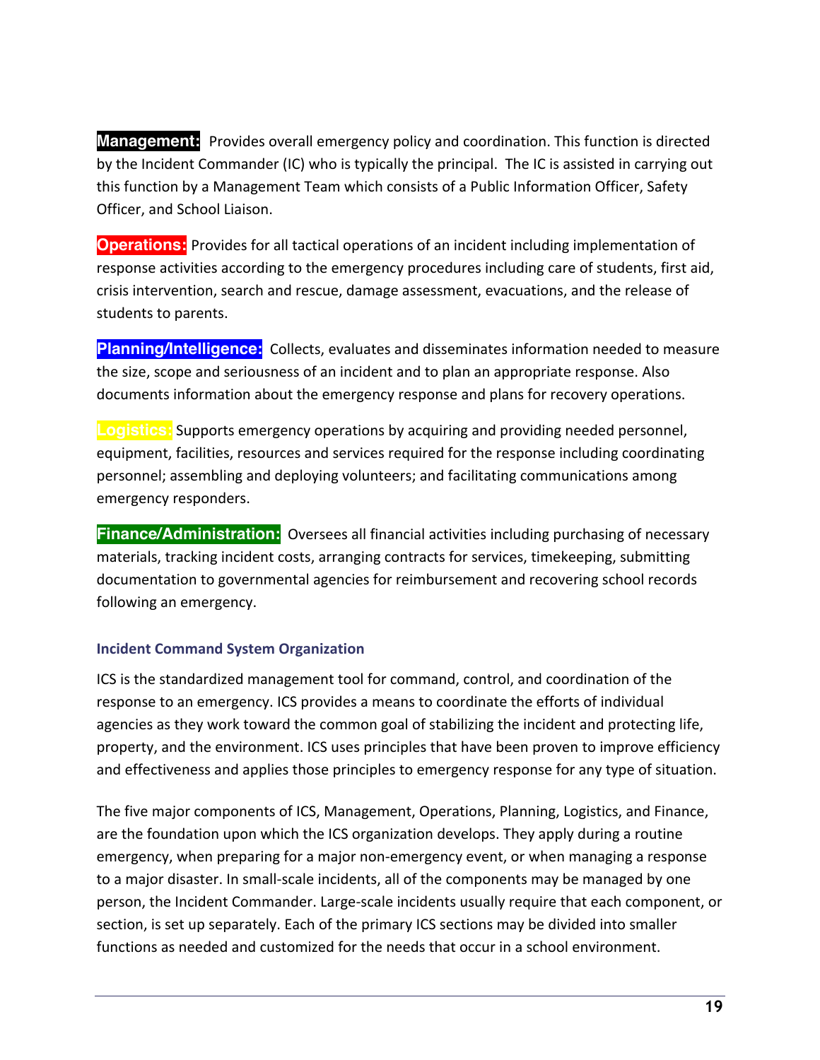**Management:** Provides overall emergency policy and coordination. This function is directed by the Incident Commander (IC) who is typically the principal. The IC is assisted in carrying out this function by a Management Team which consists of a Public Information Officer, Safety Officer, and School Liaison.

**Operations:** Provides for all tactical operations of an incident including implementation of response activities according to the emergency procedures including care of students, first aid, crisis intervention, search and rescue, damage assessment, evacuations, and the release of students to parents.

**Planning/Intelligence:** Collects, evaluates and disseminates information needed to measure the size, scope and seriousness of an incident and to plan an appropriate response. Also documents information about the emergency response and plans for recovery operations.

**Logistics:** Supports emergency operations by acquiring and providing needed personnel, equipment, facilities, resources and services required for the response including coordinating personnel; assembling and deploying volunteers; and facilitating communications among emergency responders.

**Finance/Administration:** Oversees all financial activities including purchasing of necessary materials, tracking incident costs, arranging contracts for services, timekeeping, submitting documentation to governmental agencies for reimbursement and recovering school records following an emergency.

### Incident Command System Organization

ICS is the standardized management tool for command, control, and coordination of the response to an emergency. ICS provides a means to coordinate the efforts of individual agencies as they work toward the common goal of stabilizing the incident and protecting life, property, and the environment. ICS uses principles that have been proven to improve efficiency and effectiveness and applies those principles to emergency response for any type of situation.

The five major components of ICS, Management, Operations, Planning, Logistics, and Finance, are the foundation upon which the ICS organization develops. They apply during a routine emergency, when preparing for a major non-emergency event, or when managing a response to a major disaster. In small-scale incidents, all of the components may be managed by one person, the Incident Commander. Large-scale incidents usually require that each component, or section, is set up separately. Each of the primary ICS sections may be divided into smaller functions as needed and customized for the needs that occur in a school environment.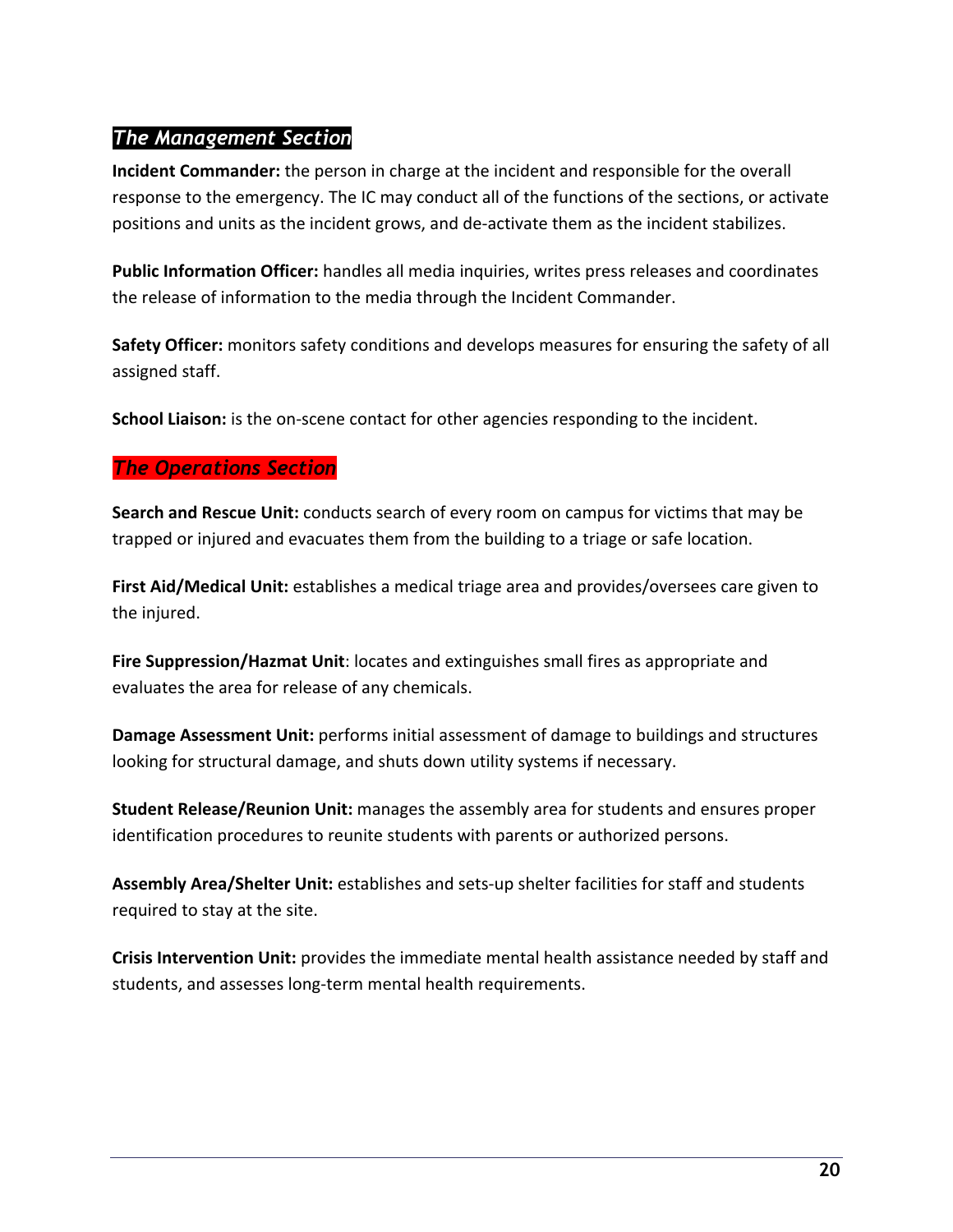## *The Management Section*

**Incident Commander:** the person in charge at the incident and responsible for the overall response to the emergency. The IC may conduct all of the functions of the sections, or activate positions and units as the incident grows, and de-activate them as the incident stabilizes.

**Public Information Officer:** handles all media inquiries, writes press releases and coordinates the release of information to the media through the Incident Commander.

**Safety Officer:** monitors safety conditions and develops measures for ensuring the safety of all assigned staff.

**School Liaison:** is the on-scene contact for other agencies responding to the incident.

## *The Operations Section*

**Search and Rescue Unit:** conducts search of every room on campus for victims that may be trapped or injured and evacuates them from the building to a triage or safe location.

**First Aid/Medical Unit:** establishes a medical triage area and provides/oversees care given to the injured.

**Fire Suppression/Hazmat Unit**: locates and extinguishes small fires as appropriate and evaluates the area for release of any chemicals.

**Damage Assessment Unit:** performs initial assessment of damage to buildings and structures looking for structural damage, and shuts down utility systems if necessary.

**Student Release/Reunion Unit:** manages the assembly area for students and ensures proper identification procedures to reunite students with parents or authorized persons.

**Assembly Area/Shelter Unit:** establishes and sets-up shelter facilities for staff and students required to stay at the site.

**Crisis Intervention Unit:** provides the immediate mental health assistance needed by staff and students, and assesses long-term mental health requirements.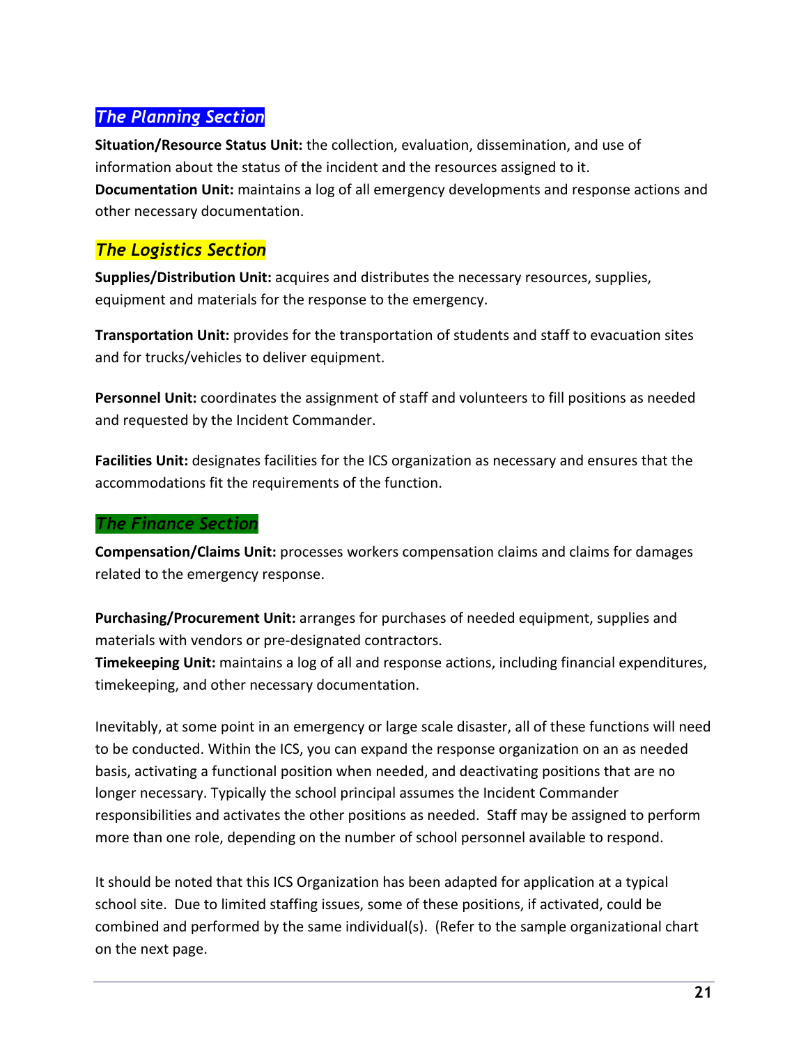### *The Planning Section*

**Situation/Resource Status Unit:** the collection, evaluation, dissemination, and use of information about the status of the incident and the resources assigned to it.
**Documentation Unit:** maintains a log of all emergency developments and response actions and other necessary documentation.

### *The Logistics Section*

**Supplies/Distribution Unit:** acquires and distributes the necessary resources, supplies, equipment and materials for the response to the emergency.

**Transportation Unit:** provides for the transportation of students and staff to evacuation sites and for trucks/vehicles to deliver equipment.

**Personnel Unit:** coordinates the assignment of staff and volunteers to fill positions as needed and requested by the Incident Commander.

**Facilities Unit:** designates facilities for the ICS organization as necessary and ensures that the accommodations fit the requirements of the function.

### *The Finance Section*

**Compensation/Claims Unit:** processes workers compensation claims and claims for damages related to the emergency response.

**Purchasing/Procurement Unit:** arranges for purchases of needed equipment, supplies and materials with vendors or pre-designated contractors.
**Timekeeping Unit:** maintains a log of all and response actions, including financial expenditures, timekeeping, and other necessary documentation.

Inevitably, at some point in an emergency or large scale disaster, all of these functions will need to be conducted. Within the ICS, you can expand the response organization on an as needed basis, activating a functional position when needed, and deactivating positions that are no longer necessary. Typically the school principal assumes the Incident Commander responsibilities and activates the other positions as needed. Staff may be assigned to perform more than one role, depending on the number of school personnel available to respond.

It should be noted that this ICS Organization has been adapted for application at a typical school site. Due to limited staffing issues, some of these positions, if activated, could be combined and performed by the same individual(s). (Refer to the sample organizational chart on the next page.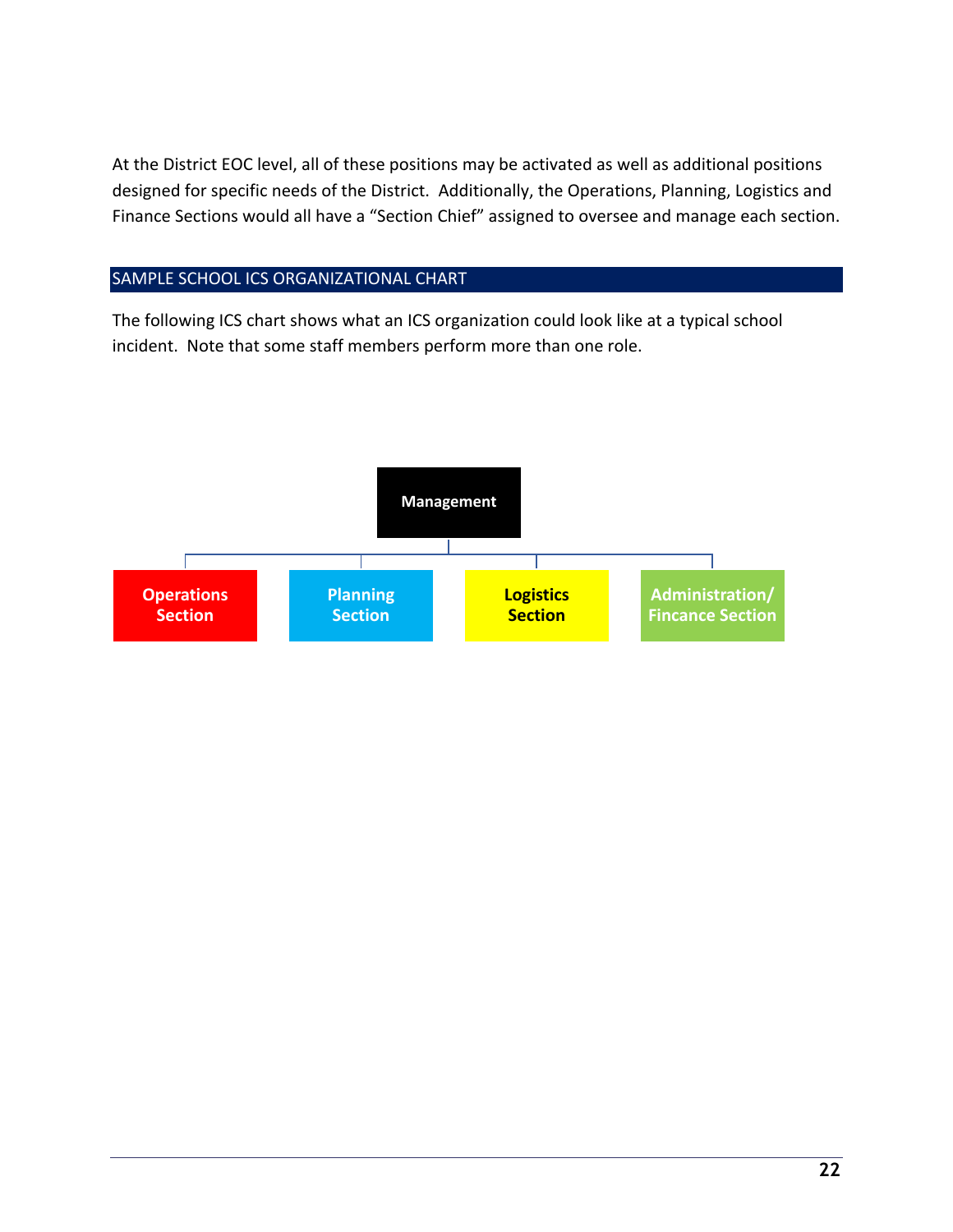At the District EOC level, all of these positions may be activated as well as additional positions designed for specific needs of the District. Additionally, the Operations, Planning, Logistics and Finance Sections would all have a "Section Chief" assigned to oversee and manage each section.

## SAMPLE SCHOOL ICS ORGANIZATIONAL CHART

The following ICS chart shows what an ICS organization could look like at a typical school incident. Note that some staff members perform more than one role.

**Management**

- **Operations Section**
- **Planning Section**
- **Logistics Section**
- **Administration/ Fincance Section**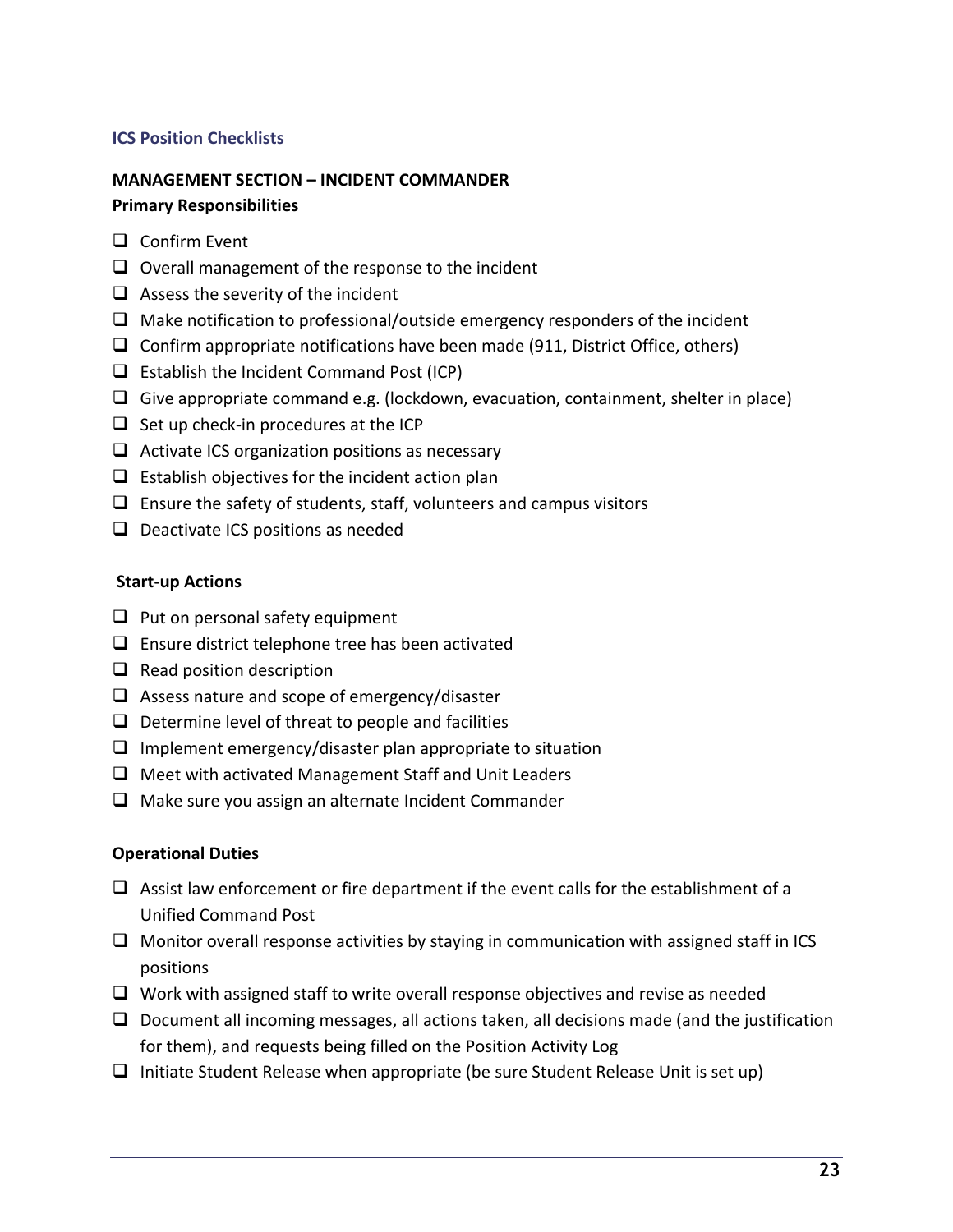## ICS Position Checklists

### MANAGEMENT SECTION – INCIDENT COMMANDER

**Primary Responsibilities**

- ❑ Confirm Event
- ❑ Overall management of the response to the incident
- ❑ Assess the severity of the incident
- ❑ Make notification to professional/outside emergency responders of the incident
- ❑ Confirm appropriate notifications have been made (911, District Office, others)
- ❑ Establish the Incident Command Post (ICP)
- ❑ Give appropriate command e.g. (lockdown, evacuation, containment, shelter in place)
- ❑ Set up check-in procedures at the ICP
- ❑ Activate ICS organization positions as necessary
- ❑ Establish objectives for the incident action plan
- ❑ Ensure the safety of students, staff, volunteers and campus visitors
- ❑ Deactivate ICS positions as needed

**Start-up Actions**

- ❑ Put on personal safety equipment
- ❑ Ensure district telephone tree has been activated
- ❑ Read position description
- ❑ Assess nature and scope of emergency/disaster
- ❑ Determine level of threat to people and facilities
- ❑ Implement emergency/disaster plan appropriate to situation
- ❑ Meet with activated Management Staff and Unit Leaders
- ❑ Make sure you assign an alternate Incident Commander

**Operational Duties**

- ❑ Assist law enforcement or fire department if the event calls for the establishment of a Unified Command Post
- ❑ Monitor overall response activities by staying in communication with assigned staff in ICS positions
- ❑ Work with assigned staff to write overall response objectives and revise as needed
- ❑ Document all incoming messages, all actions taken, all decisions made (and the justification for them), and requests being filled on the Position Activity Log
- ❑ Initiate Student Release when appropriate (be sure Student Release Unit is set up)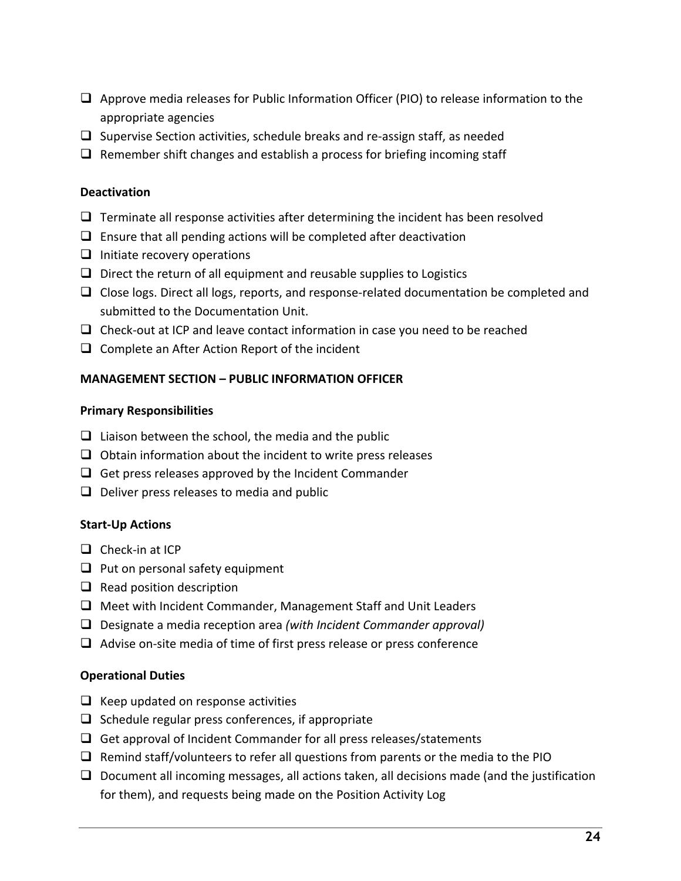- ❑ Approve media releases for Public Information Officer (PIO) to release information to the appropriate agencies
- ❑ Supervise Section activities, schedule breaks and re-assign staff, as needed
- ❑ Remember shift changes and establish a process for briefing incoming staff

**Deactivation**

- ❑ Terminate all response activities after determining the incident has been resolved
- ❑ Ensure that all pending actions will be completed after deactivation
- ❑ Initiate recovery operations
- ❑ Direct the return of all equipment and reusable supplies to Logistics
- ❑ Close logs. Direct all logs, reports, and response-related documentation be completed and submitted to the Documentation Unit.
- ❑ Check-out at ICP and leave contact information in case you need to be reached
- ❑ Complete an After Action Report of the incident

**MANAGEMENT SECTION – PUBLIC INFORMATION OFFICER**

**Primary Responsibilities**

- ❑ Liaison between the school, the media and the public
- ❑ Obtain information about the incident to write press releases
- ❑ Get press releases approved by the Incident Commander
- ❑ Deliver press releases to media and public

**Start-Up Actions**

- ❑ Check-in at ICP
- ❑ Put on personal safety equipment
- ❑ Read position description
- ❑ Meet with Incident Commander, Management Staff and Unit Leaders
- ❑ Designate a media reception area *(with Incident Commander approval)*
- ❑ Advise on-site media of time of first press release or press conference

**Operational Duties**

- ❑ Keep updated on response activities
- ❑ Schedule regular press conferences, if appropriate
- ❑ Get approval of Incident Commander for all press releases/statements
- ❑ Remind staff/volunteers to refer all questions from parents or the media to the PIO
- ❑ Document all incoming messages, all actions taken, all decisions made (and the justification for them), and requests being made on the Position Activity Log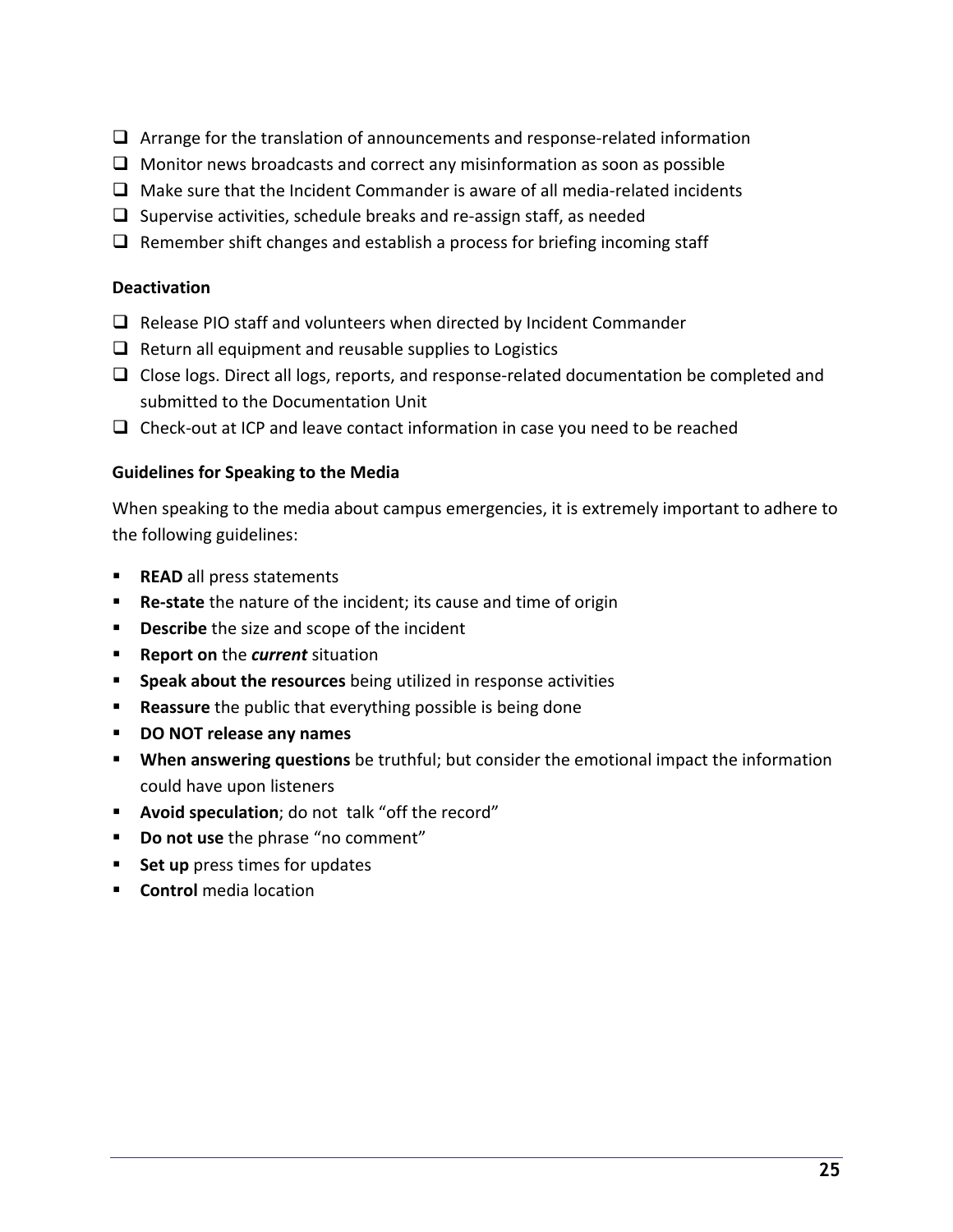- [ ] Arrange for the translation of announcements and response-related information
- [ ] Monitor news broadcasts and correct any misinformation as soon as possible
- [ ] Make sure that the Incident Commander is aware of all media-related incidents
- [ ] Supervise activities, schedule breaks and re-assign staff, as needed
- [ ] Remember shift changes and establish a process for briefing incoming staff

**Deactivation**

- [ ] Release PIO staff and volunteers when directed by Incident Commander
- [ ] Return all equipment and reusable supplies to Logistics
- [ ] Close logs. Direct all logs, reports, and response-related documentation be completed and submitted to the Documentation Unit
- [ ] Check-out at ICP and leave contact information in case you need to be reached

**Guidelines for Speaking to the Media**

When speaking to the media about campus emergencies, it is extremely important to adhere to the following guidelines:

- **READ** all press statements
- **Re-state** the nature of the incident; its cause and time of origin
- **Describe** the size and scope of the incident
- **Report on** the ***current*** situation
- **Speak about the resources** being utilized in response activities
- **Reassure** the public that everything possible is being done
- **DO NOT release any names**
- **When answering questions** be truthful; but consider the emotional impact the information could have upon listeners
- **Avoid speculation**; do not talk "off the record"
- **Do not use** the phrase "no comment"
- **Set up** press times for updates
- **Control** media location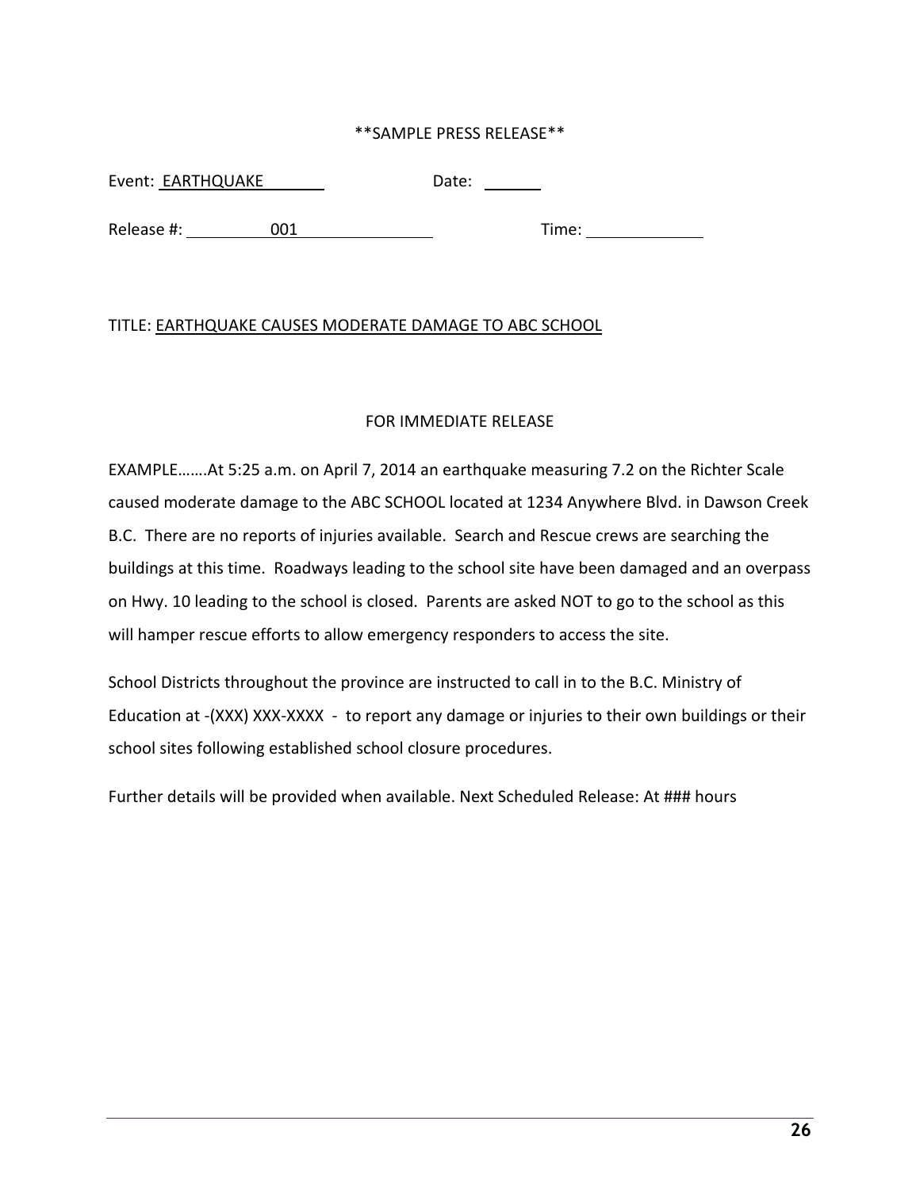**SAMPLE PRESS RELEASE**

Event: EARTHQUAKE Date: ______

Release #: 001 Time: ____________

TITLE: <u>EARTHQUAKE CAUSES MODERATE DAMAGE TO ABC SCHOOL</u>

FOR IMMEDIATE RELEASE

EXAMPLE…….At 5:25 a.m. on April 7, 2014 an earthquake measuring 7.2 on the Richter Scale caused moderate damage to the ABC SCHOOL located at 1234 Anywhere Blvd. in Dawson Creek B.C. There are no reports of injuries available. Search and Rescue crews are searching the buildings at this time. Roadways leading to the school site have been damaged and an overpass on Hwy. 10 leading to the school is closed. Parents are asked NOT to go to the school as this will hamper rescue efforts to allow emergency responders to access the site.

School Districts throughout the province are instructed to call in to the B.C. Ministry of Education at -(XXX) XXX-XXXX - to report any damage or injuries to their own buildings or their school sites following established school closure procedures.

Further details will be provided when available. Next Scheduled Release: At ### hours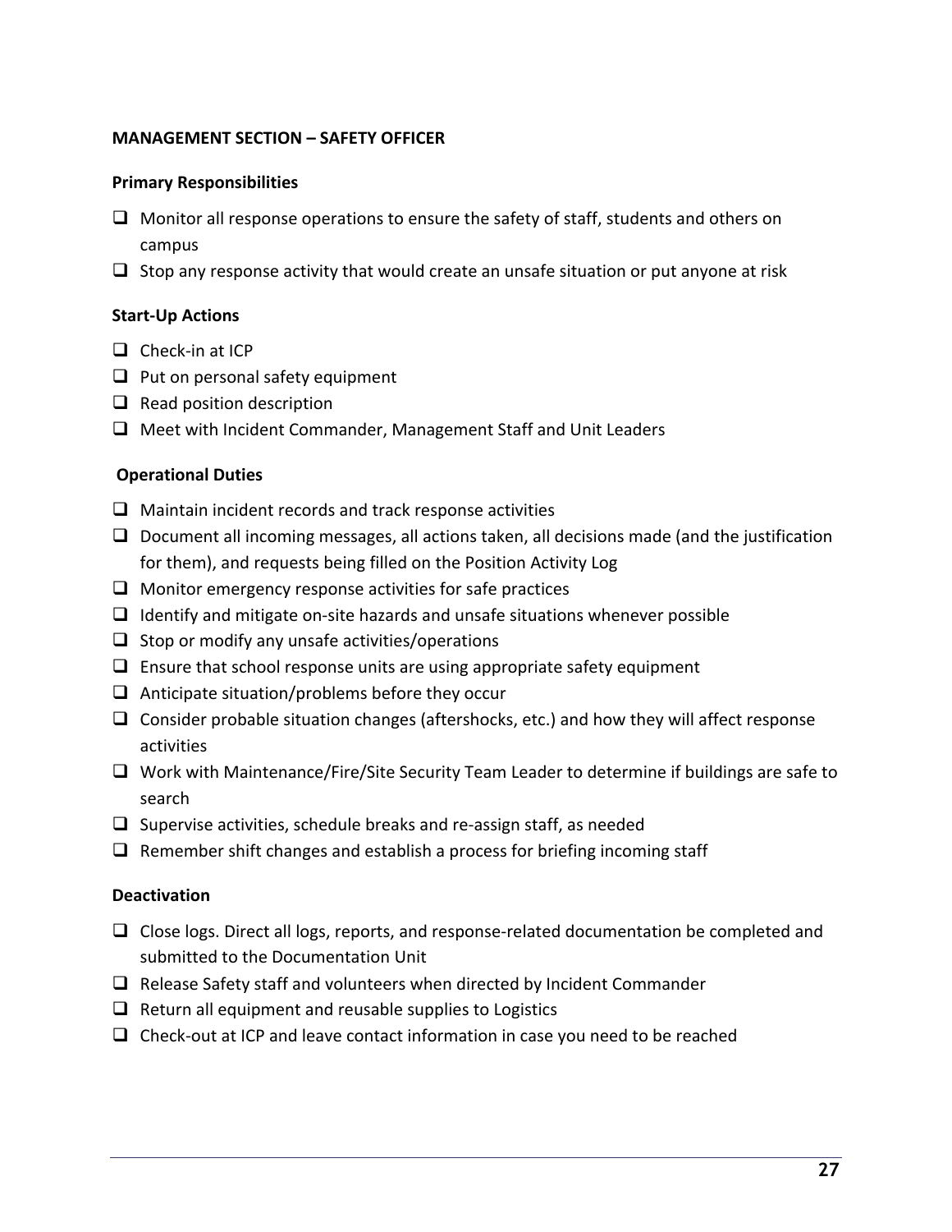**MANAGEMENT SECTION – SAFETY OFFICER**

**Primary Responsibilities**

- [ ] Monitor all response operations to ensure the safety of staff, students and others on campus
- [ ] Stop any response activity that would create an unsafe situation or put anyone at risk

**Start-Up Actions**

- [ ] Check-in at ICP
- [ ] Put on personal safety equipment
- [ ] Read position description
- [ ] Meet with Incident Commander, Management Staff and Unit Leaders

**Operational Duties**

- [ ] Maintain incident records and track response activities
- [ ] Document all incoming messages, all actions taken, all decisions made (and the justification for them), and requests being filled on the Position Activity Log
- [ ] Monitor emergency response activities for safe practices
- [ ] Identify and mitigate on-site hazards and unsafe situations whenever possible
- [ ] Stop or modify any unsafe activities/operations
- [ ] Ensure that school response units are using appropriate safety equipment
- [ ] Anticipate situation/problems before they occur
- [ ] Consider probable situation changes (aftershocks, etc.) and how they will affect response activities
- [ ] Work with Maintenance/Fire/Site Security Team Leader to determine if buildings are safe to search
- [ ] Supervise activities, schedule breaks and re-assign staff, as needed
- [ ] Remember shift changes and establish a process for briefing incoming staff

**Deactivation**

- [ ] Close logs. Direct all logs, reports, and response-related documentation be completed and submitted to the Documentation Unit
- [ ] Release Safety staff and volunteers when directed by Incident Commander
- [ ] Return all equipment and reusable supplies to Logistics
- [ ] Check-out at ICP and leave contact information in case you need to be reached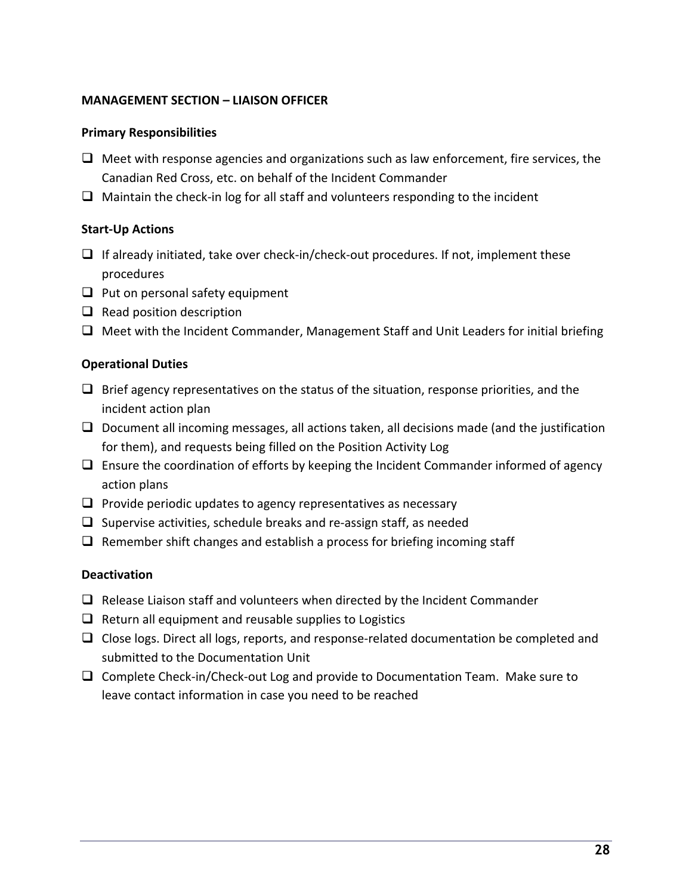**MANAGEMENT SECTION – LIAISON OFFICER**

**Primary Responsibilities**

- [ ] Meet with response agencies and organizations such as law enforcement, fire services, the Canadian Red Cross, etc. on behalf of the Incident Commander
- [ ] Maintain the check-in log for all staff and volunteers responding to the incident

**Start-Up Actions**

- [ ] If already initiated, take over check-in/check-out procedures. If not, implement these procedures
- [ ] Put on personal safety equipment
- [ ] Read position description
- [ ] Meet with the Incident Commander, Management Staff and Unit Leaders for initial briefing

**Operational Duties**

- [ ] Brief agency representatives on the status of the situation, response priorities, and the incident action plan
- [ ] Document all incoming messages, all actions taken, all decisions made (and the justification for them), and requests being filled on the Position Activity Log
- [ ] Ensure the coordination of efforts by keeping the Incident Commander informed of agency action plans
- [ ] Provide periodic updates to agency representatives as necessary
- [ ] Supervise activities, schedule breaks and re-assign staff, as needed
- [ ] Remember shift changes and establish a process for briefing incoming staff

**Deactivation**

- [ ] Release Liaison staff and volunteers when directed by the Incident Commander
- [ ] Return all equipment and reusable supplies to Logistics
- [ ] Close logs. Direct all logs, reports, and response-related documentation be completed and submitted to the Documentation Unit
- [ ] Complete Check-in/Check-out Log and provide to Documentation Team. Make sure to leave contact information in case you need to be reached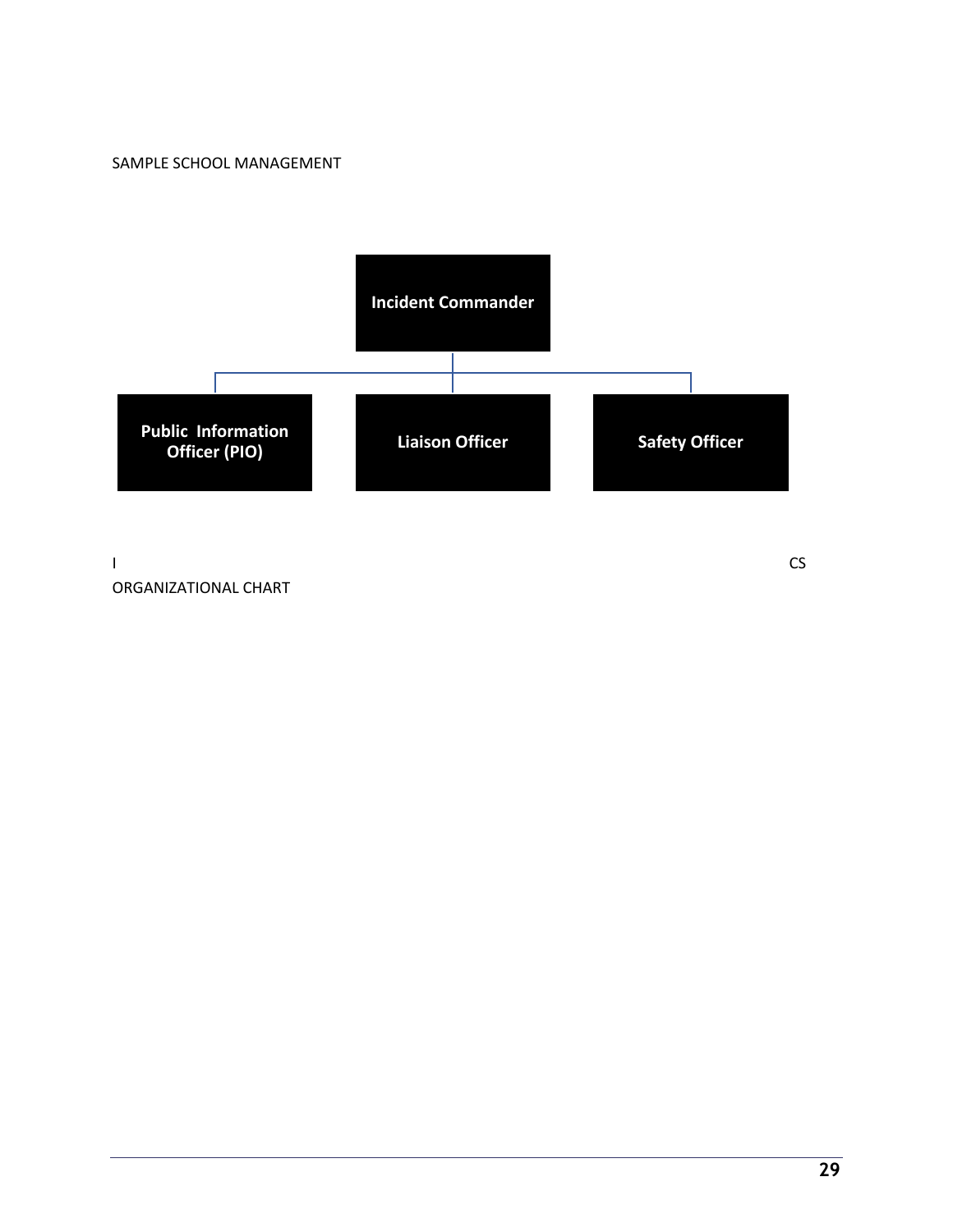SAMPLE SCHOOL MANAGEMENT

- **Incident Commander**
  - **Public Information Officer (PIO)**
  - **Liaison Officer**
  - **Safety Officer**

I CS

ORGANIZATIONAL CHART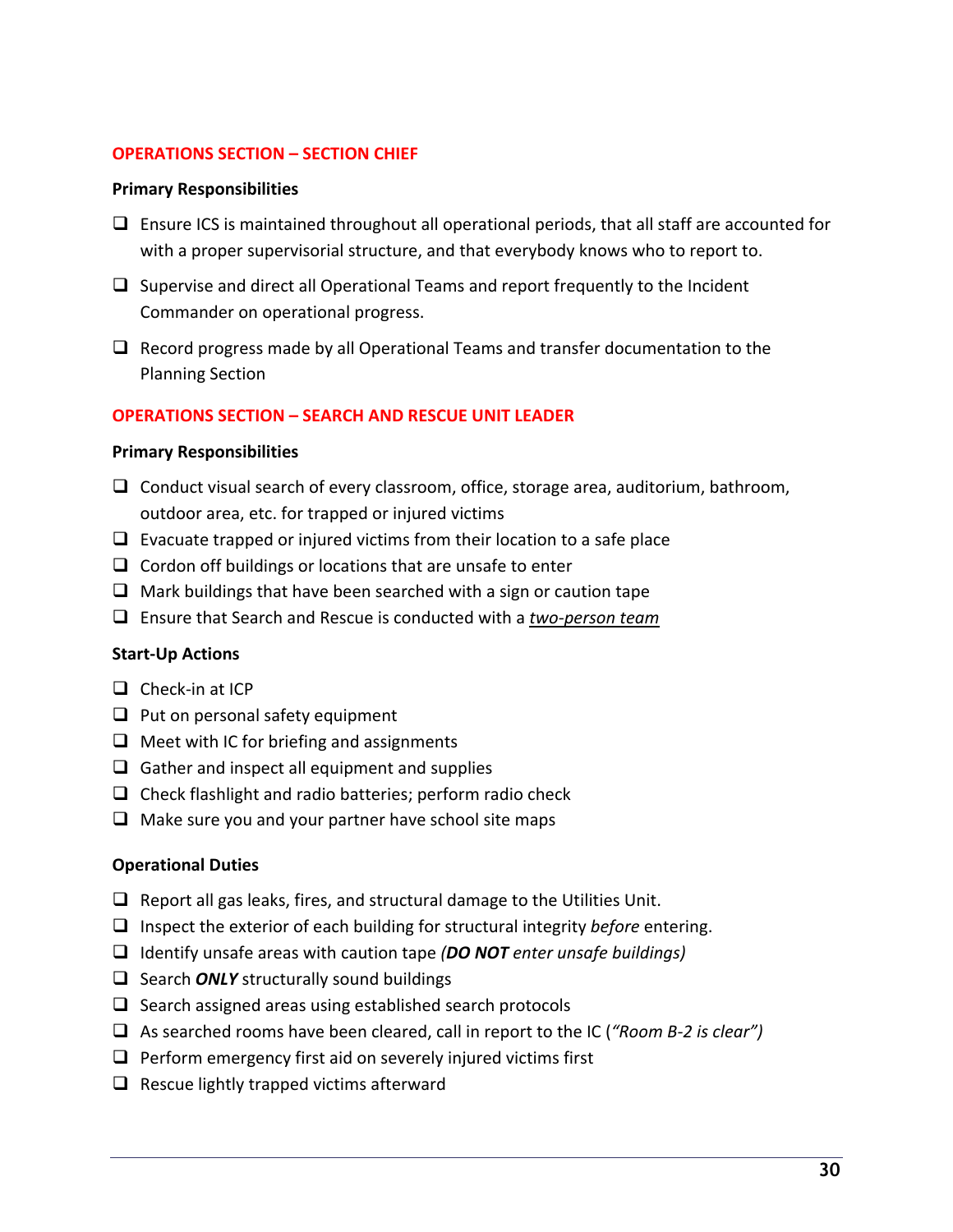## OPERATIONS SECTION – SECTION CHIEF

**Primary Responsibilities**

- ❑ Ensure ICS is maintained throughout all operational periods, that all staff are accounted for with a proper supervisorial structure, and that everybody knows who to report to.
- ❑ Supervise and direct all Operational Teams and report frequently to the Incident Commander on operational progress.
- ❑ Record progress made by all Operational Teams and transfer documentation to the Planning Section

## OPERATIONS SECTION – SEARCH AND RESCUE UNIT LEADER

**Primary Responsibilities**

- ❑ Conduct visual search of every classroom, office, storage area, auditorium, bathroom, outdoor area, etc. for trapped or injured victims
- ❑ Evacuate trapped or injured victims from their location to a safe place
- ❑ Cordon off buildings or locations that are unsafe to enter
- ❑ Mark buildings that have been searched with a sign or caution tape
- ❑ Ensure that Search and Rescue is conducted with a ***two-person team***

**Start-Up Actions**

- ❑ Check-in at ICP
- ❑ Put on personal safety equipment
- ❑ Meet with IC for briefing and assignments
- ❑ Gather and inspect all equipment and supplies
- ❑ Check flashlight and radio batteries; perform radio check
- ❑ Make sure you and your partner have school site maps

**Operational Duties**

- ❑ Report all gas leaks, fires, and structural damage to the Utilities Unit.
- ❑ Inspect the exterior of each building for structural integrity *before* entering.
- ❑ Identify unsafe areas with caution tape *(**DO NOT** enter unsafe buildings)*
- ❑ Search ***ONLY*** structurally sound buildings
- ❑ Search assigned areas using established search protocols
- ❑ As searched rooms have been cleared, call in report to the IC (*"Room B-2 is clear"*)
- ❑ Perform emergency first aid on severely injured victims first
- ❑ Rescue lightly trapped victims afterward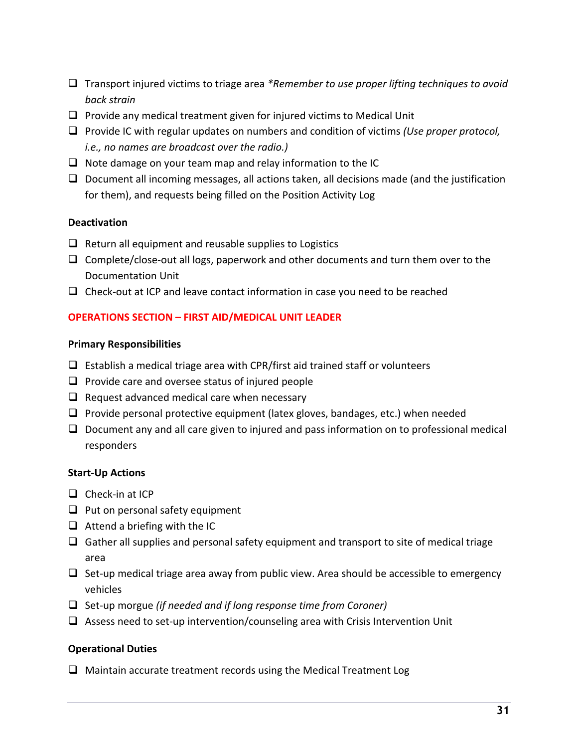- ❑ Transport injured victims to triage area *\*Remember to use proper lifting techniques to avoid back strain*
- ❑ Provide any medical treatment given for injured victims to Medical Unit
- ❑ Provide IC with regular updates on numbers and condition of victims *(Use proper protocol, i.e., no names are broadcast over the radio.)*
- ❑ Note damage on your team map and relay information to the IC
- ❑ Document all incoming messages, all actions taken, all decisions made (and the justification for them), and requests being filled on the Position Activity Log

**Deactivation**

- ❑ Return all equipment and reusable supplies to Logistics
- ❑ Complete/close-out all logs, paperwork and other documents and turn them over to the Documentation Unit
- ❑ Check-out at ICP and leave contact information in case you need to be reached

## OPERATIONS SECTION – FIRST AID/MEDICAL UNIT LEADER

**Primary Responsibilities**

- ❑ Establish a medical triage area with CPR/first aid trained staff or volunteers
- ❑ Provide care and oversee status of injured people
- ❑ Request advanced medical care when necessary
- ❑ Provide personal protective equipment (latex gloves, bandages, etc.) when needed
- ❑ Document any and all care given to injured and pass information on to professional medical responders

**Start-Up Actions**

- ❑ Check-in at ICP
- ❑ Put on personal safety equipment
- ❑ Attend a briefing with the IC
- ❑ Gather all supplies and personal safety equipment and transport to site of medical triage area
- ❑ Set-up medical triage area away from public view. Area should be accessible to emergency vehicles
- ❑ Set-up morgue *(if needed and if long response time from Coroner)*
- ❑ Assess need to set-up intervention/counseling area with Crisis Intervention Unit

**Operational Duties**

- ❑ Maintain accurate treatment records using the Medical Treatment Log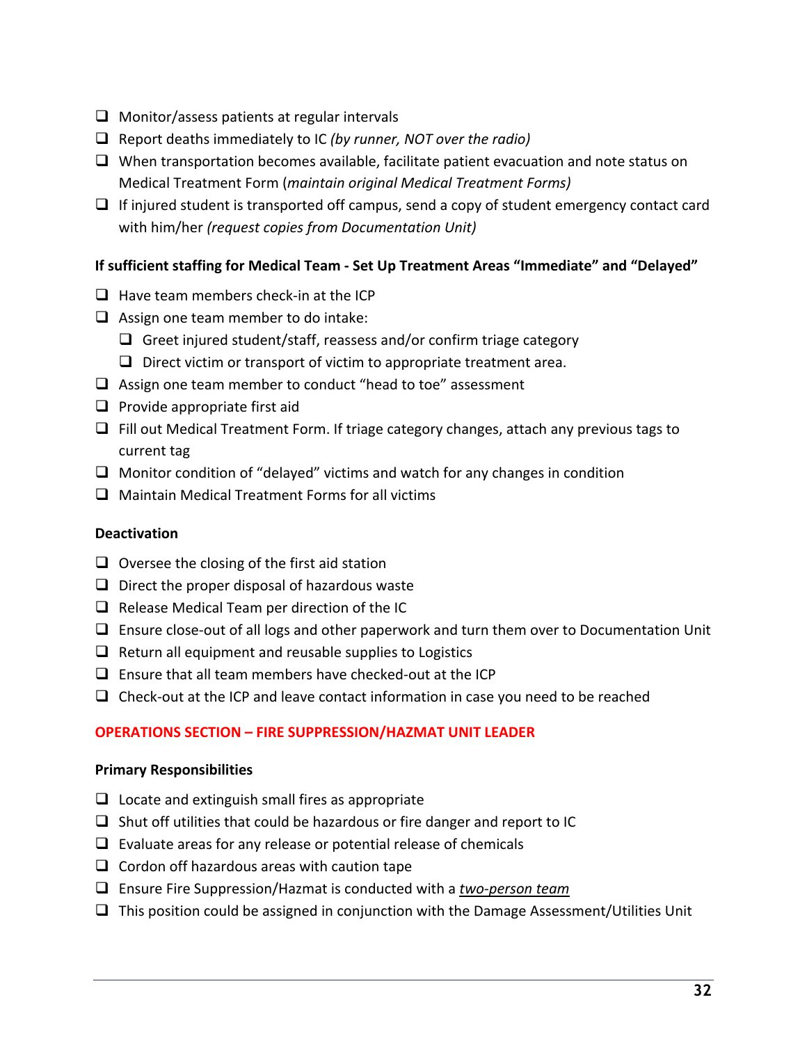- ❑ Monitor/assess patients at regular intervals
- ❑ Report deaths immediately to IC *(by runner, NOT over the radio)*
- ❑ When transportation becomes available, facilitate patient evacuation and note status on Medical Treatment Form (*maintain original Medical Treatment Forms)*
- ❑ If injured student is transported off campus, send a copy of student emergency contact card with him/her *(request copies from Documentation Unit)*

**If sufficient staffing for Medical Team - Set Up Treatment Areas "Immediate" and "Delayed"**

- ❑ Have team members check-in at the ICP
- ❑ Assign one team member to do intake:
  - ❑ Greet injured student/staff, reassess and/or confirm triage category
  - ❑ Direct victim or transport of victim to appropriate treatment area.
- ❑ Assign one team member to conduct "head to toe" assessment
- ❑ Provide appropriate first aid
- ❑ Fill out Medical Treatment Form. If triage category changes, attach any previous tags to current tag
- ❑ Monitor condition of "delayed" victims and watch for any changes in condition
- ❑ Maintain Medical Treatment Forms for all victims

**Deactivation**

- ❑ Oversee the closing of the first aid station
- ❑ Direct the proper disposal of hazardous waste
- ❑ Release Medical Team per direction of the IC
- ❑ Ensure close-out of all logs and other paperwork and turn them over to Documentation Unit
- ❑ Return all equipment and reusable supplies to Logistics
- ❑ Ensure that all team members have checked-out at the ICP
- ❑ Check-out at the ICP and leave contact information in case you need to be reached

## OPERATIONS SECTION – FIRE SUPPRESSION/HAZMAT UNIT LEADER

**Primary Responsibilities**

- ❑ Locate and extinguish small fires as appropriate
- ❑ Shut off utilities that could be hazardous or fire danger and report to IC
- ❑ Evaluate areas for any release or potential release of chemicals
- ❑ Cordon off hazardous areas with caution tape
- ❑ Ensure Fire Suppression/Hazmat is conducted with a *two-person team*
- ❑ This position could be assigned in conjunction with the Damage Assessment/Utilities Unit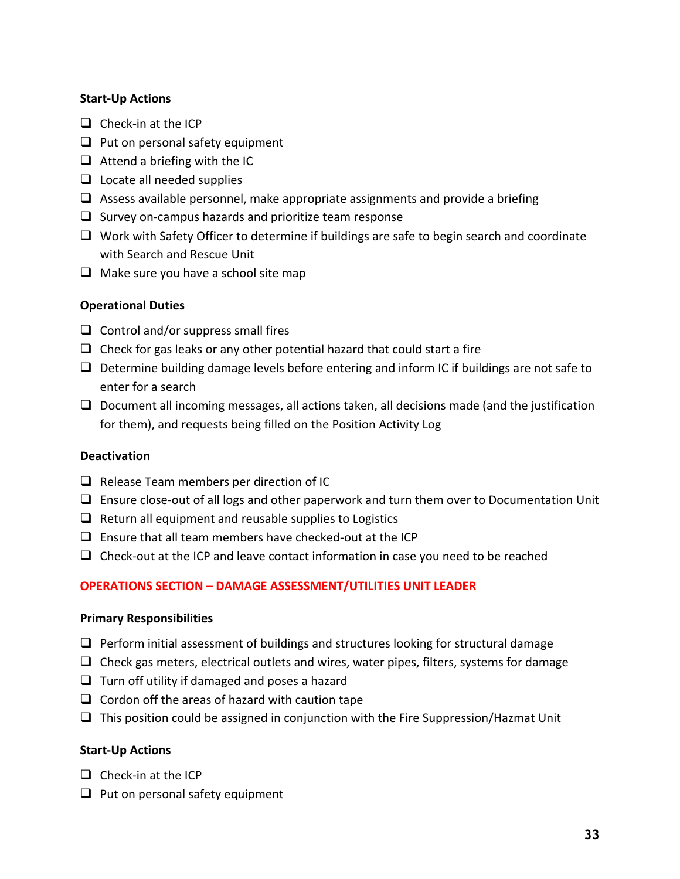**Start-Up Actions**

- ❑ Check-in at the ICP
- ❑ Put on personal safety equipment
- ❑ Attend a briefing with the IC
- ❑ Locate all needed supplies
- ❑ Assess available personnel, make appropriate assignments and provide a briefing
- ❑ Survey on-campus hazards and prioritize team response
- ❑ Work with Safety Officer to determine if buildings are safe to begin search and coordinate with Search and Rescue Unit
- ❑ Make sure you have a school site map

**Operational Duties**

- ❑ Control and/or suppress small fires
- ❑ Check for gas leaks or any other potential hazard that could start a fire
- ❑ Determine building damage levels before entering and inform IC if buildings are not safe to enter for a search
- ❑ Document all incoming messages, all actions taken, all decisions made (and the justification for them), and requests being filled on the Position Activity Log

**Deactivation**

- ❑ Release Team members per direction of IC
- ❑ Ensure close-out of all logs and other paperwork and turn them over to Documentation Unit
- ❑ Return all equipment and reusable supplies to Logistics
- ❑ Ensure that all team members have checked-out at the ICP
- ❑ Check-out at the ICP and leave contact information in case you need to be reached

## OPERATIONS SECTION – DAMAGE ASSESSMENT/UTILITIES UNIT LEADER

**Primary Responsibilities**

- ❑ Perform initial assessment of buildings and structures looking for structural damage
- ❑ Check gas meters, electrical outlets and wires, water pipes, filters, systems for damage
- ❑ Turn off utility if damaged and poses a hazard
- ❑ Cordon off the areas of hazard with caution tape
- ❑ This position could be assigned in conjunction with the Fire Suppression/Hazmat Unit

**Start-Up Actions**

- ❑ Check-in at the ICP
- ❑ Put on personal safety equipment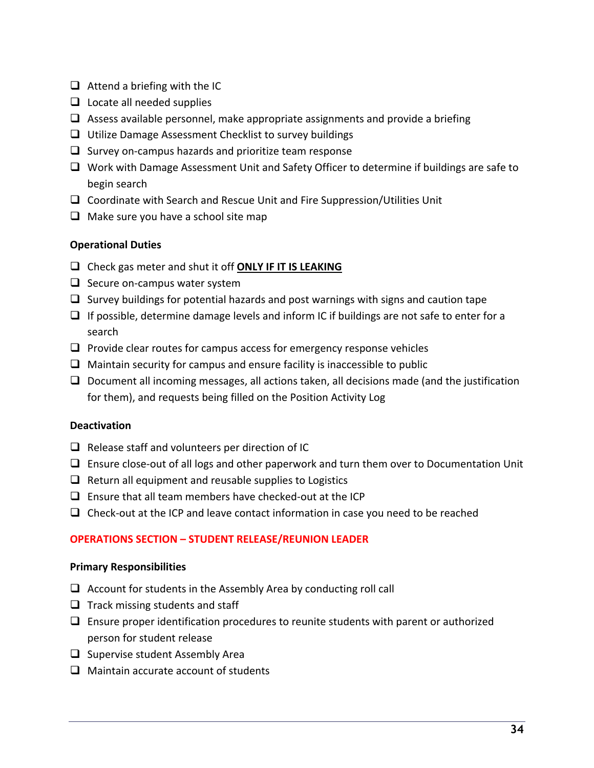- [ ] Attend a briefing with the IC
- [ ] Locate all needed supplies
- [ ] Assess available personnel, make appropriate assignments and provide a briefing
- [ ] Utilize Damage Assessment Checklist to survey buildings
- [ ] Survey on-campus hazards and prioritize team response
- [ ] Work with Damage Assessment Unit and Safety Officer to determine if buildings are safe to begin search
- [ ] Coordinate with Search and Rescue Unit and Fire Suppression/Utilities Unit
- [ ] Make sure you have a school site map

**Operational Duties**

- [ ] Check gas meter and shut it off **<u>ONLY IF IT IS LEAKING</u>**
- [ ] Secure on-campus water system
- [ ] Survey buildings for potential hazards and post warnings with signs and caution tape
- [ ] If possible, determine damage levels and inform IC if buildings are not safe to enter for a search
- [ ] Provide clear routes for campus access for emergency response vehicles
- [ ] Maintain security for campus and ensure facility is inaccessible to public
- [ ] Document all incoming messages, all actions taken, all decisions made (and the justification for them), and requests being filled on the Position Activity Log

**Deactivation**

- [ ] Release staff and volunteers per direction of IC
- [ ] Ensure close-out of all logs and other paperwork and turn them over to Documentation Unit
- [ ] Return all equipment and reusable supplies to Logistics
- [ ] Ensure that all team members have checked-out at the ICP
- [ ] Check-out at the ICP and leave contact information in case you need to be reached

## OPERATIONS SECTION – STUDENT RELEASE/REUNION LEADER

**Primary Responsibilities**

- [ ] Account for students in the Assembly Area by conducting roll call
- [ ] Track missing students and staff
- [ ] Ensure proper identification procedures to reunite students with parent or authorized person for student release
- [ ] Supervise student Assembly Area
- [ ] Maintain accurate account of students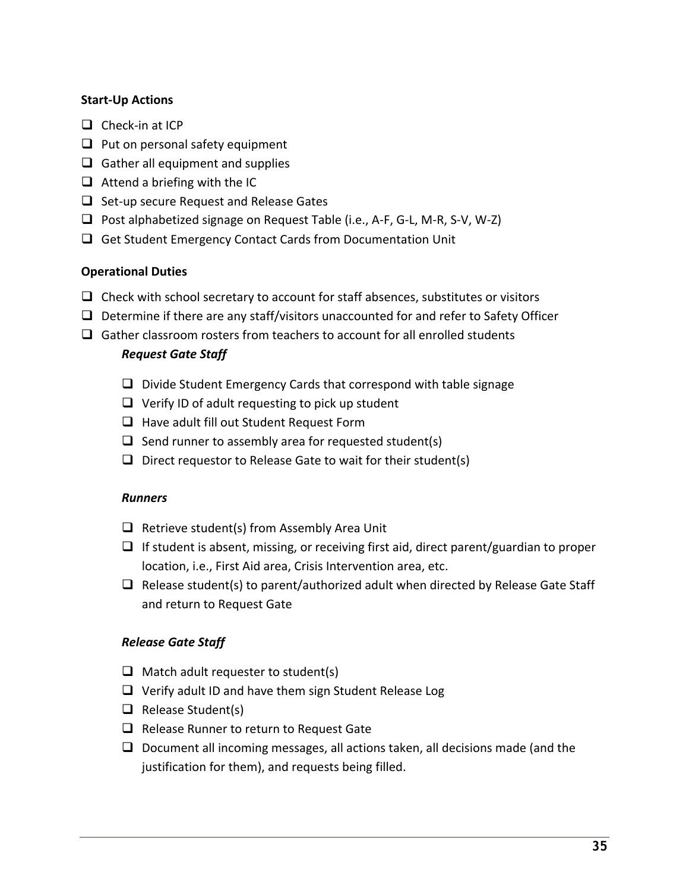**Start-Up Actions**

- ☐ Check-in at ICP
- ☐ Put on personal safety equipment
- ☐ Gather all equipment and supplies
- ☐ Attend a briefing with the IC
- ☐ Set-up secure Request and Release Gates
- ☐ Post alphabetized signage on Request Table (i.e., A-F, G-L, M-R, S-V, W-Z)
- ☐ Get Student Emergency Contact Cards from Documentation Unit

**Operational Duties**

- ☐ Check with school secretary to account for staff absences, substitutes or visitors
- ☐ Determine if there are any staff/visitors unaccounted for and refer to Safety Officer
- ☐ Gather classroom rosters from teachers to account for all enrolled students

***Request Gate Staff***

- ☐ Divide Student Emergency Cards that correspond with table signage
- ☐ Verify ID of adult requesting to pick up student
- ☐ Have adult fill out Student Request Form
- ☐ Send runner to assembly area for requested student(s)
- ☐ Direct requestor to Release Gate to wait for their student(s)

***Runners***

- ☐ Retrieve student(s) from Assembly Area Unit
- ☐ If student is absent, missing, or receiving first aid, direct parent/guardian to proper location, i.e., First Aid area, Crisis Intervention area, etc.
- ☐ Release student(s) to parent/authorized adult when directed by Release Gate Staff and return to Request Gate

***Release Gate Staff***

- ☐ Match adult requester to student(s)
- ☐ Verify adult ID and have them sign Student Release Log
- ☐ Release Student(s)
- ☐ Release Runner to return to Request Gate
- ☐ Document all incoming messages, all actions taken, all decisions made (and the justification for them), and requests being filled.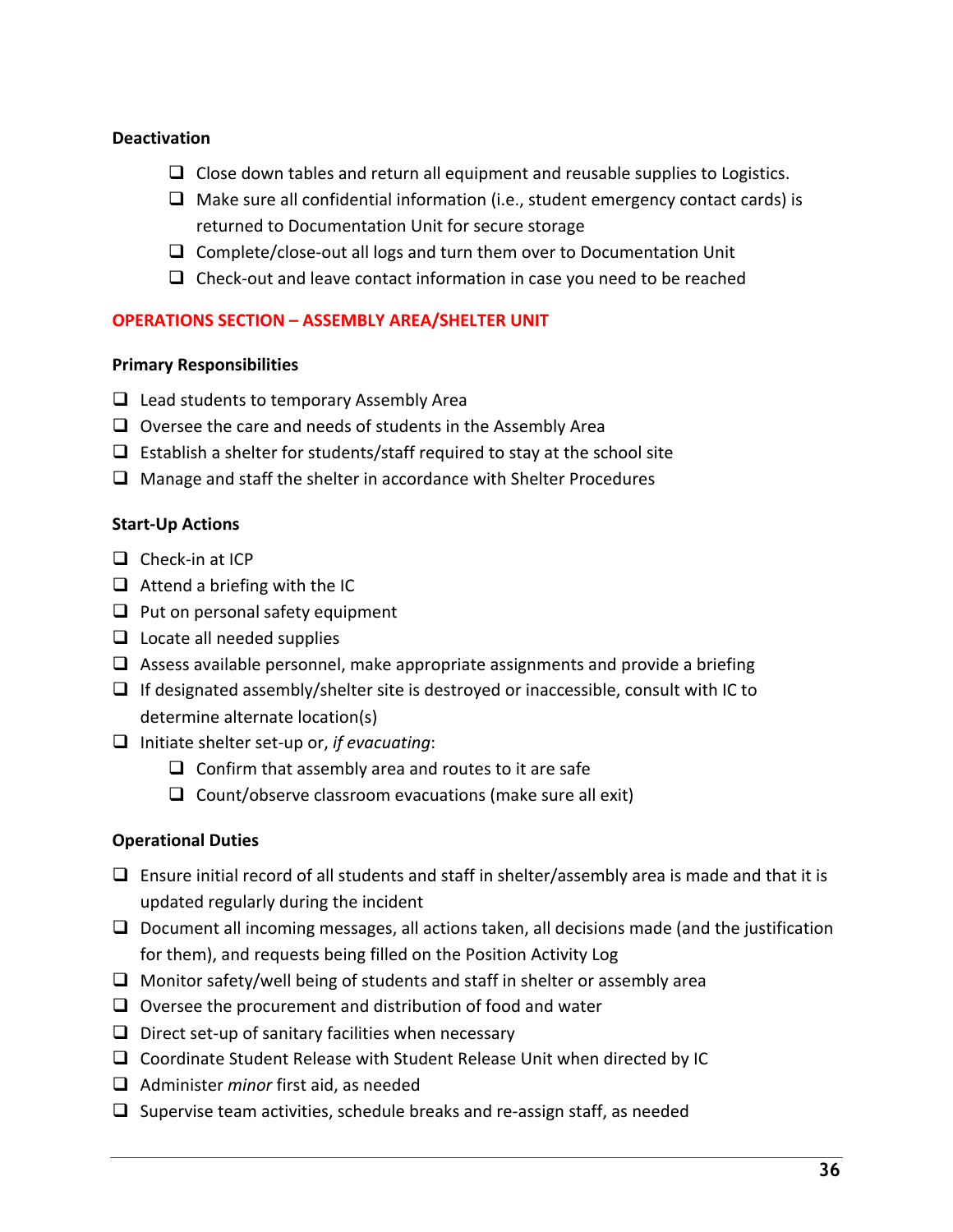### Deactivation

- [ ] Close down tables and return all equipment and reusable supplies to Logistics.
- [ ] Make sure all confidential information (i.e., student emergency contact cards) is returned to Documentation Unit for secure storage
- [ ] Complete/close-out all logs and turn them over to Documentation Unit
- [ ] Check-out and leave contact information in case you need to be reached

## OPERATIONS SECTION – ASSEMBLY AREA/SHELTER UNIT

### Primary Responsibilities

- [ ] Lead students to temporary Assembly Area
- [ ] Oversee the care and needs of students in the Assembly Area
- [ ] Establish a shelter for students/staff required to stay at the school site
- [ ] Manage and staff the shelter in accordance with Shelter Procedures

### Start-Up Actions

- [ ] Check-in at ICP
- [ ] Attend a briefing with the IC
- [ ] Put on personal safety equipment
- [ ] Locate all needed supplies
- [ ] Assess available personnel, make appropriate assignments and provide a briefing
- [ ] If designated assembly/shelter site is destroyed or inaccessible, consult with IC to determine alternate location(s)
- [ ] Initiate shelter set-up or, *if evacuating*:
    - [ ] Confirm that assembly area and routes to it are safe
    - [ ] Count/observe classroom evacuations (make sure all exit)

### Operational Duties

- [ ] Ensure initial record of all students and staff in shelter/assembly area is made and that it is updated regularly during the incident
- [ ] Document all incoming messages, all actions taken, all decisions made (and the justification for them), and requests being filled on the Position Activity Log
- [ ] Monitor safety/well being of students and staff in shelter or assembly area
- [ ] Oversee the procurement and distribution of food and water
- [ ] Direct set-up of sanitary facilities when necessary
- [ ] Coordinate Student Release with Student Release Unit when directed by IC
- [ ] Administer *minor* first aid, as needed
- [ ] Supervise team activities, schedule breaks and re-assign staff, as needed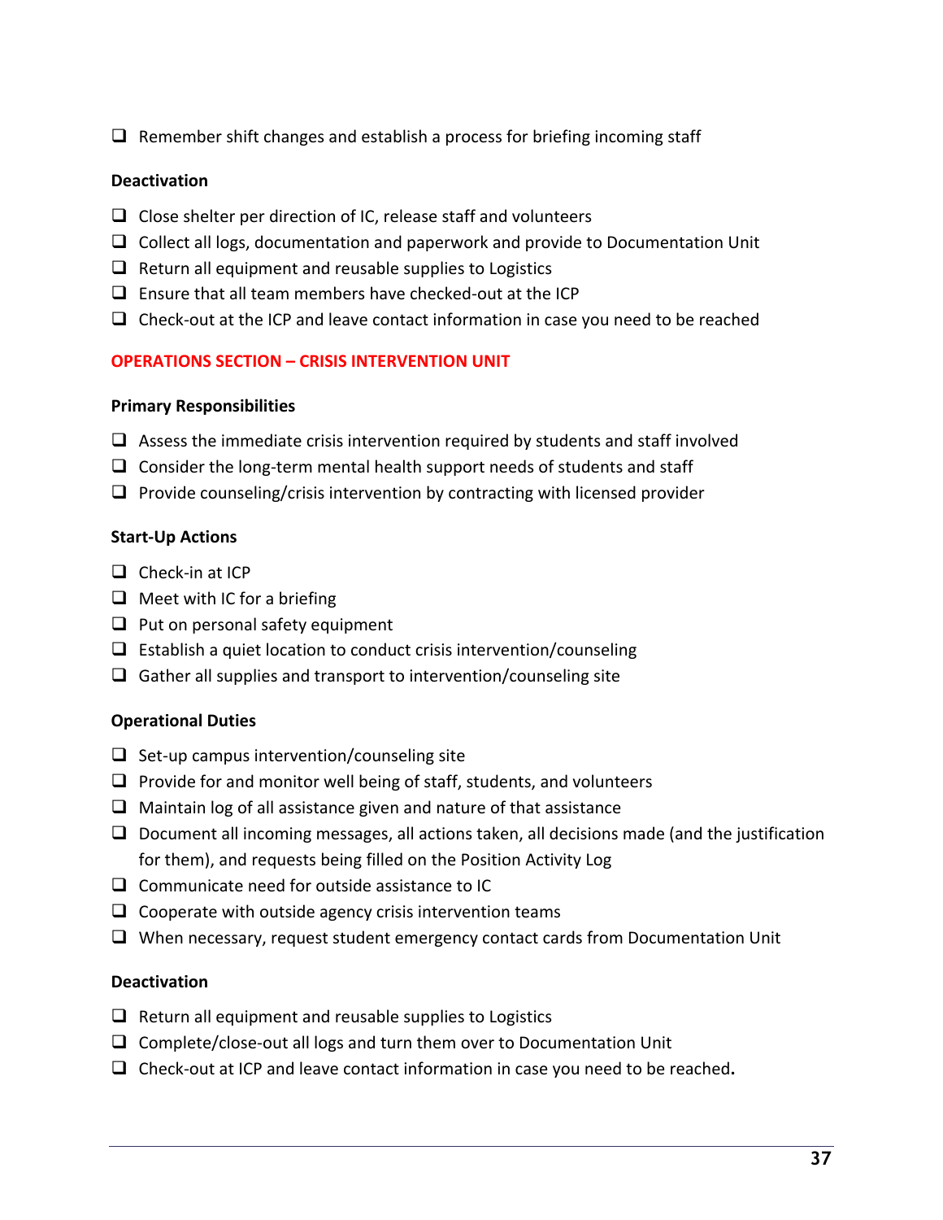- ❑ Remember shift changes and establish a process for briefing incoming staff

**Deactivation**

- ❑ Close shelter per direction of IC, release staff and volunteers
- ❑ Collect all logs, documentation and paperwork and provide to Documentation Unit
- ❑ Return all equipment and reusable supplies to Logistics
- ❑ Ensure that all team members have checked-out at the ICP
- ❑ Check-out at the ICP and leave contact information in case you need to be reached

## OPERATIONS SECTION – CRISIS INTERVENTION UNIT

**Primary Responsibilities**

- ❑ Assess the immediate crisis intervention required by students and staff involved
- ❑ Consider the long-term mental health support needs of students and staff
- ❑ Provide counseling/crisis intervention by contracting with licensed provider

**Start-Up Actions**

- ❑ Check-in at ICP
- ❑ Meet with IC for a briefing
- ❑ Put on personal safety equipment
- ❑ Establish a quiet location to conduct crisis intervention/counseling
- ❑ Gather all supplies and transport to intervention/counseling site

**Operational Duties**

- ❑ Set-up campus intervention/counseling site
- ❑ Provide for and monitor well being of staff, students, and volunteers
- ❑ Maintain log of all assistance given and nature of that assistance
- ❑ Document all incoming messages, all actions taken, all decisions made (and the justification for them), and requests being filled on the Position Activity Log
- ❑ Communicate need for outside assistance to IC
- ❑ Cooperate with outside agency crisis intervention teams
- ❑ When necessary, request student emergency contact cards from Documentation Unit

**Deactivation**

- ❑ Return all equipment and reusable supplies to Logistics
- ❑ Complete/close-out all logs and turn them over to Documentation Unit
- ❑ Check-out at ICP and leave contact information in case you need to be reached.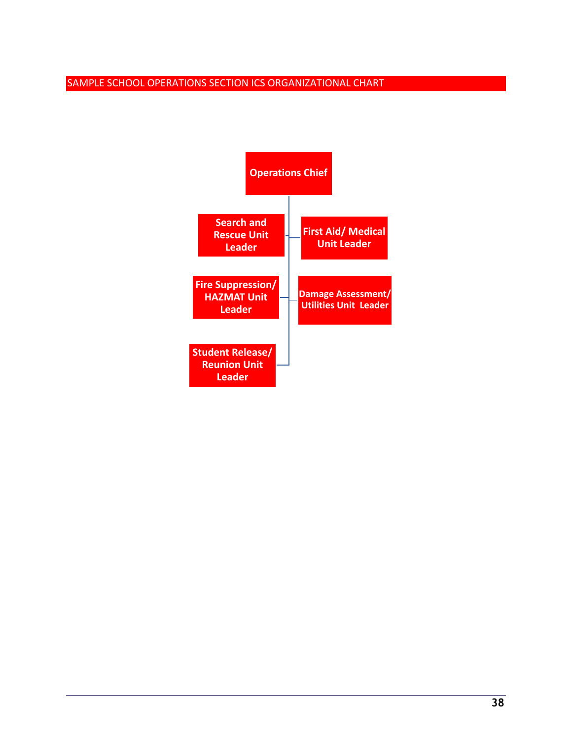## SAMPLE SCHOOL OPERATIONS SECTION ICS ORGANIZATIONAL CHART

**Operations Chief**

- **Search and Rescue Unit Leader**
- **First Aid/ Medical Unit Leader**
- **Fire Suppression/ HAZMAT Unit Leader**
- **Damage Assessment/ Utilities Unit Leader**
- **Student Release/ Reunion Unit Leader**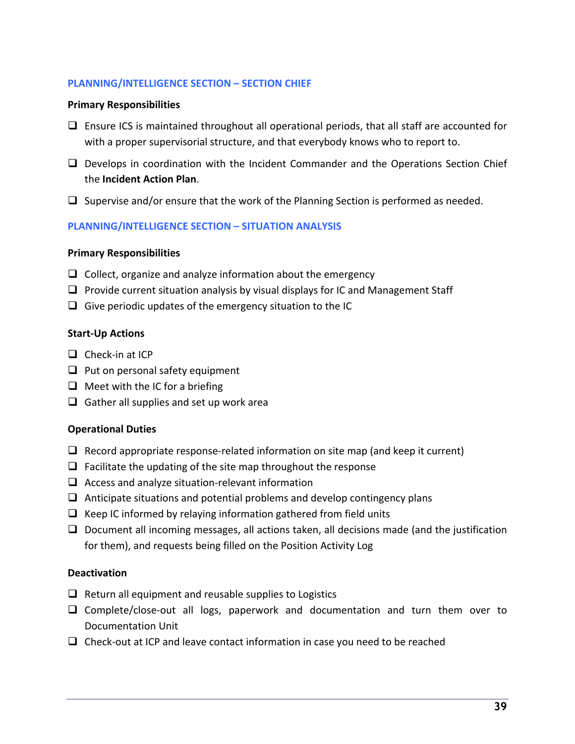## PLANNING/INTELLIGENCE SECTION – SECTION CHIEF

**Primary Responsibilities**

- ❑ Ensure ICS is maintained throughout all operational periods, that all staff are accounted for with a proper supervisorial structure, and that everybody knows who to report to.
- ❑ Develops in coordination with the Incident Commander and the Operations Section Chief the **Incident Action Plan**.
- ❑ Supervise and/or ensure that the work of the Planning Section is performed as needed.

## PLANNING/INTELLIGENCE SECTION – SITUATION ANALYSIS

**Primary Responsibilities**

- ❑ Collect, organize and analyze information about the emergency
- ❑ Provide current situation analysis by visual displays for IC and Management Staff
- ❑ Give periodic updates of the emergency situation to the IC

**Start-Up Actions**

- ❑ Check-in at ICP
- ❑ Put on personal safety equipment
- ❑ Meet with the IC for a briefing
- ❑ Gather all supplies and set up work area

**Operational Duties**

- ❑ Record appropriate response-related information on site map (and keep it current)
- ❑ Facilitate the updating of the site map throughout the response
- ❑ Access and analyze situation-relevant information
- ❑ Anticipate situations and potential problems and develop contingency plans
- ❑ Keep IC informed by relaying information gathered from field units
- ❑ Document all incoming messages, all actions taken, all decisions made (and the justification for them), and requests being filled on the Position Activity Log

**Deactivation**

- ❑ Return all equipment and reusable supplies to Logistics
- ❑ Complete/close-out all logs, paperwork and documentation and turn them over to Documentation Unit
- ❑ Check-out at ICP and leave contact information in case you need to be reached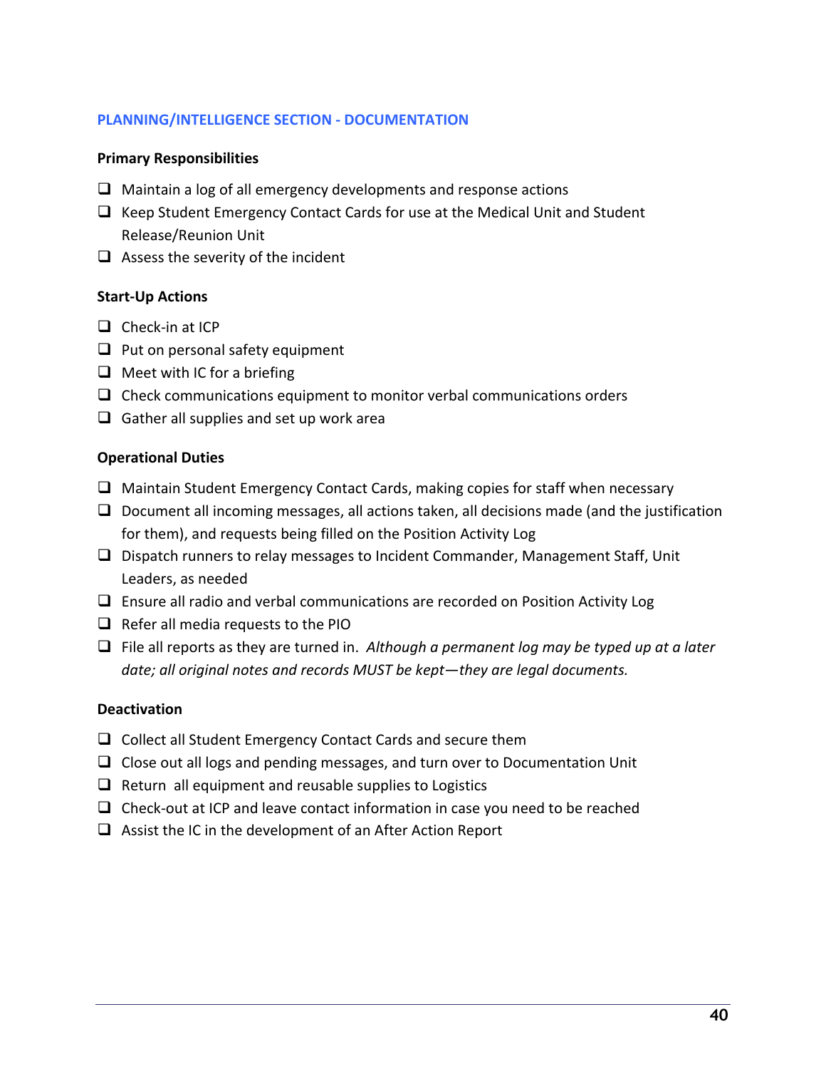## PLANNING/INTELLIGENCE SECTION - DOCUMENTATION

**Primary Responsibilities**

- ❑ Maintain a log of all emergency developments and response actions
- ❑ Keep Student Emergency Contact Cards for use at the Medical Unit and Student Release/Reunion Unit
- ❑ Assess the severity of the incident

**Start-Up Actions**

- ❑ Check-in at ICP
- ❑ Put on personal safety equipment
- ❑ Meet with IC for a briefing
- ❑ Check communications equipment to monitor verbal communications orders
- ❑ Gather all supplies and set up work area

**Operational Duties**

- ❑ Maintain Student Emergency Contact Cards, making copies for staff when necessary
- ❑ Document all incoming messages, all actions taken, all decisions made (and the justification for them), and requests being filled on the Position Activity Log
- ❑ Dispatch runners to relay messages to Incident Commander, Management Staff, Unit Leaders, as needed
- ❑ Ensure all radio and verbal communications are recorded on Position Activity Log
- ❑ Refer all media requests to the PIO
- ❑ File all reports as they are turned in. *Although a permanent log may be typed up at a later date; all original notes and records MUST be kept—they are legal documents.*

**Deactivation**

- ❑ Collect all Student Emergency Contact Cards and secure them
- ❑ Close out all logs and pending messages, and turn over to Documentation Unit
- ❑ Return all equipment and reusable supplies to Logistics
- ❑ Check-out at ICP and leave contact information in case you need to be reached
- ❑ Assist the IC in the development of an After Action Report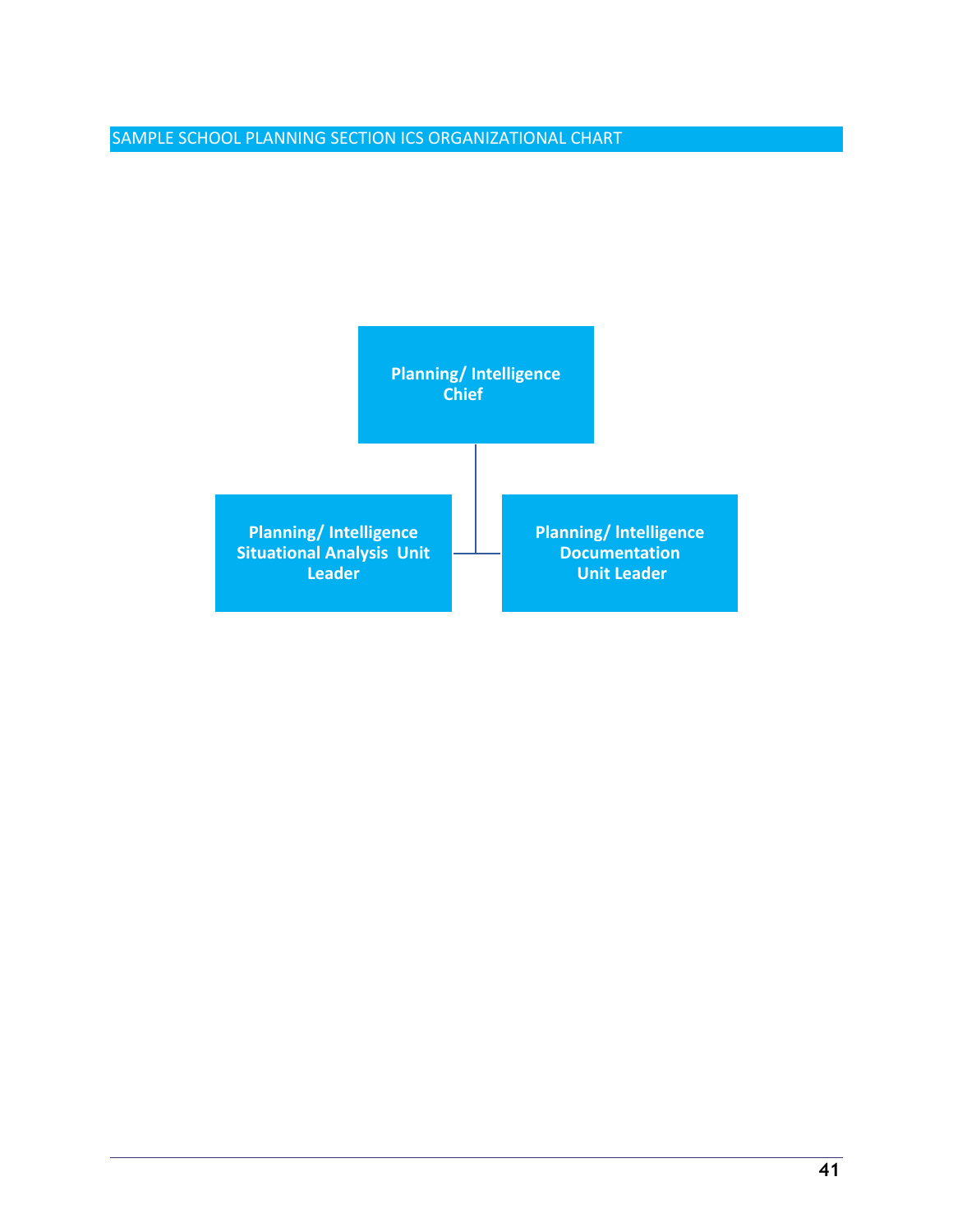## SAMPLE SCHOOL PLANNING SECTION ICS ORGANIZATIONAL CHART

**Planning/ Intelligence Chief**

- **Planning/ Intelligence Situational Analysis Unit Leader**
- **Planning/ Intelligence Documentation Unit Leader**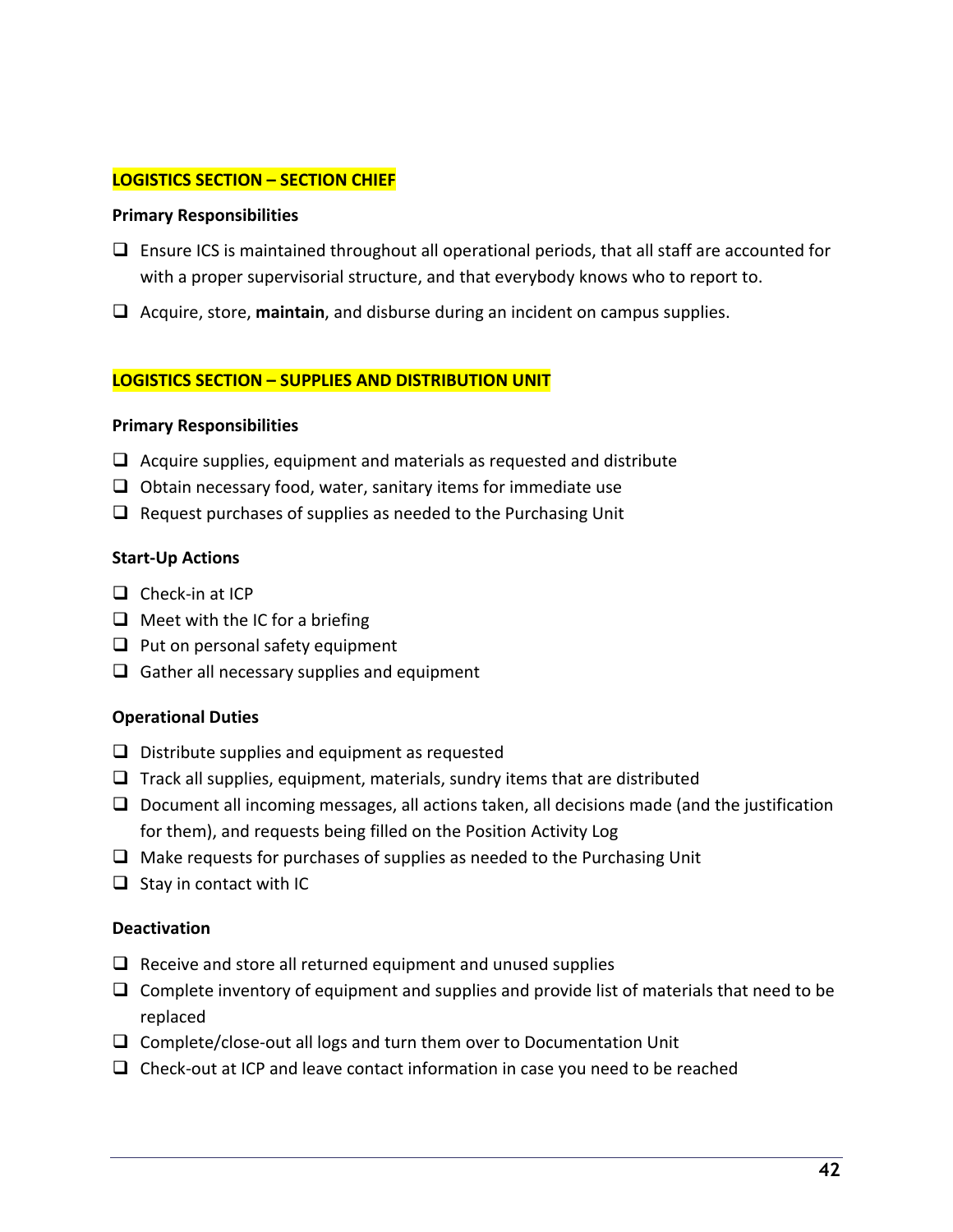## LOGISTICS SECTION – SECTION CHIEF

**Primary Responsibilities**

- ❑ Ensure ICS is maintained throughout all operational periods, that all staff are accounted for with a proper supervisorial structure, and that everybody knows who to report to.
- ❑ Acquire, store, **maintain**, and disburse during an incident on campus supplies.

## LOGISTICS SECTION – SUPPLIES AND DISTRIBUTION UNIT

**Primary Responsibilities**

- ❑ Acquire supplies, equipment and materials as requested and distribute
- ❑ Obtain necessary food, water, sanitary items for immediate use
- ❑ Request purchases of supplies as needed to the Purchasing Unit

**Start-Up Actions**

- ❑ Check-in at ICP
- ❑ Meet with the IC for a briefing
- ❑ Put on personal safety equipment
- ❑ Gather all necessary supplies and equipment

**Operational Duties**

- ❑ Distribute supplies and equipment as requested
- ❑ Track all supplies, equipment, materials, sundry items that are distributed
- ❑ Document all incoming messages, all actions taken, all decisions made (and the justification for them), and requests being filled on the Position Activity Log
- ❑ Make requests for purchases of supplies as needed to the Purchasing Unit
- ❑ Stay in contact with IC

**Deactivation**

- ❑ Receive and store all returned equipment and unused supplies
- ❑ Complete inventory of equipment and supplies and provide list of materials that need to be replaced
- ❑ Complete/close-out all logs and turn them over to Documentation Unit
- ❑ Check-out at ICP and leave contact information in case you need to be reached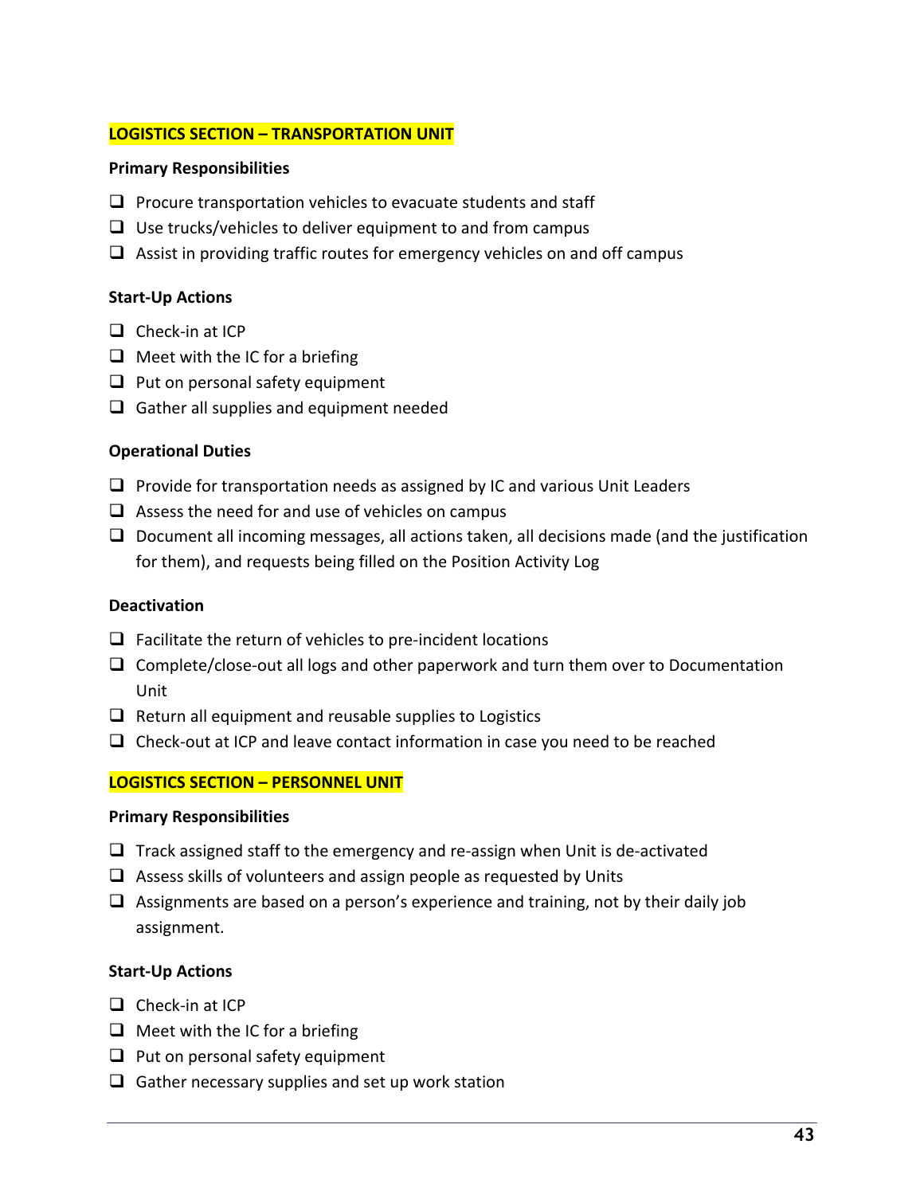## LOGISTICS SECTION – TRANSPORTATION UNIT

**Primary Responsibilities**

- ❑ Procure transportation vehicles to evacuate students and staff
- ❑ Use trucks/vehicles to deliver equipment to and from campus
- ❑ Assist in providing traffic routes for emergency vehicles on and off campus

**Start-Up Actions**

- ❑ Check-in at ICP
- ❑ Meet with the IC for a briefing
- ❑ Put on personal safety equipment
- ❑ Gather all supplies and equipment needed

**Operational Duties**

- ❑ Provide for transportation needs as assigned by IC and various Unit Leaders
- ❑ Assess the need for and use of vehicles on campus
- ❑ Document all incoming messages, all actions taken, all decisions made (and the justification for them), and requests being filled on the Position Activity Log

**Deactivation**

- ❑ Facilitate the return of vehicles to pre-incident locations
- ❑ Complete/close-out all logs and other paperwork and turn them over to Documentation Unit
- ❑ Return all equipment and reusable supplies to Logistics
- ❑ Check-out at ICP and leave contact information in case you need to be reached

## LOGISTICS SECTION – PERSONNEL UNIT

**Primary Responsibilities**

- ❑ Track assigned staff to the emergency and re-assign when Unit is de-activated
- ❑ Assess skills of volunteers and assign people as requested by Units
- ❑ Assignments are based on a person's experience and training, not by their daily job assignment.

**Start-Up Actions**

- ❑ Check-in at ICP
- ❑ Meet with the IC for a briefing
- ❑ Put on personal safety equipment
- ❑ Gather necessary supplies and set up work station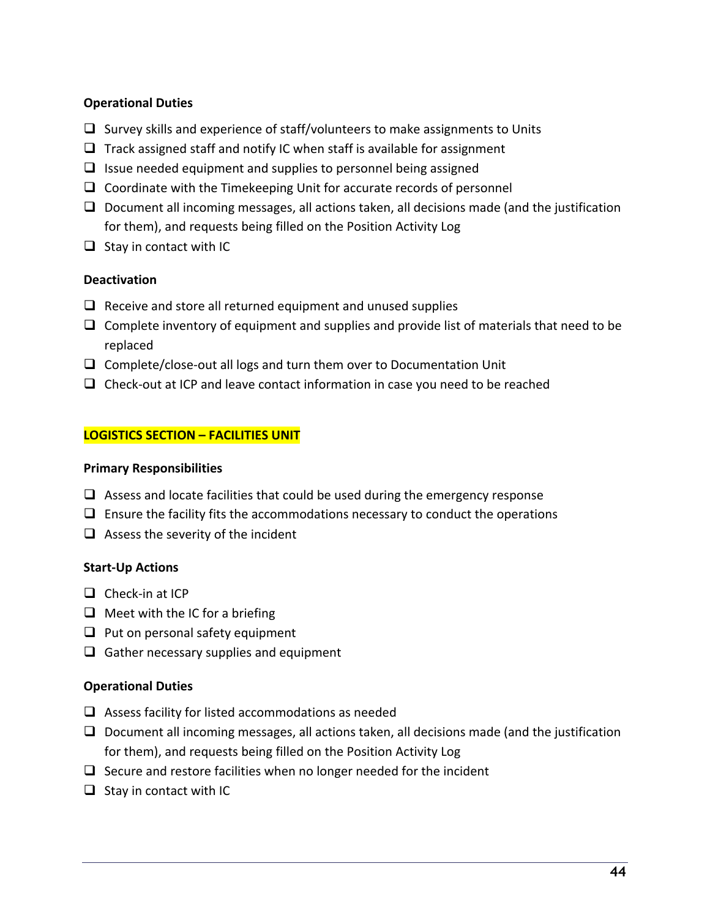**Operational Duties**

- ❑ Survey skills and experience of staff/volunteers to make assignments to Units
- ❑ Track assigned staff and notify IC when staff is available for assignment
- ❑ Issue needed equipment and supplies to personnel being assigned
- ❑ Coordinate with the Timekeeping Unit for accurate records of personnel
- ❑ Document all incoming messages, all actions taken, all decisions made (and the justification for them), and requests being filled on the Position Activity Log
- ❑ Stay in contact with IC

**Deactivation**

- ❑ Receive and store all returned equipment and unused supplies
- ❑ Complete inventory of equipment and supplies and provide list of materials that need to be replaced
- ❑ Complete/close-out all logs and turn them over to Documentation Unit
- ❑ Check-out at ICP and leave contact information in case you need to be reached

## LOGISTICS SECTION – FACILITIES UNIT

**Primary Responsibilities**

- ❑ Assess and locate facilities that could be used during the emergency response
- ❑ Ensure the facility fits the accommodations necessary to conduct the operations
- ❑ Assess the severity of the incident

**Start-Up Actions**

- ❑ Check-in at ICP
- ❑ Meet with the IC for a briefing
- ❑ Put on personal safety equipment
- ❑ Gather necessary supplies and equipment

**Operational Duties**

- ❑ Assess facility for listed accommodations as needed
- ❑ Document all incoming messages, all actions taken, all decisions made (and the justification for them), and requests being filled on the Position Activity Log
- ❑ Secure and restore facilities when no longer needed for the incident
- ❑ Stay in contact with IC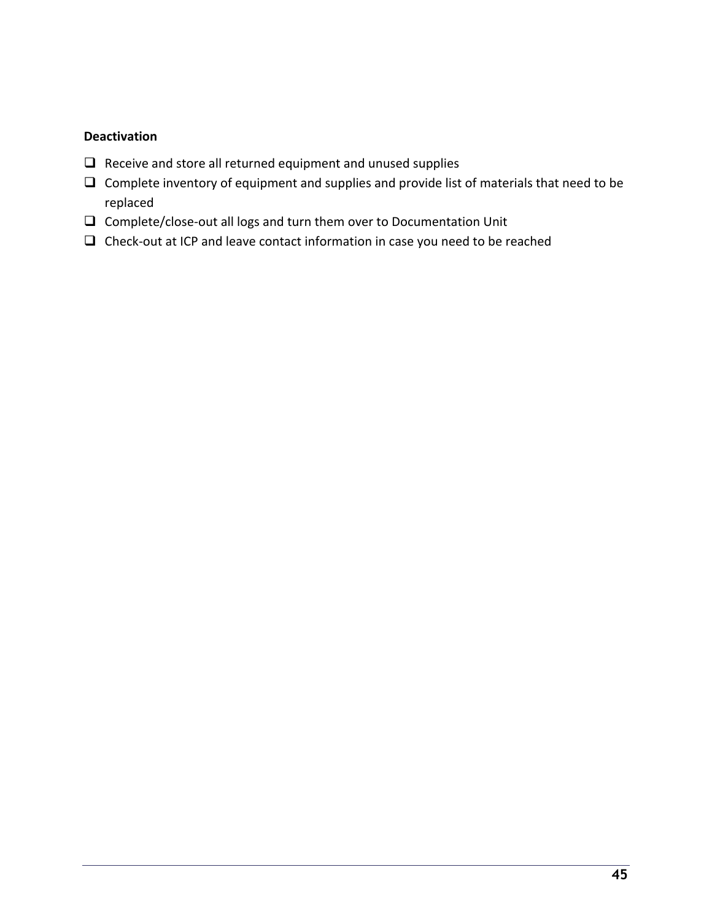**Deactivation**

- [ ] Receive and store all returned equipment and unused supplies
- [ ] Complete inventory of equipment and supplies and provide list of materials that need to be replaced
- [ ] Complete/close-out all logs and turn them over to Documentation Unit
- [ ] Check-out at ICP and leave contact information in case you need to be reached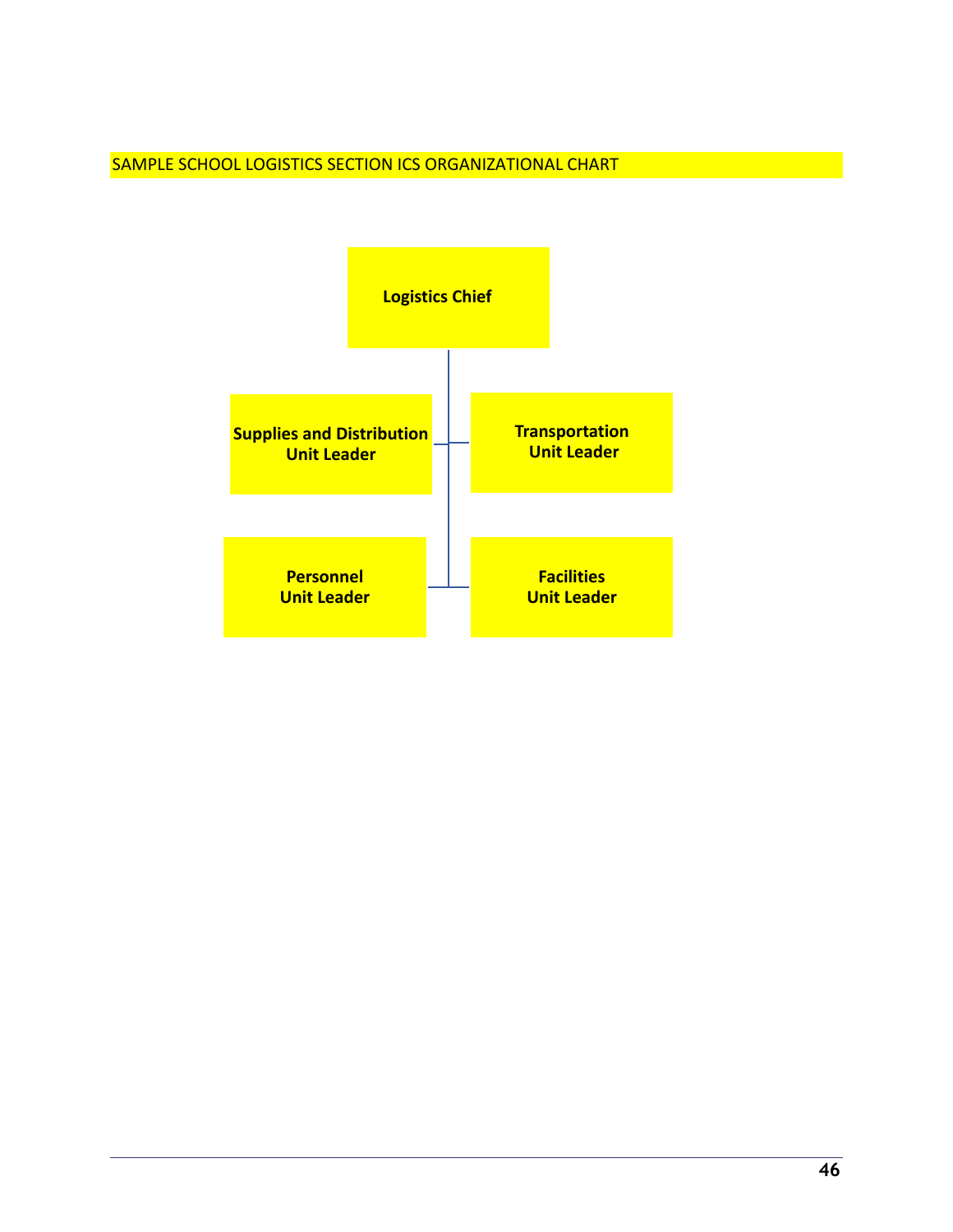SAMPLE SCHOOL LOGISTICS SECTION ICS ORGANIZATIONAL CHART

**Logistics Chief**

**Supplies and Distribution Unit Leader**

**Transportation Unit Leader**

**Personnel Unit Leader**

**Facilities Unit Leader**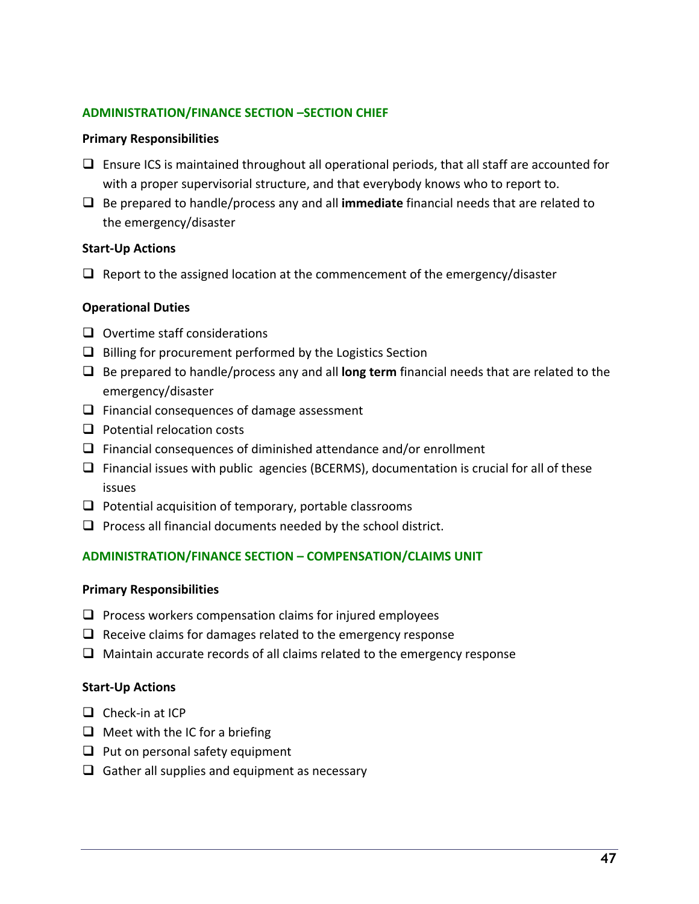## ADMINISTRATION/FINANCE SECTION –SECTION CHIEF

### Primary Responsibilities

- Ensure ICS is maintained throughout all operational periods, that all staff are accounted for with a proper supervisorial structure, and that everybody knows who to report to.
- Be prepared to handle/process any and all **immediate** financial needs that are related to the emergency/disaster

### Start-Up Actions

- Report to the assigned location at the commencement of the emergency/disaster

### Operational Duties

- Overtime staff considerations
- Billing for procurement performed by the Logistics Section
- Be prepared to handle/process any and all **long term** financial needs that are related to the emergency/disaster
- Financial consequences of damage assessment
- Potential relocation costs
- Financial consequences of diminished attendance and/or enrollment
- Financial issues with public agencies (BCERMS), documentation is crucial for all of these issues
- Potential acquisition of temporary, portable classrooms
- Process all financial documents needed by the school district.

## ADMINISTRATION/FINANCE SECTION – COMPENSATION/CLAIMS UNIT

### Primary Responsibilities

- Process workers compensation claims for injured employees
- Receive claims for damages related to the emergency response
- Maintain accurate records of all claims related to the emergency response

### Start-Up Actions

- Check-in at ICP
- Meet with the IC for a briefing
- Put on personal safety equipment
- Gather all supplies and equipment as necessary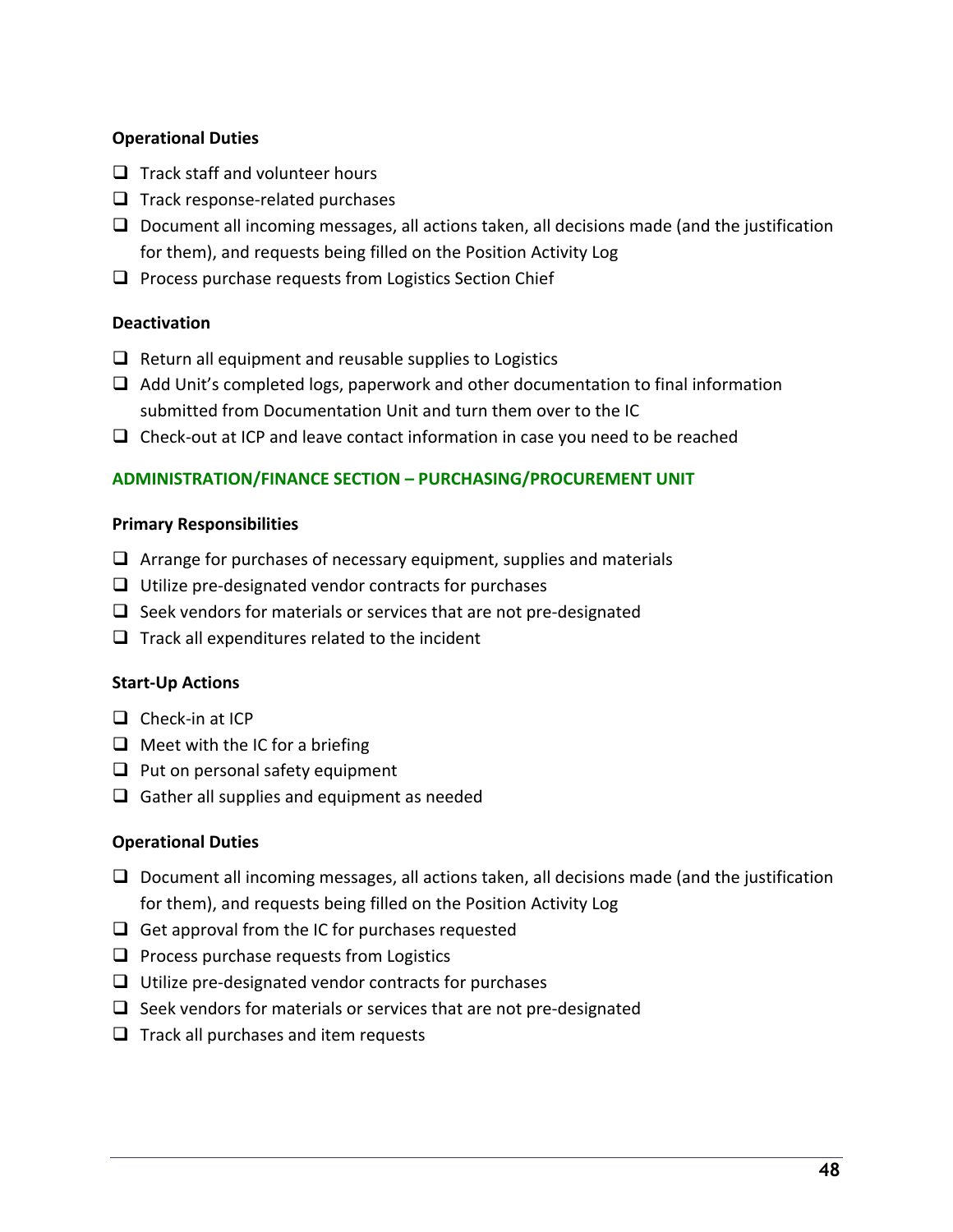**Operational Duties**

- [ ] Track staff and volunteer hours
- [ ] Track response-related purchases
- [ ] Document all incoming messages, all actions taken, all decisions made (and the justification for them), and requests being filled on the Position Activity Log
- [ ] Process purchase requests from Logistics Section Chief

**Deactivation**

- [ ] Return all equipment and reusable supplies to Logistics
- [ ] Add Unit's completed logs, paperwork and other documentation to final information submitted from Documentation Unit and turn them over to the IC
- [ ] Check-out at ICP and leave contact information in case you need to be reached

### ADMINISTRATION/FINANCE SECTION – PURCHASING/PROCUREMENT UNIT

**Primary Responsibilities**

- [ ] Arrange for purchases of necessary equipment, supplies and materials
- [ ] Utilize pre-designated vendor contracts for purchases
- [ ] Seek vendors for materials or services that are not pre-designated
- [ ] Track all expenditures related to the incident

**Start-Up Actions**

- [ ] Check-in at ICP
- [ ] Meet with the IC for a briefing
- [ ] Put on personal safety equipment
- [ ] Gather all supplies and equipment as needed

**Operational Duties**

- [ ] Document all incoming messages, all actions taken, all decisions made (and the justification for them), and requests being filled on the Position Activity Log
- [ ] Get approval from the IC for purchases requested
- [ ] Process purchase requests from Logistics
- [ ] Utilize pre-designated vendor contracts for purchases
- [ ] Seek vendors for materials or services that are not pre-designated
- [ ] Track all purchases and item requests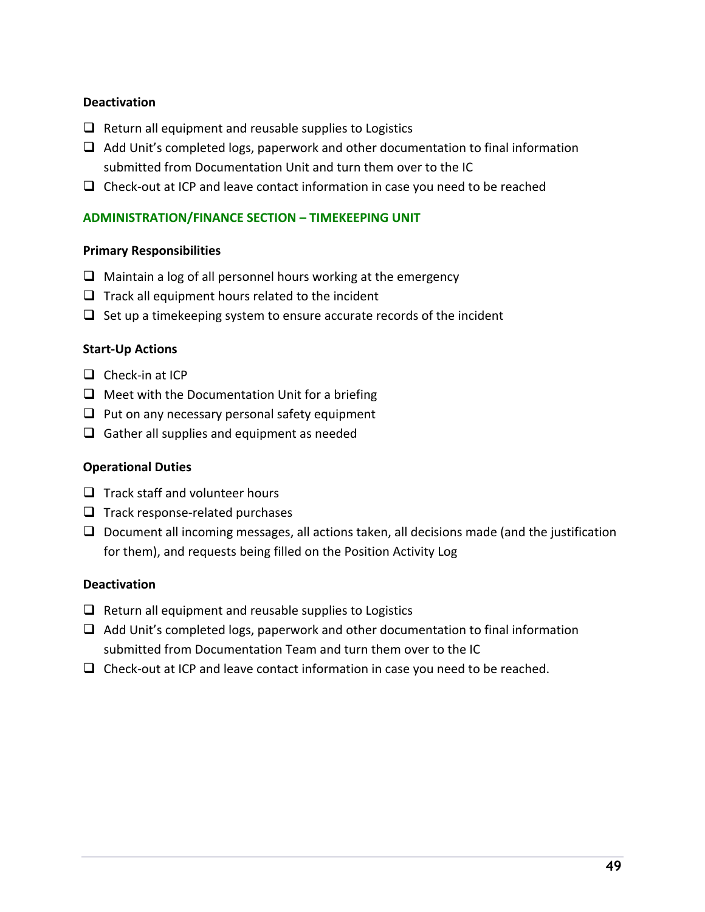**Deactivation**

- ❑ Return all equipment and reusable supplies to Logistics
- ❑ Add Unit's completed logs, paperwork and other documentation to final information submitted from Documentation Unit and turn them over to the IC
- ❑ Check-out at ICP and leave contact information in case you need to be reached

## ADMINISTRATION/FINANCE SECTION – TIMEKEEPING UNIT

**Primary Responsibilities**

- ❑ Maintain a log of all personnel hours working at the emergency
- ❑ Track all equipment hours related to the incident
- ❑ Set up a timekeeping system to ensure accurate records of the incident

**Start-Up Actions**

- ❑ Check-in at ICP
- ❑ Meet with the Documentation Unit for a briefing
- ❑ Put on any necessary personal safety equipment
- ❑ Gather all supplies and equipment as needed

**Operational Duties**

- ❑ Track staff and volunteer hours
- ❑ Track response-related purchases
- ❑ Document all incoming messages, all actions taken, all decisions made (and the justification for them), and requests being filled on the Position Activity Log

**Deactivation**

- ❑ Return all equipment and reusable supplies to Logistics
- ❑ Add Unit's completed logs, paperwork and other documentation to final information submitted from Documentation Team and turn them over to the IC
- ❑ Check-out at ICP and leave contact information in case you need to be reached.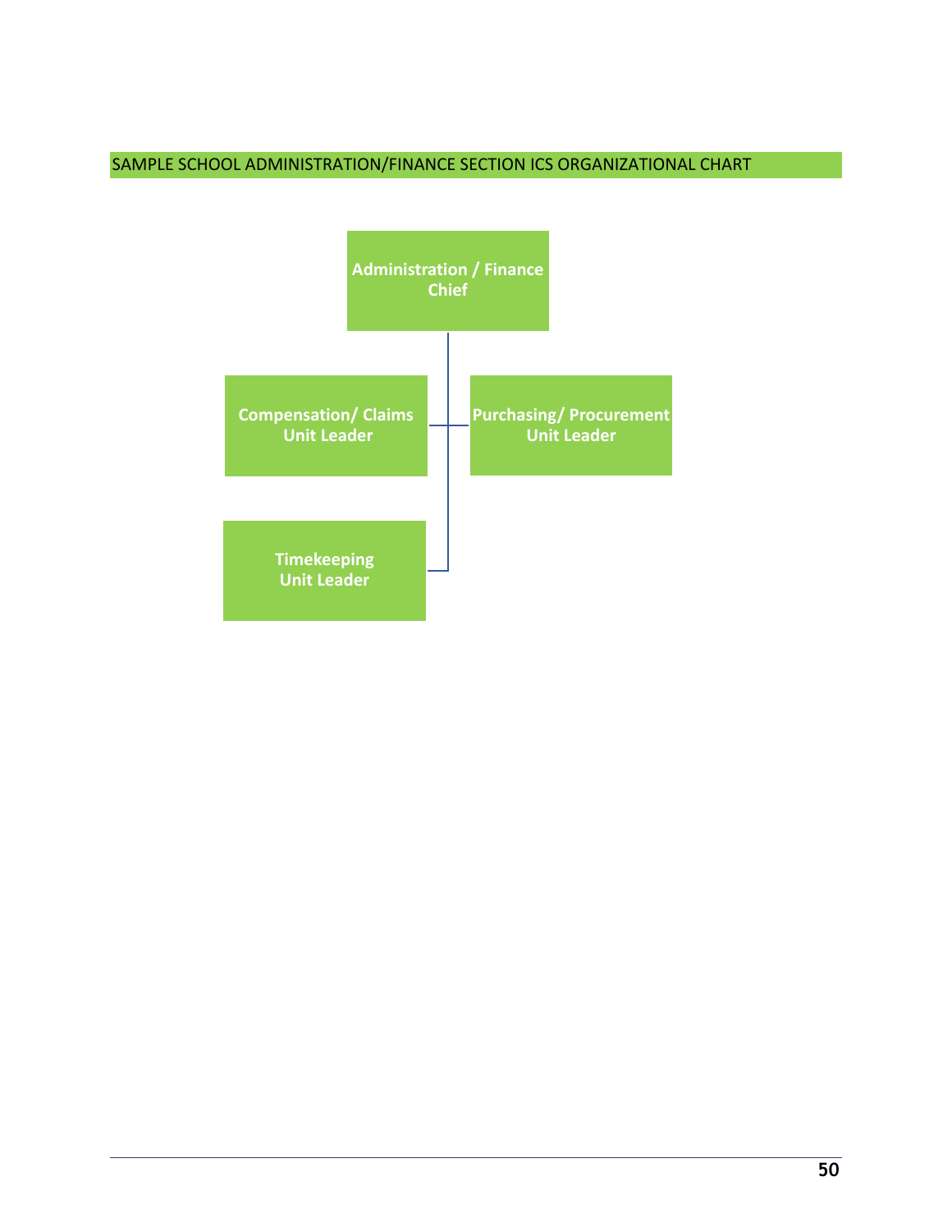SAMPLE SCHOOL ADMINISTRATION/FINANCE SECTION ICS ORGANIZATIONAL CHART

**Administration / Finance Chief**

- **Compensation/ Claims Unit Leader**
- **Purchasing/ Procurement Unit Leader**
- **Timekeeping Unit Leader**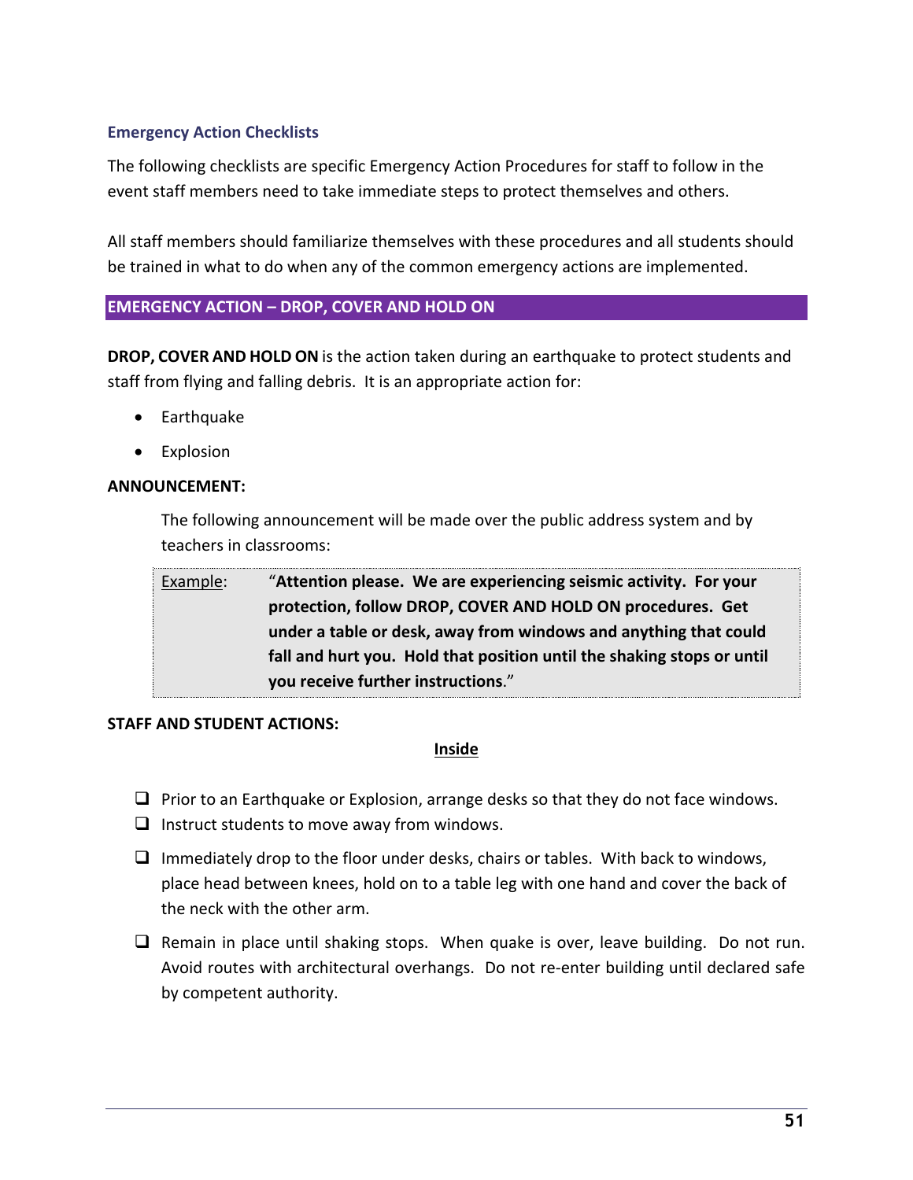### Emergency Action Checklists

The following checklists are specific Emergency Action Procedures for staff to follow in the event staff members need to take immediate steps to protect themselves and others.

All staff members should familiarize themselves with these procedures and all students should be trained in what to do when any of the common emergency actions are implemented.

## EMERGENCY ACTION – DROP, COVER AND HOLD ON

**DROP, COVER AND HOLD ON** is the action taken during an earthquake to protect students and staff from flying and falling debris. It is an appropriate action for:

- Earthquake
- Explosion

**ANNOUNCEMENT:**

The following announcement will be made over the public address system and by teachers in classrooms:

> Example: "**Attention please. We are experiencing seismic activity. For your protection, follow DROP, COVER AND HOLD ON procedures. Get under a table or desk, away from windows and anything that could fall and hurt you. Hold that position until the shaking stops or until you receive further instructions**."

**STAFF AND STUDENT ACTIONS:**

**Inside**

- ☐ Prior to an Earthquake or Explosion, arrange desks so that they do not face windows.
- ☐ Instruct students to move away from windows.
- ☐ Immediately drop to the floor under desks, chairs or tables. With back to windows, place head between knees, hold on to a table leg with one hand and cover the back of the neck with the other arm.
- ☐ Remain in place until shaking stops. When quake is over, leave building. Do not run. Avoid routes with architectural overhangs. Do not re-enter building until declared safe by competent authority.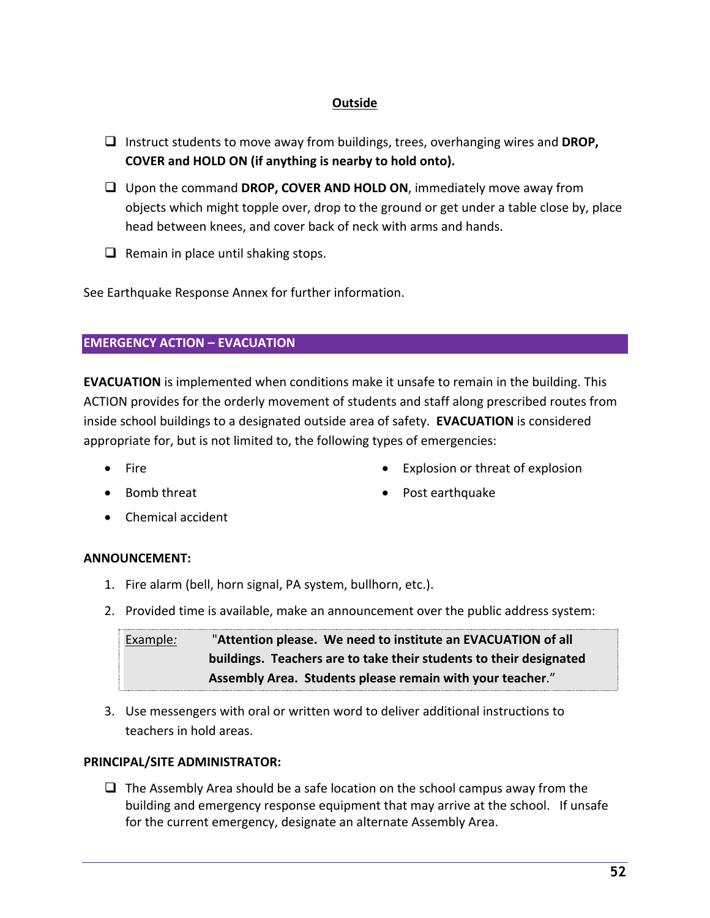### Outside

- ☐ Instruct students to move away from buildings, trees, overhanging wires and **DROP, COVER and HOLD ON (if anything is nearby to hold onto).**
- ☐ Upon the command **DROP, COVER AND HOLD ON**, immediately move away from objects which might topple over, drop to the ground or get under a table close by, place head between knees, and cover back of neck with arms and hands.
- ☐ Remain in place until shaking stops.

See Earthquake Response Annex for further information.

## EMERGENCY ACTION – EVACUATION

**EVACUATION** is implemented when conditions make it unsafe to remain in the building. This ACTION provides for the orderly movement of students and staff along prescribed routes from inside school buildings to a designated outside area of safety. **EVACUATION** is considered appropriate for, but is not limited to, the following types of emergencies:

- Fire
- Bomb threat
- Chemical accident
- Explosion or threat of explosion
- Post earthquake

**ANNOUNCEMENT:**

1. Fire alarm (bell, horn signal, PA system, bullhorn, etc.).
2. Provided time is available, make an announcement over the public address system:

> Example*:* "**Attention please. We need to institute an EVACUATION of all buildings. Teachers are to take their students to their designated Assembly Area. Students please remain with your teacher**."

3. Use messengers with oral or written word to deliver additional instructions to teachers in hold areas.

**PRINCIPAL/SITE ADMINISTRATOR:**

- ☐ The Assembly Area should be a safe location on the school campus away from the building and emergency response equipment that may arrive at the school. If unsafe for the current emergency, designate an alternate Assembly Area.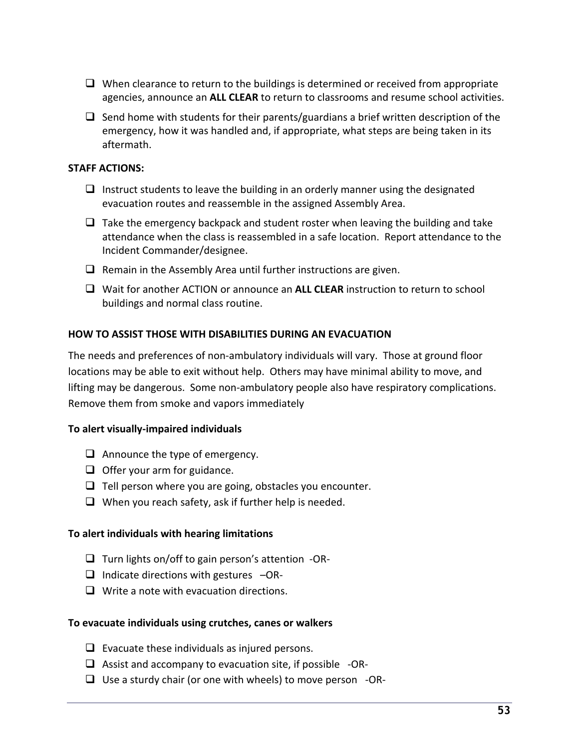- [ ] When clearance to return to the buildings is determined or received from appropriate agencies, announce an **ALL CLEAR** to return to classrooms and resume school activities.
- [ ] Send home with students for their parents/guardians a brief written description of the emergency, how it was handled and, if appropriate, what steps are being taken in its aftermath.

**STAFF ACTIONS:**

- [ ] Instruct students to leave the building in an orderly manner using the designated evacuation routes and reassemble in the assigned Assembly Area.
- [ ] Take the emergency backpack and student roster when leaving the building and take attendance when the class is reassembled in a safe location. Report attendance to the Incident Commander/designee.
- [ ] Remain in the Assembly Area until further instructions are given.
- [ ] Wait for another ACTION or announce an **ALL CLEAR** instruction to return to school buildings and normal class routine.

**HOW TO ASSIST THOSE WITH DISABILITIES DURING AN EVACUATION**

The needs and preferences of non-ambulatory individuals will vary. Those at ground floor locations may be able to exit without help. Others may have minimal ability to move, and lifting may be dangerous. Some non-ambulatory people also have respiratory complications. Remove them from smoke and vapors immediately

**To alert visually-impaired individuals**

- [ ] Announce the type of emergency.
- [ ] Offer your arm for guidance.
- [ ] Tell person where you are going, obstacles you encounter.
- [ ] When you reach safety, ask if further help is needed.

**To alert individuals with hearing limitations**

- [ ] Turn lights on/off to gain person's attention -OR-
- [ ] Indicate directions with gestures –OR-
- [ ] Write a note with evacuation directions.

**To evacuate individuals using crutches, canes or walkers**

- [ ] Evacuate these individuals as injured persons.
- [ ] Assist and accompany to evacuation site, if possible -OR-
- [ ] Use a sturdy chair (or one with wheels) to move person -OR-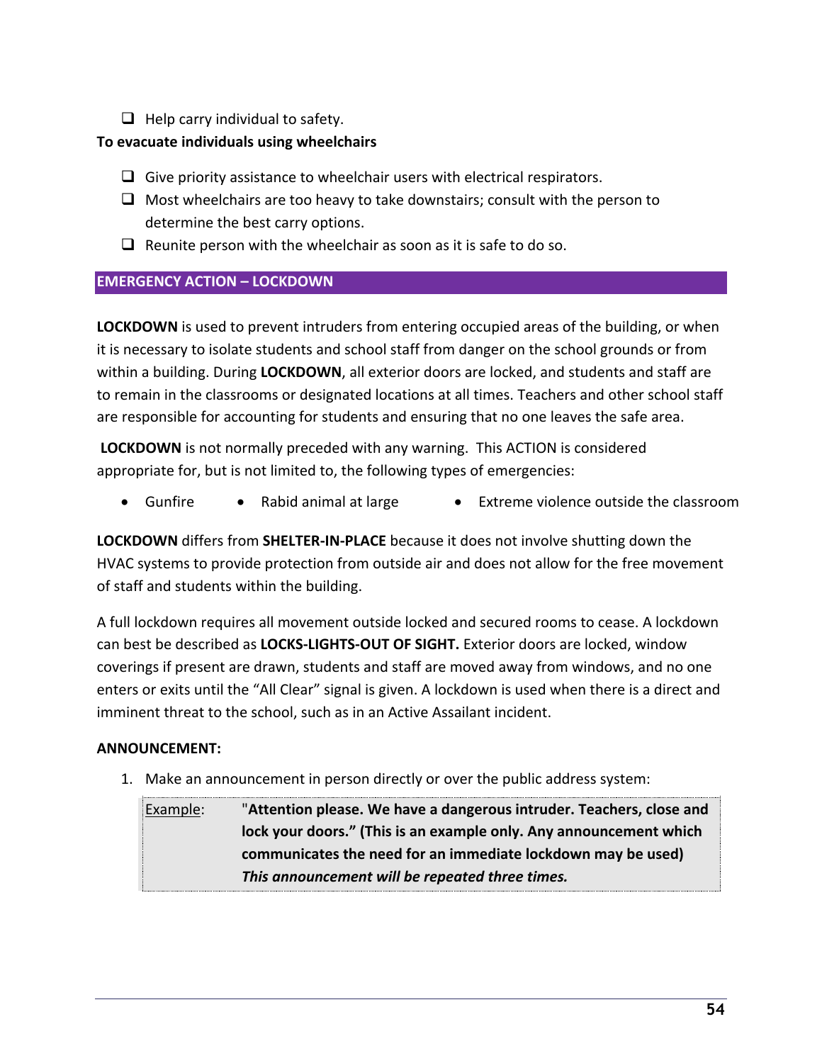- [ ] Help carry individual to safety.

**To evacuate individuals using wheelchairs**

- [ ] Give priority assistance to wheelchair users with electrical respirators.
- [ ] Most wheelchairs are too heavy to take downstairs; consult with the person to determine the best carry options.
- [ ] Reunite person with the wheelchair as soon as it is safe to do so.

## EMERGENCY ACTION – LOCKDOWN

**LOCKDOWN** is used to prevent intruders from entering occupied areas of the building, or when it is necessary to isolate students and school staff from danger on the school grounds or from within a building. During **LOCKDOWN**, all exterior doors are locked, and students and staff are to remain in the classrooms or designated locations at all times. Teachers and other school staff are responsible for accounting for students and ensuring that no one leaves the safe area.

**LOCKDOWN** is not normally preceded with any warning. This ACTION is considered appropriate for, but is not limited to, the following types of emergencies:

- Gunfire
- Rabid animal at large
- Extreme violence outside the classroom

**LOCKDOWN** differs from **SHELTER-IN-PLACE** because it does not involve shutting down the HVAC systems to provide protection from outside air and does not allow for the free movement of staff and students within the building.

A full lockdown requires all movement outside locked and secured rooms to cease. A lockdown can best be described as **LOCKS-LIGHTS-OUT OF SIGHT.** Exterior doors are locked, window coverings if present are drawn, students and staff are moved away from windows, and no one enters or exits until the "All Clear" signal is given. A lockdown is used when there is a direct and imminent threat to the school, such as in an Active Assailant incident.

**ANNOUNCEMENT:**

1. Make an announcement in person directly or over the public address system:

| Example: | **"Attention please. We have a dangerous intruder. Teachers, close and lock your doors." (This is an example only. Any announcement which communicates the need for an immediate lockdown may be used)** ***This announcement will be repeated three times.*** |
|---|---|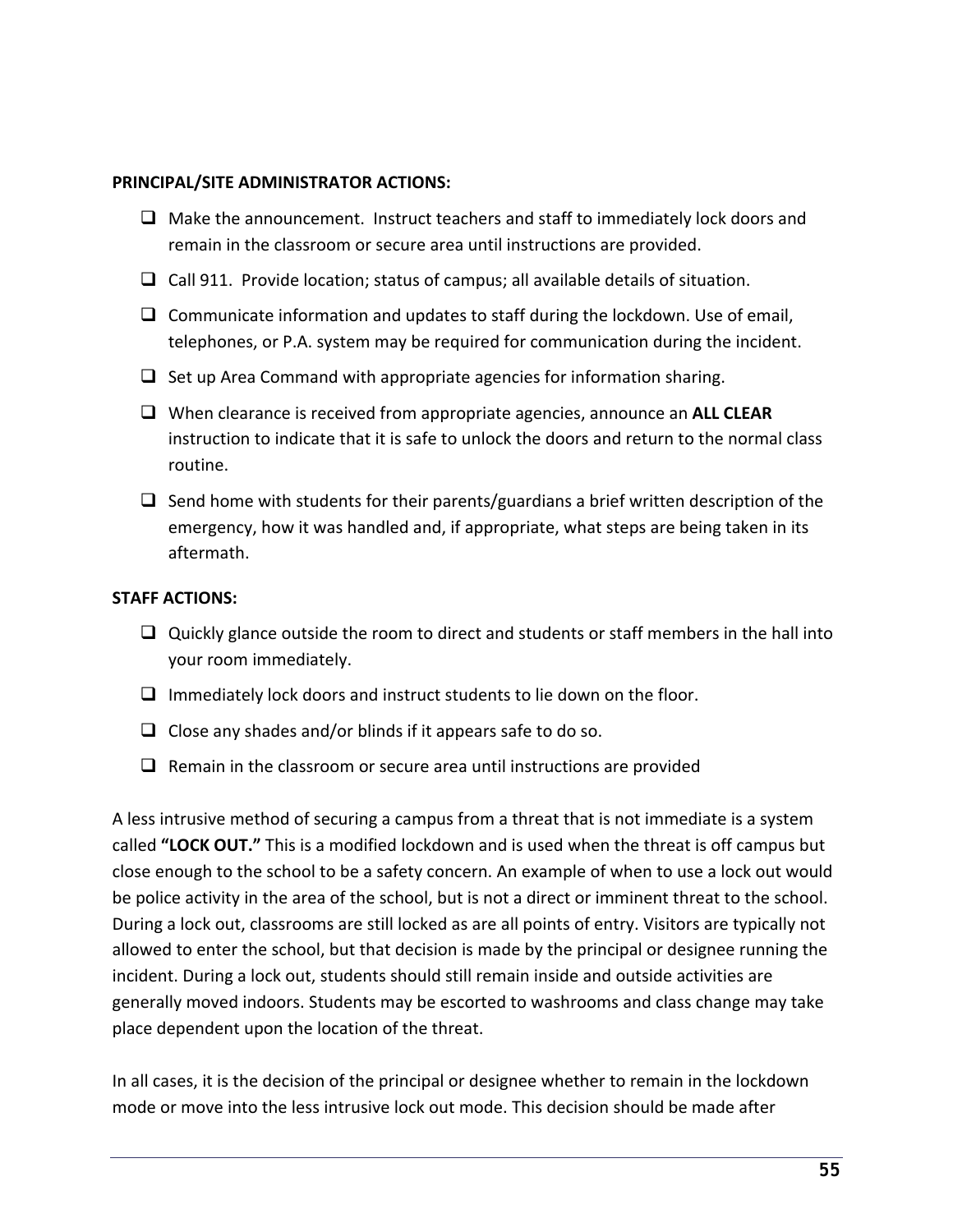**PRINCIPAL/SITE ADMINISTRATOR ACTIONS:**

- ❑ Make the announcement. Instruct teachers and staff to immediately lock doors and remain in the classroom or secure area until instructions are provided.
- ❑ Call 911. Provide location; status of campus; all available details of situation.
- ❑ Communicate information and updates to staff during the lockdown. Use of email, telephones, or P.A. system may be required for communication during the incident.
- ❑ Set up Area Command with appropriate agencies for information sharing.
- ❑ When clearance is received from appropriate agencies, announce an **ALL CLEAR** instruction to indicate that it is safe to unlock the doors and return to the normal class routine.
- ❑ Send home with students for their parents/guardians a brief written description of the emergency, how it was handled and, if appropriate, what steps are being taken in its aftermath.

**STAFF ACTIONS:**

- ❑ Quickly glance outside the room to direct and students or staff members in the hall into your room immediately.
- ❑ Immediately lock doors and instruct students to lie down on the floor.
- ❑ Close any shades and/or blinds if it appears safe to do so.
- ❑ Remain in the classroom or secure area until instructions are provided

A less intrusive method of securing a campus from a threat that is not immediate is a system called **"LOCK OUT."** This is a modified lockdown and is used when the threat is off campus but close enough to the school to be a safety concern. An example of when to use a lock out would be police activity in the area of the school, but is not a direct or imminent threat to the school. During a lock out, classrooms are still locked as are all points of entry. Visitors are typically not allowed to enter the school, but that decision is made by the principal or designee running the incident. During a lock out, students should still remain inside and outside activities are generally moved indoors. Students may be escorted to washrooms and class change may take place dependent upon the location of the threat.

In all cases, it is the decision of the principal or designee whether to remain in the lockdown mode or move into the less intrusive lock out mode. This decision should be made after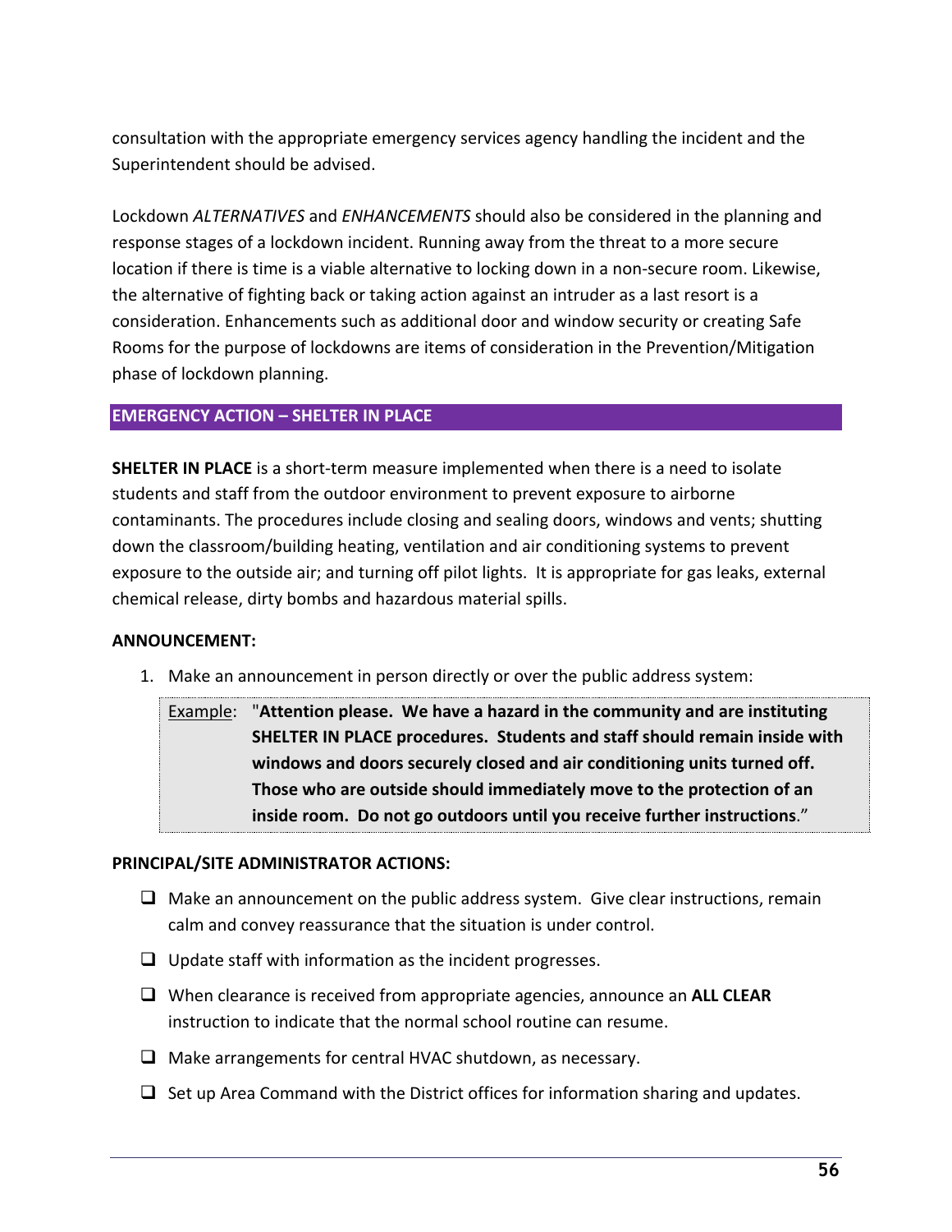consultation with the appropriate emergency services agency handling the incident and the Superintendent should be advised.

Lockdown *ALTERNATIVES* and *ENHANCEMENTS* should also be considered in the planning and response stages of a lockdown incident. Running away from the threat to a more secure location if there is time is a viable alternative to locking down in a non-secure room. Likewise, the alternative of fighting back or taking action against an intruder as a last resort is a consideration. Enhancements such as additional door and window security or creating Safe Rooms for the purpose of lockdowns are items of consideration in the Prevention/Mitigation phase of lockdown planning.

## EMERGENCY ACTION – SHELTER IN PLACE

**SHELTER IN PLACE** is a short-term measure implemented when there is a need to isolate students and staff from the outdoor environment to prevent exposure to airborne contaminants. The procedures include closing and sealing doors, windows and vents; shutting down the classroom/building heating, ventilation and air conditioning systems to prevent exposure to the outside air; and turning off pilot lights. It is appropriate for gas leaks, external chemical release, dirty bombs and hazardous material spills.

**ANNOUNCEMENT:**

1. Make an announcement in person directly or over the public address system:

> Example: "**Attention please. We have a hazard in the community and are instituting SHELTER IN PLACE procedures. Students and staff should remain inside with windows and doors securely closed and air conditioning units turned off. Those who are outside should immediately move to the protection of an inside room. Do not go outdoors until you receive further instructions**."

**PRINCIPAL/SITE ADMINISTRATOR ACTIONS:**

- ❑ Make an announcement on the public address system. Give clear instructions, remain calm and convey reassurance that the situation is under control.
- ❑ Update staff with information as the incident progresses.
- ❑ When clearance is received from appropriate agencies, announce an **ALL CLEAR** instruction to indicate that the normal school routine can resume.
- ❑ Make arrangements for central HVAC shutdown, as necessary.
- ❑ Set up Area Command with the District offices for information sharing and updates.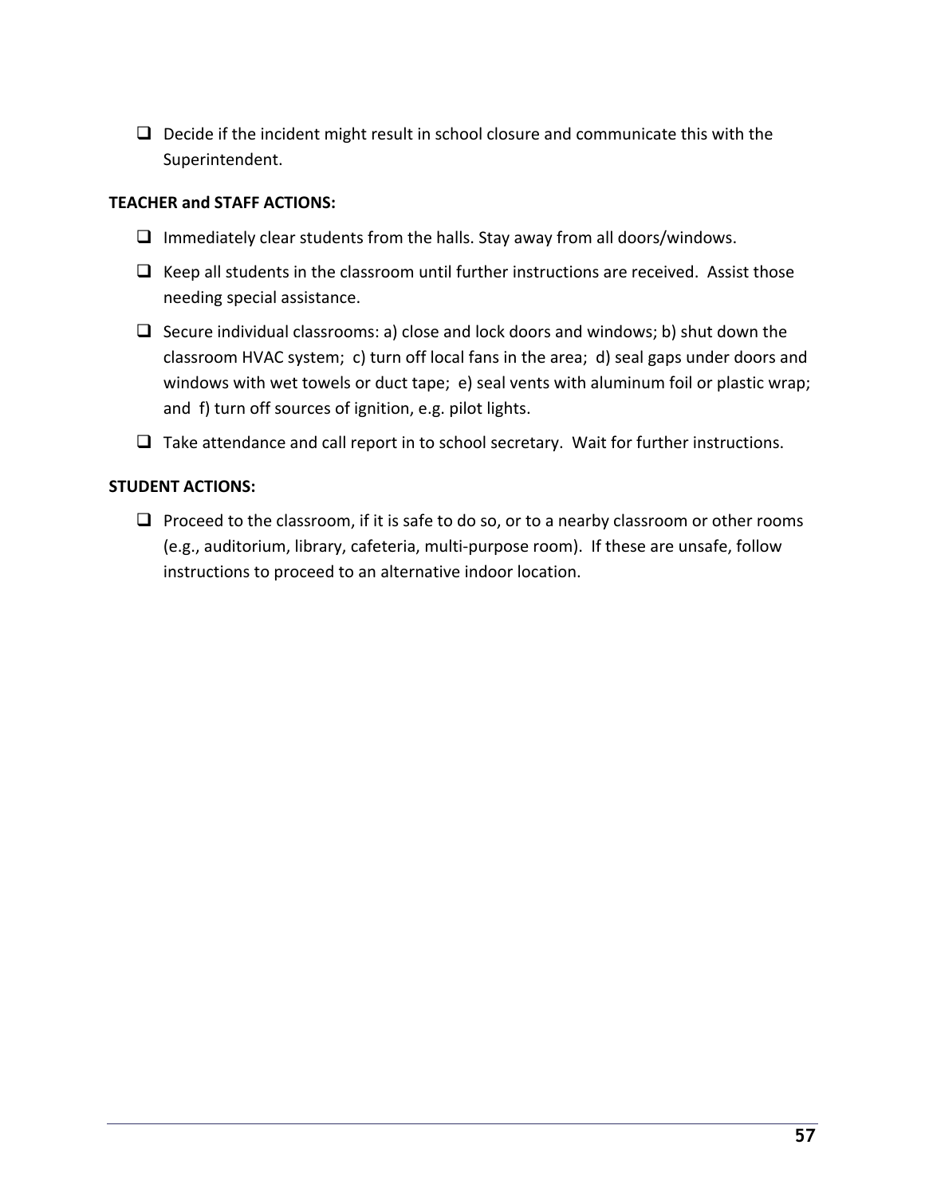- [ ] Decide if the incident might result in school closure and communicate this with the Superintendent.

**TEACHER and STAFF ACTIONS:**

- [ ] Immediately clear students from the halls. Stay away from all doors/windows.
- [ ] Keep all students in the classroom until further instructions are received. Assist those needing special assistance.
- [ ] Secure individual classrooms: a) close and lock doors and windows; b) shut down the classroom HVAC system; c) turn off local fans in the area; d) seal gaps under doors and windows with wet towels or duct tape; e) seal vents with aluminum foil or plastic wrap; and f) turn off sources of ignition, e.g. pilot lights.
- [ ] Take attendance and call report in to school secretary. Wait for further instructions.

**STUDENT ACTIONS:**

- [ ] Proceed to the classroom, if it is safe to do so, or to a nearby classroom or other rooms (e.g., auditorium, library, cafeteria, multi-purpose room). If these are unsafe, follow instructions to proceed to an alternative indoor location.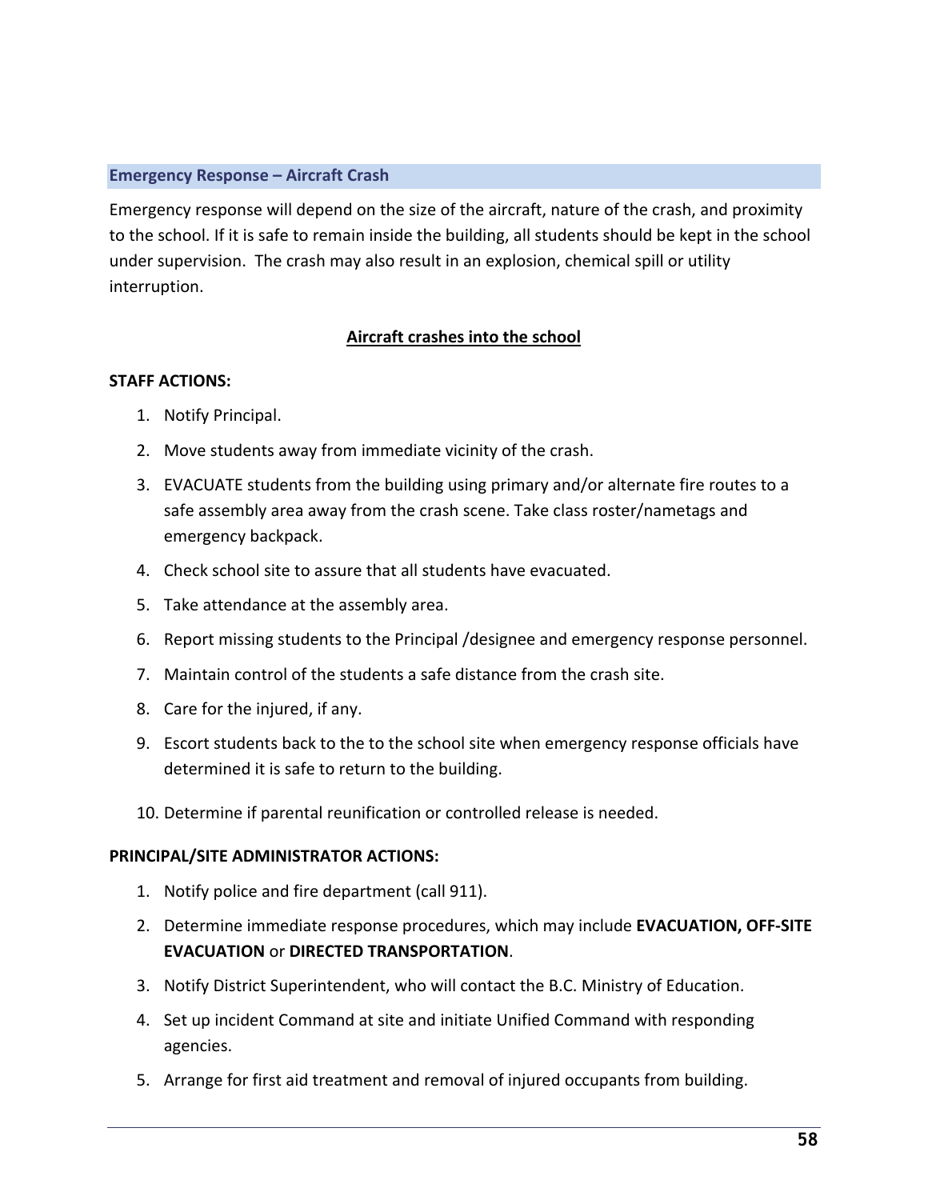## Emergency Response – Aircraft Crash

Emergency response will depend on the size of the aircraft, nature of the crash, and proximity to the school. If it is safe to remain inside the building, all students should be kept in the school under supervision. The crash may also result in an explosion, chemical spill or utility interruption.

### Aircraft crashes into the school

**STAFF ACTIONS:**

1. Notify Principal.
2. Move students away from immediate vicinity of the crash.
3. EVACUATE students from the building using primary and/or alternate fire routes to a safe assembly area away from the crash scene. Take class roster/nametags and emergency backpack.
4. Check school site to assure that all students have evacuated.
5. Take attendance at the assembly area.
6. Report missing students to the Principal /designee and emergency response personnel.
7. Maintain control of the students a safe distance from the crash site.
8. Care for the injured, if any.
9. Escort students back to the to the school site when emergency response officials have determined it is safe to return to the building.
10. Determine if parental reunification or controlled release is needed.

**PRINCIPAL/SITE ADMINISTRATOR ACTIONS:**

1. Notify police and fire department (call 911).
2. Determine immediate response procedures, which may include **EVACUATION, OFF-SITE EVACUATION** or **DIRECTED TRANSPORTATION**.
3. Notify District Superintendent, who will contact the B.C. Ministry of Education.
4. Set up incident Command at site and initiate Unified Command with responding agencies.
5. Arrange for first aid treatment and removal of injured occupants from building.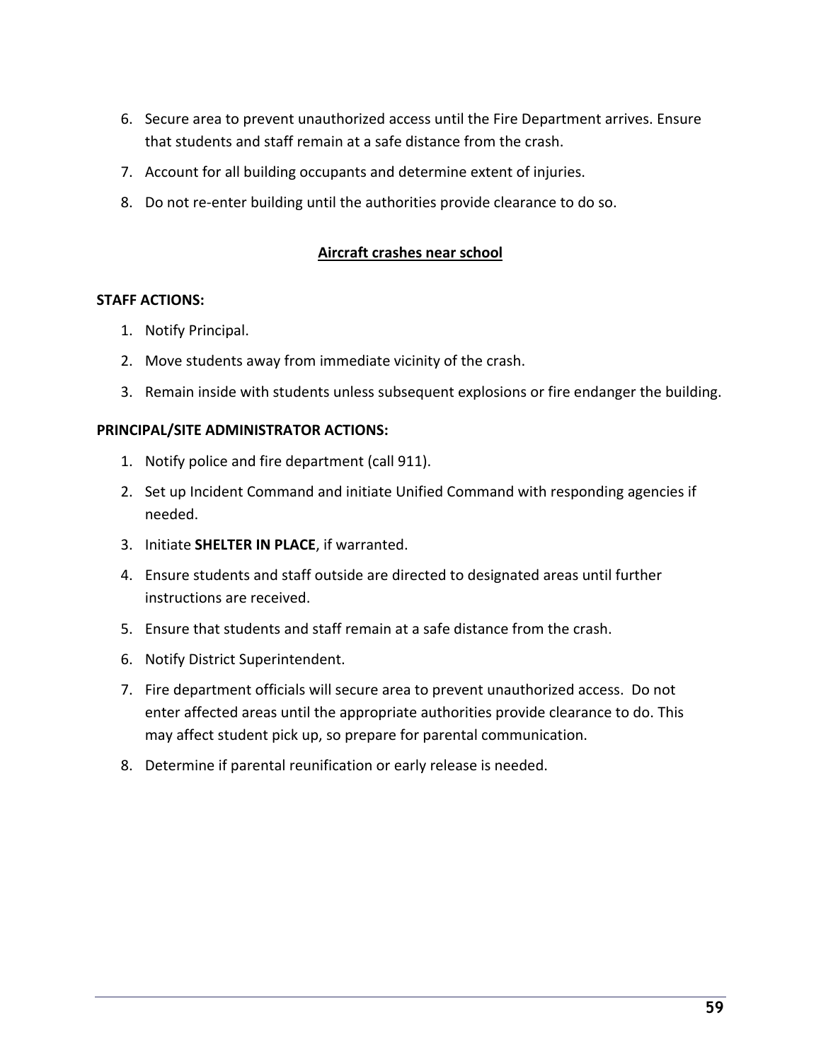6. Secure area to prevent unauthorized access until the Fire Department arrives. Ensure that students and staff remain at a safe distance from the crash.
7. Account for all building occupants and determine extent of injuries.
8. Do not re-enter building until the authorities provide clearance to do so.

## Aircraft crashes near school

**STAFF ACTIONS:**

1. Notify Principal.
2. Move students away from immediate vicinity of the crash.
3. Remain inside with students unless subsequent explosions or fire endanger the building.

**PRINCIPAL/SITE ADMINISTRATOR ACTIONS:**

1. Notify police and fire department (call 911).
2. Set up Incident Command and initiate Unified Command with responding agencies if needed.
3. Initiate **SHELTER IN PLACE**, if warranted.
4. Ensure students and staff outside are directed to designated areas until further instructions are received.
5. Ensure that students and staff remain at a safe distance from the crash.
6. Notify District Superintendent.
7. Fire department officials will secure area to prevent unauthorized access. Do not enter affected areas until the appropriate authorities provide clearance to do. This may affect student pick up, so prepare for parental communication.
8. Determine if parental reunification or early release is needed.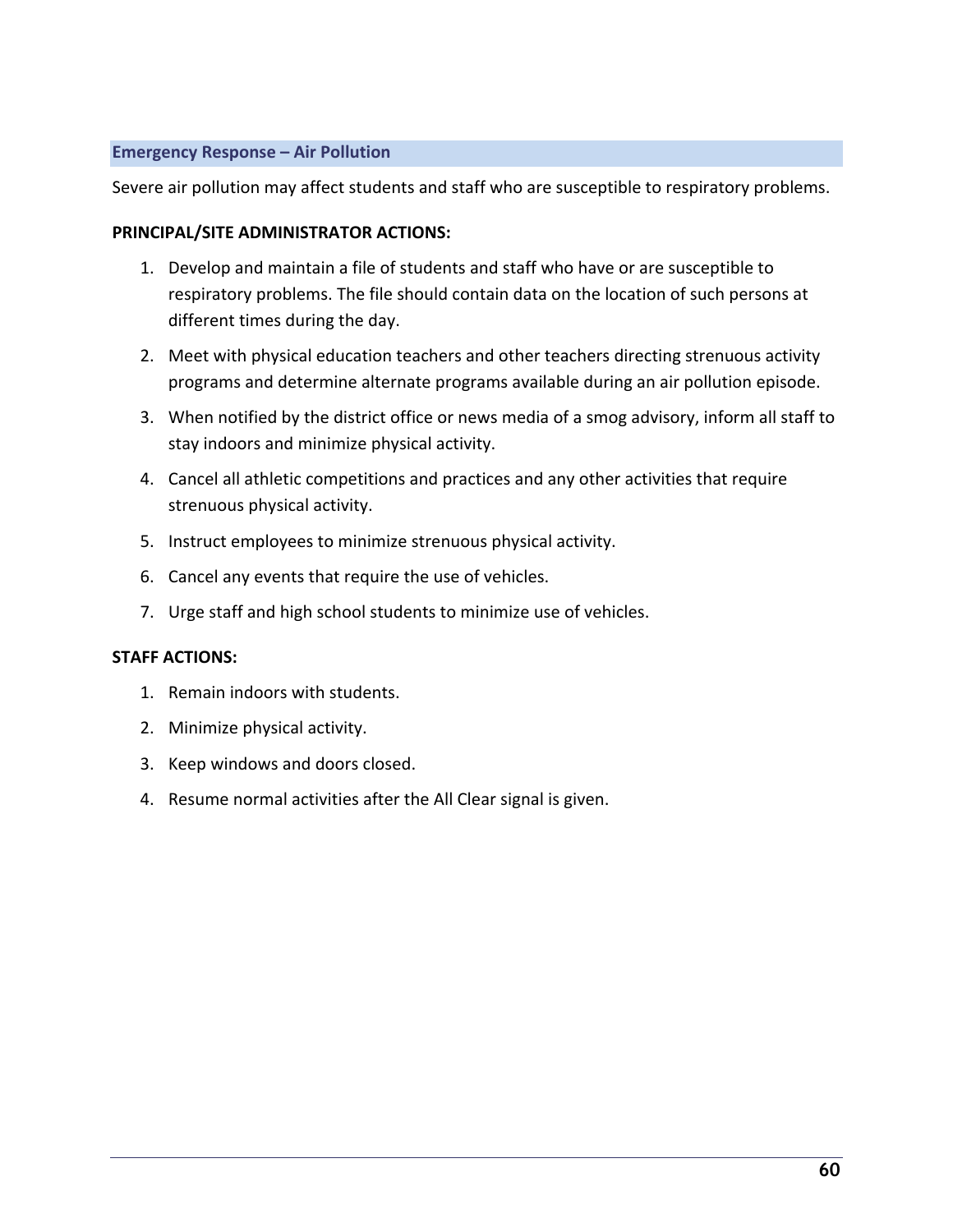## Emergency Response – Air Pollution

Severe air pollution may affect students and staff who are susceptible to respiratory problems.

**PRINCIPAL/SITE ADMINISTRATOR ACTIONS:**

1. Develop and maintain a file of students and staff who have or are susceptible to respiratory problems. The file should contain data on the location of such persons at different times during the day.
2. Meet with physical education teachers and other teachers directing strenuous activity programs and determine alternate programs available during an air pollution episode.
3. When notified by the district office or news media of a smog advisory, inform all staff to stay indoors and minimize physical activity.
4. Cancel all athletic competitions and practices and any other activities that require strenuous physical activity.
5. Instruct employees to minimize strenuous physical activity.
6. Cancel any events that require the use of vehicles.
7. Urge staff and high school students to minimize use of vehicles.

**STAFF ACTIONS:**

1. Remain indoors with students.
2. Minimize physical activity.
3. Keep windows and doors closed.
4. Resume normal activities after the All Clear signal is given.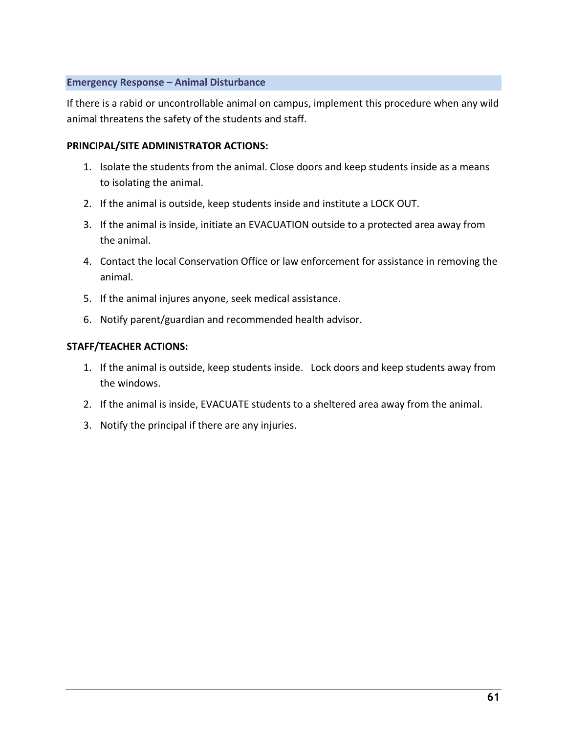## Emergency Response – Animal Disturbance

If there is a rabid or uncontrollable animal on campus, implement this procedure when any wild animal threatens the safety of the students and staff.

**PRINCIPAL/SITE ADMINISTRATOR ACTIONS:**

1. Isolate the students from the animal. Close doors and keep students inside as a means to isolating the animal.
2. If the animal is outside, keep students inside and institute a LOCK OUT.
3. If the animal is inside, initiate an EVACUATION outside to a protected area away from the animal.
4. Contact the local Conservation Office or law enforcement for assistance in removing the animal.
5. If the animal injures anyone, seek medical assistance.
6. Notify parent/guardian and recommended health advisor.

**STAFF/TEACHER ACTIONS:**

1. If the animal is outside, keep students inside. Lock doors and keep students away from the windows.
2. If the animal is inside, EVACUATE students to a sheltered area away from the animal.
3. Notify the principal if there are any injuries.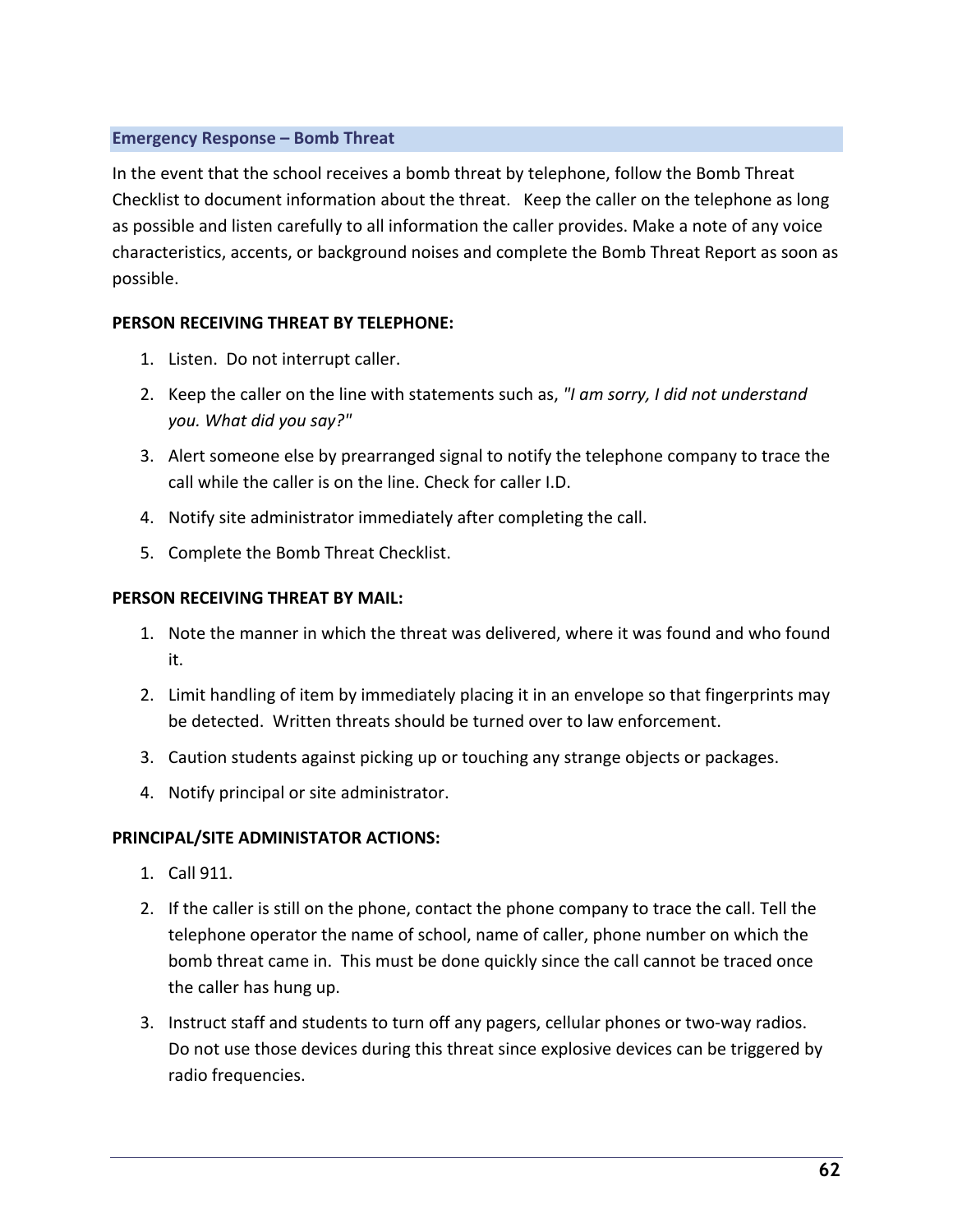## Emergency Response – Bomb Threat

In the event that the school receives a bomb threat by telephone, follow the Bomb Threat Checklist to document information about the threat. Keep the caller on the telephone as long as possible and listen carefully to all information the caller provides. Make a note of any voice characteristics, accents, or background noises and complete the Bomb Threat Report as soon as possible.

**PERSON RECEIVING THREAT BY TELEPHONE:**

1. Listen. Do not interrupt caller.
2. Keep the caller on the line with statements such as, *"I am sorry, I did not understand you. What did you say?"*
3. Alert someone else by prearranged signal to notify the telephone company to trace the call while the caller is on the line. Check for caller I.D.
4. Notify site administrator immediately after completing the call.
5. Complete the Bomb Threat Checklist.

**PERSON RECEIVING THREAT BY MAIL:**

1. Note the manner in which the threat was delivered, where it was found and who found it.
2. Limit handling of item by immediately placing it in an envelope so that fingerprints may be detected. Written threats should be turned over to law enforcement.
3. Caution students against picking up or touching any strange objects or packages.
4. Notify principal or site administrator.

**PRINCIPAL/SITE ADMINISTATOR ACTIONS:**

1. Call 911.
2. If the caller is still on the phone, contact the phone company to trace the call. Tell the telephone operator the name of school, name of caller, phone number on which the bomb threat came in. This must be done quickly since the call cannot be traced once the caller has hung up.
3. Instruct staff and students to turn off any pagers, cellular phones or two-way radios. Do not use those devices during this threat since explosive devices can be triggered by radio frequencies.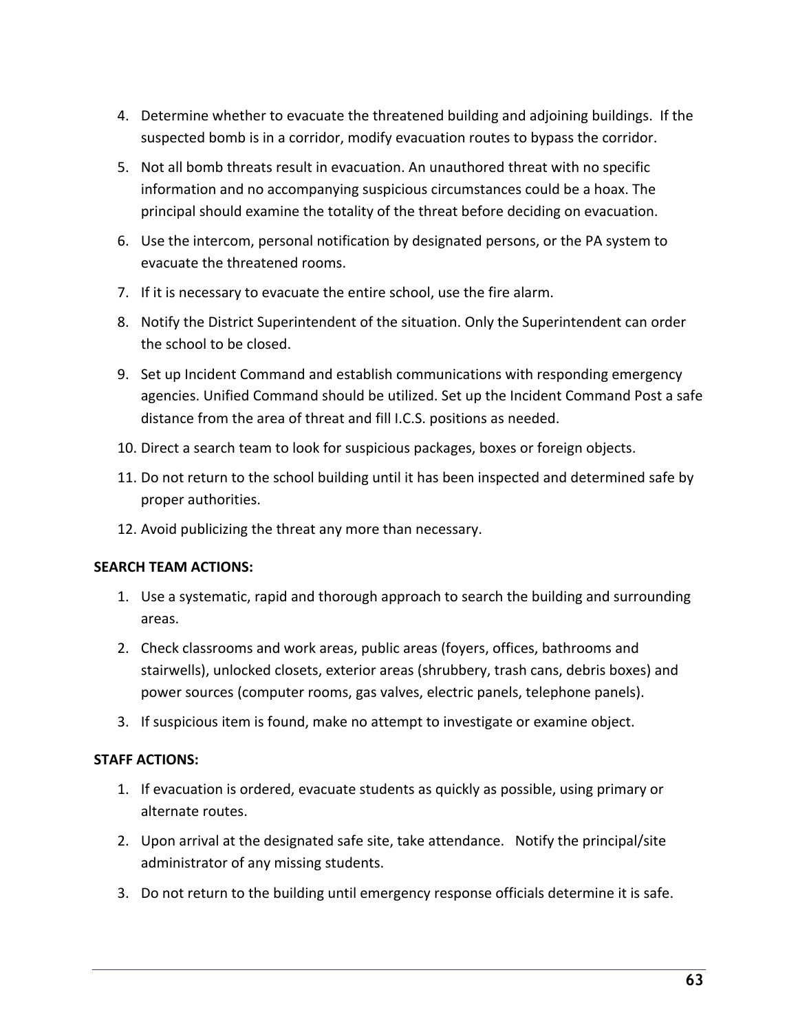4. Determine whether to evacuate the threatened building and adjoining buildings. If the suspected bomb is in a corridor, modify evacuation routes to bypass the corridor.
5. Not all bomb threats result in evacuation. An unauthored threat with no specific information and no accompanying suspicious circumstances could be a hoax. The principal should examine the totality of the threat before deciding on evacuation.
6. Use the intercom, personal notification by designated persons, or the PA system to evacuate the threatened rooms.
7. If it is necessary to evacuate the entire school, use the fire alarm.
8. Notify the District Superintendent of the situation. Only the Superintendent can order the school to be closed.
9. Set up Incident Command and establish communications with responding emergency agencies. Unified Command should be utilized. Set up the Incident Command Post a safe distance from the area of threat and fill I.C.S. positions as needed.
10. Direct a search team to look for suspicious packages, boxes or foreign objects.
11. Do not return to the school building until it has been inspected and determined safe by proper authorities.
12. Avoid publicizing the threat any more than necessary.

**SEARCH TEAM ACTIONS:**

1. Use a systematic, rapid and thorough approach to search the building and surrounding areas.
2. Check classrooms and work areas, public areas (foyers, offices, bathrooms and stairwells), unlocked closets, exterior areas (shrubbery, trash cans, debris boxes) and power sources (computer rooms, gas valves, electric panels, telephone panels).
3. If suspicious item is found, make no attempt to investigate or examine object.

**STAFF ACTIONS:**

1. If evacuation is ordered, evacuate students as quickly as possible, using primary or alternate routes.
2. Upon arrival at the designated safe site, take attendance. Notify the principal/site administrator of any missing students.
3. Do not return to the building until emergency response officials determine it is safe.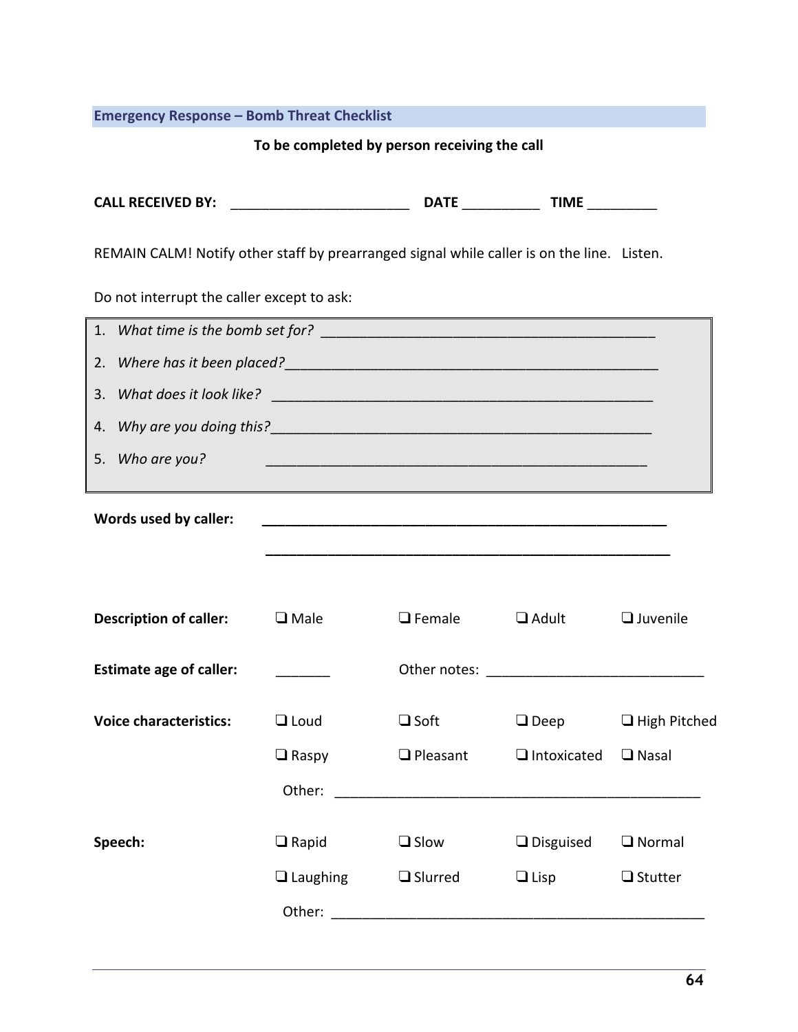## Emergency Response – Bomb Threat Checklist

**To be completed by person receiving the call**

**CALL RECEIVED BY:** _______________________ **DATE** __________ **TIME** _________

REMAIN CALM! Notify other staff by prearranged signal while caller is on the line. Listen.

Do not interrupt the caller except to ask:

1. *What time is the bomb set for?* ____________________________________________
2. *Where has it been placed?*_________________________________________________
3. *What does it look like?* __________________________________________________
4. *Why are you doing this?*_________________________________________________
5. *Who are you?* __________________________________________________

**Words used by caller:** _______________________________________________________

_______________________________________________________

| | | | | |
|---|---|---|---|---|
| **Description of caller:** | ❑ Male | ❑ Female | ❑ Adult | ❑ Juvenile |
| **Estimate age of caller:** | _______ | Other notes: ___________________________ | | |
| **Voice characteristics:** | ❑ Loud | ❑ Soft | ❑ Deep | ❑ High Pitched |
| | ❑ Raspy | ❑ Pleasant | ❑ Intoxicated | ❑ Nasal |
| | Other: _______________________________________________ | | | |
| **Speech:** | ❑ Rapid | ❑ Slow | ❑ Disguised | ❑ Normal |
| | ❑ Laughing | ❑ Slurred | ❑ Lisp | ❑ Stutter |
| | Other: _______________________________________________ | | | |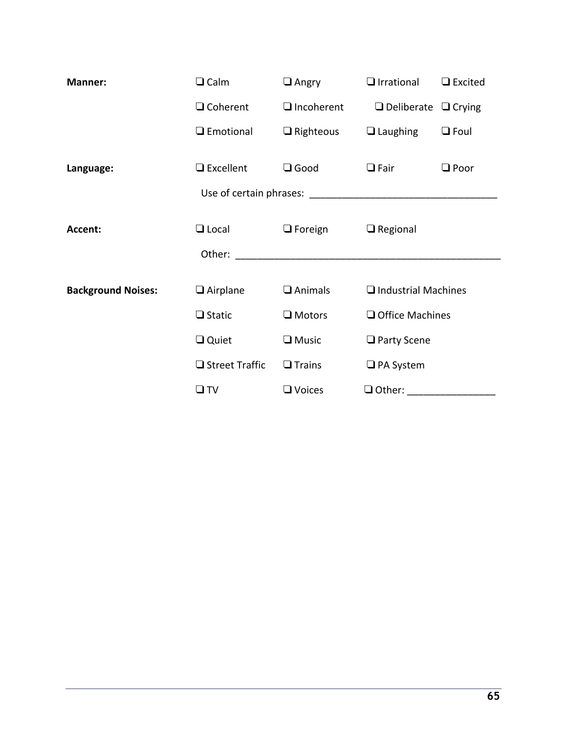**Manner:** ❑ Calm ❑ Angry ❑ Irrational ❑ Excited
❑ Coherent ❑ Incoherent ❑ Deliberate ❑ Crying
❑ Emotional ❑ Righteous ❑ Laughing ❑ Foul

**Language:** ❑ Excellent ❑ Good ❑ Fair ❑ Poor
Use of certain phrases: ___________________________________

**Accent:** ❑ Local ❑ Foreign ❑ Regional
Other: _________________________________________________

**Background Noises:** ❑ Airplane ❑ Animals ❑ Industrial Machines
❑ Static ❑ Motors ❑ Office Machines
❑ Quiet ❑ Music ❑ Party Scene
❑ Street Traffic ❑ Trains ❑ PA System
❑ TV ❑ Voices ❑ Other: ________________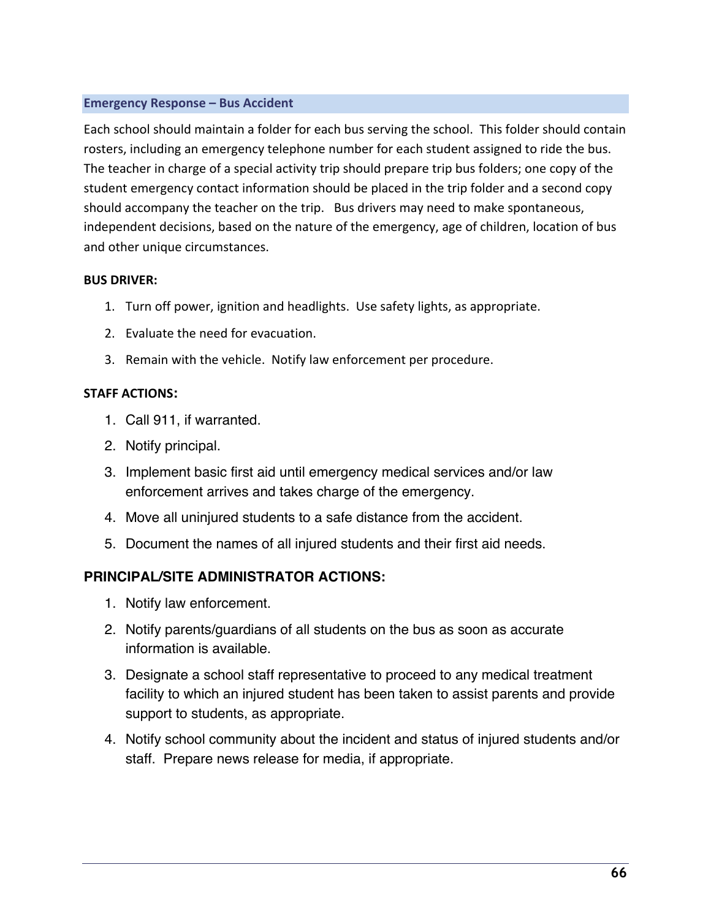## Emergency Response – Bus Accident

Each school should maintain a folder for each bus serving the school. This folder should contain rosters, including an emergency telephone number for each student assigned to ride the bus. The teacher in charge of a special activity trip should prepare trip bus folders; one copy of the student emergency contact information should be placed in the trip folder and a second copy should accompany the teacher on the trip. Bus drivers may need to make spontaneous, independent decisions, based on the nature of the emergency, age of children, location of bus and other unique circumstances.

**BUS DRIVER:**

1. Turn off power, ignition and headlights. Use safety lights, as appropriate.
2. Evaluate the need for evacuation.
3. Remain with the vehicle. Notify law enforcement per procedure.

**STAFF ACTIONS:**

1. Call 911, if warranted.
2. Notify principal.
3. Implement basic first aid until emergency medical services and/or law enforcement arrives and takes charge of the emergency.
4. Move all uninjured students to a safe distance from the accident.
5. Document the names of all injured students and their first aid needs.

### PRINCIPAL/SITE ADMINISTRATOR ACTIONS:

1. Notify law enforcement.
2. Notify parents/guardians of all students on the bus as soon as accurate information is available.
3. Designate a school staff representative to proceed to any medical treatment facility to which an injured student has been taken to assist parents and provide support to students, as appropriate.
4. Notify school community about the incident and status of injured students and/or staff. Prepare news release for media, if appropriate.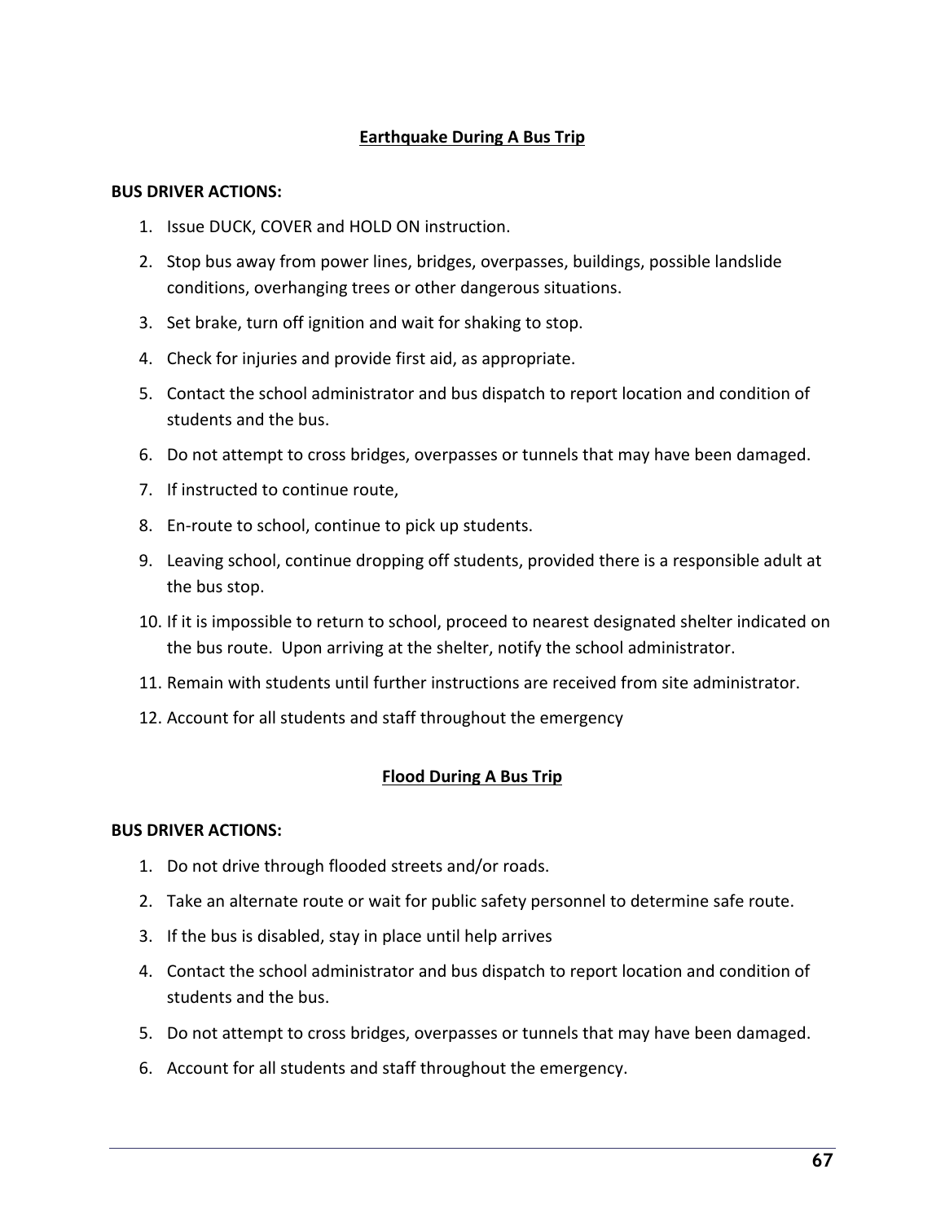## Earthquake During A Bus Trip

**BUS DRIVER ACTIONS:**

1. Issue DUCK, COVER and HOLD ON instruction.
2. Stop bus away from power lines, bridges, overpasses, buildings, possible landslide conditions, overhanging trees or other dangerous situations.
3. Set brake, turn off ignition and wait for shaking to stop.
4. Check for injuries and provide first aid, as appropriate.
5. Contact the school administrator and bus dispatch to report location and condition of students and the bus.
6. Do not attempt to cross bridges, overpasses or tunnels that may have been damaged.
7. If instructed to continue route,
8. En-route to school, continue to pick up students.
9. Leaving school, continue dropping off students, provided there is a responsible adult at the bus stop.
10. If it is impossible to return to school, proceed to nearest designated shelter indicated on the bus route. Upon arriving at the shelter, notify the school administrator.
11. Remain with students until further instructions are received from site administrator.
12. Account for all students and staff throughout the emergency

## Flood During A Bus Trip

**BUS DRIVER ACTIONS:**

1. Do not drive through flooded streets and/or roads.
2. Take an alternate route or wait for public safety personnel to determine safe route.
3. If the bus is disabled, stay in place until help arrives
4. Contact the school administrator and bus dispatch to report location and condition of students and the bus.
5. Do not attempt to cross bridges, overpasses or tunnels that may have been damaged.
6. Account for all students and staff throughout the emergency.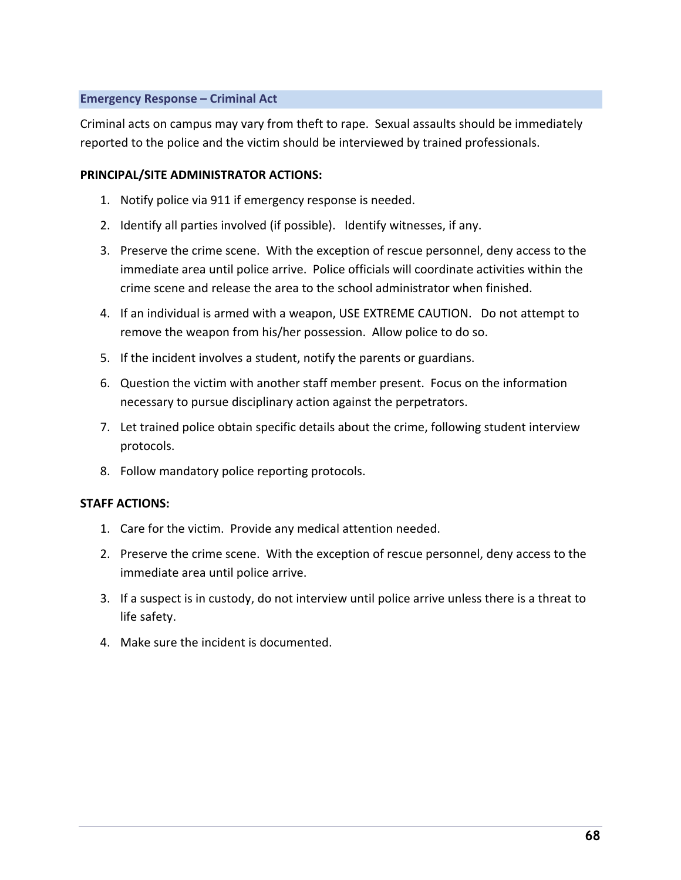## Emergency Response – Criminal Act

Criminal acts on campus may vary from theft to rape. Sexual assaults should be immediately reported to the police and the victim should be interviewed by trained professionals.

**PRINCIPAL/SITE ADMINISTRATOR ACTIONS:**

1. Notify police via 911 if emergency response is needed.
2. Identify all parties involved (if possible). Identify witnesses, if any.
3. Preserve the crime scene. With the exception of rescue personnel, deny access to the immediate area until police arrive. Police officials will coordinate activities within the crime scene and release the area to the school administrator when finished.
4. If an individual is armed with a weapon, USE EXTREME CAUTION. Do not attempt to remove the weapon from his/her possession. Allow police to do so.
5. If the incident involves a student, notify the parents or guardians.
6. Question the victim with another staff member present. Focus on the information necessary to pursue disciplinary action against the perpetrators.
7. Let trained police obtain specific details about the crime, following student interview protocols.
8. Follow mandatory police reporting protocols.

**STAFF ACTIONS:**

1. Care for the victim. Provide any medical attention needed.
2. Preserve the crime scene. With the exception of rescue personnel, deny access to the immediate area until police arrive.
3. If a suspect is in custody, do not interview until police arrive unless there is a threat to life safety.
4. Make sure the incident is documented.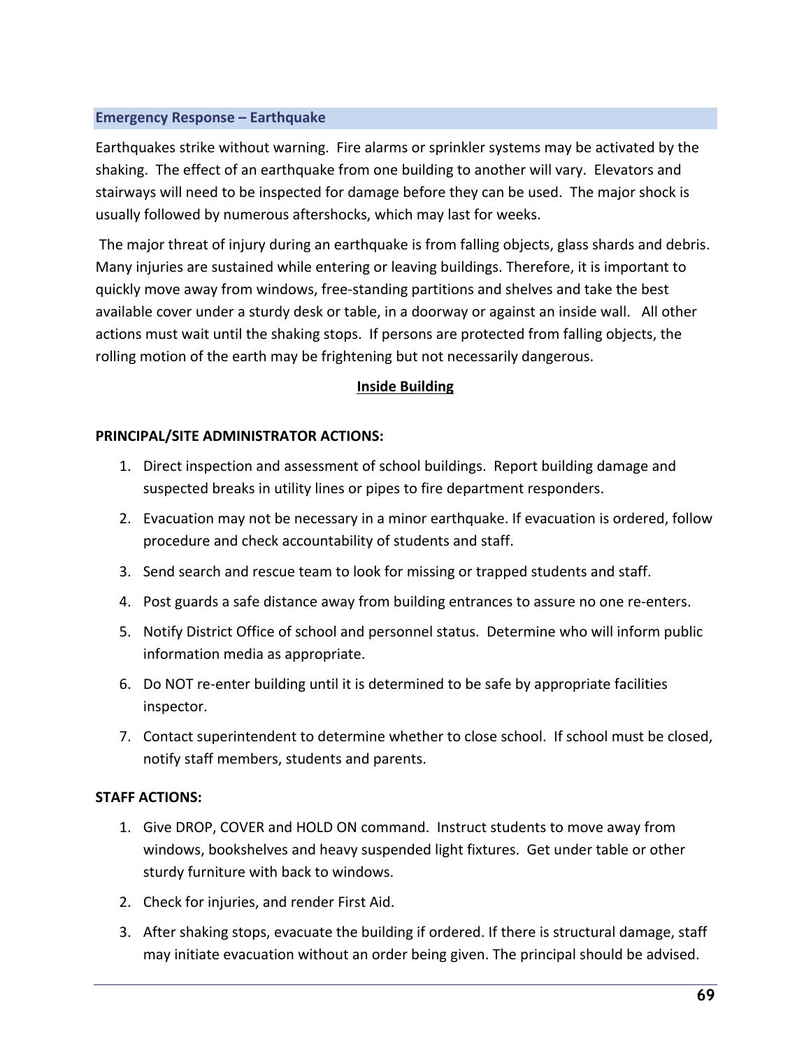## Emergency Response – Earthquake

Earthquakes strike without warning. Fire alarms or sprinkler systems may be activated by the shaking. The effect of an earthquake from one building to another will vary. Elevators and stairways will need to be inspected for damage before they can be used. The major shock is usually followed by numerous aftershocks, which may last for weeks.

The major threat of injury during an earthquake is from falling objects, glass shards and debris. Many injuries are sustained while entering or leaving buildings. Therefore, it is important to quickly move away from windows, free-standing partitions and shelves and take the best available cover under a sturdy desk or table, in a doorway or against an inside wall. All other actions must wait until the shaking stops. If persons are protected from falling objects, the rolling motion of the earth may be frightening but not necessarily dangerous.

### Inside Building

**PRINCIPAL/SITE ADMINISTRATOR ACTIONS:**

1. Direct inspection and assessment of school buildings. Report building damage and suspected breaks in utility lines or pipes to fire department responders.
2. Evacuation may not be necessary in a minor earthquake. If evacuation is ordered, follow procedure and check accountability of students and staff.
3. Send search and rescue team to look for missing or trapped students and staff.
4. Post guards a safe distance away from building entrances to assure no one re-enters.
5. Notify District Office of school and personnel status. Determine who will inform public information media as appropriate.
6. Do NOT re-enter building until it is determined to be safe by appropriate facilities inspector.
7. Contact superintendent to determine whether to close school. If school must be closed, notify staff members, students and parents.

**STAFF ACTIONS:**

1. Give DROP, COVER and HOLD ON command. Instruct students to move away from windows, bookshelves and heavy suspended light fixtures. Get under table or other sturdy furniture with back to windows.
2. Check for injuries, and render First Aid.
3. After shaking stops, evacuate the building if ordered. If there is structural damage, staff may initiate evacuation without an order being given. The principal should be advised.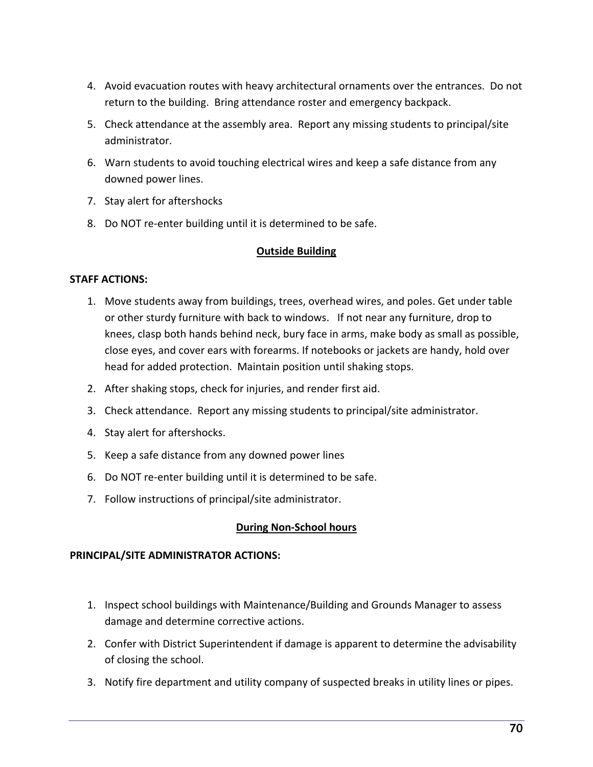4. Avoid evacuation routes with heavy architectural ornaments over the entrances. Do not return to the building. Bring attendance roster and emergency backpack.
5. Check attendance at the assembly area. Report any missing students to principal/site administrator.
6. Warn students to avoid touching electrical wires and keep a safe distance from any downed power lines.
7. Stay alert for aftershocks
8. Do NOT re-enter building until it is determined to be safe.

### <u>Outside Building</u>

**STAFF ACTIONS:**

1. Move students away from buildings, trees, overhead wires, and poles. Get under table or other sturdy furniture with back to windows. If not near any furniture, drop to knees, clasp both hands behind neck, bury face in arms, make body as small as possible, close eyes, and cover ears with forearms. If notebooks or jackets are handy, hold over head for added protection. Maintain position until shaking stops.
2. After shaking stops, check for injuries, and render first aid.
3. Check attendance. Report any missing students to principal/site administrator.
4. Stay alert for aftershocks.
5. Keep a safe distance from any downed power lines
6. Do NOT re-enter building until it is determined to be safe.
7. Follow instructions of principal/site administrator.

### <u>During Non-School hours</u>

**PRINCIPAL/SITE ADMINISTRATOR ACTIONS:**

1. Inspect school buildings with Maintenance/Building and Grounds Manager to assess damage and determine corrective actions.
2. Confer with District Superintendent if damage is apparent to determine the advisability of closing the school.
3. Notify fire department and utility company of suspected breaks in utility lines or pipes.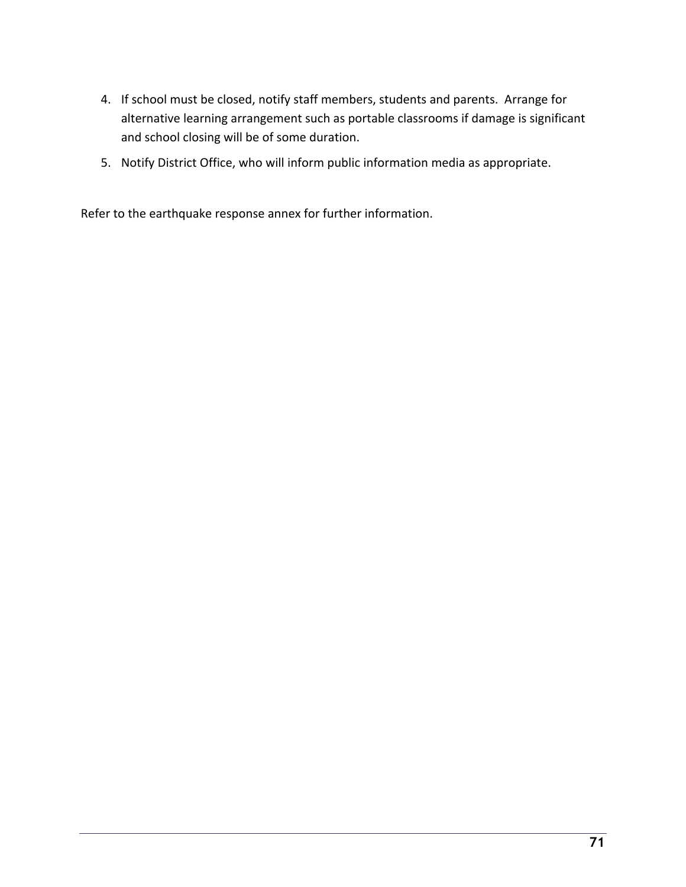4. If school must be closed, notify staff members, students and parents. Arrange for alternative learning arrangement such as portable classrooms if damage is significant and school closing will be of some duration.
5. Notify District Office, who will inform public information media as appropriate.

Refer to the earthquake response annex for further information.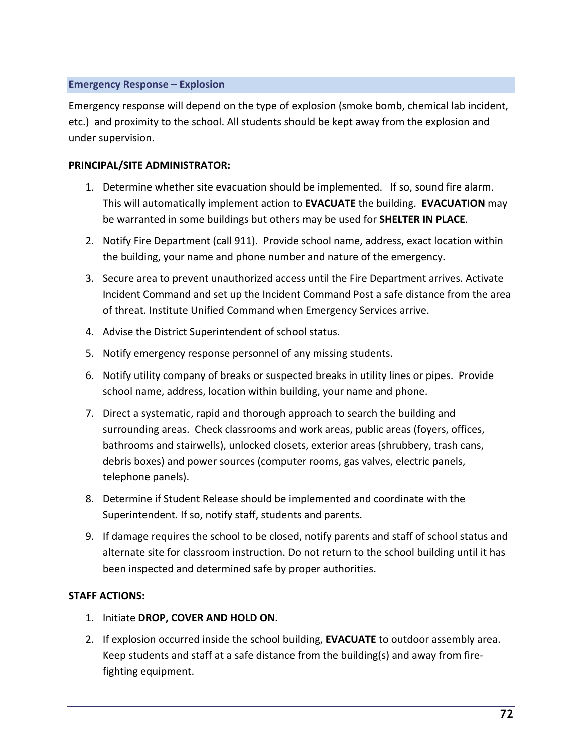## Emergency Response – Explosion

Emergency response will depend on the type of explosion (smoke bomb, chemical lab incident, etc.) and proximity to the school. All students should be kept away from the explosion and under supervision.

**PRINCIPAL/SITE ADMINISTRATOR:**

1. Determine whether site evacuation should be implemented. If so, sound fire alarm. This will automatically implement action to **EVACUATE** the building. **EVACUATION** may be warranted in some buildings but others may be used for **SHELTER IN PLACE**.
2. Notify Fire Department (call 911). Provide school name, address, exact location within the building, your name and phone number and nature of the emergency.
3. Secure area to prevent unauthorized access until the Fire Department arrives. Activate Incident Command and set up the Incident Command Post a safe distance from the area of threat. Institute Unified Command when Emergency Services arrive.
4. Advise the District Superintendent of school status.
5. Notify emergency response personnel of any missing students.
6. Notify utility company of breaks or suspected breaks in utility lines or pipes. Provide school name, address, location within building, your name and phone.
7. Direct a systematic, rapid and thorough approach to search the building and surrounding areas. Check classrooms and work areas, public areas (foyers, offices, bathrooms and stairwells), unlocked closets, exterior areas (shrubbery, trash cans, debris boxes) and power sources (computer rooms, gas valves, electric panels, telephone panels).
8. Determine if Student Release should be implemented and coordinate with the Superintendent. If so, notify staff, students and parents.
9. If damage requires the school to be closed, notify parents and staff of school status and alternate site for classroom instruction. Do not return to the school building until it has been inspected and determined safe by proper authorities.

**STAFF ACTIONS:**

1. Initiate **DROP, COVER AND HOLD ON**.
2. If explosion occurred inside the school building, **EVACUATE** to outdoor assembly area. Keep students and staff at a safe distance from the building(s) and away from fire-fighting equipment.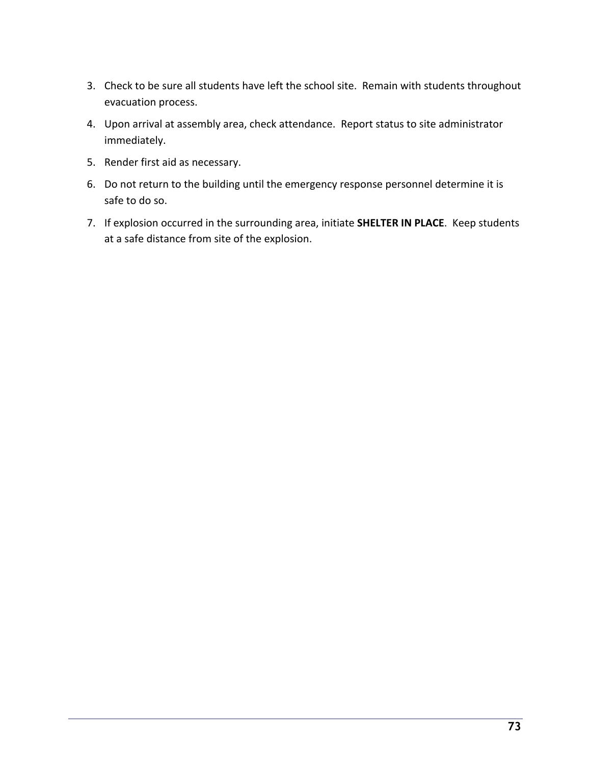3. Check to be sure all students have left the school site. Remain with students throughout evacuation process.
4. Upon arrival at assembly area, check attendance. Report status to site administrator immediately.
5. Render first aid as necessary.
6. Do not return to the building until the emergency response personnel determine it is safe to do so.
7. If explosion occurred in the surrounding area, initiate **SHELTER IN PLACE**. Keep students at a safe distance from site of the explosion.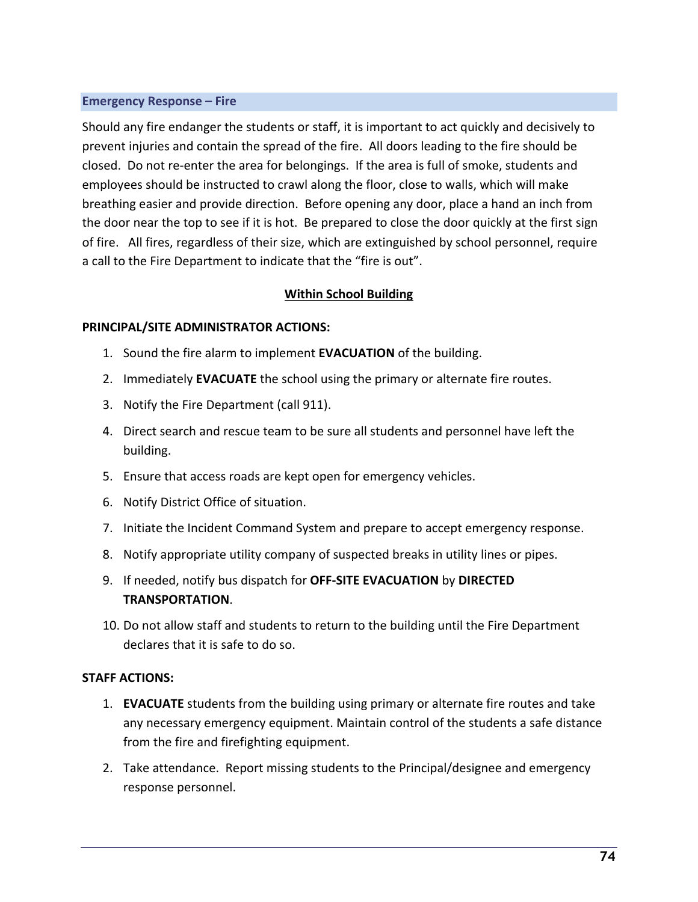## Emergency Response – Fire

Should any fire endanger the students or staff, it is important to act quickly and decisively to prevent injuries and contain the spread of the fire. All doors leading to the fire should be closed. Do not re-enter the area for belongings. If the area is full of smoke, students and employees should be instructed to crawl along the floor, close to walls, which will make breathing easier and provide direction. Before opening any door, place a hand an inch from the door near the top to see if it is hot. Be prepared to close the door quickly at the first sign of fire. All fires, regardless of their size, which are extinguished by school personnel, require a call to the Fire Department to indicate that the "fire is out".

### Within School Building

**PRINCIPAL/SITE ADMINISTRATOR ACTIONS:**

1. Sound the fire alarm to implement **EVACUATION** of the building.
2. Immediately **EVACUATE** the school using the primary or alternate fire routes.
3. Notify the Fire Department (call 911).
4. Direct search and rescue team to be sure all students and personnel have left the building.
5. Ensure that access roads are kept open for emergency vehicles.
6. Notify District Office of situation.
7. Initiate the Incident Command System and prepare to accept emergency response.
8. Notify appropriate utility company of suspected breaks in utility lines or pipes.
9. If needed, notify bus dispatch for **OFF-SITE EVACUATION** by **DIRECTED TRANSPORTATION**.
10. Do not allow staff and students to return to the building until the Fire Department declares that it is safe to do so.

**STAFF ACTIONS:**

1. **EVACUATE** students from the building using primary or alternate fire routes and take any necessary emergency equipment. Maintain control of the students a safe distance from the fire and firefighting equipment.
2. Take attendance. Report missing students to the Principal/designee and emergency response personnel.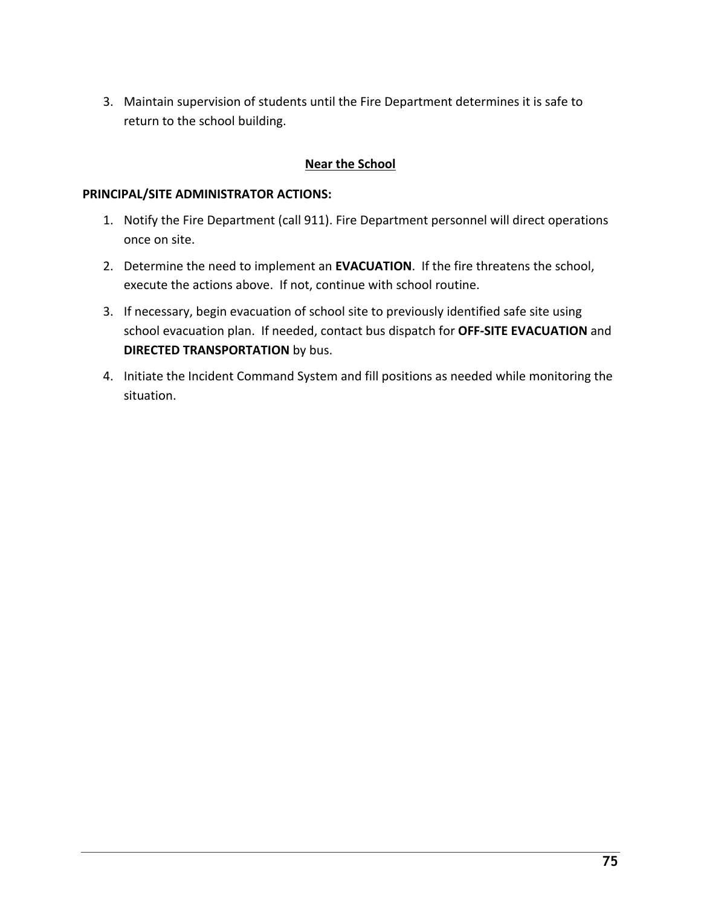3. Maintain supervision of students until the Fire Department determines it is safe to return to the school building.

## Near the School

**PRINCIPAL/SITE ADMINISTRATOR ACTIONS:**

1. Notify the Fire Department (call 911). Fire Department personnel will direct operations once on site.
2. Determine the need to implement an **EVACUATION**. If the fire threatens the school, execute the actions above. If not, continue with school routine.
3. If necessary, begin evacuation of school site to previously identified safe site using school evacuation plan. If needed, contact bus dispatch for **OFF-SITE EVACUATION** and **DIRECTED TRANSPORTATION** by bus.
4. Initiate the Incident Command System and fill positions as needed while monitoring the situation.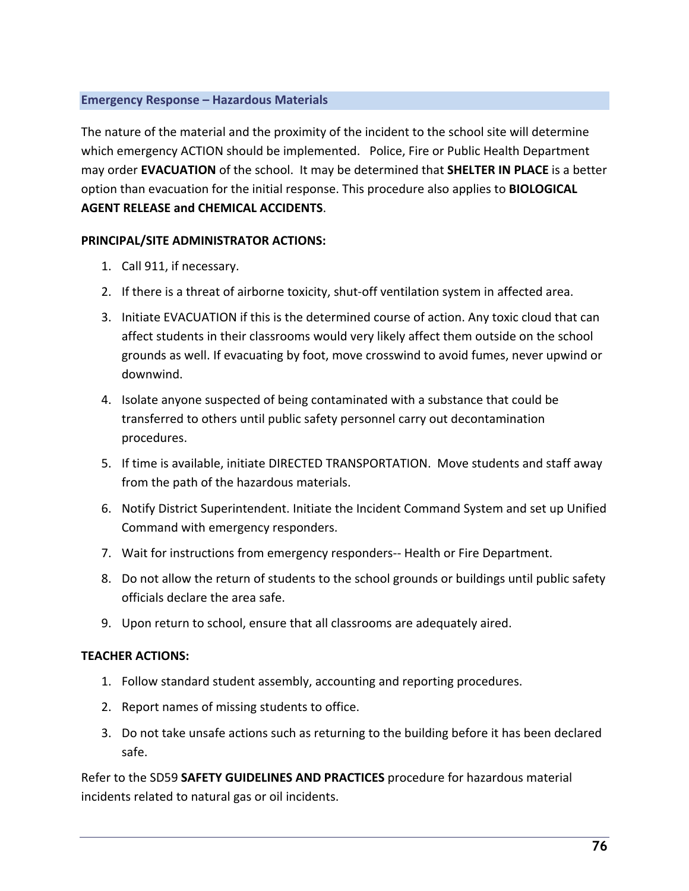## Emergency Response – Hazardous Materials

The nature of the material and the proximity of the incident to the school site will determine which emergency ACTION should be implemented. Police, Fire or Public Health Department may order **EVACUATION** of the school. It may be determined that **SHELTER IN PLACE** is a better option than evacuation for the initial response. This procedure also applies to **BIOLOGICAL AGENT RELEASE and CHEMICAL ACCIDENTS**.

**PRINCIPAL/SITE ADMINISTRATOR ACTIONS:**

1. Call 911, if necessary.
2. If there is a threat of airborne toxicity, shut-off ventilation system in affected area.
3. Initiate EVACUATION if this is the determined course of action. Any toxic cloud that can affect students in their classrooms would very likely affect them outside on the school grounds as well. If evacuating by foot, move crosswind to avoid fumes, never upwind or downwind.
4. Isolate anyone suspected of being contaminated with a substance that could be transferred to others until public safety personnel carry out decontamination procedures.
5. If time is available, initiate DIRECTED TRANSPORTATION. Move students and staff away from the path of the hazardous materials.
6. Notify District Superintendent. Initiate the Incident Command System and set up Unified Command with emergency responders.
7. Wait for instructions from emergency responders-- Health or Fire Department.
8. Do not allow the return of students to the school grounds or buildings until public safety officials declare the area safe.
9. Upon return to school, ensure that all classrooms are adequately aired.

**TEACHER ACTIONS:**

1. Follow standard student assembly, accounting and reporting procedures.
2. Report names of missing students to office.
3. Do not take unsafe actions such as returning to the building before it has been declared safe.

Refer to the SD59 **SAFETY GUIDELINES AND PRACTICES** procedure for hazardous material incidents related to natural gas or oil incidents.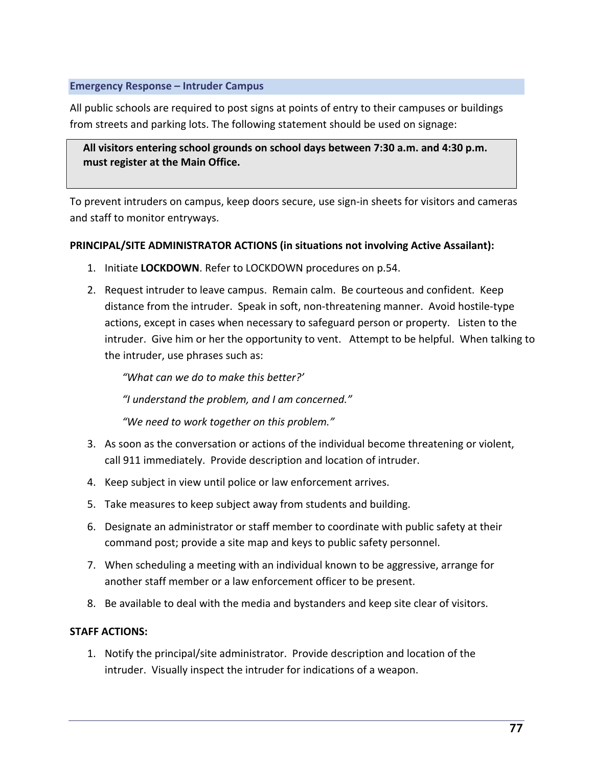## Emergency Response – Intruder Campus

All public schools are required to post signs at points of entry to their campuses or buildings from streets and parking lots. The following statement should be used on signage:

> **All visitors entering school grounds on school days between 7:30 a.m. and 4:30 p.m. must register at the Main Office.**

To prevent intruders on campus, keep doors secure, use sign-in sheets for visitors and cameras and staff to monitor entryways.

**PRINCIPAL/SITE ADMINISTRATOR ACTIONS (in situations not involving Active Assailant):**

1. Initiate **LOCKDOWN**. Refer to LOCKDOWN procedures on p.54.
2. Request intruder to leave campus. Remain calm. Be courteous and confident. Keep distance from the intruder. Speak in soft, non-threatening manner. Avoid hostile-type actions, except in cases when necessary to safeguard person or property. Listen to the intruder. Give him or her the opportunity to vent. Attempt to be helpful. When talking to the intruder, use phrases such as:

   *“What can we do to make this better?’*

   *“I understand the problem, and I am concerned.”*

   *“We need to work together on this problem.”*

3. As soon as the conversation or actions of the individual become threatening or violent, call 911 immediately. Provide description and location of intruder.
4. Keep subject in view until police or law enforcement arrives.
5. Take measures to keep subject away from students and building.
6. Designate an administrator or staff member to coordinate with public safety at their command post; provide a site map and keys to public safety personnel.
7. When scheduling a meeting with an individual known to be aggressive, arrange for another staff member or a law enforcement officer to be present.
8. Be available to deal with the media and bystanders and keep site clear of visitors.

**STAFF ACTIONS:**

1. Notify the principal/site administrator. Provide description and location of the intruder. Visually inspect the intruder for indications of a weapon.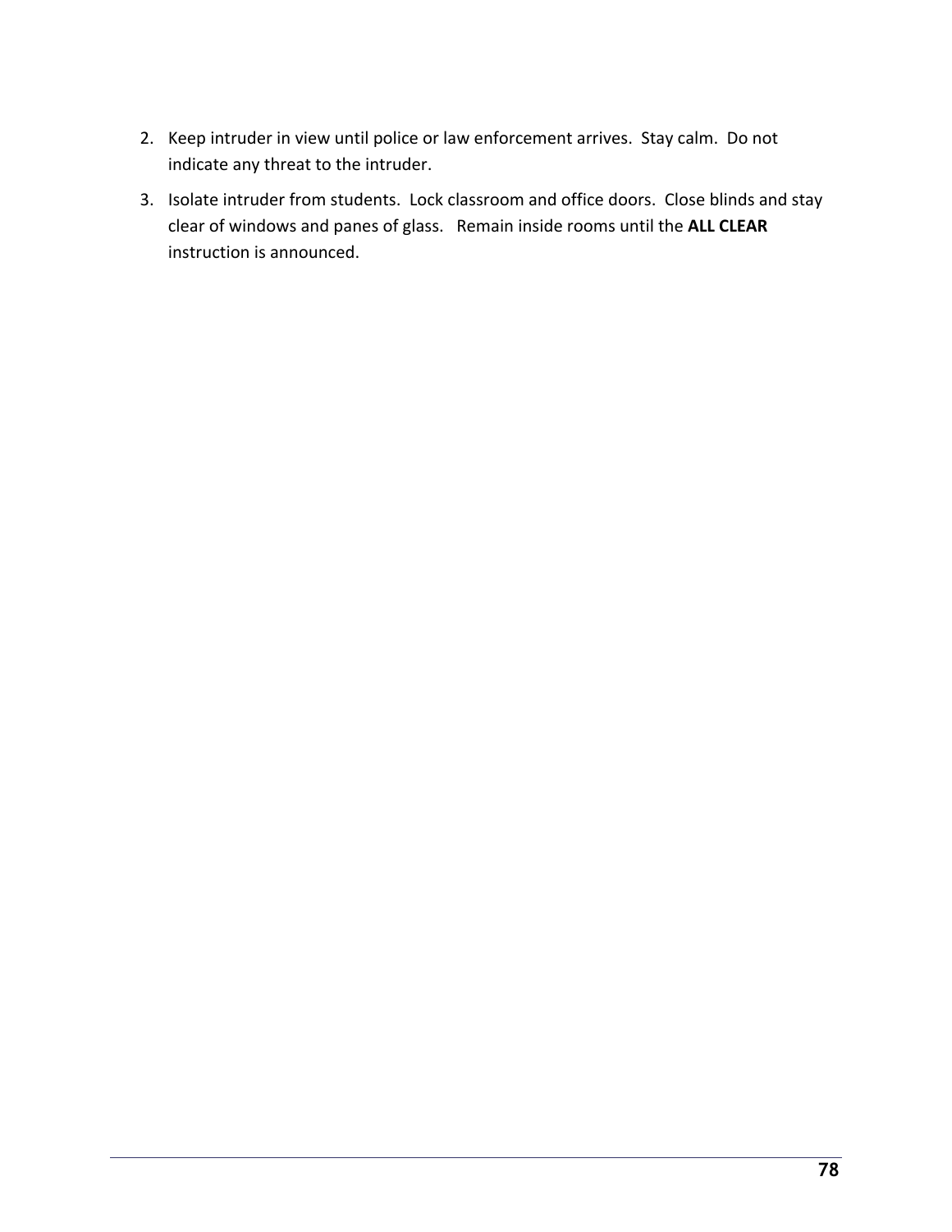2. Keep intruder in view until police or law enforcement arrives. Stay calm. Do not indicate any threat to the intruder.
3. Isolate intruder from students. Lock classroom and office doors. Close blinds and stay clear of windows and panes of glass. Remain inside rooms until the **ALL CLEAR** instruction is announced.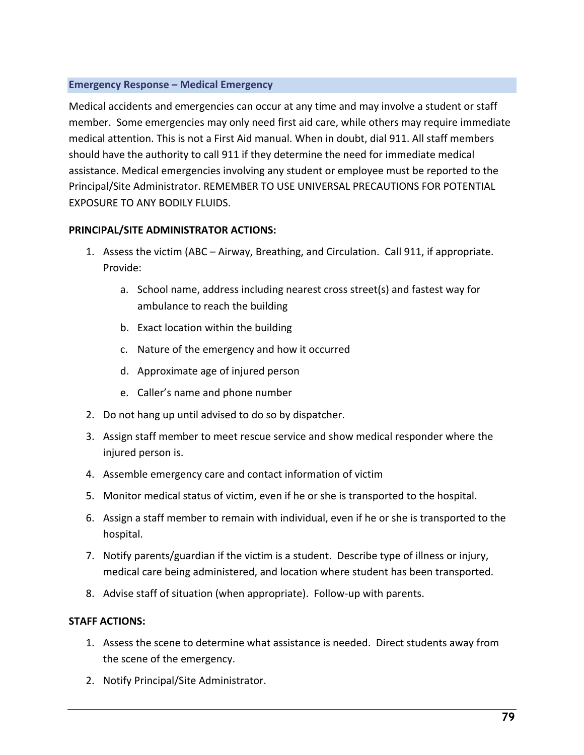## Emergency Response – Medical Emergency

Medical accidents and emergencies can occur at any time and may involve a student or staff member. Some emergencies may only need first aid care, while others may require immediate medical attention. This is not a First Aid manual. When in doubt, dial 911. All staff members should have the authority to call 911 if they determine the need for immediate medical assistance. Medical emergencies involving any student or employee must be reported to the Principal/Site Administrator. REMEMBER TO USE UNIVERSAL PRECAUTIONS FOR POTENTIAL EXPOSURE TO ANY BODILY FLUIDS.

**PRINCIPAL/SITE ADMINISTRATOR ACTIONS:**

1. Assess the victim (ABC – Airway, Breathing, and Circulation. Call 911, if appropriate. Provide:
    a. School name, address including nearest cross street(s) and fastest way for ambulance to reach the building
    b. Exact location within the building
    c. Nature of the emergency and how it occurred
    d. Approximate age of injured person
    e. Caller's name and phone number
2. Do not hang up until advised to do so by dispatcher.
3. Assign staff member to meet rescue service and show medical responder where the injured person is.
4. Assemble emergency care and contact information of victim
5. Monitor medical status of victim, even if he or she is transported to the hospital.
6. Assign a staff member to remain with individual, even if he or she is transported to the hospital.
7. Notify parents/guardian if the victim is a student. Describe type of illness or injury, medical care being administered, and location where student has been transported.
8. Advise staff of situation (when appropriate). Follow-up with parents.

**STAFF ACTIONS:**

1. Assess the scene to determine what assistance is needed. Direct students away from the scene of the emergency.
2. Notify Principal/Site Administrator.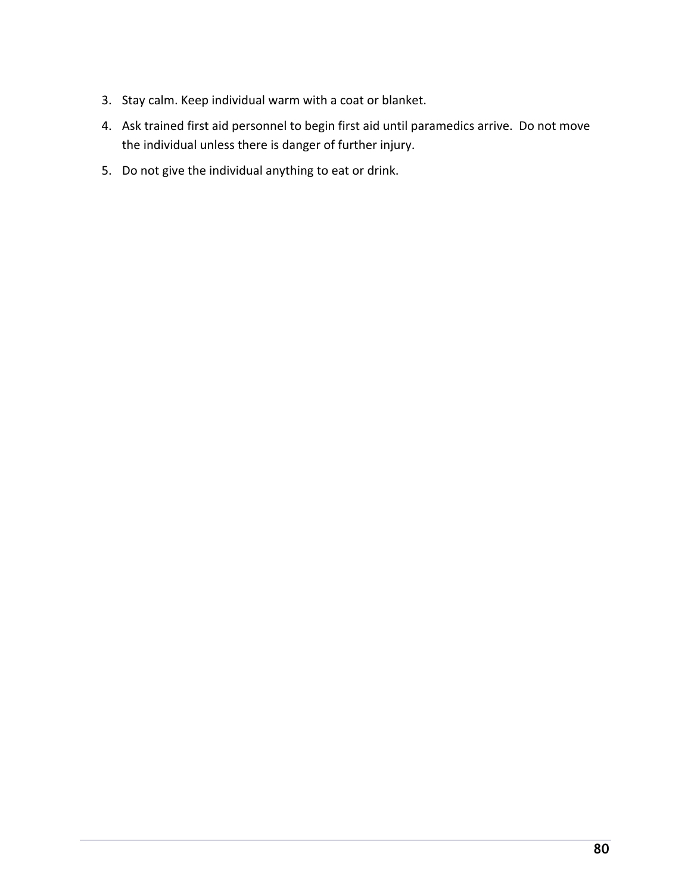3. Stay calm. Keep individual warm with a coat or blanket.
4. Ask trained first aid personnel to begin first aid until paramedics arrive.  Do not move the individual unless there is danger of further injury.
5. Do not give the individual anything to eat or drink.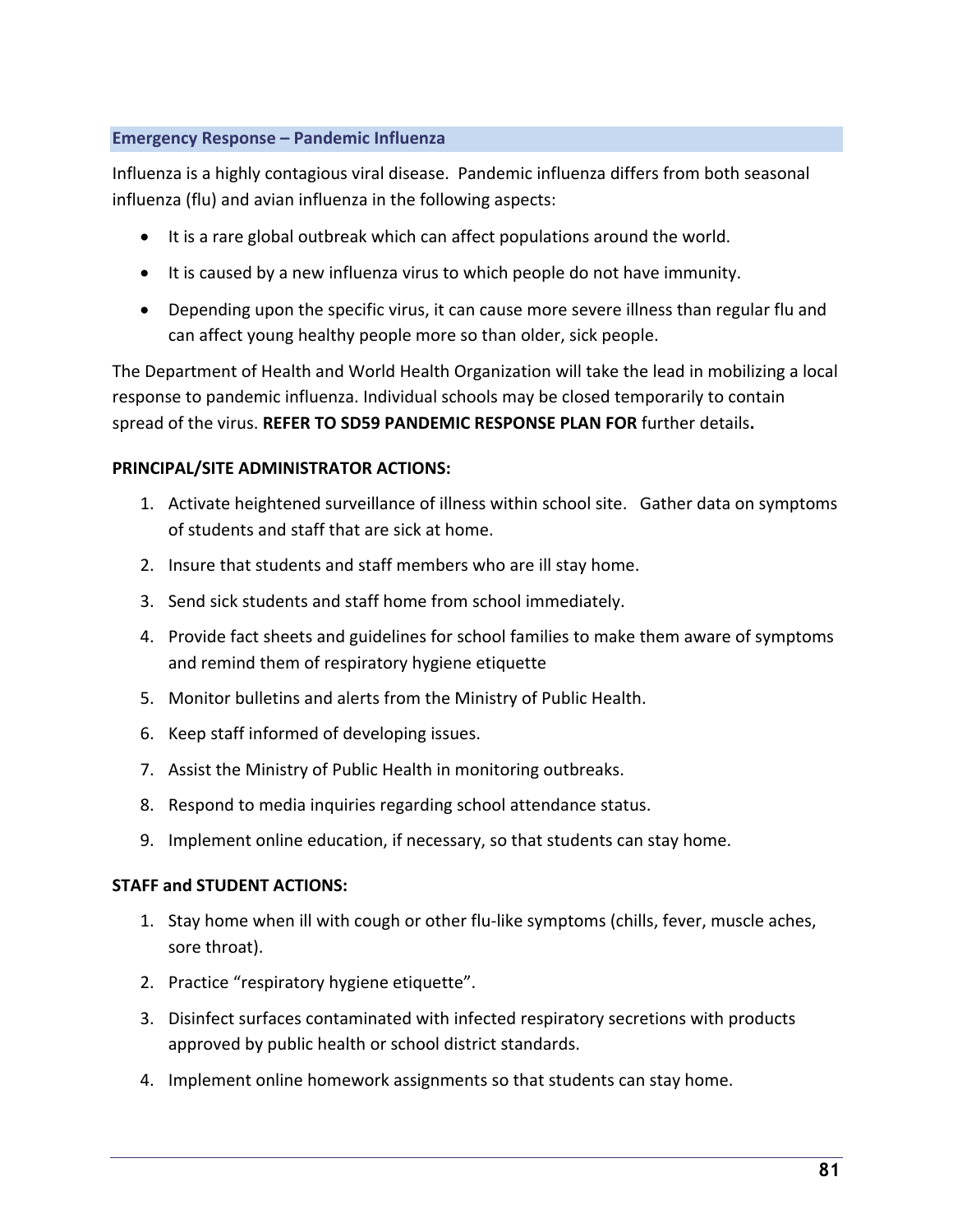## Emergency Response – Pandemic Influenza

Influenza is a highly contagious viral disease. Pandemic influenza differs from both seasonal influenza (flu) and avian influenza in the following aspects:

- It is a rare global outbreak which can affect populations around the world.
- It is caused by a new influenza virus to which people do not have immunity.
- Depending upon the specific virus, it can cause more severe illness than regular flu and can affect young healthy people more so than older, sick people.

The Department of Health and World Health Organization will take the lead in mobilizing a local response to pandemic influenza. Individual schools may be closed temporarily to contain spread of the virus. **REFER TO SD59 PANDEMIC RESPONSE PLAN FOR** further details**.**

**PRINCIPAL/SITE ADMINISTRATOR ACTIONS:**

1. Activate heightened surveillance of illness within school site. Gather data on symptoms of students and staff that are sick at home.
2. Insure that students and staff members who are ill stay home.
3. Send sick students and staff home from school immediately.
4. Provide fact sheets and guidelines for school families to make them aware of symptoms and remind them of respiratory hygiene etiquette
5. Monitor bulletins and alerts from the Ministry of Public Health.
6. Keep staff informed of developing issues.
7. Assist the Ministry of Public Health in monitoring outbreaks.
8. Respond to media inquiries regarding school attendance status.
9. Implement online education, if necessary, so that students can stay home.

**STAFF and STUDENT ACTIONS:**

1. Stay home when ill with cough or other flu-like symptoms (chills, fever, muscle aches, sore throat).
2. Practice "respiratory hygiene etiquette".
3. Disinfect surfaces contaminated with infected respiratory secretions with products approved by public health or school district standards.
4. Implement online homework assignments so that students can stay home.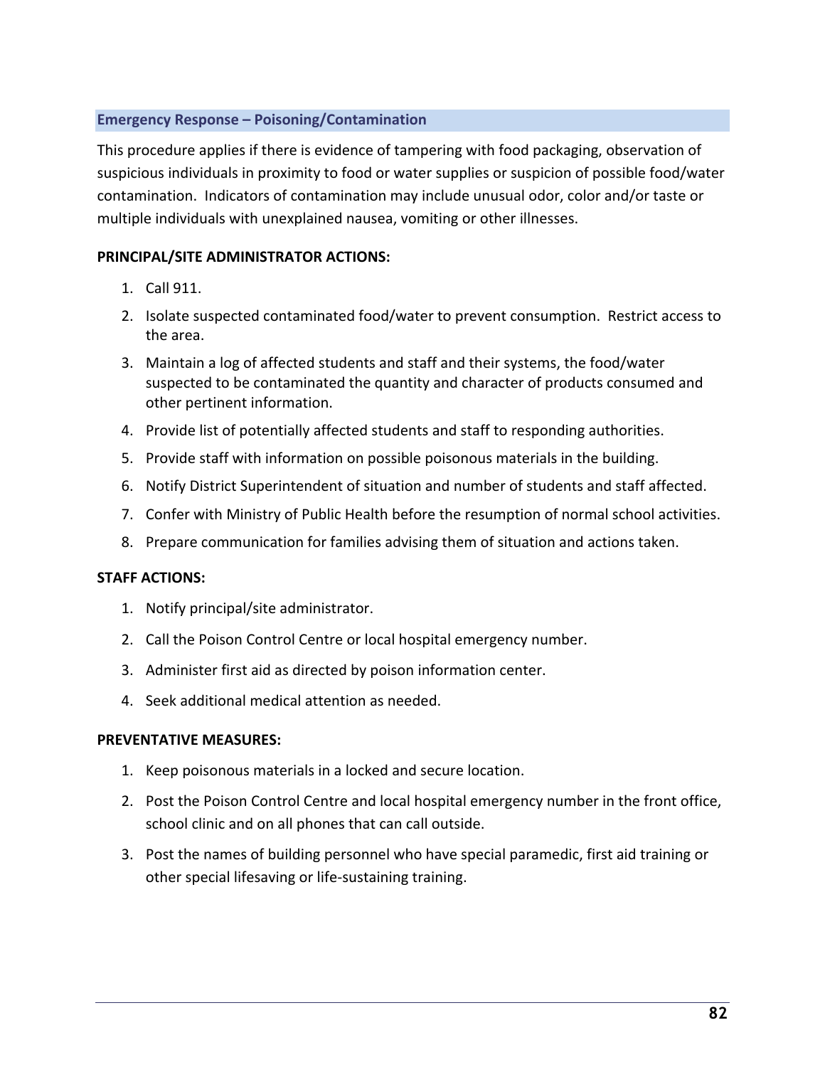## Emergency Response – Poisoning/Contamination

This procedure applies if there is evidence of tampering with food packaging, observation of suspicious individuals in proximity to food or water supplies or suspicion of possible food/water contamination. Indicators of contamination may include unusual odor, color and/or taste or multiple individuals with unexplained nausea, vomiting or other illnesses.

**PRINCIPAL/SITE ADMINISTRATOR ACTIONS:**

1. Call 911.
2. Isolate suspected contaminated food/water to prevent consumption. Restrict access to the area.
3. Maintain a log of affected students and staff and their systems, the food/water suspected to be contaminated the quantity and character of products consumed and other pertinent information.
4. Provide list of potentially affected students and staff to responding authorities.
5. Provide staff with information on possible poisonous materials in the building.
6. Notify District Superintendent of situation and number of students and staff affected.
7. Confer with Ministry of Public Health before the resumption of normal school activities.
8. Prepare communication for families advising them of situation and actions taken.

**STAFF ACTIONS:**

1. Notify principal/site administrator.
2. Call the Poison Control Centre or local hospital emergency number.
3. Administer first aid as directed by poison information center.
4. Seek additional medical attention as needed.

**PREVENTATIVE MEASURES:**

1. Keep poisonous materials in a locked and secure location.
2. Post the Poison Control Centre and local hospital emergency number in the front office, school clinic and on all phones that can call outside.
3. Post the names of building personnel who have special paramedic, first aid training or other special lifesaving or life-sustaining training.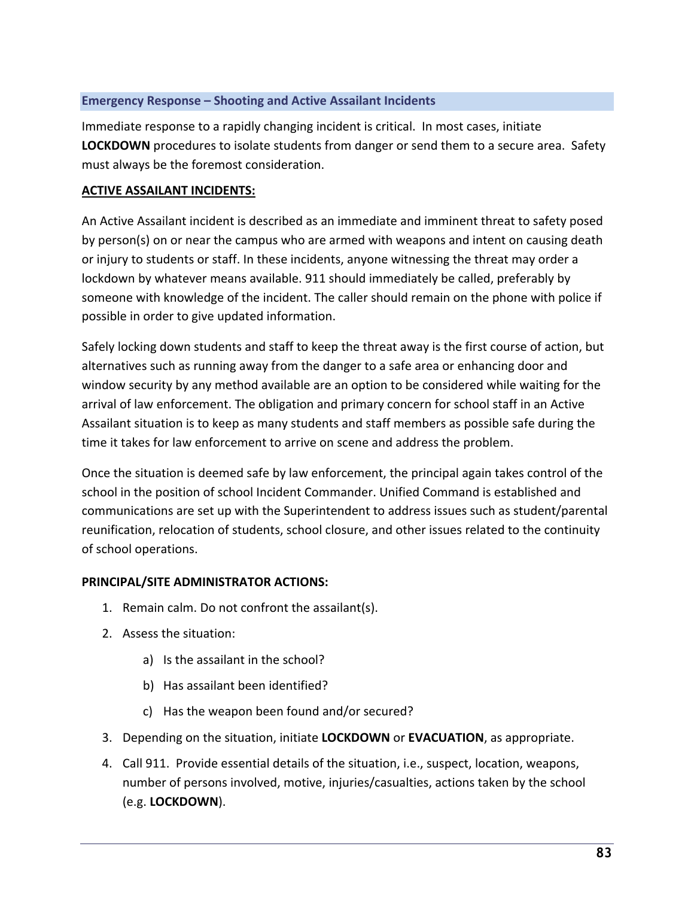## Emergency Response – Shooting and Active Assailant Incidents

Immediate response to a rapidly changing incident is critical. In most cases, initiate **LOCKDOWN** procedures to isolate students from danger or send them to a secure area. Safety must always be the foremost consideration.

**ACTIVE ASSAILANT INCIDENTS:**

An Active Assailant incident is described as an immediate and imminent threat to safety posed by person(s) on or near the campus who are armed with weapons and intent on causing death or injury to students or staff. In these incidents, anyone witnessing the threat may order a lockdown by whatever means available. 911 should immediately be called, preferably by someone with knowledge of the incident. The caller should remain on the phone with police if possible in order to give updated information.

Safely locking down students and staff to keep the threat away is the first course of action, but alternatives such as running away from the danger to a safe area or enhancing door and window security by any method available are an option to be considered while waiting for the arrival of law enforcement. The obligation and primary concern for school staff in an Active Assailant situation is to keep as many students and staff members as possible safe during the time it takes for law enforcement to arrive on scene and address the problem.

Once the situation is deemed safe by law enforcement, the principal again takes control of the school in the position of school Incident Commander. Unified Command is established and communications are set up with the Superintendent to address issues such as student/parental reunification, relocation of students, school closure, and other issues related to the continuity of school operations.

**PRINCIPAL/SITE ADMINISTRATOR ACTIONS:**

1. Remain calm. Do not confront the assailant(s).
2. Assess the situation:
   a) Is the assailant in the school?
   b) Has assailant been identified?
   c) Has the weapon been found and/or secured?
3. Depending on the situation, initiate **LOCKDOWN** or **EVACUATION**, as appropriate.
4. Call 911. Provide essential details of the situation, i.e., suspect, location, weapons, number of persons involved, motive, injuries/casualties, actions taken by the school (e.g. **LOCKDOWN**).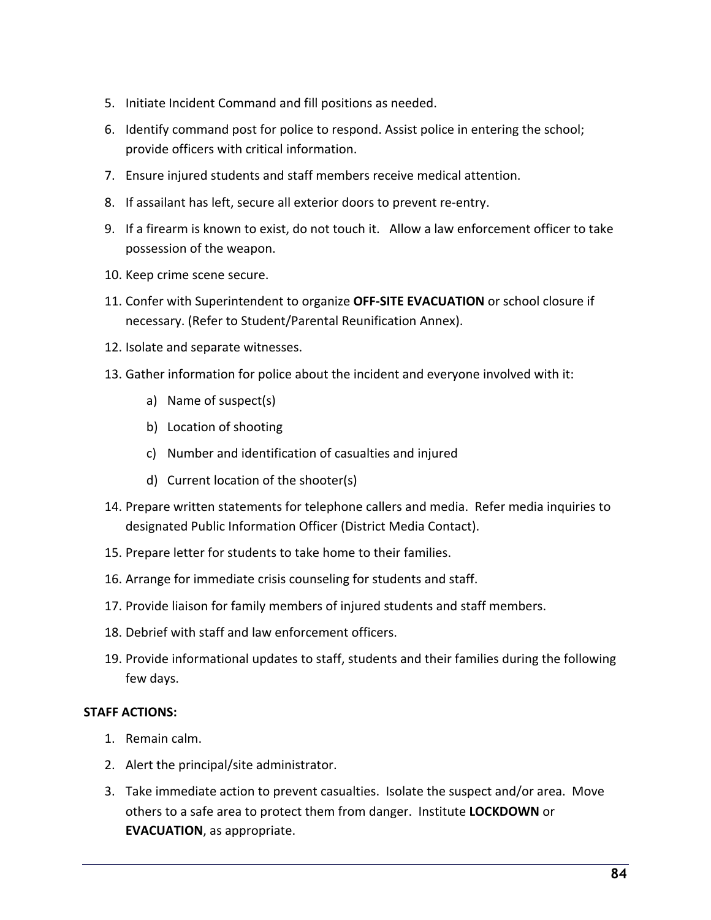5. Initiate Incident Command and fill positions as needed.
6. Identify command post for police to respond. Assist police in entering the school; provide officers with critical information.
7. Ensure injured students and staff members receive medical attention.
8. If assailant has left, secure all exterior doors to prevent re-entry.
9. If a firearm is known to exist, do not touch it. Allow a law enforcement officer to take possession of the weapon.
10. Keep crime scene secure.
11. Confer with Superintendent to organize **OFF-SITE EVACUATION** or school closure if necessary. (Refer to Student/Parental Reunification Annex).
12. Isolate and separate witnesses.
13. Gather information for police about the incident and everyone involved with it:
    a) Name of suspect(s)
    b) Location of shooting
    c) Number and identification of casualties and injured
    d) Current location of the shooter(s)
14. Prepare written statements for telephone callers and media. Refer media inquiries to designated Public Information Officer (District Media Contact).
15. Prepare letter for students to take home to their families.
16. Arrange for immediate crisis counseling for students and staff.
17. Provide liaison for family members of injured students and staff members.
18. Debrief with staff and law enforcement officers.
19. Provide informational updates to staff, students and their families during the following few days.

**STAFF ACTIONS:**

1. Remain calm.
2. Alert the principal/site administrator.
3. Take immediate action to prevent casualties. Isolate the suspect and/or area. Move others to a safe area to protect them from danger. Institute **LOCKDOWN** or **EVACUATION**, as appropriate.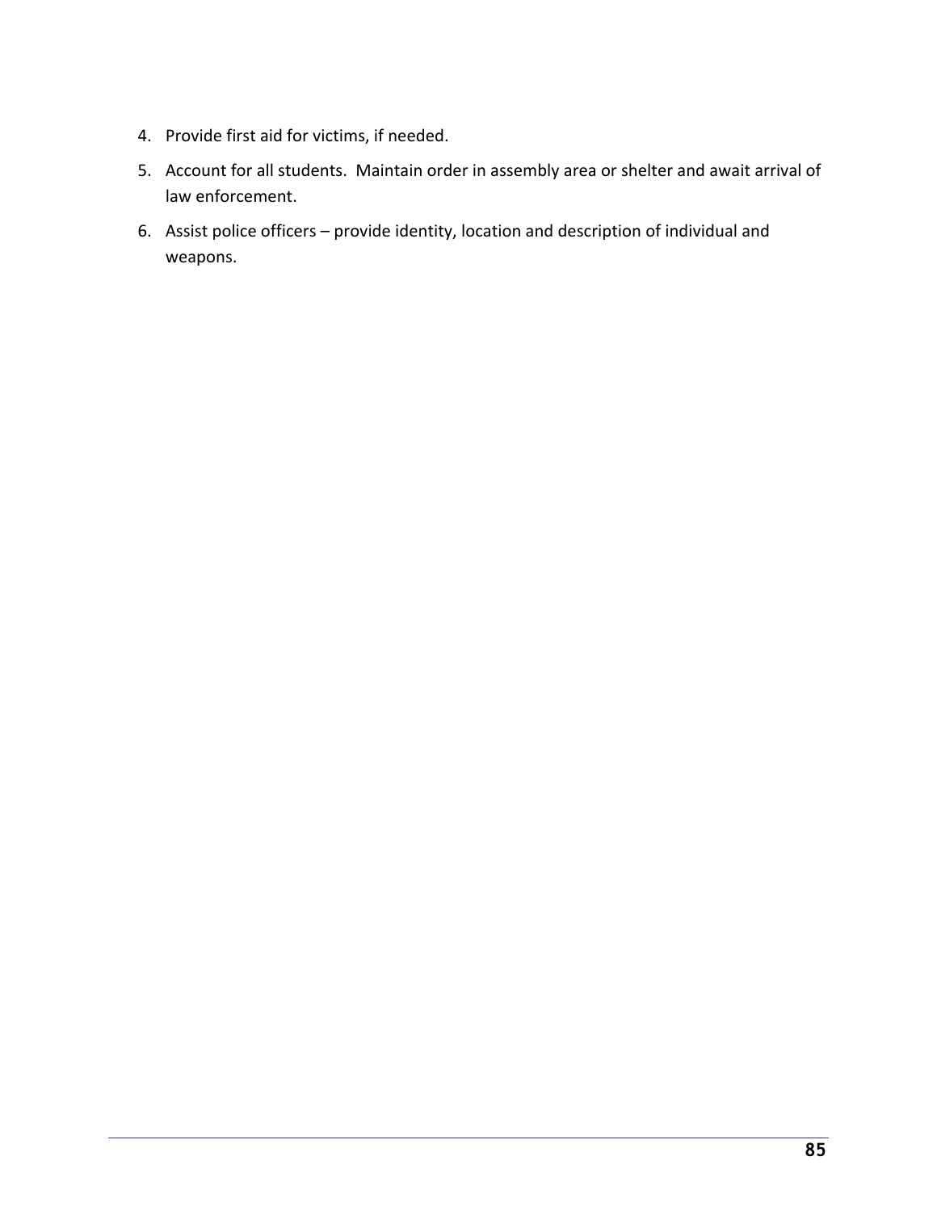4. Provide first aid for victims, if needed.
5. Account for all students. Maintain order in assembly area or shelter and await arrival of law enforcement.
6. Assist police officers – provide identity, location and description of individual and weapons.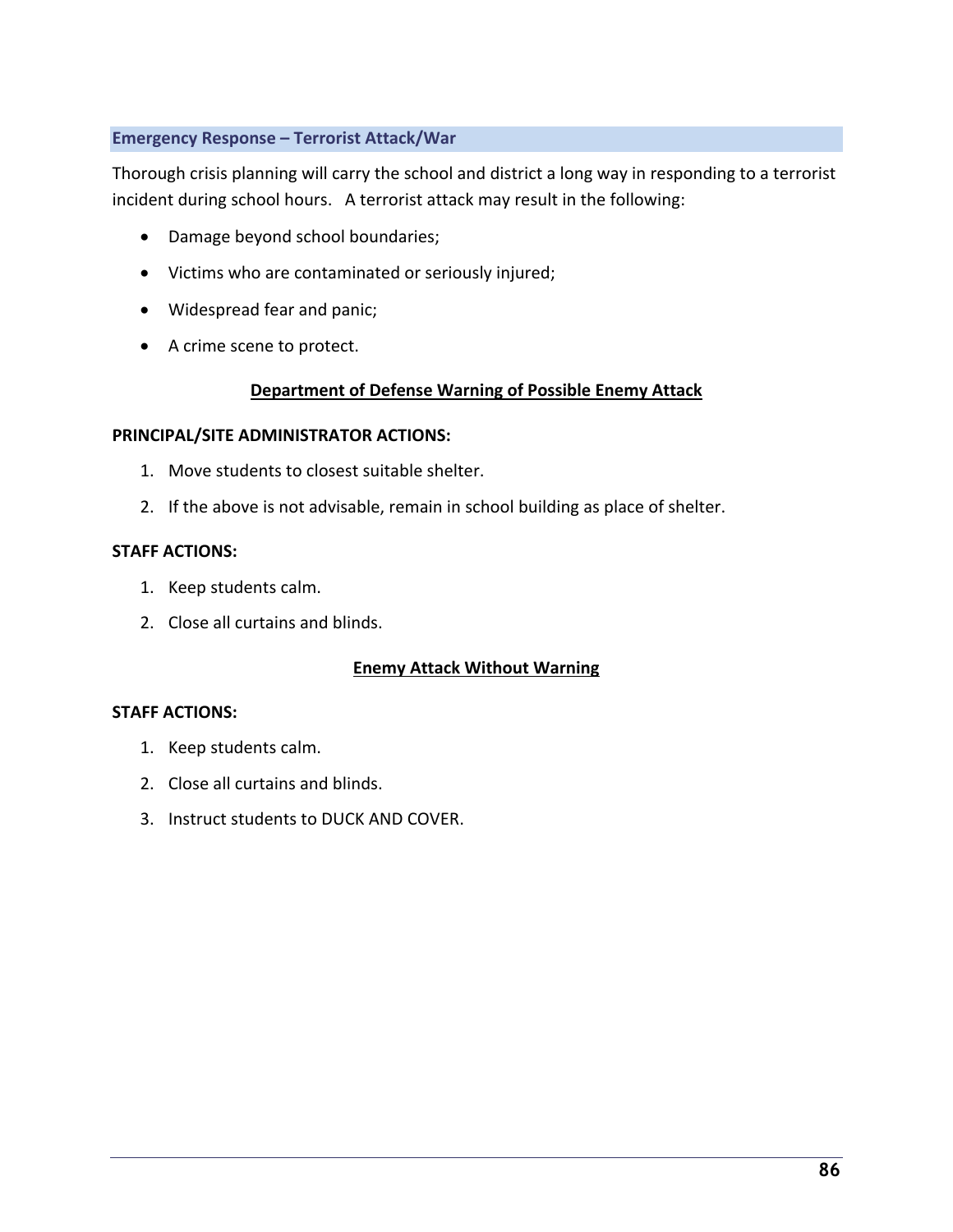## Emergency Response – Terrorist Attack/War

Thorough crisis planning will carry the school and district a long way in responding to a terrorist incident during school hours. A terrorist attack may result in the following:

- Damage beyond school boundaries;
- Victims who are contaminated or seriously injured;
- Widespread fear and panic;
- A crime scene to protect.

### Department of Defense Warning of Possible Enemy Attack

**PRINCIPAL/SITE ADMINISTRATOR ACTIONS:**

1. Move students to closest suitable shelter.
2. If the above is not advisable, remain in school building as place of shelter.

**STAFF ACTIONS:**

1. Keep students calm.
2. Close all curtains and blinds.

### Enemy Attack Without Warning

**STAFF ACTIONS:**

1. Keep students calm.
2. Close all curtains and blinds.
3. Instruct students to DUCK AND COVER.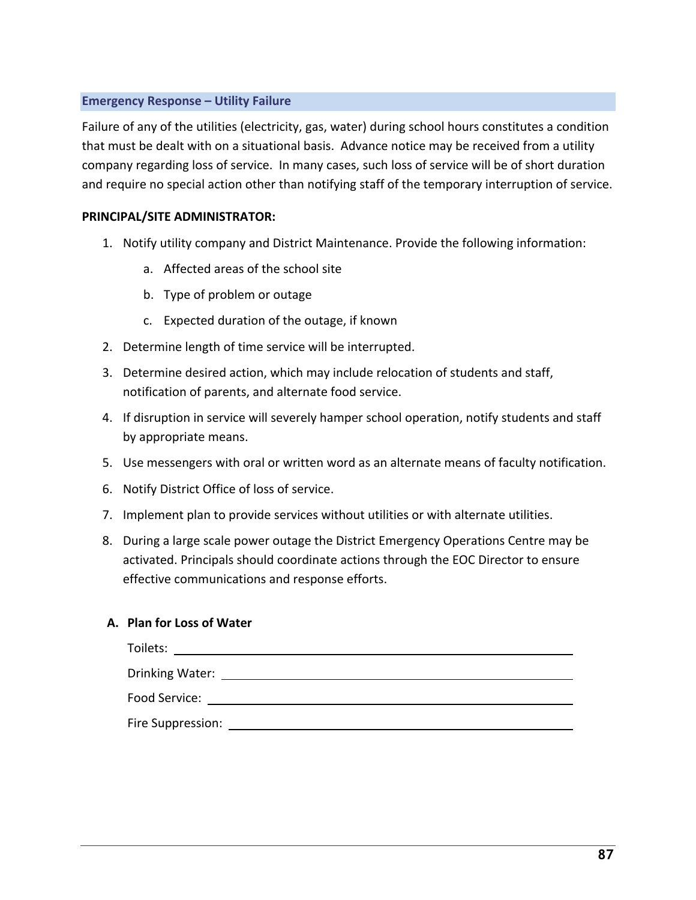## Emergency Response – Utility Failure

Failure of any of the utilities (electricity, gas, water) during school hours constitutes a condition that must be dealt with on a situational basis. Advance notice may be received from a utility company regarding loss of service. In many cases, such loss of service will be of short duration and require no special action other than notifying staff of the temporary interruption of service.

**PRINCIPAL/SITE ADMINISTRATOR:**

1. Notify utility company and District Maintenance. Provide the following information:
   a. Affected areas of the school site
   b. Type of problem or outage
   c. Expected duration of the outage, if known
2. Determine length of time service will be interrupted.
3. Determine desired action, which may include relocation of students and staff, notification of parents, and alternate food service.
4. If disruption in service will severely hamper school operation, notify students and staff by appropriate means.
5. Use messengers with oral or written word as an alternate means of faculty notification.
6. Notify District Office of loss of service.
7. Implement plan to provide services without utilities or with alternate utilities.
8. During a large scale power outage the District Emergency Operations Centre may be activated. Principals should coordinate actions through the EOC Director to ensure effective communications and response efforts.

**A. Plan for Loss of Water**

Toilets: ______________________________

Drinking Water: ______________________________

Food Service: ______________________________

Fire Suppression: ______________________________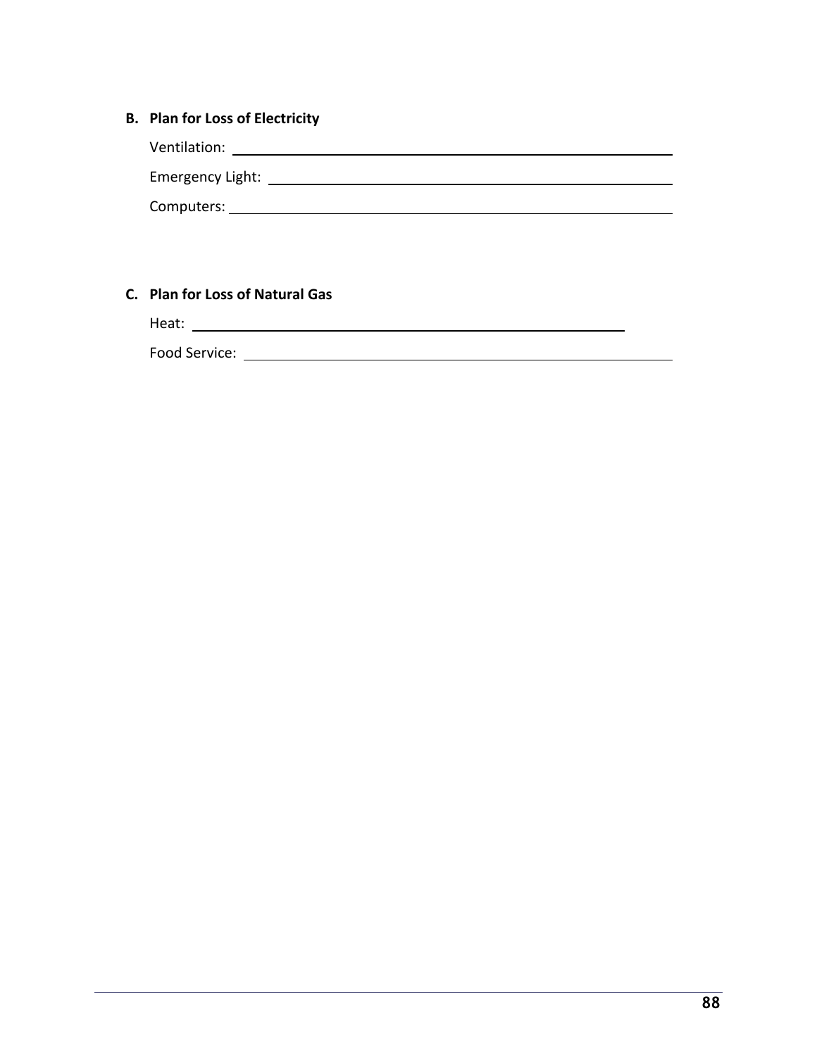**B. Plan for Loss of Electricity**

Ventilation: ______________________________________________________

Emergency Light: __________________________________________________

Computers: ________________________________________________________

**C. Plan for Loss of Natural Gas**

Heat: ___________________________________________________

Food Service: _____________________________________________________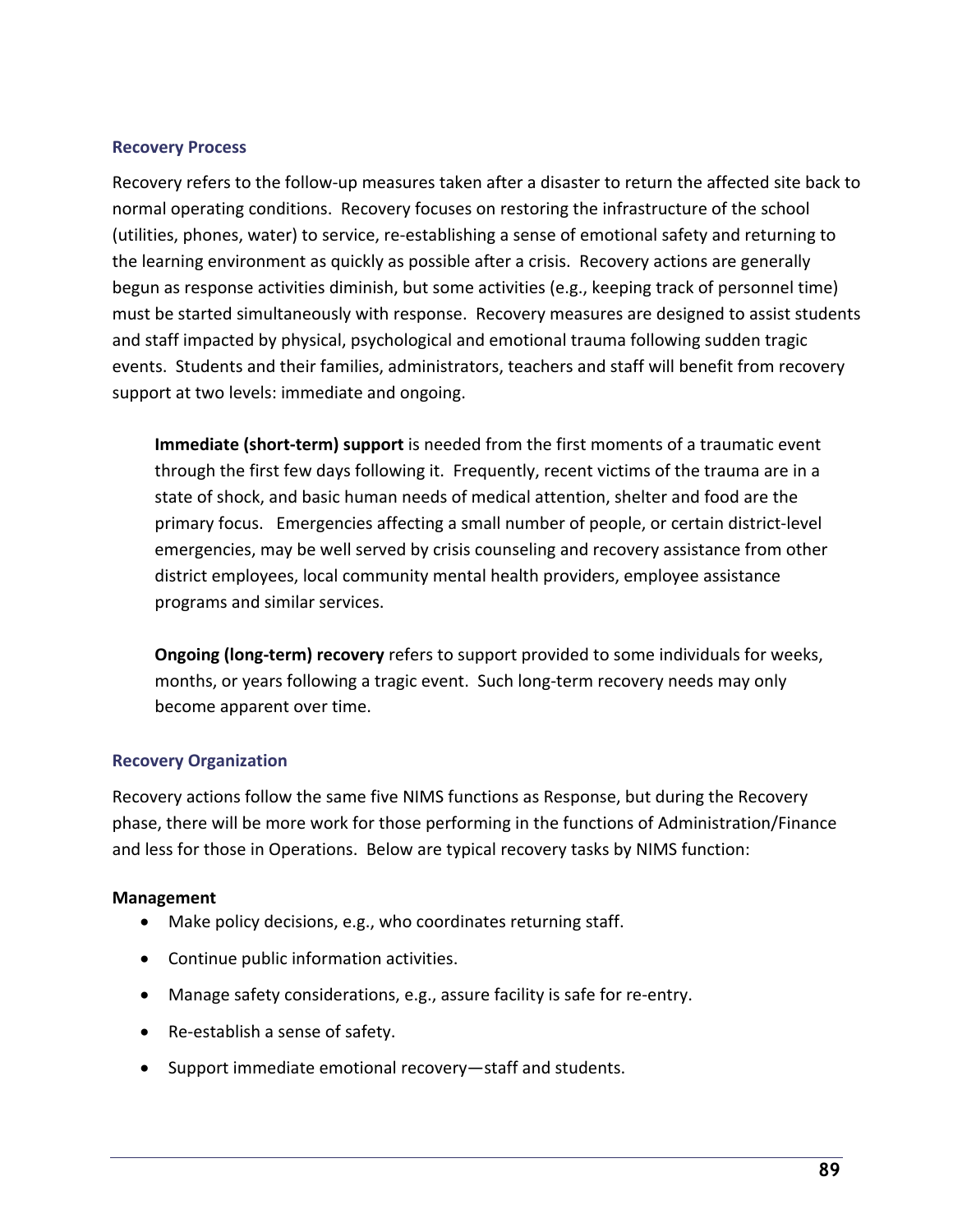### Recovery Process

Recovery refers to the follow-up measures taken after a disaster to return the affected site back to normal operating conditions. Recovery focuses on restoring the infrastructure of the school (utilities, phones, water) to service, re-establishing a sense of emotional safety and returning to the learning environment as quickly as possible after a crisis. Recovery actions are generally begun as response activities diminish, but some activities (e.g., keeping track of personnel time) must be started simultaneously with response. Recovery measures are designed to assist students and staff impacted by physical, psychological and emotional trauma following sudden tragic events. Students and their families, administrators, teachers and staff will benefit from recovery support at two levels: immediate and ongoing.

> **Immediate (short-term) support** is needed from the first moments of a traumatic event through the first few days following it. Frequently, recent victims of the trauma are in a state of shock, and basic human needs of medical attention, shelter and food are the primary focus. Emergencies affecting a small number of people, or certain district-level emergencies, may be well served by crisis counseling and recovery assistance from other district employees, local community mental health providers, employee assistance programs and similar services.
>
> **Ongoing (long-term) recovery** refers to support provided to some individuals for weeks, months, or years following a tragic event. Such long-term recovery needs may only become apparent over time.

### Recovery Organization

Recovery actions follow the same five NIMS functions as Response, but during the Recovery phase, there will be more work for those performing in the functions of Administration/Finance and less for those in Operations. Below are typical recovery tasks by NIMS function:

**Management**

- Make policy decisions, e.g., who coordinates returning staff.
- Continue public information activities.
- Manage safety considerations, e.g., assure facility is safe for re-entry.
- Re-establish a sense of safety.
- Support immediate emotional recovery—staff and students.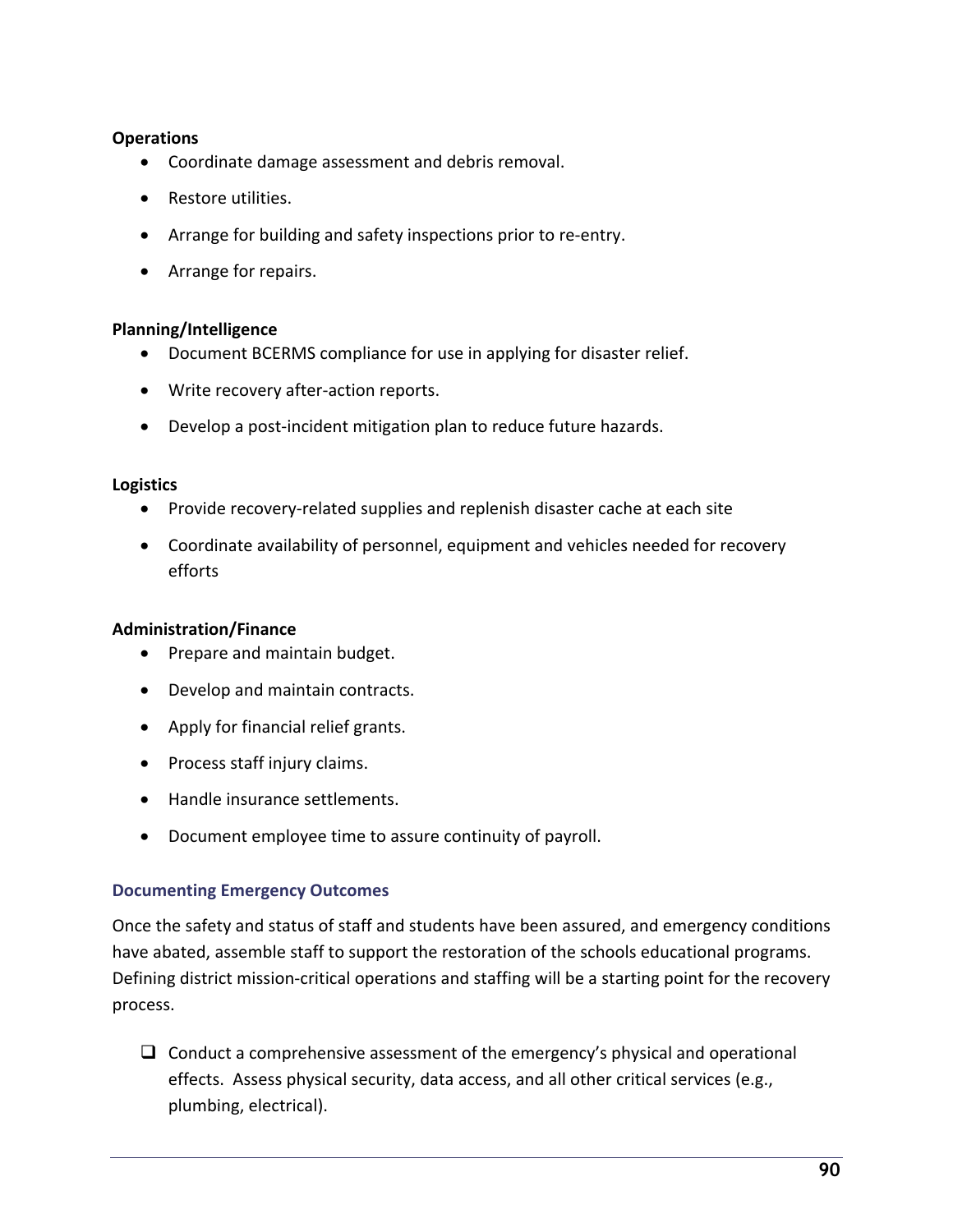**Operations**

- Coordinate damage assessment and debris removal.
- Restore utilities.
- Arrange for building and safety inspections prior to re-entry.
- Arrange for repairs.

**Planning/Intelligence**

- Document BCERMS compliance for use in applying for disaster relief.
- Write recovery after-action reports.
- Develop a post-incident mitigation plan to reduce future hazards.

**Logistics**

- Provide recovery-related supplies and replenish disaster cache at each site
- Coordinate availability of personnel, equipment and vehicles needed for recovery efforts

**Administration/Finance**

- Prepare and maintain budget.
- Develop and maintain contracts.
- Apply for financial relief grants.
- Process staff injury claims.
- Handle insurance settlements.
- Document employee time to assure continuity of payroll.

### Documenting Emergency Outcomes

Once the safety and status of staff and students have been assured, and emergency conditions have abated, assemble staff to support the restoration of the schools educational programs. Defining district mission-critical operations and staffing will be a starting point for the recovery process.

- ☐ Conduct a comprehensive assessment of the emergency's physical and operational effects. Assess physical security, data access, and all other critical services (e.g., plumbing, electrical).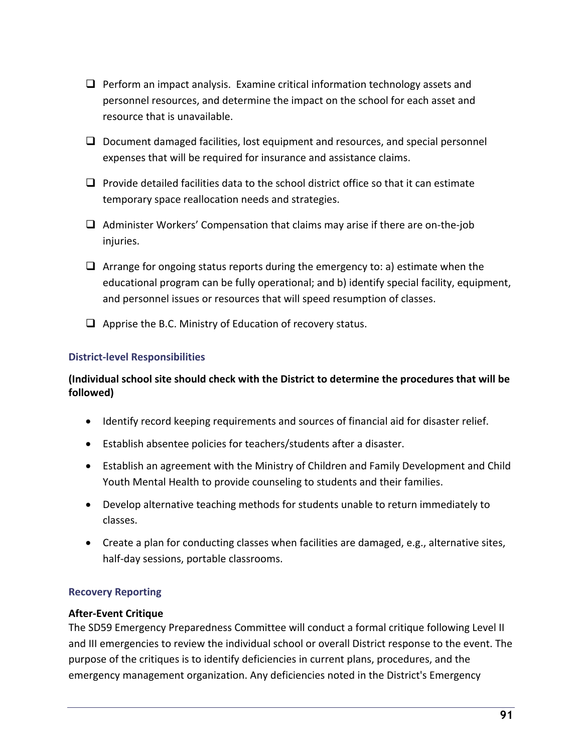- [ ] Perform an impact analysis. Examine critical information technology assets and personnel resources, and determine the impact on the school for each asset and resource that is unavailable.

- [ ] Document damaged facilities, lost equipment and resources, and special personnel expenses that will be required for insurance and assistance claims.

- [ ] Provide detailed facilities data to the school district office so that it can estimate temporary space reallocation needs and strategies.

- [ ] Administer Workers' Compensation that claims may arise if there are on-the-job injuries.

- [ ] Arrange for ongoing status reports during the emergency to: a) estimate when the educational program can be fully operational; and b) identify special facility, equipment, and personnel issues or resources that will speed resumption of classes.

- [ ] Apprise the B.C. Ministry of Education of recovery status.

### District-level Responsibilities

**(Individual school site should check with the District to determine the procedures that will be followed)**

- Identify record keeping requirements and sources of financial aid for disaster relief.
- Establish absentee policies for teachers/students after a disaster.
- Establish an agreement with the Ministry of Children and Family Development and Child Youth Mental Health to provide counseling to students and their families.
- Develop alternative teaching methods for students unable to return immediately to classes.
- Create a plan for conducting classes when facilities are damaged, e.g., alternative sites, half-day sessions, portable classrooms.

### Recovery Reporting

**After-Event Critique**

The SD59 Emergency Preparedness Committee will conduct a formal critique following Level II and III emergencies to review the individual school or overall District response to the event. The purpose of the critiques is to identify deficiencies in current plans, procedures, and the emergency management organization. Any deficiencies noted in the District's Emergency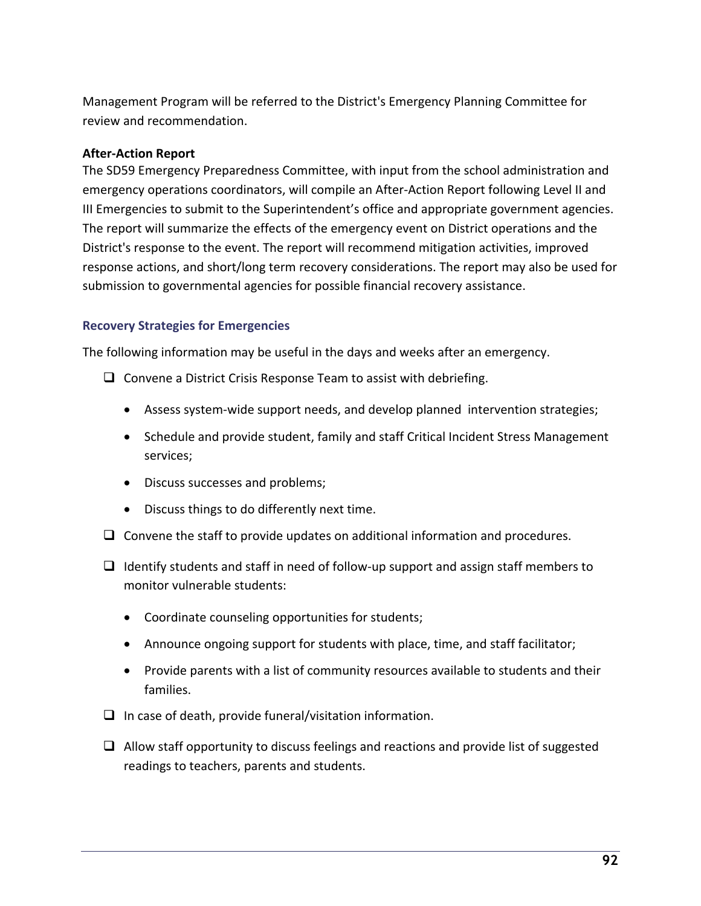Management Program will be referred to the District's Emergency Planning Committee for review and recommendation.

**After-Action Report**

The SD59 Emergency Preparedness Committee, with input from the school administration and emergency operations coordinators, will compile an After-Action Report following Level II and III Emergencies to submit to the Superintendent's office and appropriate government agencies. The report will summarize the effects of the emergency event on District operations and the District's response to the event. The report will recommend mitigation activities, improved response actions, and short/long term recovery considerations. The report may also be used for submission to governmental agencies for possible financial recovery assistance.

### Recovery Strategies for Emergencies

The following information may be useful in the days and weeks after an emergency.

- ❑ Convene a District Crisis Response Team to assist with debriefing.
  - Assess system-wide support needs, and develop planned intervention strategies;
  - Schedule and provide student, family and staff Critical Incident Stress Management services;
  - Discuss successes and problems;
  - Discuss things to do differently next time.
- ❑ Convene the staff to provide updates on additional information and procedures.
- ❑ Identify students and staff in need of follow-up support and assign staff members to monitor vulnerable students:
  - Coordinate counseling opportunities for students;
  - Announce ongoing support for students with place, time, and staff facilitator;
  - Provide parents with a list of community resources available to students and their families.
- ❑ In case of death, provide funeral/visitation information.
- ❑ Allow staff opportunity to discuss feelings and reactions and provide list of suggested readings to teachers, parents and students.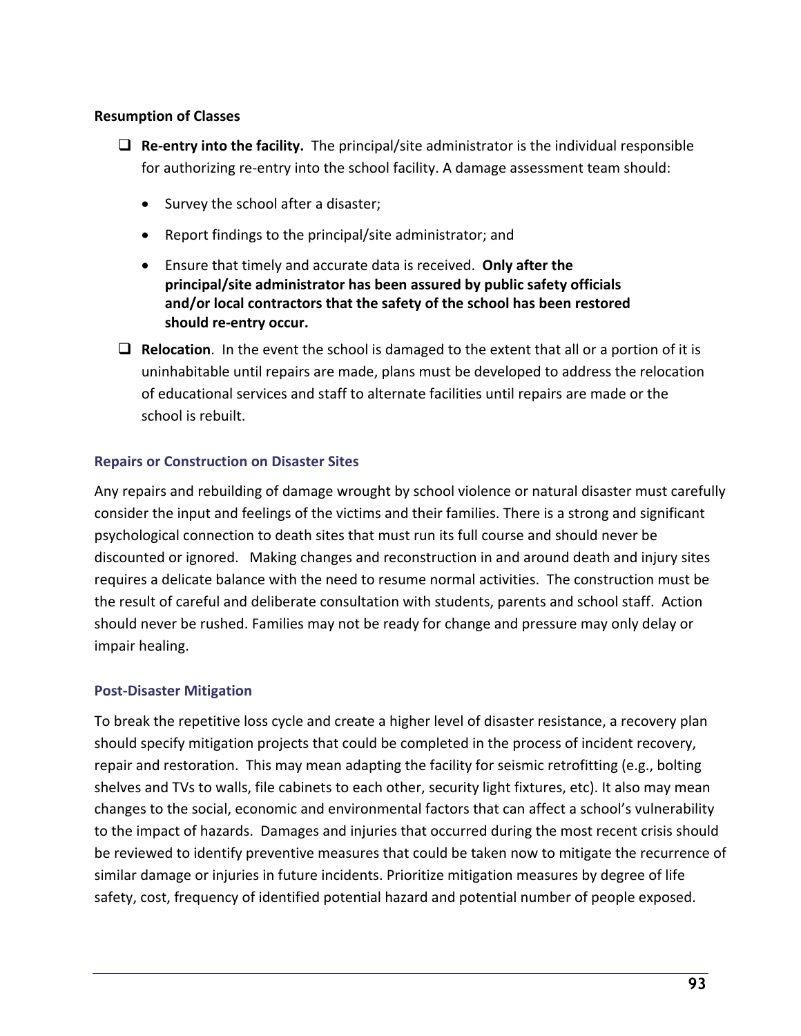**Resumption of Classes**

- **Re-entry into the facility.** The principal/site administrator is the individual responsible for authorizing re-entry into the school facility. A damage assessment team should:
  - Survey the school after a disaster;
  - Report findings to the principal/site administrator; and
  - Ensure that timely and accurate data is received. **Only after the principal/site administrator has been assured by public safety officials and/or local contractors that the safety of the school has been restored should re-entry occur.**
- **Relocation**. In the event the school is damaged to the extent that all or a portion of it is uninhabitable until repairs are made, plans must be developed to address the relocation of educational services and staff to alternate facilities until repairs are made or the school is rebuilt.

### Repairs or Construction on Disaster Sites

Any repairs and rebuilding of damage wrought by school violence or natural disaster must carefully consider the input and feelings of the victims and their families. There is a strong and significant psychological connection to death sites that must run its full course and should never be discounted or ignored. Making changes and reconstruction in and around death and injury sites requires a delicate balance with the need to resume normal activities. The construction must be the result of careful and deliberate consultation with students, parents and school staff. Action should never be rushed. Families may not be ready for change and pressure may only delay or impair healing.

### Post-Disaster Mitigation

To break the repetitive loss cycle and create a higher level of disaster resistance, a recovery plan should specify mitigation projects that could be completed in the process of incident recovery, repair and restoration. This may mean adapting the facility for seismic retrofitting (e.g., bolting shelves and TVs to walls, file cabinets to each other, security light fixtures, etc). It also may mean changes to the social, economic and environmental factors that can affect a school's vulnerability to the impact of hazards. Damages and injuries that occurred during the most recent crisis should be reviewed to identify preventive measures that could be taken now to mitigate the recurrence of similar damage or injuries in future incidents. Prioritize mitigation measures by degree of life safety, cost, frequency of identified potential hazard and potential number of people exposed.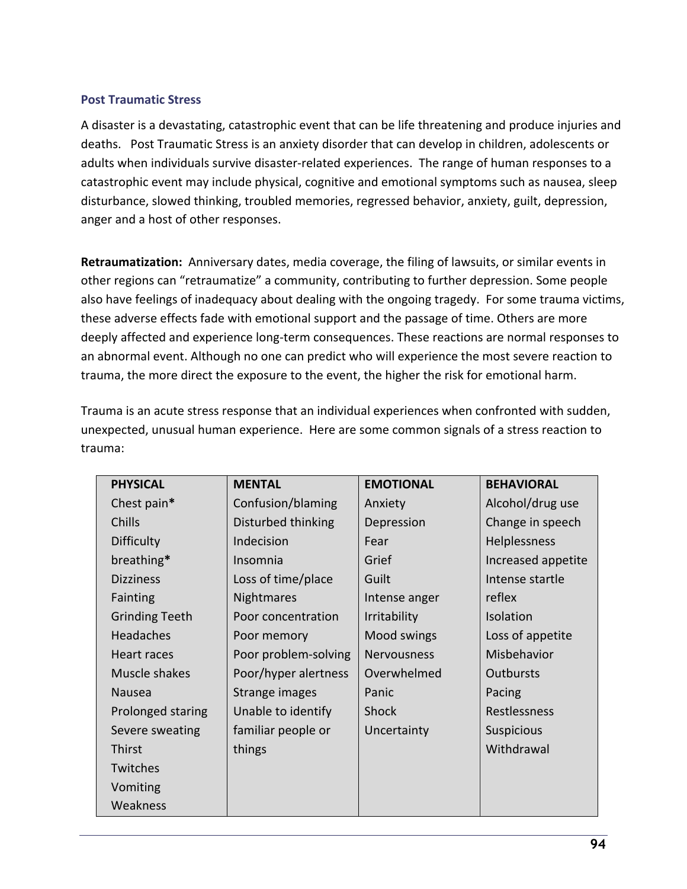## Post Traumatic Stress

A disaster is a devastating, catastrophic event that can be life threatening and produce injuries and deaths. Post Traumatic Stress is an anxiety disorder that can develop in children, adolescents or adults when individuals survive disaster-related experiences. The range of human responses to a catastrophic event may include physical, cognitive and emotional symptoms such as nausea, sleep disturbance, slowed thinking, troubled memories, regressed behavior, anxiety, guilt, depression, anger and a host of other responses.

**Retraumatization:** Anniversary dates, media coverage, the filing of lawsuits, or similar events in other regions can "retraumatize" a community, contributing to further depression. Some people also have feelings of inadequacy about dealing with the ongoing tragedy. For some trauma victims, these adverse effects fade with emotional support and the passage of time. Others are more deeply affected and experience long-term consequences. These reactions are normal responses to an abnormal event. Although no one can predict who will experience the most severe reaction to trauma, the more direct the exposure to the event, the higher the risk for emotional harm.

Trauma is an acute stress response that an individual experiences when confronted with sudden, unexpected, unusual human experience. Here are some common signals of a stress reaction to trauma:

| PHYSICAL | MENTAL | EMOTIONAL | BEHAVIORAL |
|---|---|---|---|
| Chest pain* | Confusion/blaming | Anxiety | Alcohol/drug use |
| Chills | Disturbed thinking | Depression | Change in speech |
| Difficulty breathing* | Indecision | Fear | Helplessness |
| Dizziness | Insomnia | Grief | Increased appetite |
| Fainting | Loss of time/place | Guilt | Intense startle reflex |
| Grinding Teeth | Nightmares | Intense anger | Isolation |
| Headaches | Poor concentration | Irritability | Loss of appetite |
| Heart races | Poor memory | Mood swings | Misbehavior |
| Muscle shakes | Poor problem-solving | Nervousness | Outbursts |
| Nausea | Poor/hyper alertness | Overwhelmed | Pacing |
| Prolonged staring | Strange images | Panic | Restlessness |
| Severe sweating | Unable to identify familiar people or things | Shock | Suspicious |
| Thirst | | Uncertainty | Withdrawal |
| Twitches | | | |
| Vomiting | | | |
| Weakness | | | |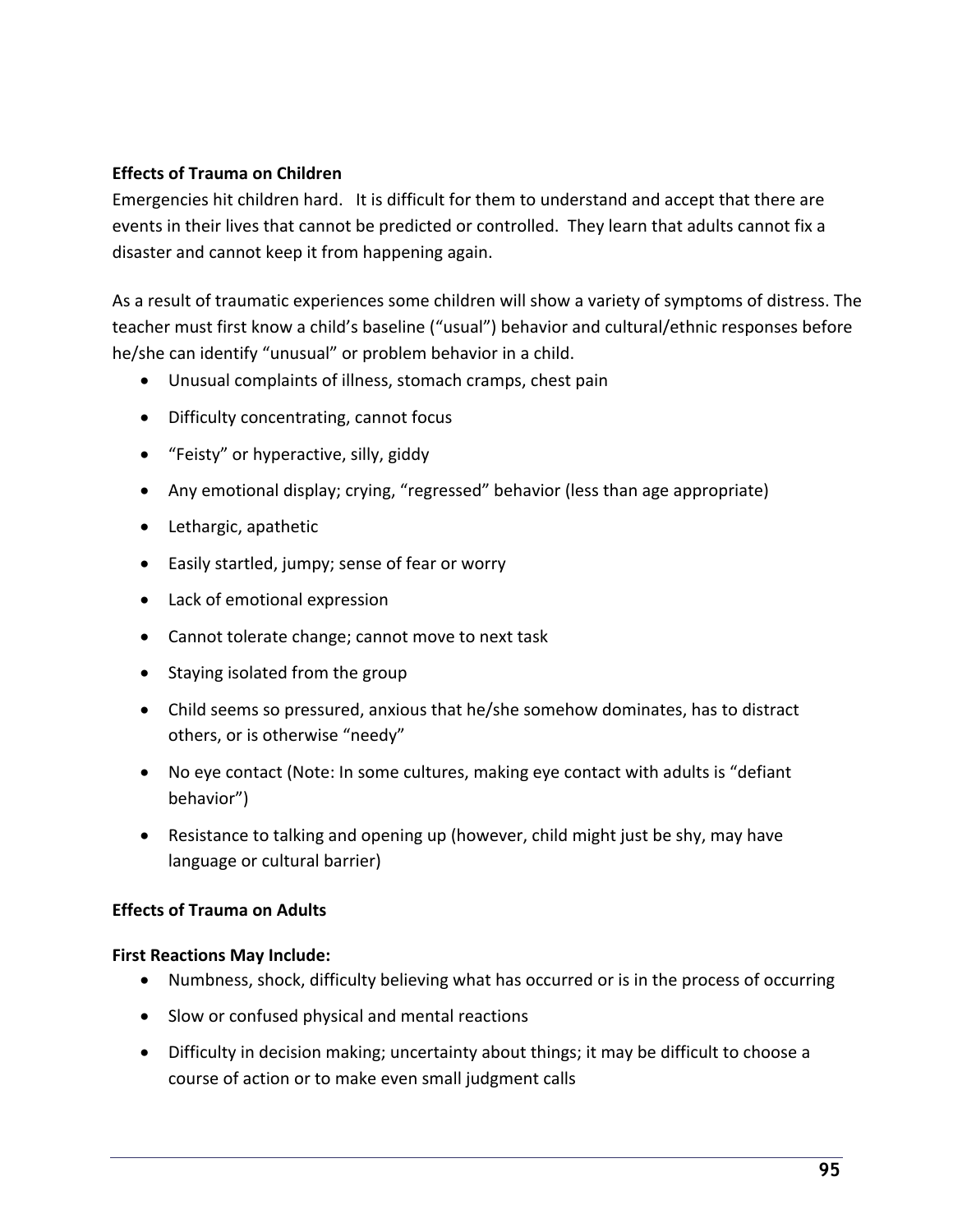**Effects of Trauma on Children**

Emergencies hit children hard. It is difficult for them to understand and accept that there are events in their lives that cannot be predicted or controlled. They learn that adults cannot fix a disaster and cannot keep it from happening again.

As a result of traumatic experiences some children will show a variety of symptoms of distress. The teacher must first know a child's baseline ("usual") behavior and cultural/ethnic responses before he/she can identify "unusual" or problem behavior in a child.

- Unusual complaints of illness, stomach cramps, chest pain
- Difficulty concentrating, cannot focus
- "Feisty" or hyperactive, silly, giddy
- Any emotional display; crying, "regressed" behavior (less than age appropriate)
- Lethargic, apathetic
- Easily startled, jumpy; sense of fear or worry
- Lack of emotional expression
- Cannot tolerate change; cannot move to next task
- Staying isolated from the group
- Child seems so pressured, anxious that he/she somehow dominates, has to distract others, or is otherwise "needy"
- No eye contact (Note: In some cultures, making eye contact with adults is "defiant behavior")
- Resistance to talking and opening up (however, child might just be shy, may have language or cultural barrier)

**Effects of Trauma on Adults**

**First Reactions May Include:**

- Numbness, shock, difficulty believing what has occurred or is in the process of occurring
- Slow or confused physical and mental reactions
- Difficulty in decision making; uncertainty about things; it may be difficult to choose a course of action or to make even small judgment calls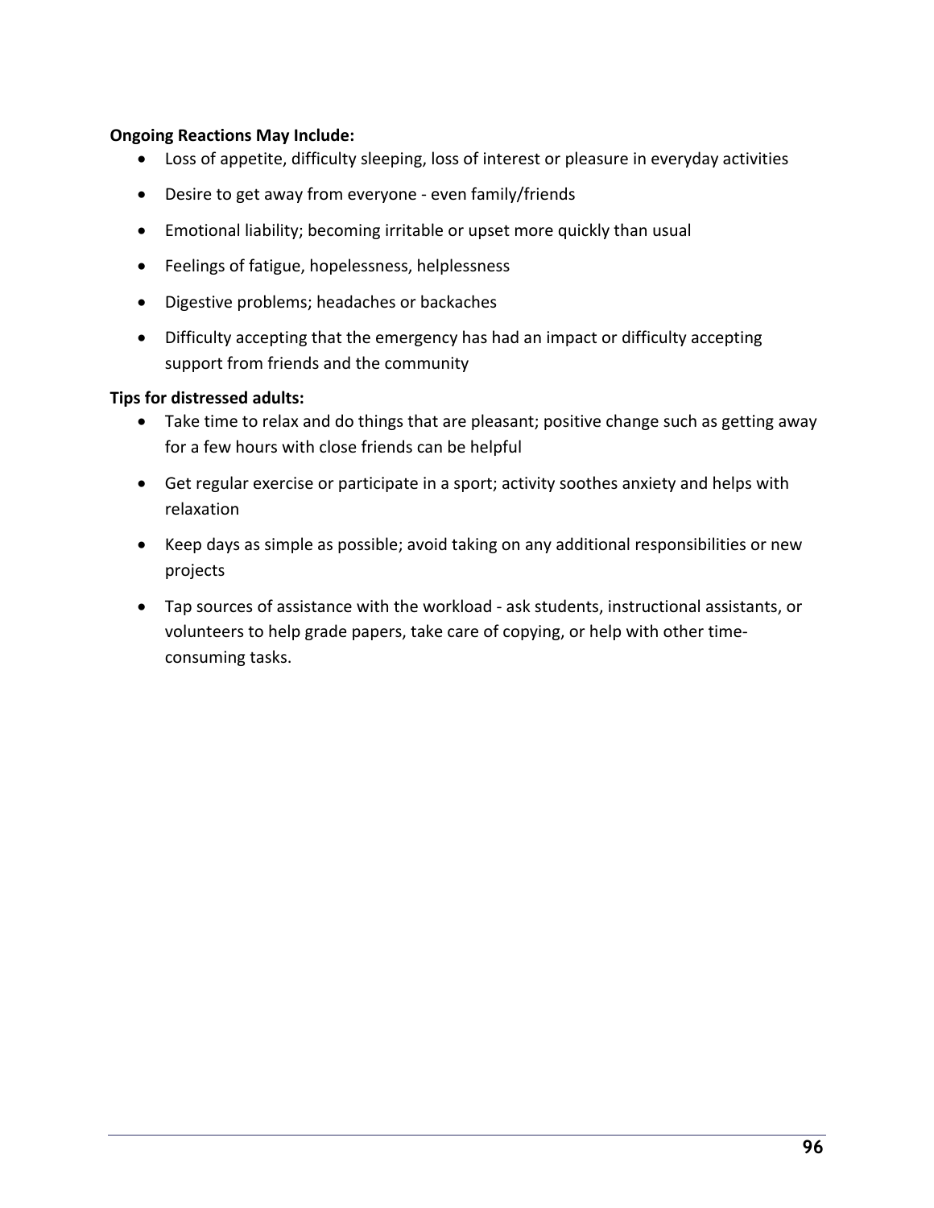**Ongoing Reactions May Include:**

- Loss of appetite, difficulty sleeping, loss of interest or pleasure in everyday activities
- Desire to get away from everyone - even family/friends
- Emotional liability; becoming irritable or upset more quickly than usual
- Feelings of fatigue, hopelessness, helplessness
- Digestive problems; headaches or backaches
- Difficulty accepting that the emergency has had an impact or difficulty accepting support from friends and the community

**Tips for distressed adults:**

- Take time to relax and do things that are pleasant; positive change such as getting away for a few hours with close friends can be helpful
- Get regular exercise or participate in a sport; activity soothes anxiety and helps with relaxation
- Keep days as simple as possible; avoid taking on any additional responsibilities or new projects
- Tap sources of assistance with the workload - ask students, instructional assistants, or volunteers to help grade papers, take care of copying, or help with other time-consuming tasks.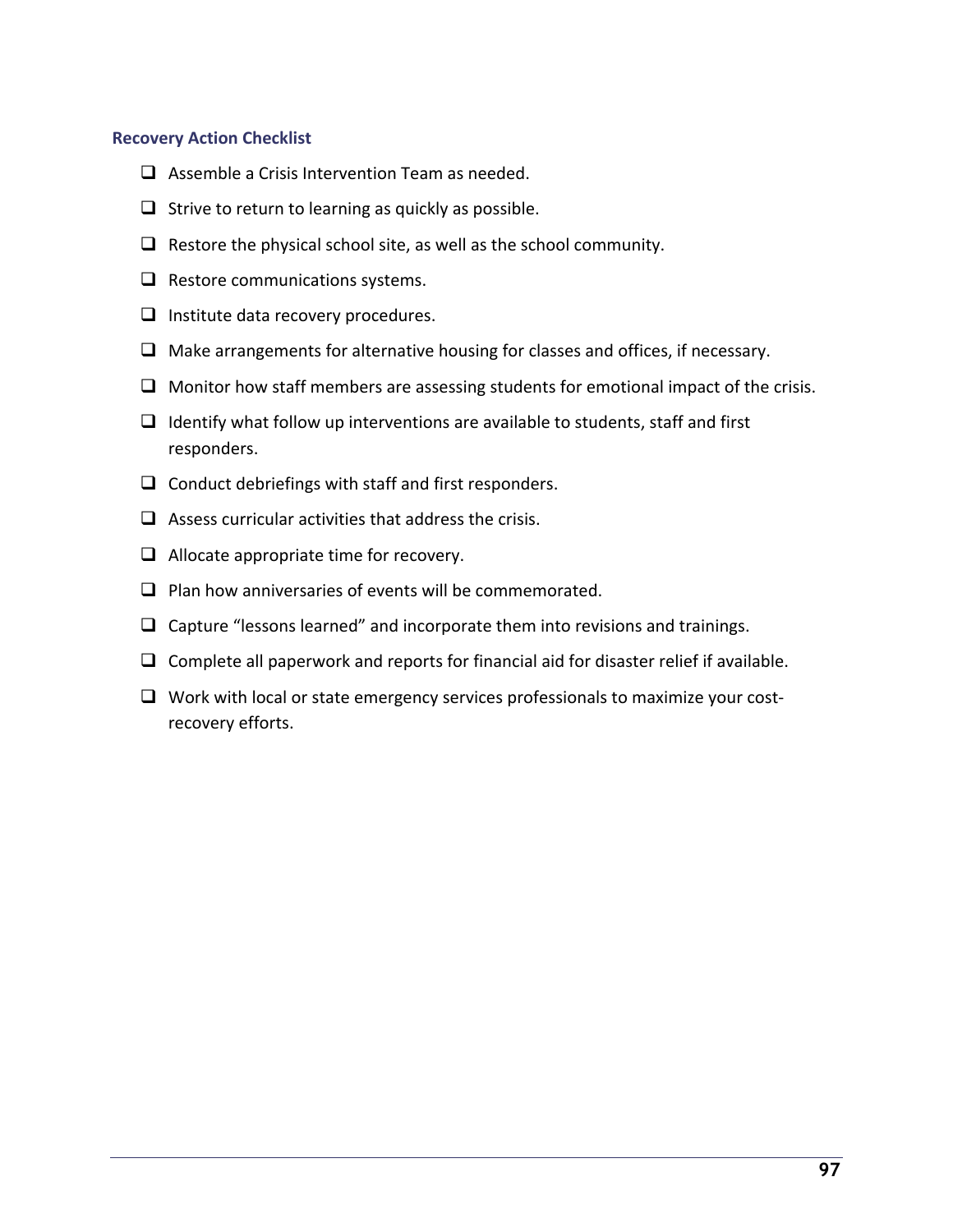### Recovery Action Checklist

- [ ] Assemble a Crisis Intervention Team as needed.
- [ ] Strive to return to learning as quickly as possible.
- [ ] Restore the physical school site, as well as the school community.
- [ ] Restore communications systems.
- [ ] Institute data recovery procedures.
- [ ] Make arrangements for alternative housing for classes and offices, if necessary.
- [ ] Monitor how staff members are assessing students for emotional impact of the crisis.
- [ ] Identify what follow up interventions are available to students, staff and first responders.
- [ ] Conduct debriefings with staff and first responders.
- [ ] Assess curricular activities that address the crisis.
- [ ] Allocate appropriate time for recovery.
- [ ] Plan how anniversaries of events will be commemorated.
- [ ] Capture “lessons learned” and incorporate them into revisions and trainings.
- [ ] Complete all paperwork and reports for financial aid for disaster relief if available.
- [ ] Work with local or state emergency services professionals to maximize your cost-recovery efforts.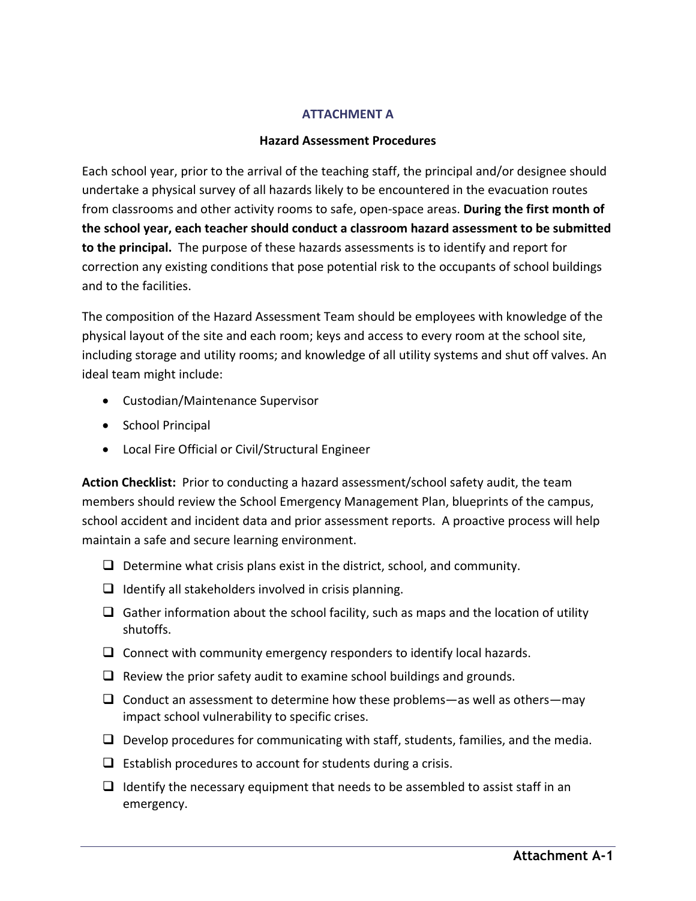## ATTACHMENT A

### Hazard Assessment Procedures

Each school year, prior to the arrival of the teaching staff, the principal and/or designee should undertake a physical survey of all hazards likely to be encountered in the evacuation routes from classrooms and other activity rooms to safe, open-space areas. **During the first month of the school year, each teacher should conduct a classroom hazard assessment to be submitted to the principal.** The purpose of these hazards assessments is to identify and report for correction any existing conditions that pose potential risk to the occupants of school buildings and to the facilities.

The composition of the Hazard Assessment Team should be employees with knowledge of the physical layout of the site and each room; keys and access to every room at the school site, including storage and utility rooms; and knowledge of all utility systems and shut off valves. An ideal team might include:

- Custodian/Maintenance Supervisor
- School Principal
- Local Fire Official or Civil/Structural Engineer

**Action Checklist:** Prior to conducting a hazard assessment/school safety audit, the team members should review the School Emergency Management Plan, blueprints of the campus, school accident and incident data and prior assessment reports. A proactive process will help maintain a safe and secure learning environment.

- [ ] Determine what crisis plans exist in the district, school, and community.
- [ ] Identify all stakeholders involved in crisis planning.
- [ ] Gather information about the school facility, such as maps and the location of utility shutoffs.
- [ ] Connect with community emergency responders to identify local hazards.
- [ ] Review the prior safety audit to examine school buildings and grounds.
- [ ] Conduct an assessment to determine how these problems—as well as others—may impact school vulnerability to specific crises.
- [ ] Develop procedures for communicating with staff, students, families, and the media.
- [ ] Establish procedures to account for students during a crisis.
- [ ] Identify the necessary equipment that needs to be assembled to assist staff in an emergency.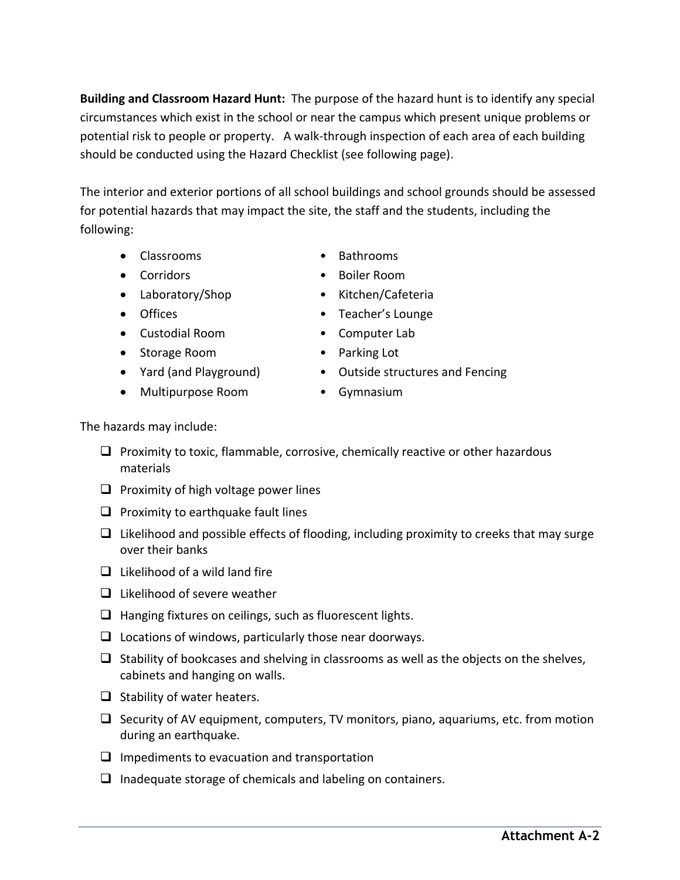**Building and Classroom Hazard Hunt:** The purpose of the hazard hunt is to identify any special circumstances which exist in the school or near the campus which present unique problems or potential risk to people or property. A walk-through inspection of each area of each building should be conducted using the Hazard Checklist (see following page).

The interior and exterior portions of all school buildings and school grounds should be assessed for potential hazards that may impact the site, the staff and the students, including the following:

- Classrooms
- Corridors
- Laboratory/Shop
- Offices
- Custodial Room
- Storage Room
- Yard (and Playground)
- Multipurpose Room
- Bathrooms
- Boiler Room
- Kitchen/Cafeteria
- Teacher's Lounge
- Computer Lab
- Parking Lot
- Outside structures and Fencing
- Gymnasium

The hazards may include:

- [ ] Proximity to toxic, flammable, corrosive, chemically reactive or other hazardous materials
- [ ] Proximity of high voltage power lines
- [ ] Proximity to earthquake fault lines
- [ ] Likelihood and possible effects of flooding, including proximity to creeks that may surge over their banks
- [ ] Likelihood of a wild land fire
- [ ] Likelihood of severe weather
- [ ] Hanging fixtures on ceilings, such as fluorescent lights.
- [ ] Locations of windows, particularly those near doorways.
- [ ] Stability of bookcases and shelving in classrooms as well as the objects on the shelves, cabinets and hanging on walls.
- [ ] Stability of water heaters.
- [ ] Security of AV equipment, computers, TV monitors, piano, aquariums, etc. from motion during an earthquake.
- [ ] Impediments to evacuation and transportation
- [ ] Inadequate storage of chemicals and labeling on containers.

**Attachment A-2**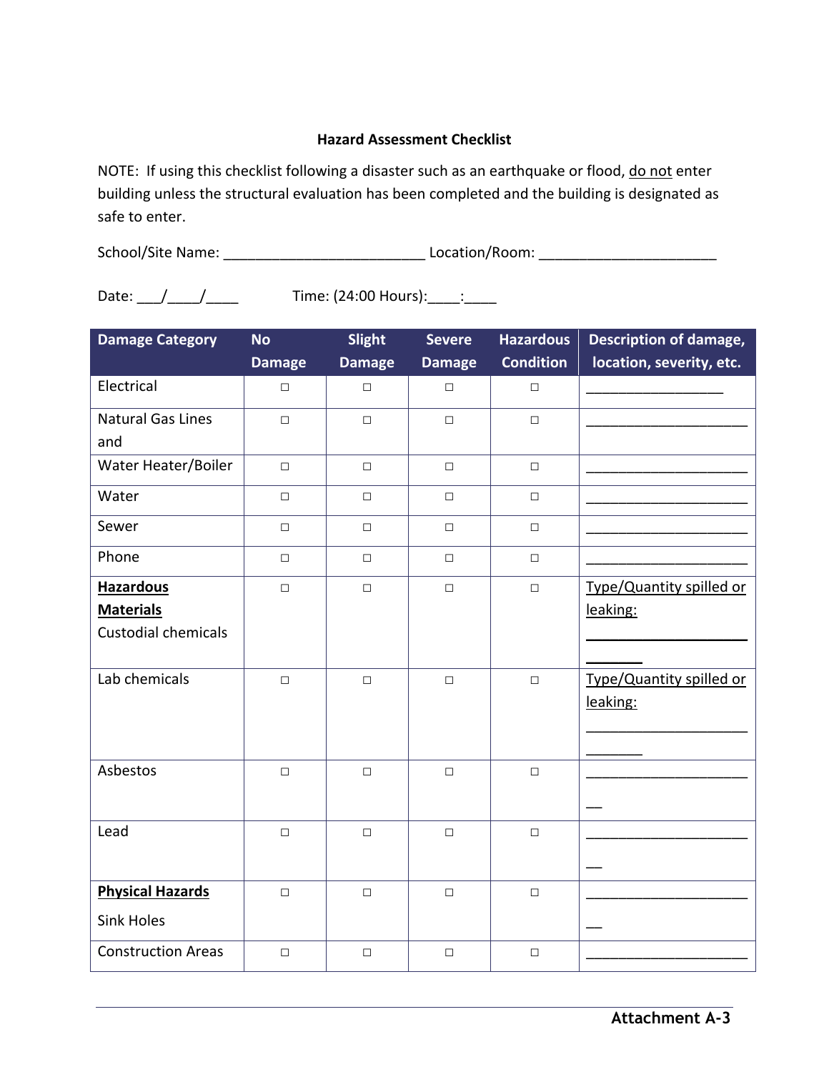**Hazard Assessment Checklist**

NOTE: If using this checklist following a disaster such as an earthquake or flood, do not enter building unless the structural evaluation has been completed and the building is designated as safe to enter.

School/Site Name: ________________________ Location/Room: ______________________

Date: ___/____/____ Time: (24:00 Hours):____:____

| Damage Category | No Damage | Slight Damage | Severe Damage | Hazardous Condition | Description of damage, location, severity, etc. |
|---|---|---|---|---|---|
| Electrical | □ | □ | □ | □ | _________________ |
| Natural Gas Lines and | □ | □ | □ | □ | ____________________ |
| Water Heater/Boiler | □ | □ | □ | □ | ____________________ |
| Water | □ | □ | □ | □ | ____________________ |
| Sewer | □ | □ | □ | □ | ____________________ |
| Phone | □ | □ | □ | □ | ____________________ |
| **Hazardous Materials** Custodial chemicals | □ | □ | □ | □ | Type/Quantity spilled or leaking: ____________________ _______ |
| Lab chemicals | □ | □ | □ | □ | Type/Quantity spilled or leaking: ____________________ _______ |
| Asbestos | □ | □ | □ | □ | ____________________ __ |
| Lead | □ | □ | □ | □ | ____________________ __ |
| **Physical Hazards** Sink Holes | □ | □ | □ | □ | ____________________ __ |
| Construction Areas | □ | □ | □ | □ | ____________________ |

**Attachment A-3**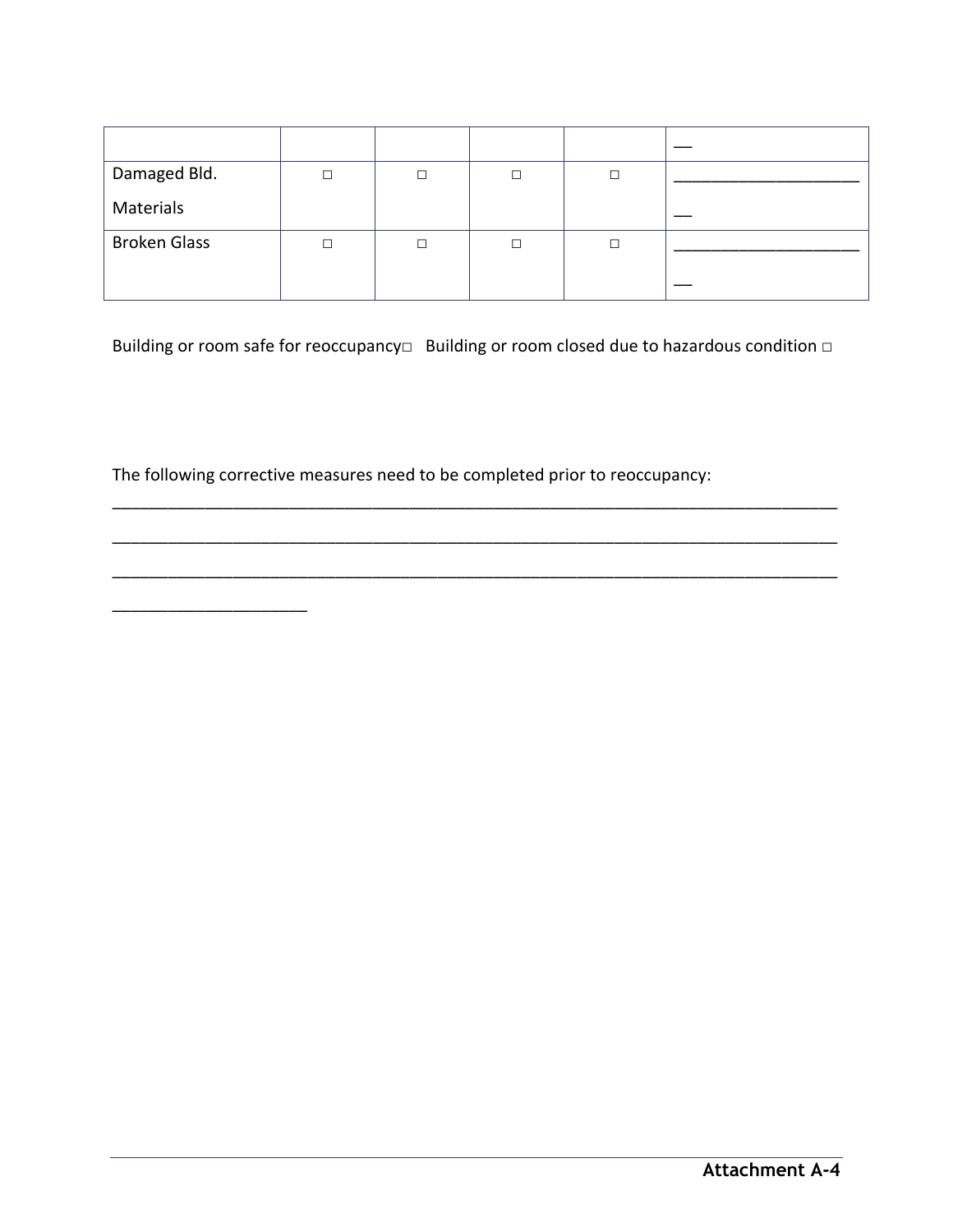| | | | | | |
|---|---|---|---|---|---|
| | | | | | __ |
| Damaged Bld. Materials | □ | □ | □ | □ | ____________________ __ |
| Broken Glass | □ | □ | □ | □ | ____________________ __ |

Building or room safe for reoccupancy□   Building or room closed due to hazardous condition □

The following corrective measures need to be completed prior to reoccupancy:
________________________________________________________________________________
________________________________________________________________________________
________________________________________________________________________________
_____________________

**Attachment A-4**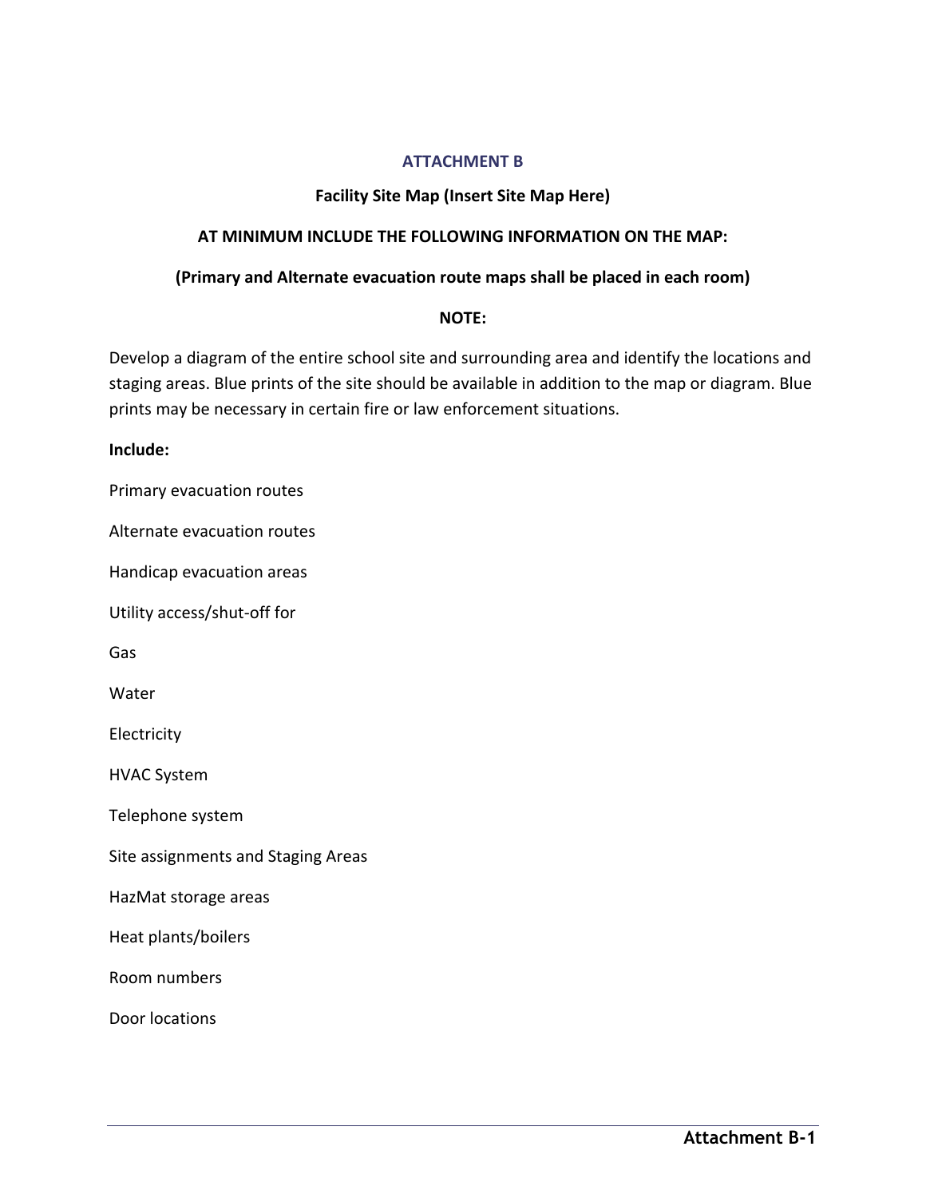# ATTACHMENT B

**Facility Site Map (Insert Site Map Here)**

**AT MINIMUM INCLUDE THE FOLLOWING INFORMATION ON THE MAP:**

**(Primary and Alternate evacuation route maps shall be placed in each room)**

**NOTE:**

Develop a diagram of the entire school site and surrounding area and identify the locations and staging areas. Blue prints of the site should be available in addition to the map or diagram. Blue prints may be necessary in certain fire or law enforcement situations.

**Include:**

Primary evacuation routes

Alternate evacuation routes

Handicap evacuation areas

Utility access/shut-off for

Gas

Water

Electricity

HVAC System

Telephone system

Site assignments and Staging Areas

HazMat storage areas

Heat plants/boilers

Room numbers

Door locations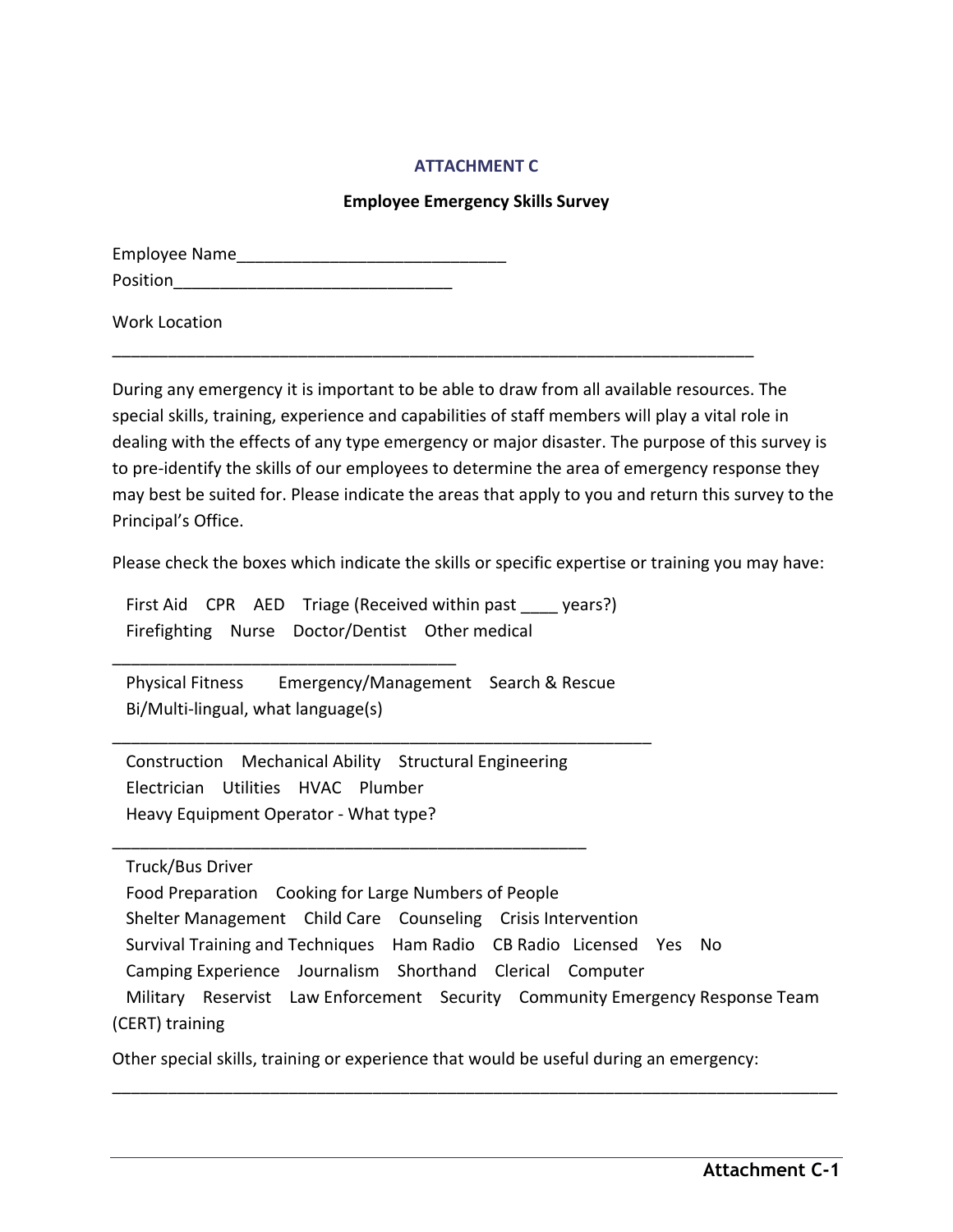# ATTACHMENT C

**Employee Emergency Skills Survey**

Employee Name_____________________________

Position______________________________

Work Location

______________________________________________________________________

During any emergency it is important to be able to draw from all available resources. The special skills, training, experience and capabilities of staff members will play a vital role in dealing with the effects of any type emergency or major disaster. The purpose of this survey is to pre-identify the skills of our employees to determine the area of emergency response they may best be suited for. Please indicate the areas that apply to you and return this survey to the Principal's Office.

Please check the boxes which indicate the skills or specific expertise or training you may have:

First Aid    CPR    AED    Triage (Received within past ____ years?)
Firefighting    Nurse    Doctor/Dentist    Other medical

_____________________________________

Physical Fitness    Emergency/Management    Search & Rescue
Bi/Multi-lingual, what language(s)

___________________________________________________________

Construction    Mechanical Ability    Structural Engineering
Electrician    Utilities    HVAC    Plumber
Heavy Equipment Operator - What type?

____________________________________________________

Truck/Bus Driver
Food Preparation    Cooking for Large Numbers of People
Shelter Management    Child Care    Counseling    Crisis Intervention
Survival Training and Techniques    Ham Radio    CB Radio    Licensed    Yes    No
Camping Experience    Journalism    Shorthand    Clerical    Computer
Military    Reservist    Law Enforcement    Security    Community Emergency Response Team (CERT) training

Other special skills, training or experience that would be useful during an emergency:

_______________________________________________________________________________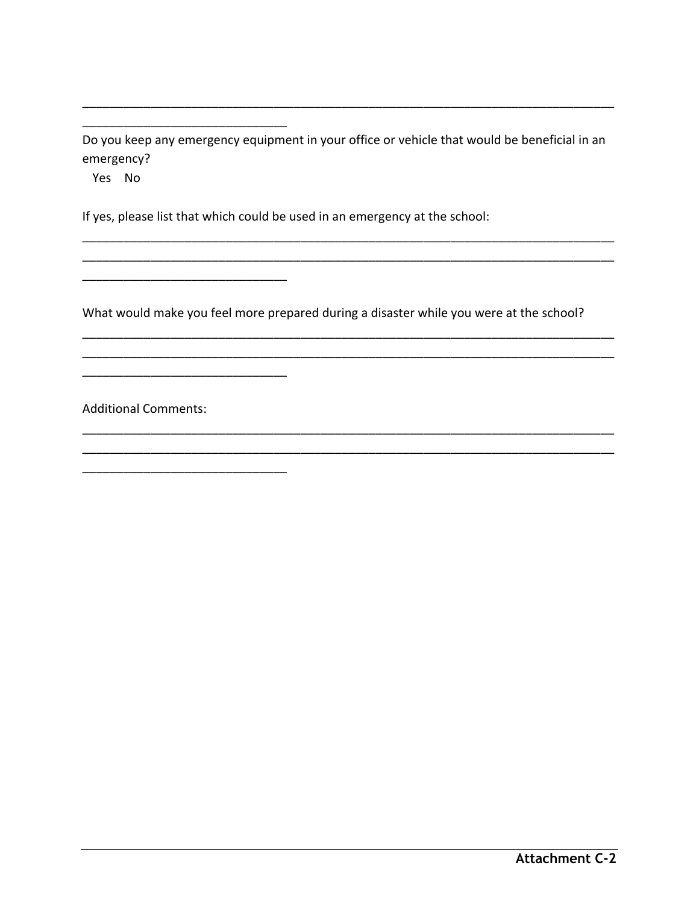\_\_\_\_\_\_\_\_\_\_\_\_\_\_\_\_\_\_\_\_\_\_\_\_\_\_\_\_\_\_\_\_\_\_\_\_\_\_\_\_\_\_\_\_\_\_\_\_\_\_\_\_\_\_\_\_\_\_\_\_\_\_\_\_\_\_\_\_\_\_\_\_\_\_\_\_\_\_
\_\_\_\_\_\_\_\_\_\_\_\_\_\_\_\_\_\_\_\_\_\_\_\_\_\_\_\_\_\_

Do you keep any emergency equipment in your office or vehicle that would be beneficial in an emergency?

Yes No

If yes, please list that which could be used in an emergency at the school:

\_\_\_\_\_\_\_\_\_\_\_\_\_\_\_\_\_\_\_\_\_\_\_\_\_\_\_\_\_\_\_\_\_\_\_\_\_\_\_\_\_\_\_\_\_\_\_\_\_\_\_\_\_\_\_\_\_\_\_\_\_\_\_\_\_\_\_\_\_\_\_\_\_\_\_\_\_\_
\_\_\_\_\_\_\_\_\_\_\_\_\_\_\_\_\_\_\_\_\_\_\_\_\_\_\_\_\_\_\_\_\_\_\_\_\_\_\_\_\_\_\_\_\_\_\_\_\_\_\_\_\_\_\_\_\_\_\_\_\_\_\_\_\_\_\_\_\_\_\_\_\_\_\_\_\_\_
\_\_\_\_\_\_\_\_\_\_\_\_\_\_\_\_\_\_\_\_\_\_\_\_\_\_\_\_\_\_

What would make you feel more prepared during a disaster while you were at the school?

\_\_\_\_\_\_\_\_\_\_\_\_\_\_\_\_\_\_\_\_\_\_\_\_\_\_\_\_\_\_\_\_\_\_\_\_\_\_\_\_\_\_\_\_\_\_\_\_\_\_\_\_\_\_\_\_\_\_\_\_\_\_\_\_\_\_\_\_\_\_\_\_\_\_\_\_\_\_
\_\_\_\_\_\_\_\_\_\_\_\_\_\_\_\_\_\_\_\_\_\_\_\_\_\_\_\_\_\_\_\_\_\_\_\_\_\_\_\_\_\_\_\_\_\_\_\_\_\_\_\_\_\_\_\_\_\_\_\_\_\_\_\_\_\_\_\_\_\_\_\_\_\_\_\_\_\_
\_\_\_\_\_\_\_\_\_\_\_\_\_\_\_\_\_\_\_\_\_\_\_\_\_\_\_\_\_\_

Additional Comments:

\_\_\_\_\_\_\_\_\_\_\_\_\_\_\_\_\_\_\_\_\_\_\_\_\_\_\_\_\_\_\_\_\_\_\_\_\_\_\_\_\_\_\_\_\_\_\_\_\_\_\_\_\_\_\_\_\_\_\_\_\_\_\_\_\_\_\_\_\_\_\_\_\_\_\_\_\_\_
\_\_\_\_\_\_\_\_\_\_\_\_\_\_\_\_\_\_\_\_\_\_\_\_\_\_\_\_\_\_\_\_\_\_\_\_\_\_\_\_\_\_\_\_\_\_\_\_\_\_\_\_\_\_\_\_\_\_\_\_\_\_\_\_\_\_\_\_\_\_\_\_\_\_\_\_\_\_
\_\_\_\_\_\_\_\_\_\_\_\_\_\_\_\_\_\_\_\_\_\_\_\_\_\_\_\_\_\_

**Attachment C-2**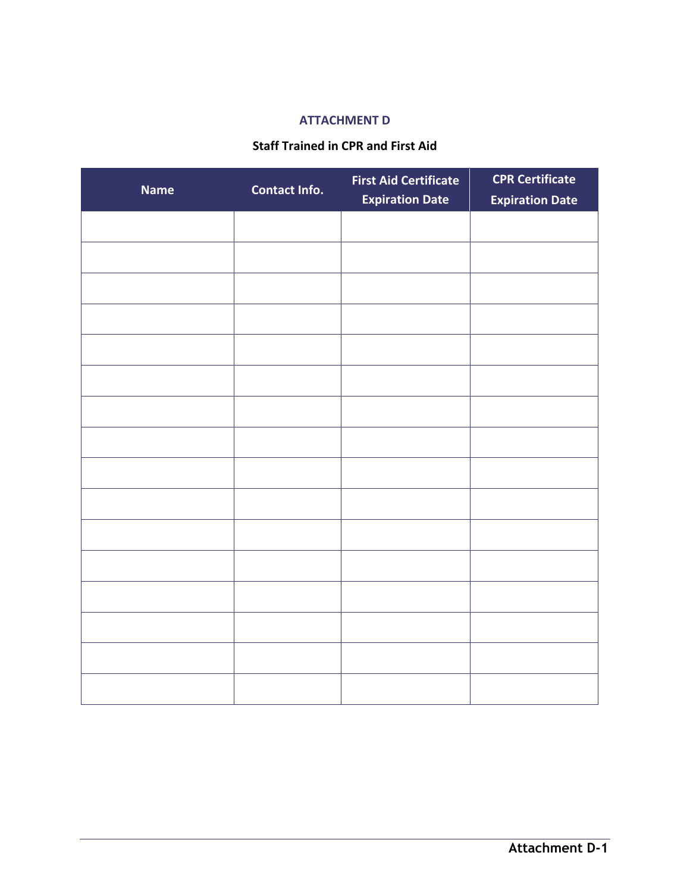## ATTACHMENT D

**Staff Trained in CPR and First Aid**

| Name | Contact Info. | First Aid Certificate Expiration Date | CPR Certificate Expiration Date |
|---|---|---|---|
| | | | |
| | | | |
| | | | |
| | | | |
| | | | |
| | | | |
| | | | |
| | | | |
| | | | |
| | | | |
| | | | |
| | | | |
| | | | |
| | | | |
| | | | |
| | | | |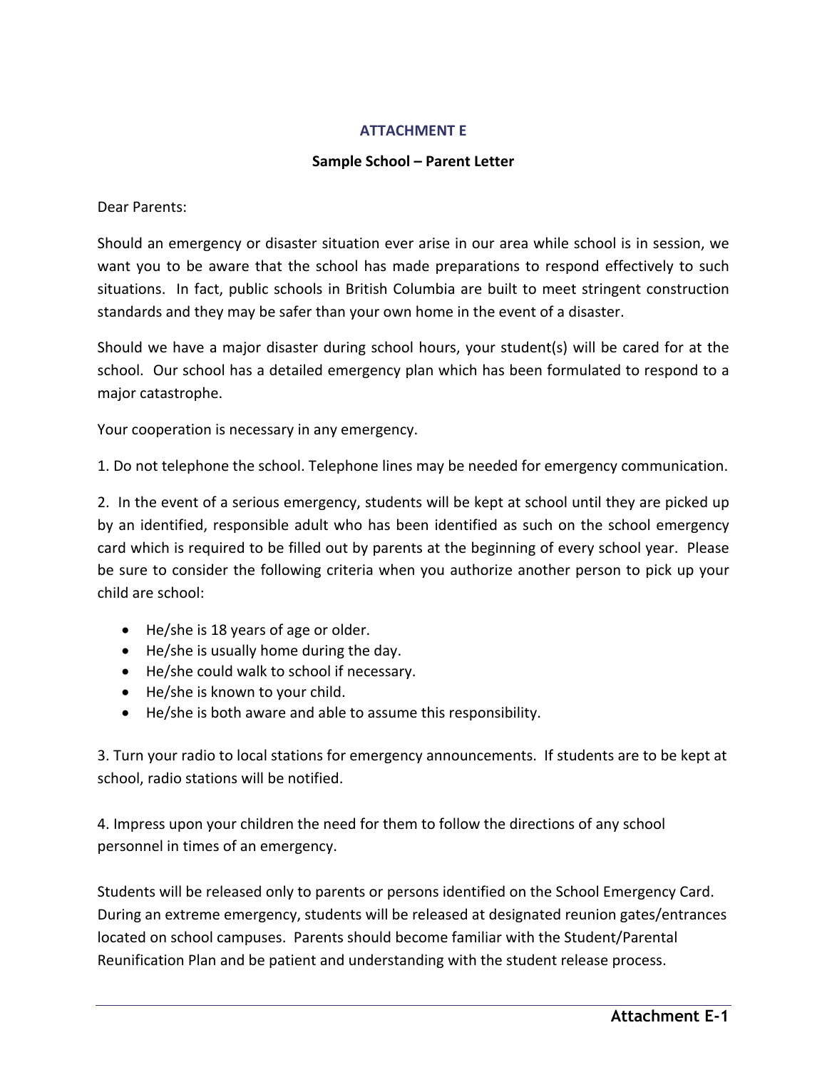## ATTACHMENT E

**Sample School – Parent Letter**

Dear Parents:

Should an emergency or disaster situation ever arise in our area while school is in session, we want you to be aware that the school has made preparations to respond effectively to such situations. In fact, public schools in British Columbia are built to meet stringent construction standards and they may be safer than your own home in the event of a disaster.

Should we have a major disaster during school hours, your student(s) will be cared for at the school. Our school has a detailed emergency plan which has been formulated to respond to a major catastrophe.

Your cooperation is necessary in any emergency.

1. Do not telephone the school. Telephone lines may be needed for emergency communication.

2. In the event of a serious emergency, students will be kept at school until they are picked up by an identified, responsible adult who has been identified as such on the school emergency card which is required to be filled out by parents at the beginning of every school year. Please be sure to consider the following criteria when you authorize another person to pick up your child are school:

- He/she is 18 years of age or older.
- He/she is usually home during the day.
- He/she could walk to school if necessary.
- He/she is known to your child.
- He/she is both aware and able to assume this responsibility.

3. Turn your radio to local stations for emergency announcements. If students are to be kept at school, radio stations will be notified.

4. Impress upon your children the need for them to follow the directions of any school personnel in times of an emergency.

Students will be released only to parents or persons identified on the School Emergency Card. During an extreme emergency, students will be released at designated reunion gates/entrances located on school campuses. Parents should become familiar with the Student/Parental Reunification Plan and be patient and understanding with the student release process.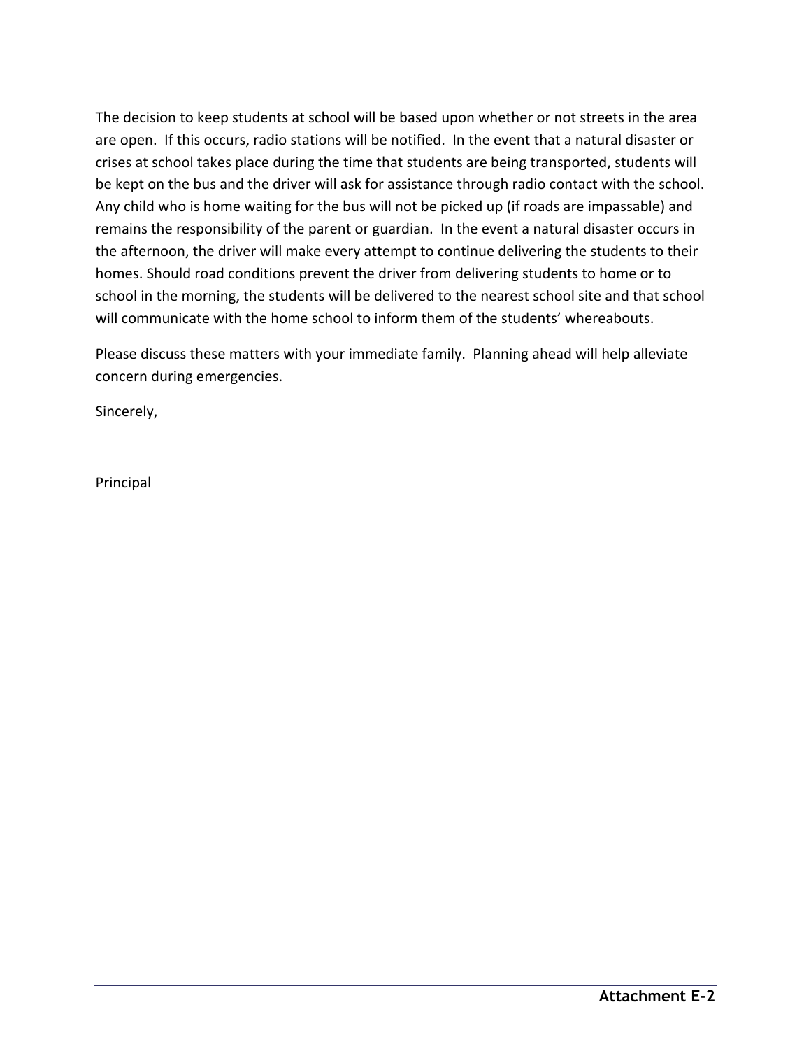The decision to keep students at school will be based upon whether or not streets in the area are open. If this occurs, radio stations will be notified. In the event that a natural disaster or crises at school takes place during the time that students are being transported, students will be kept on the bus and the driver will ask for assistance through radio contact with the school. Any child who is home waiting for the bus will not be picked up (if roads are impassable) and remains the responsibility of the parent or guardian. In the event a natural disaster occurs in the afternoon, the driver will make every attempt to continue delivering the students to their homes. Should road conditions prevent the driver from delivering students to home or to school in the morning, the students will be delivered to the nearest school site and that school will communicate with the home school to inform them of the students' whereabouts.

Please discuss these matters with your immediate family. Planning ahead will help alleviate concern during emergencies.

Sincerely,

Principal

**Attachment E-2**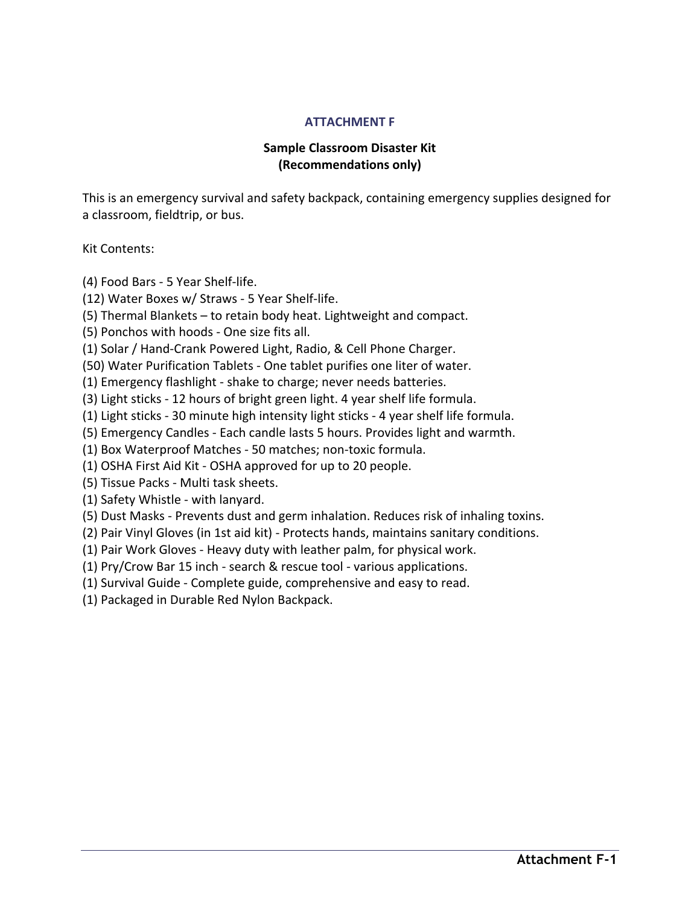## ATTACHMENT F

### Sample Classroom Disaster Kit
### (Recommendations only)

This is an emergency survival and safety backpack, containing emergency supplies designed for a classroom, fieldtrip, or bus.

Kit Contents:

(4) Food Bars - 5 Year Shelf-life.
(12) Water Boxes w/ Straws - 5 Year Shelf-life.
(5) Thermal Blankets – to retain body heat. Lightweight and compact.
(5) Ponchos with hoods - One size fits all.
(1) Solar / Hand-Crank Powered Light, Radio, & Cell Phone Charger.
(50) Water Purification Tablets - One tablet purifies one liter of water.
(1) Emergency flashlight - shake to charge; never needs batteries.
(3) Light sticks - 12 hours of bright green light. 4 year shelf life formula.
(1) Light sticks - 30 minute high intensity light sticks - 4 year shelf life formula.
(5) Emergency Candles - Each candle lasts 5 hours. Provides light and warmth.
(1) Box Waterproof Matches - 50 matches; non-toxic formula.
(1) OSHA First Aid Kit - OSHA approved for up to 20 people.
(5) Tissue Packs - Multi task sheets.
(1) Safety Whistle - with lanyard.
(5) Dust Masks - Prevents dust and germ inhalation. Reduces risk of inhaling toxins.
(2) Pair Vinyl Gloves (in 1st aid kit) - Protects hands, maintains sanitary conditions.
(1) Pair Work Gloves - Heavy duty with leather palm, for physical work.
(1) Pry/Crow Bar 15 inch - search & rescue tool - various applications.
(1) Survival Guide - Complete guide, comprehensive and easy to read.
(1) Packaged in Durable Red Nylon Backpack.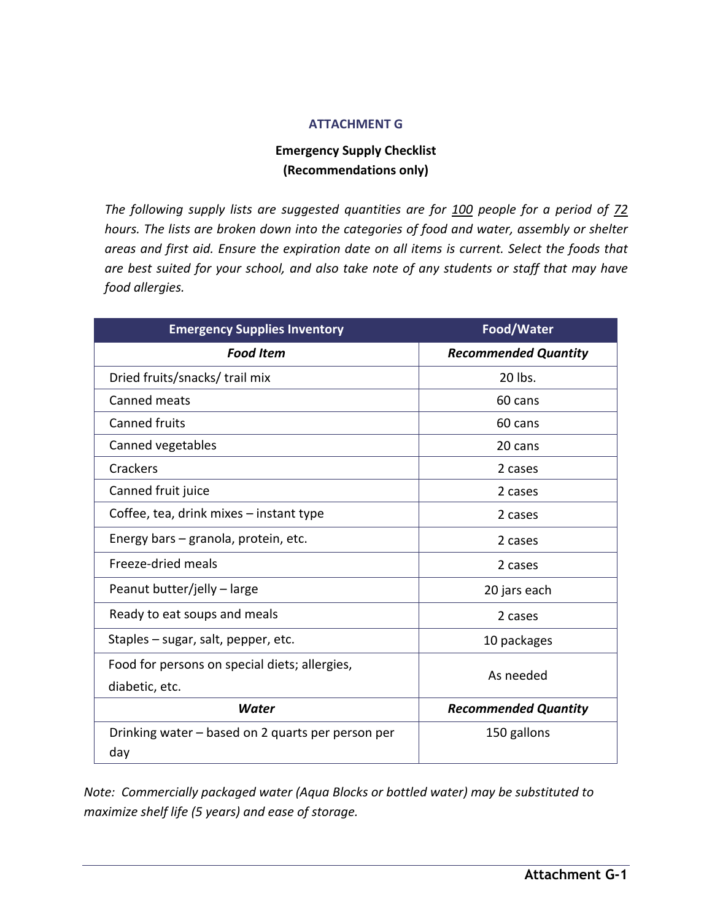## ATTACHMENT G

**Emergency Supply Checklist**
**(Recommendations only)**

*The following supply lists are suggested quantities are for 100 people for a period of 72 hours. The lists are broken down into the categories of food and water, assembly or shelter areas and first aid. Ensure the expiration date on all items is current. Select the foods that are best suited for your school, and also take note of any students or staff that may have food allergies.*

| Emergency Supplies Inventory | Food/Water |
|---|---|
| ***Food Item*** | ***Recommended Quantity*** |
| Dried fruits/snacks/ trail mix | 20 lbs. |
| Canned meats | 60 cans |
| Canned fruits | 60 cans |
| Canned vegetables | 20 cans |
| Crackers | 2 cases |
| Canned fruit juice | 2 cases |
| Coffee, tea, drink mixes – instant type | 2 cases |
| Energy bars – granola, protein, etc. | 2 cases |
| Freeze-dried meals | 2 cases |
| Peanut butter/jelly – large | 20 jars each |
| Ready to eat soups and meals | 2 cases |
| Staples – sugar, salt, pepper, etc. | 10 packages |
| Food for persons on special diets; allergies, diabetic, etc. | As needed |
| ***Water*** | ***Recommended Quantity*** |
| Drinking water – based on 2 quarts per person per day | 150 gallons |

*Note: Commercially packaged water (Aqua Blocks or bottled water) may be substituted to maximize shelf life (5 years) and ease of storage.*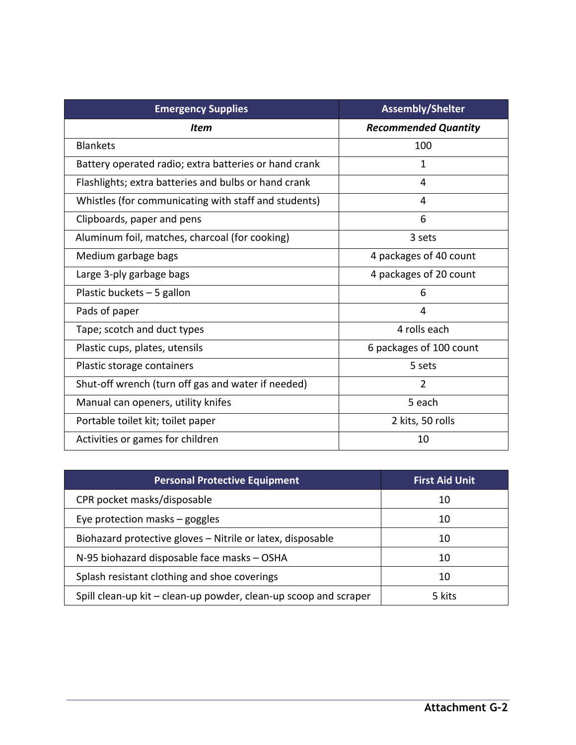| Emergency Supplies | Assembly/Shelter |
|---|---|
| ***Item*** | ***Recommended Quantity*** |
| Blankets | 100 |
| Battery operated radio; extra batteries or hand crank | 1 |
| Flashlights; extra batteries and bulbs or hand crank | 4 |
| Whistles (for communicating with staff and students) | 4 |
| Clipboards, paper and pens | 6 |
| Aluminum foil, matches, charcoal (for cooking) | 3 sets |
| Medium garbage bags | 4 packages of 40 count |
| Large 3-ply garbage bags | 4 packages of 20 count |
| Plastic buckets – 5 gallon | 6 |
| Pads of paper | 4 |
| Tape; scotch and duct types | 4 rolls each |
| Plastic cups, plates, utensils | 6 packages of 100 count |
| Plastic storage containers | 5 sets |
| Shut-off wrench (turn off gas and water if needed) | 2 |
| Manual can openers, utility knifes | 5 each |
| Portable toilet kit; toilet paper | 2 kits, 50 rolls |
| Activities or games for children | 10 |

| Personal Protective Equipment | First Aid Unit |
|---|---|
| CPR pocket masks/disposable | 10 |
| Eye protection masks – goggles | 10 |
| Biohazard protective gloves – Nitrile or latex, disposable | 10 |
| N-95 biohazard disposable face masks – OSHA | 10 |
| Splash resistant clothing and shoe coverings | 10 |
| Spill clean-up kit – clean-up powder, clean-up scoop and scraper | 5 kits |

**Attachment G-2**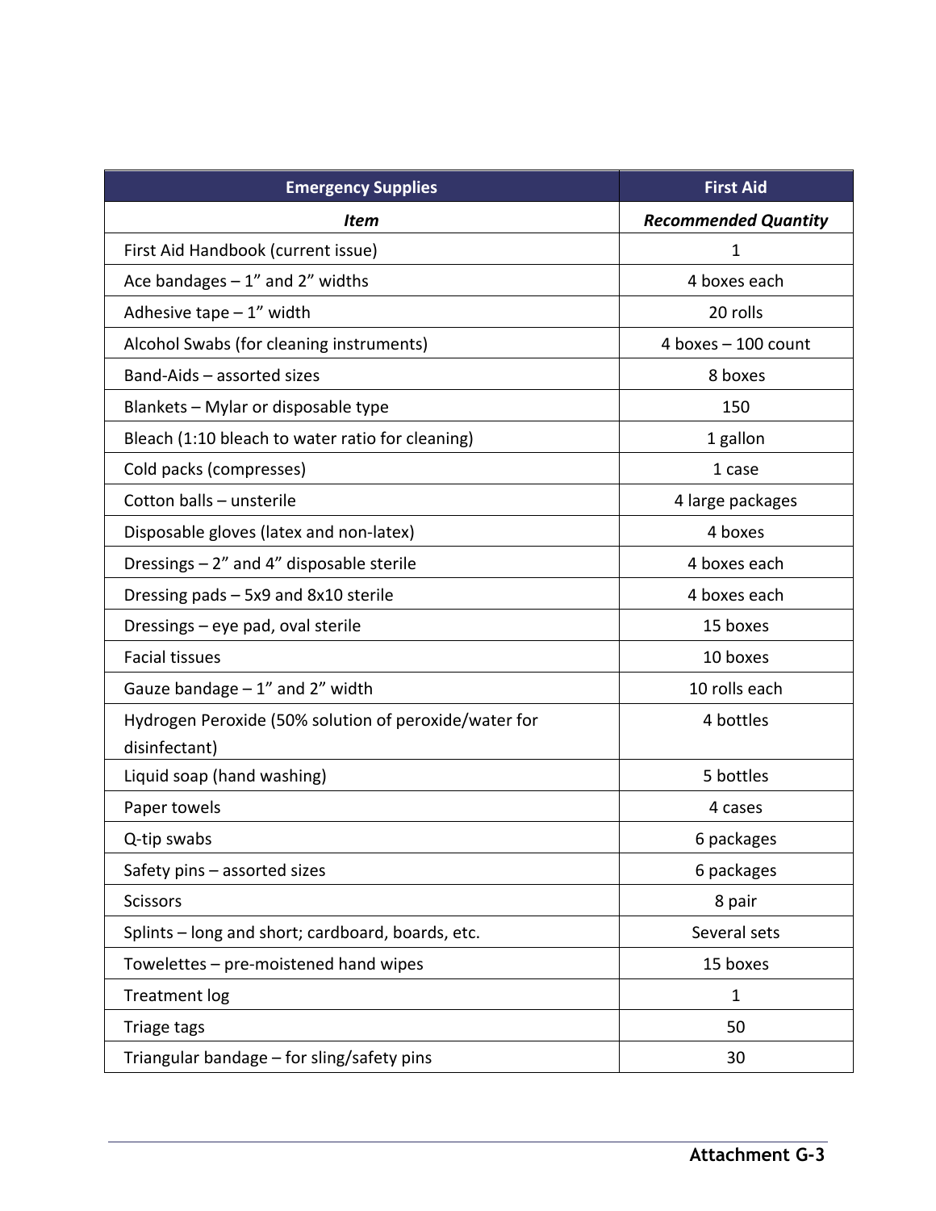| Emergency Supplies | First Aid |
|---|---|
| ***Item*** | ***Recommended Quantity*** |
| First Aid Handbook (current issue) | 1 |
| Ace bandages – 1” and 2” widths | 4 boxes each |
| Adhesive tape – 1” width | 20 rolls |
| Alcohol Swabs (for cleaning instruments) | 4 boxes – 100 count |
| Band-Aids – assorted sizes | 8 boxes |
| Blankets – Mylar or disposable type | 150 |
| Bleach (1:10 bleach to water ratio for cleaning) | 1 gallon |
| Cold packs (compresses) | 1 case |
| Cotton balls – unsterile | 4 large packages |
| Disposable gloves (latex and non-latex) | 4 boxes |
| Dressings – 2” and 4” disposable sterile | 4 boxes each |
| Dressing pads – 5x9 and 8x10 sterile | 4 boxes each |
| Dressings – eye pad, oval sterile | 15 boxes |
| Facial tissues | 10 boxes |
| Gauze bandage – 1” and 2” width | 10 rolls each |
| Hydrogen Peroxide (50% solution of peroxide/water for disinfectant) | 4 bottles |
| Liquid soap (hand washing) | 5 bottles |
| Paper towels | 4 cases |
| Q-tip swabs | 6 packages |
| Safety pins – assorted sizes | 6 packages |
| Scissors | 8 pair |
| Splints – long and short; cardboard, boards, etc. | Several sets |
| Towelettes – pre-moistened hand wipes | 15 boxes |
| Treatment log | 1 |
| Triage tags | 50 |
| Triangular bandage – for sling/safety pins | 30 |

**Attachment G-3**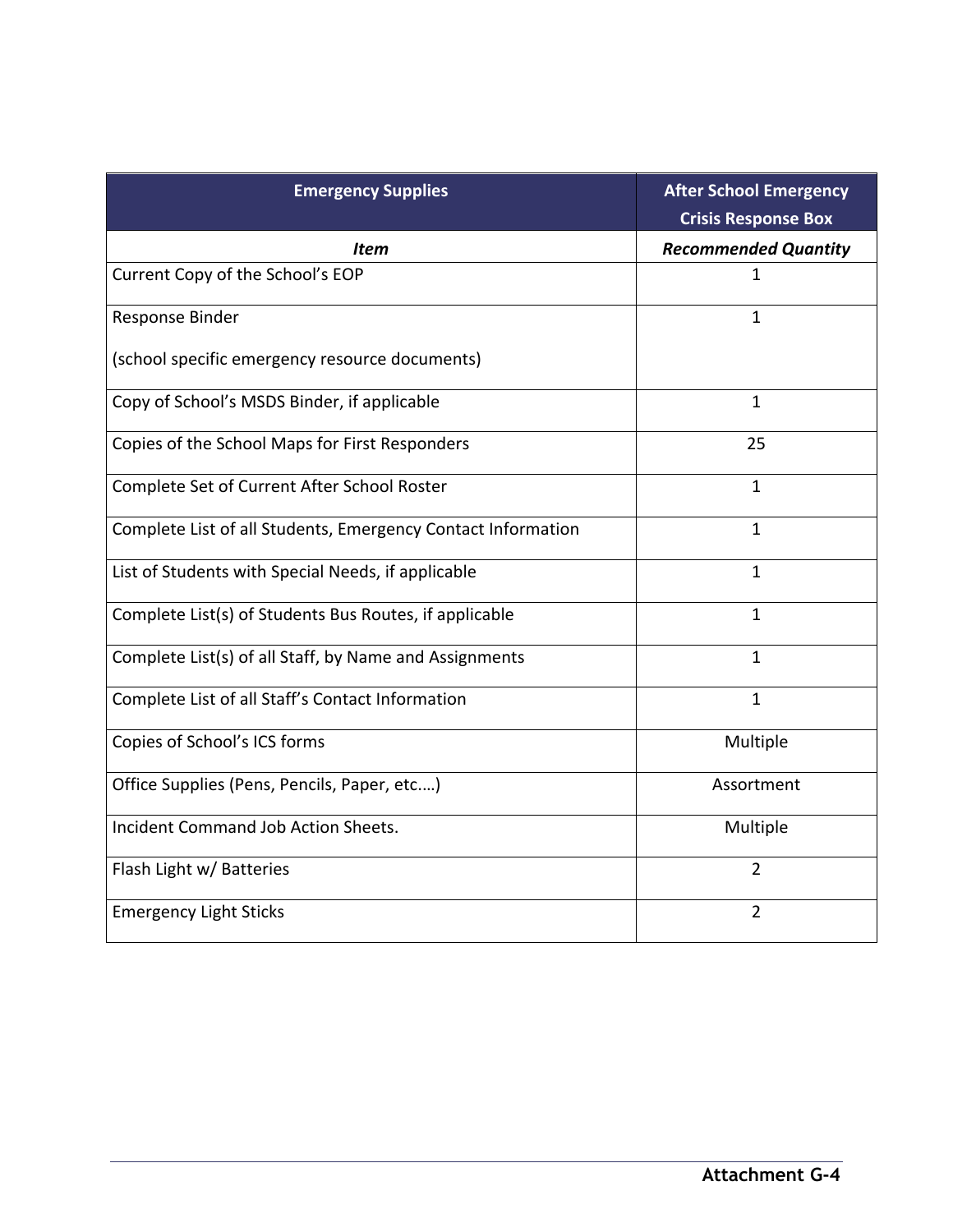| Emergency Supplies | After School Emergency Crisis Response Box |
|---|---|
| ***Item*** | ***Recommended Quantity*** |
| Current Copy of the School's EOP | 1 |
| Response Binder<br><br>(school specific emergency resource documents) | 1 |
| Copy of School's MSDS Binder, if applicable | 1 |
| Copies of the School Maps for First Responders | 25 |
| Complete Set of Current After School Roster | 1 |
| Complete List of all Students, Emergency Contact Information | 1 |
| List of Students with Special Needs, if applicable | 1 |
| Complete List(s) of Students Bus Routes, if applicable | 1 |
| Complete List(s) of all Staff, by Name and Assignments | 1 |
| Complete List of all Staff's Contact Information | 1 |
| Copies of School's ICS forms | Multiple |
| Office Supplies (Pens, Pencils, Paper, etc.…) | Assortment |
| Incident Command Job Action Sheets. | Multiple |
| Flash Light w/ Batteries | 2 |
| Emergency Light Sticks | 2 |

**Attachment G-4**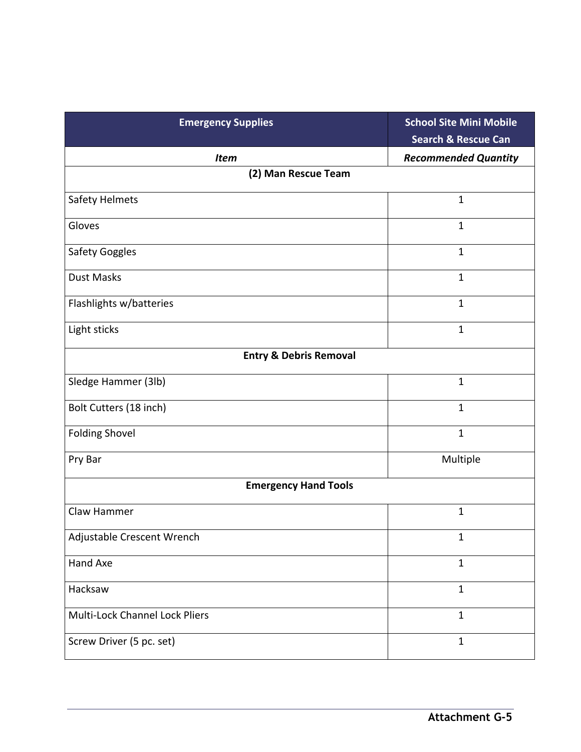| Emergency Supplies | School Site Mini Mobile Search & Rescue Can |
|---|---|
| ***Item*** | ***Recommended Quantity*** |
| **(2) Man Rescue Team** | |
| Safety Helmets | 1 |
| Gloves | 1 |
| Safety Goggles | 1 |
| Dust Masks | 1 |
| Flashlights w/batteries | 1 |
| Light sticks | 1 |
| **Entry & Debris Removal** | |
| Sledge Hammer (3lb) | 1 |
| Bolt Cutters (18 inch) | 1 |
| Folding Shovel | 1 |
| Pry Bar | Multiple |
| **Emergency Hand Tools** | |
| Claw Hammer | 1 |
| Adjustable Crescent Wrench | 1 |
| Hand Axe | 1 |
| Hacksaw | 1 |
| Multi-Lock Channel Lock Pliers | 1 |
| Screw Driver (5 pc. set) | 1 |

**Attachment G-5**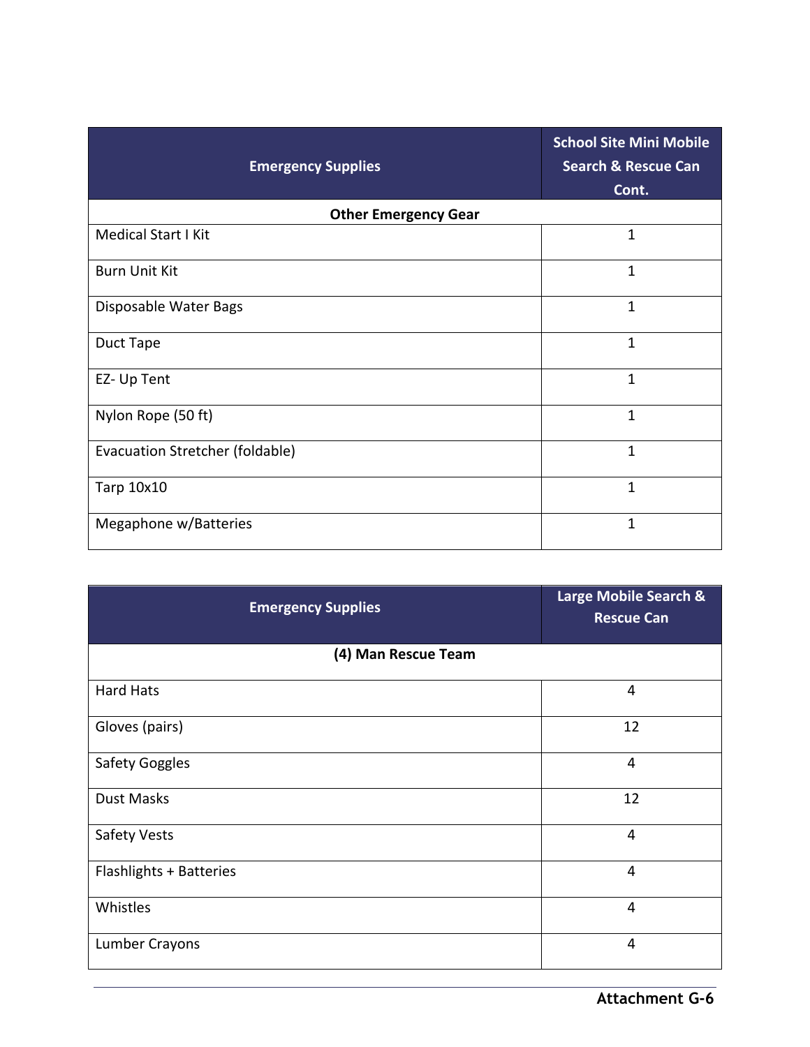| Emergency Supplies | School Site Mini Mobile Search & Rescue Can Cont. |
| --- | --- |
| **Other Emergency Gear** | |
| Medical Start I Kit | 1 |
| Burn Unit Kit | 1 |
| Disposable Water Bags | 1 |
| Duct Tape | 1 |
| EZ- Up Tent | 1 |
| Nylon Rope (50 ft) | 1 |
| Evacuation Stretcher (foldable) | 1 |
| Tarp 10x10 | 1 |
| Megaphone w/Batteries | 1 |

| Emergency Supplies | Large Mobile Search & Rescue Can |
| --- | --- |
| **(4) Man Rescue Team** | |
| Hard Hats | 4 |
| Gloves (pairs) | 12 |
| Safety Goggles | 4 |
| Dust Masks | 12 |
| Safety Vests | 4 |
| Flashlights + Batteries | 4 |
| Whistles | 4 |
| Lumber Crayons | 4 |

**Attachment G-6**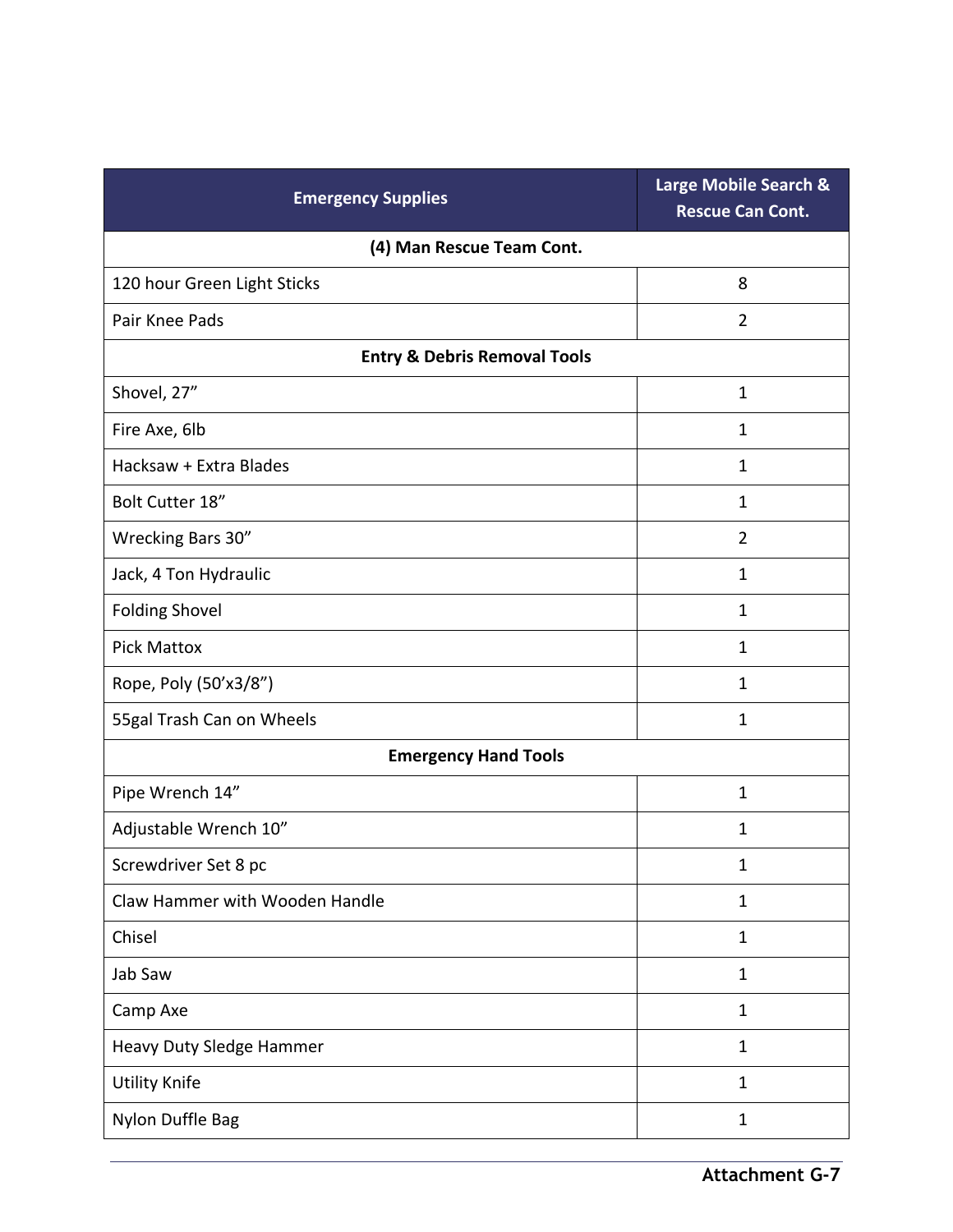| Emergency Supplies | Large Mobile Search & Rescue Can Cont. |
| --- | --- |
| **(4) Man Rescue Team Cont.** | |
| 120 hour Green Light Sticks | 8 |
| Pair Knee Pads | 2 |
| **Entry & Debris Removal Tools** | |
| Shovel, 27” | 1 |
| Fire Axe, 6lb | 1 |
| Hacksaw + Extra Blades | 1 |
| Bolt Cutter 18” | 1 |
| Wrecking Bars 30” | 2 |
| Jack, 4 Ton Hydraulic | 1 |
| Folding Shovel | 1 |
| Pick Mattox | 1 |
| Rope, Poly (50’x3/8”) | 1 |
| 55gal Trash Can on Wheels | 1 |
| **Emergency Hand Tools** | |
| Pipe Wrench 14” | 1 |
| Adjustable Wrench 10” | 1 |
| Screwdriver Set 8 pc | 1 |
| Claw Hammer with Wooden Handle | 1 |
| Chisel | 1 |
| Jab Saw | 1 |
| Camp Axe | 1 |
| Heavy Duty Sledge Hammer | 1 |
| Utility Knife | 1 |
| Nylon Duffle Bag | 1 |

**Attachment G-7**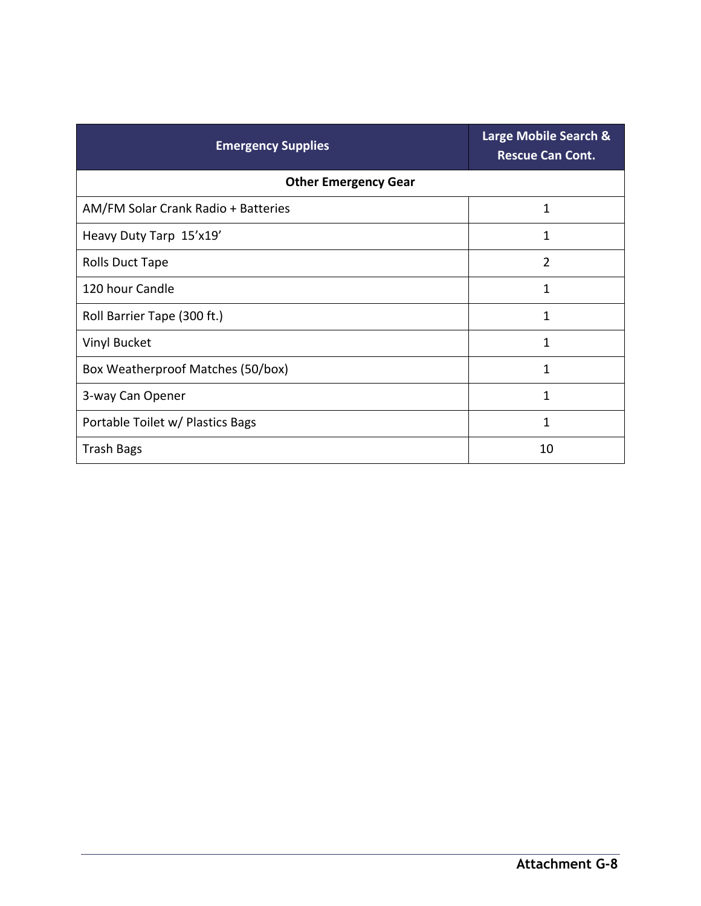| Emergency Supplies | Large Mobile Search & Rescue Can Cont. |
|---|---|
| **Other Emergency Gear** | |
| AM/FM Solar Crank Radio + Batteries | 1 |
| Heavy Duty Tarp 15’x19’ | 1 |
| Rolls Duct Tape | 2 |
| 120 hour Candle | 1 |
| Roll Barrier Tape (300 ft.) | 1 |
| Vinyl Bucket | 1 |
| Box Weatherproof Matches (50/box) | 1 |
| 3-way Can Opener | 1 |
| Portable Toilet w/ Plastics Bags | 1 |
| Trash Bags | 10 |

**Attachment G-8**